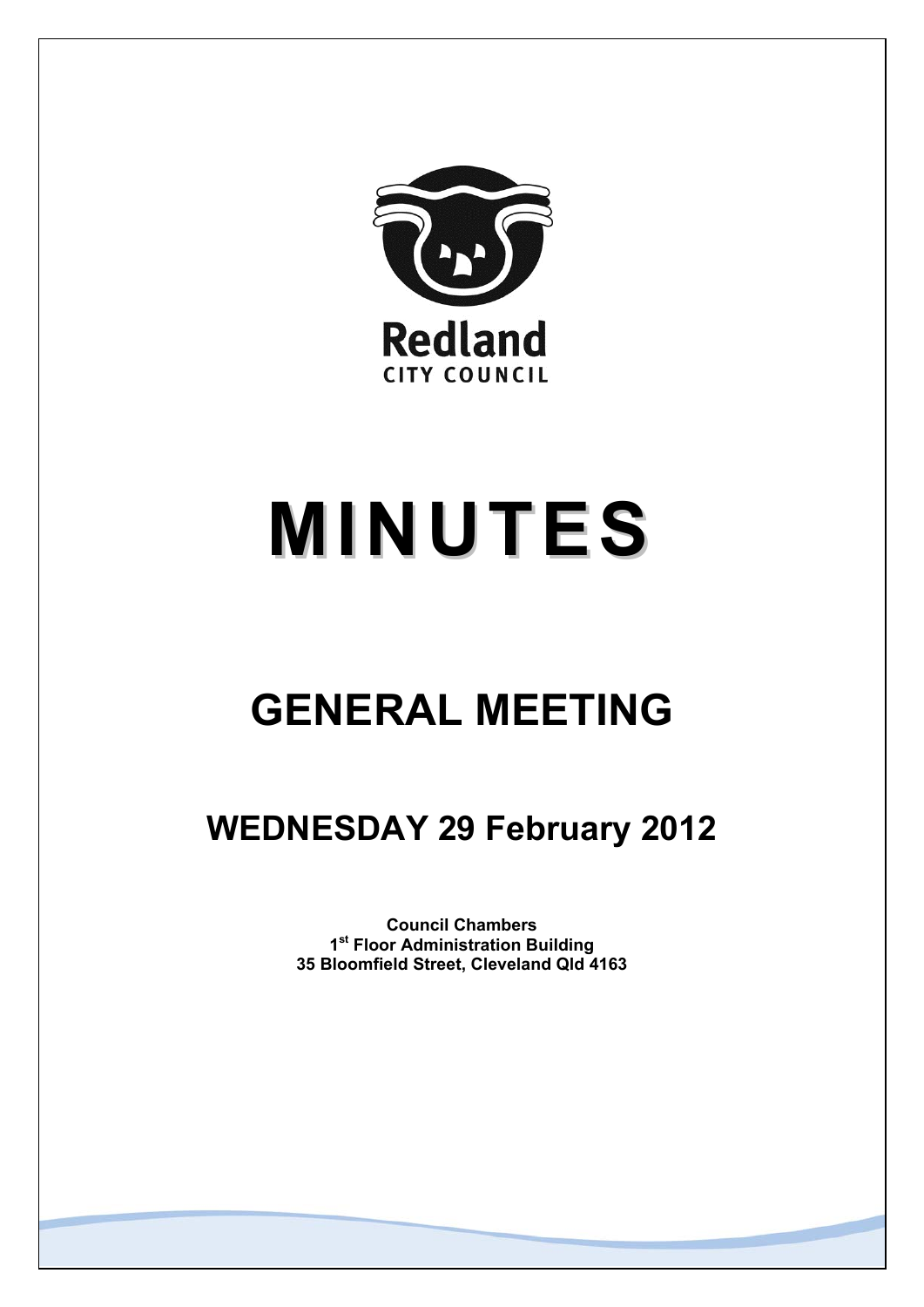Redland
CITY COUNCIL

# MINUTES

## GENERAL MEETING

### WEDNESDAY 29 February 2012

**Council Chambers**
**1st Floor Administration Building**
**35 Bloomfield Street, Cleveland Qld 4163**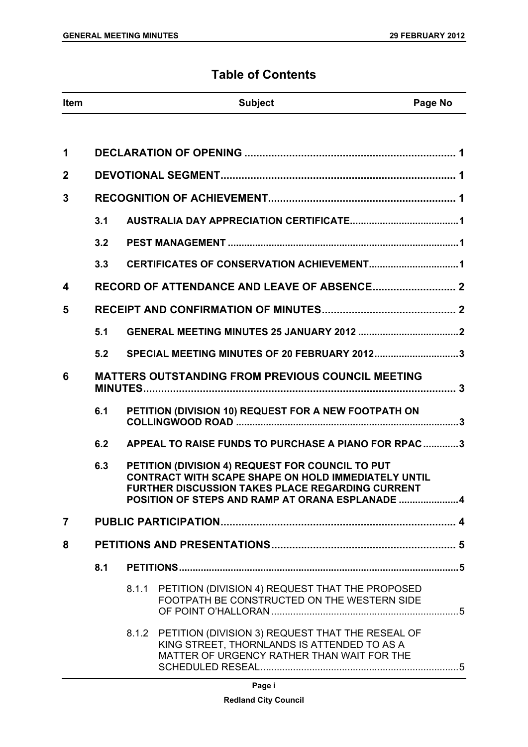# Table of Contents

| Item | | | Subject | Page No |
|---|---|---|---|---|
| **1** | | | **DECLARATION OF OPENING** | **1** |
| **2** | | | **DEVOTIONAL SEGMENT** | **1** |
| **3** | | | **RECOGNITION OF ACHIEVEMENT** | **1** |
| | **3.1** | | **AUSTRALIA DAY APPRECIATION CERTIFICATE** | **1** |
| | **3.2** | | **PEST MANAGEMENT** | **1** |
| | **3.3** | | **CERTIFICATES OF CONSERVATION ACHIEVEMENT** | **1** |
| **4** | | | **RECORD OF ATTENDANCE AND LEAVE OF ABSENCE** | **2** |
| **5** | | | **RECEIPT AND CONFIRMATION OF MINUTES** | **2** |
| | **5.1** | | **GENERAL MEETING MINUTES 25 JANUARY 2012** | **2** |
| | **5.2** | | **SPECIAL MEETING MINUTES OF 20 FEBRUARY 2012** | **3** |
| **6** | | | **MATTERS OUTSTANDING FROM PREVIOUS COUNCIL MEETING MINUTES** | **3** |
| | **6.1** | | **PETITION (DIVISION 10) REQUEST FOR A NEW FOOTPATH ON COLLINGWOOD ROAD** | **3** |
| | **6.2** | | **APPEAL TO RAISE FUNDS TO PURCHASE A PIANO FOR RPAC** | **3** |
| | **6.3** | | **PETITION (DIVISION 4) REQUEST FOR COUNCIL TO PUT CONTRACT WITH SCAPE SHAPE ON HOLD IMMEDIATELY UNTIL FURTHER DISCUSSION TAKES PLACE REGARDING CURRENT POSITION OF STEPS AND RAMP AT ORANA ESPLANADE** | **4** |
| **7** | | | **PUBLIC PARTICIPATION** | **4** |
| **8** | | | **PETITIONS AND PRESENTATIONS** | **5** |
| | **8.1** | | **PETITIONS** | **5** |
| | | 8.1.1 | PETITION (DIVISION 4) REQUEST THAT THE PROPOSED FOOTPATH BE CONSTRUCTED ON THE WESTERN SIDE OF POINT O'HALLORAN | 5 |
| | | 8.1.2 | PETITION (DIVISION 3) REQUEST THAT THE RESEAL OF KING STREET, THORNLANDS IS ATTENDED TO AS A MATTER OF URGENCY RATHER THAN WAIT FOR THE SCHEDULED RESEAL | 5 |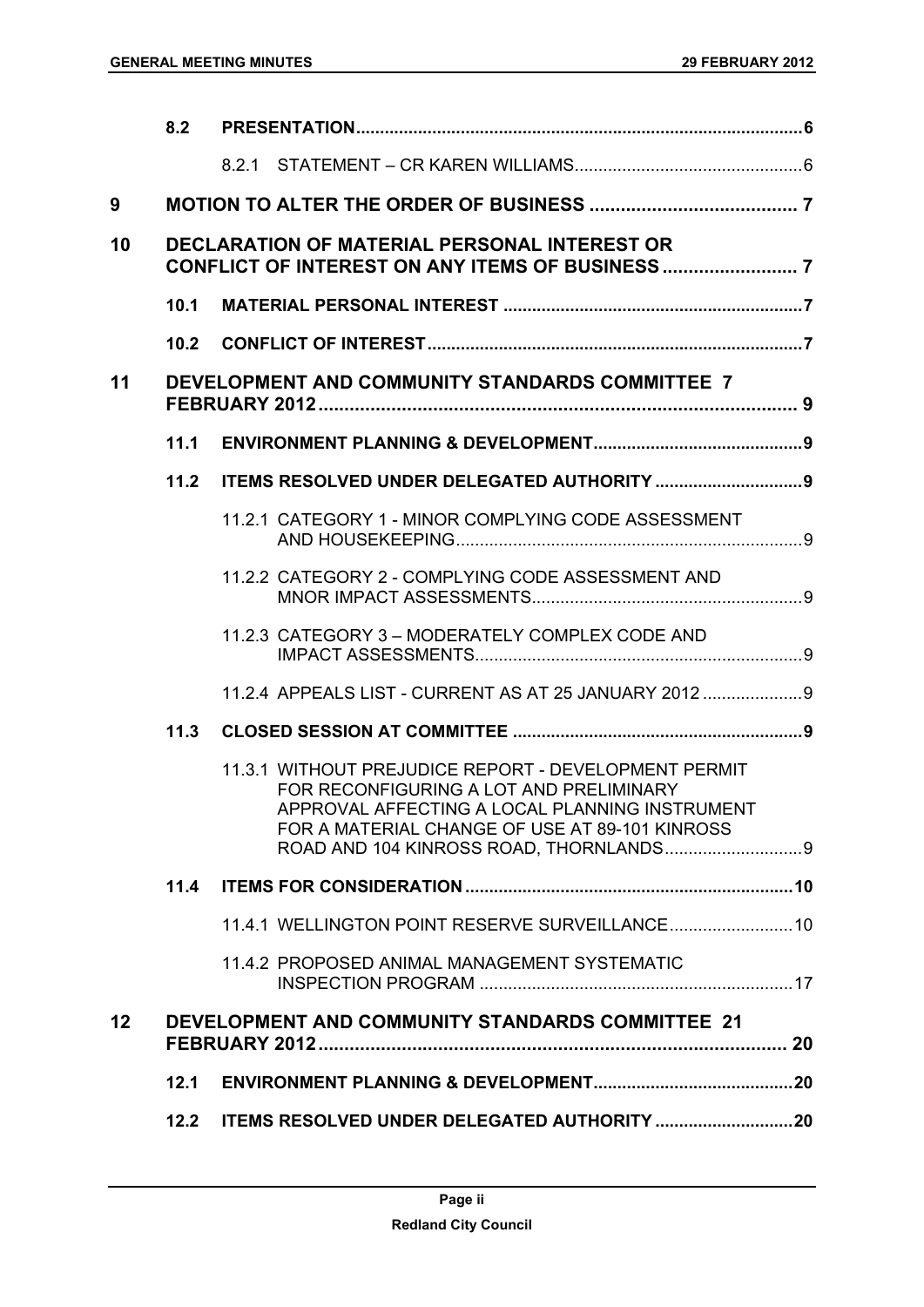| | | | |
|---|---|---|---|
| | **8.2** | **PRESENTATION** | **6** |
| | | 8.2.1 STATEMENT – CR KAREN WILLIAMS | 6 |
| **9** | **MOTION TO ALTER THE ORDER OF BUSINESS** | | **7** |
| **10** | **DECLARATION OF MATERIAL PERSONAL INTEREST OR CONFLICT OF INTEREST ON ANY ITEMS OF BUSINESS** | | **7** |
| | **10.1** | **MATERIAL PERSONAL INTEREST** | **7** |
| | **10.2** | **CONFLICT OF INTEREST** | **7** |
| **11** | **DEVELOPMENT AND COMMUNITY STANDARDS COMMITTEE 7 FEBRUARY 2012** | | **9** |
| | **11.1** | **ENVIRONMENT PLANNING & DEVELOPMENT** | **9** |
| | **11.2** | **ITEMS RESOLVED UNDER DELEGATED AUTHORITY** | **9** |
| | | 11.2.1 CATEGORY 1 - MINOR COMPLYING CODE ASSESSMENT AND HOUSEKEEPING | 9 |
| | | 11.2.2 CATEGORY 2 - COMPLYING CODE ASSESSMENT AND MNOR IMPACT ASSESSMENTS | 9 |
| | | 11.2.3 CATEGORY 3 – MODERATELY COMPLEX CODE AND IMPACT ASSESSMENTS | 9 |
| | | 11.2.4 APPEALS LIST - CURRENT AS AT 25 JANUARY 2012 | 9 |
| | **11.3** | **CLOSED SESSION AT COMMITTEE** | **9** |
| | | 11.3.1 WITHOUT PREJUDICE REPORT - DEVELOPMENT PERMIT FOR RECONFIGURING A LOT AND PRELIMINARY APPROVAL AFFECTING A LOCAL PLANNING INSTRUMENT FOR A MATERIAL CHANGE OF USE AT 89-101 KINROSS ROAD AND 104 KINROSS ROAD, THORNLANDS | 9 |
| | **11.4** | **ITEMS FOR CONSIDERATION** | **10** |
| | | 11.4.1 WELLINGTON POINT RESERVE SURVEILLANCE | 10 |
| | | 11.4.2 PROPOSED ANIMAL MANAGEMENT SYSTEMATIC INSPECTION PROGRAM | 17 |
| **12** | **DEVELOPMENT AND COMMUNITY STANDARDS COMMITTEE 21 FEBRUARY 2012** | | **20** |
| | **12.1** | **ENVIRONMENT PLANNING & DEVELOPMENT** | **20** |
| | **12.2** | **ITEMS RESOLVED UNDER DELEGATED AUTHORITY** | **20** |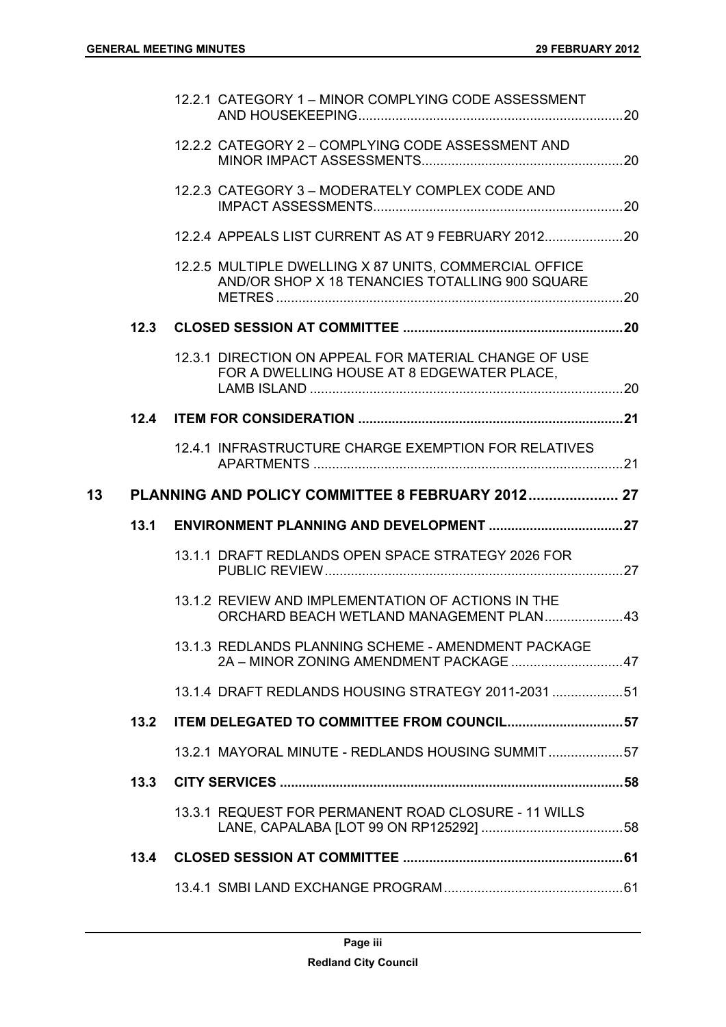12.2.1 CATEGORY 1 – MINOR COMPLYING CODE ASSESSMENT AND HOUSEKEEPING....................................................................20

12.2.2 CATEGORY 2 – COMPLYING CODE ASSESSMENT AND MINOR IMPACT ASSESSMENTS.....................................................20

12.2.3 CATEGORY 3 – MODERATELY COMPLEX CODE AND IMPACT ASSESSMENTS..................................................................20

12.2.4 APPEALS LIST CURRENT AS AT 9 FEBRUARY 2012.....................20

12.2.5 MULTIPLE DWELLING X 87 UNITS, COMMERCIAL OFFICE AND/OR SHOP X 18 TENANCIES TOTALLING 900 SQUARE METRES ..........................................................................................20

**12.3 CLOSED SESSION AT COMMITTEE .........................................................20**

12.3.1 DIRECTION ON APPEAL FOR MATERIAL CHANGE OF USE FOR A DWELLING HOUSE AT 8 EDGEWATER PLACE, LAMB ISLAND ...................................................................................20

**12.4 ITEM FOR CONSIDERATION ......................................................................21**

12.4.1 INFRASTRUCTURE CHARGE EXEMPTION FOR RELATIVES APARTMENTS ..................................................................................21

**13 PLANNING AND POLICY COMMITTEE 8 FEBRUARY 2012...................... 27**

**13.1 ENVIRONMENT PLANNING AND DEVELOPMENT ...................................27**

13.1.1 DRAFT REDLANDS OPEN SPACE STRATEGY 2026 FOR PUBLIC REVIEW..............................................................................27

13.1.2 REVIEW AND IMPLEMENTATION OF ACTIONS IN THE ORCHARD BEACH WETLAND MANAGEMENT PLAN.....................43

13.1.3 REDLANDS PLANNING SCHEME - AMENDMENT PACKAGE 2A – MINOR ZONING AMENDMENT PACKAGE ..............................47

13.1.4 DRAFT REDLANDS HOUSING STRATEGY 2011-2031 ...................51

**13.2 ITEM DELEGATED TO COMMITTEE FROM COUNCIL...............................57**

13.2.1 MAYORAL MINUTE - REDLANDS HOUSING SUMMIT ....................57

**13.3 CITY SERVICES ...........................................................................................58**

13.3.1 REQUEST FOR PERMANENT ROAD CLOSURE - 11 WILLS LANE, CAPALABA [LOT 99 ON RP125292] ......................................58

**13.4 CLOSED SESSION AT COMMITTEE ...........................................................61**

13.4.1 SMBI LAND EXCHANGE PROGRAM................................................61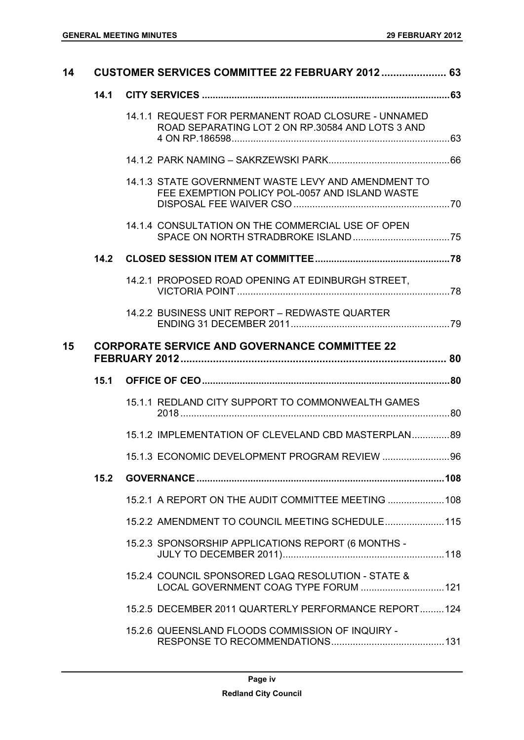| | | | |
|---|---|---|---|
| **14** | **CUSTOMER SERVICES COMMITTEE 22 FEBRUARY 2012** | | **63** |
| | **14.1** | **CITY SERVICES** | **63** |
| | | 14.1.1 REQUEST FOR PERMANENT ROAD CLOSURE - UNNAMED ROAD SEPARATING LOT 2 ON RP.30584 AND LOTS 3 AND 4 ON RP.186598 | 63 |
| | | 14.1.2 PARK NAMING – SAKRZEWSKI PARK | 66 |
| | | 14.1.3 STATE GOVERNMENT WASTE LEVY AND AMENDMENT TO FEE EXEMPTION POLICY POL-0057 AND ISLAND WASTE DISPOSAL FEE WAIVER CSO | 70 |
| | | 14.1.4 CONSULTATION ON THE COMMERCIAL USE OF OPEN SPACE ON NORTH STRADBROKE ISLAND | 75 |
| | **14.2** | **CLOSED SESSION ITEM AT COMMITTEE** | **78** |
| | | 14.2.1 PROPOSED ROAD OPENING AT EDINBURGH STREET, VICTORIA POINT | 78 |
| | | 14.2.2 BUSINESS UNIT REPORT – REDWASTE QUARTER ENDING 31 DECEMBER 2011 | 79 |
| **15** | **CORPORATE SERVICE AND GOVERNANCE COMMITTEE 22 FEBRUARY 2012** | | **80** |
| | **15.1** | **OFFICE OF CEO** | **80** |
| | | 15.1.1 REDLAND CITY SUPPORT TO COMMONWEALTH GAMES 2018 | 80 |
| | | 15.1.2 IMPLEMENTATION OF CLEVELAND CBD MASTERPLAN | 89 |
| | | 15.1.3 ECONOMIC DEVELOPMENT PROGRAM REVIEW | 96 |
| | **15.2** | **GOVERNANCE** | **108** |
| | | 15.2.1 A REPORT ON THE AUDIT COMMITTEE MEETING | 108 |
| | | 15.2.2 AMENDMENT TO COUNCIL MEETING SCHEDULE | 115 |
| | | 15.2.3 SPONSORSHIP APPLICATIONS REPORT (6 MONTHS - JULY TO DECEMBER 2011) | 118 |
| | | 15.2.4 COUNCIL SPONSORED LGAQ RESOLUTION - STATE & LOCAL GOVERNMENT COAG TYPE FORUM | 121 |
| | | 15.2.5 DECEMBER 2011 QUARTERLY PERFORMANCE REPORT | 124 |
| | | 15.2.6 QUEENSLAND FLOODS COMMISSION OF INQUIRY - RESPONSE TO RECOMMENDATIONS | 131 |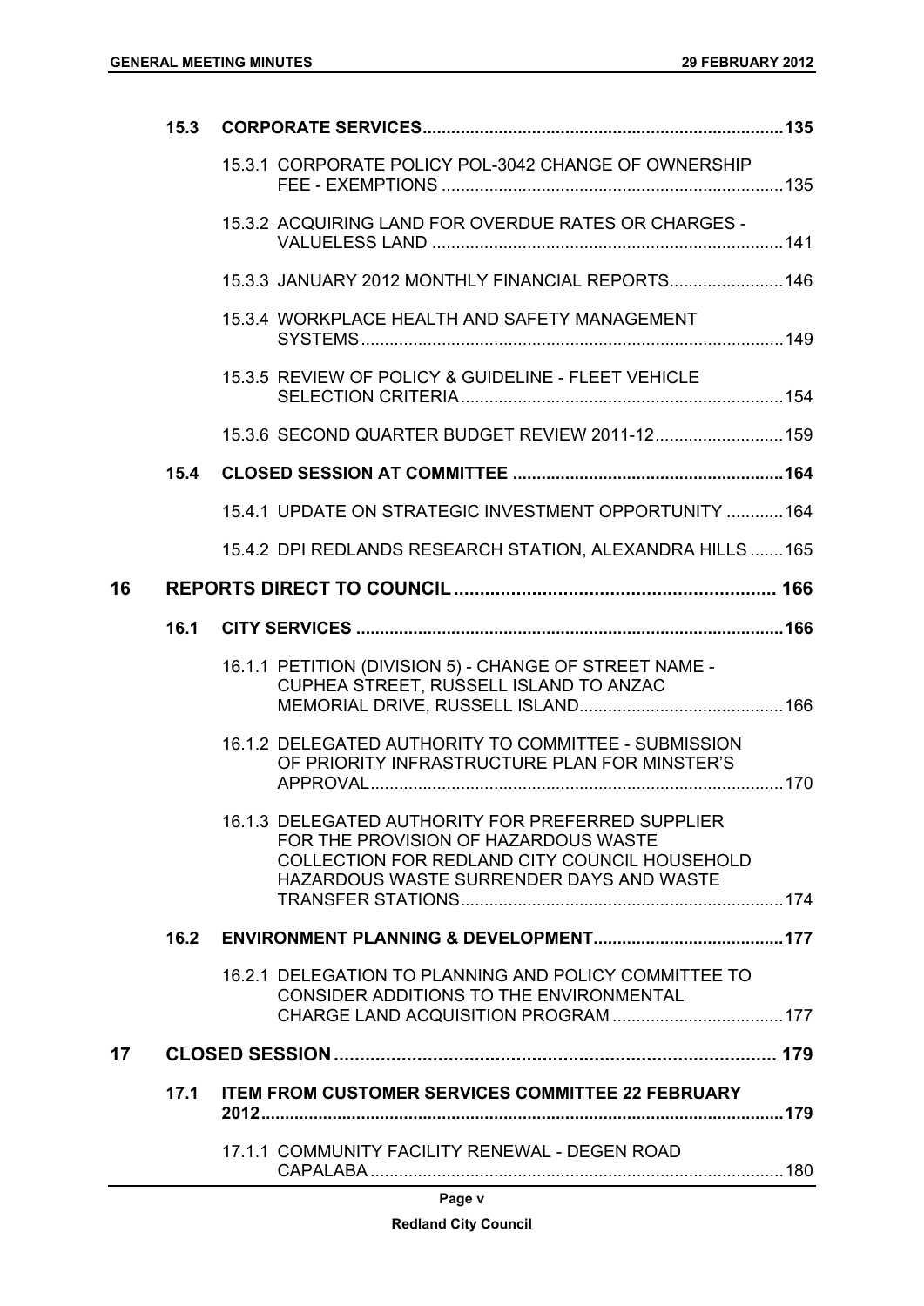| | | |
|---|---|---|
| **15.3** | **CORPORATE SERVICES** | **135** |
| | 15.3.1 CORPORATE POLICY POL-3042 CHANGE OF OWNERSHIP FEE - EXEMPTIONS | 135 |
| | 15.3.2 ACQUIRING LAND FOR OVERDUE RATES OR CHARGES - VALUELESS LAND | 141 |
| | 15.3.3 JANUARY 2012 MONTHLY FINANCIAL REPORTS | 146 |
| | 15.3.4 WORKPLACE HEALTH AND SAFETY MANAGEMENT SYSTEMS | 149 |
| | 15.3.5 REVIEW OF POLICY & GUIDELINE - FLEET VEHICLE SELECTION CRITERIA | 154 |
| | 15.3.6 SECOND QUARTER BUDGET REVIEW 2011-12 | 159 |
| **15.4** | **CLOSED SESSION AT COMMITTEE** | **164** |
| | 15.4.1 UPDATE ON STRATEGIC INVESTMENT OPPORTUNITY | 164 |
| | 15.4.2 DPI REDLANDS RESEARCH STATION, ALEXANDRA HILLS | 165 |
| **16** | **REPORTS DIRECT TO COUNCIL** | **166** |
| **16.1** | **CITY SERVICES** | **166** |
| | 16.1.1 PETITION (DIVISION 5) - CHANGE OF STREET NAME - CUPHEA STREET, RUSSELL ISLAND TO ANZAC MEMORIAL DRIVE, RUSSELL ISLAND | 166 |
| | 16.1.2 DELEGATED AUTHORITY TO COMMITTEE - SUBMISSION OF PRIORITY INFRASTRUCTURE PLAN FOR MINSTER'S APPROVAL | 170 |
| | 16.1.3 DELEGATED AUTHORITY FOR PREFERRED SUPPLIER FOR THE PROVISION OF HAZARDOUS WASTE COLLECTION FOR REDLAND CITY COUNCIL HOUSEHOLD HAZARDOUS WASTE SURRENDER DAYS AND WASTE TRANSFER STATIONS | 174 |
| **16.2** | **ENVIRONMENT PLANNING & DEVELOPMENT** | **177** |
| | 16.2.1 DELEGATION TO PLANNING AND POLICY COMMITTEE TO CONSIDER ADDITIONS TO THE ENVIRONMENTAL CHARGE LAND ACQUISITION PROGRAM | 177 |
| **17** | **CLOSED SESSION** | **179** |
| **17.1** | **ITEM FROM CUSTOMER SERVICES COMMITTEE 22 FEBRUARY 2012** | **179** |
| | 17.1.1 COMMUNITY FACILITY RENEWAL - DEGEN ROAD CAPALABA | 180 |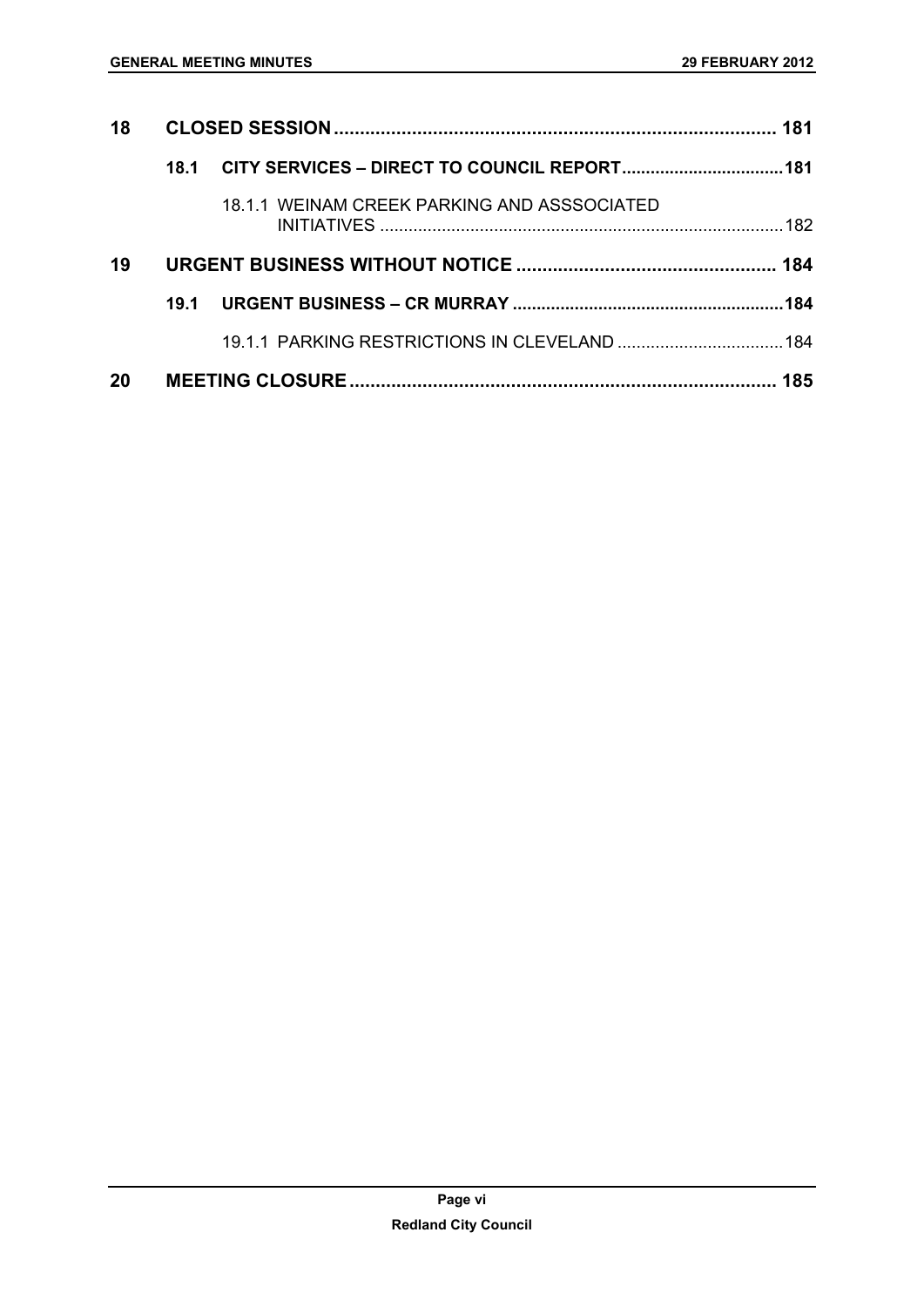| | | |
|---|---|---|
| **18** | **CLOSED SESSION** | **181** |
| | **18.1 CITY SERVICES – DIRECT TO COUNCIL REPORT** | **181** |
| | 18.1.1 WEINAM CREEK PARKING AND ASSSOCIATED INITIATIVES | 182 |
| **19** | **URGENT BUSINESS WITHOUT NOTICE** | **184** |
| | **19.1 URGENT BUSINESS – CR MURRAY** | **184** |
| | 19.1.1 PARKING RESTRICTIONS IN CLEVELAND | 184 |
| **20** | **MEETING CLOSURE** | **185** |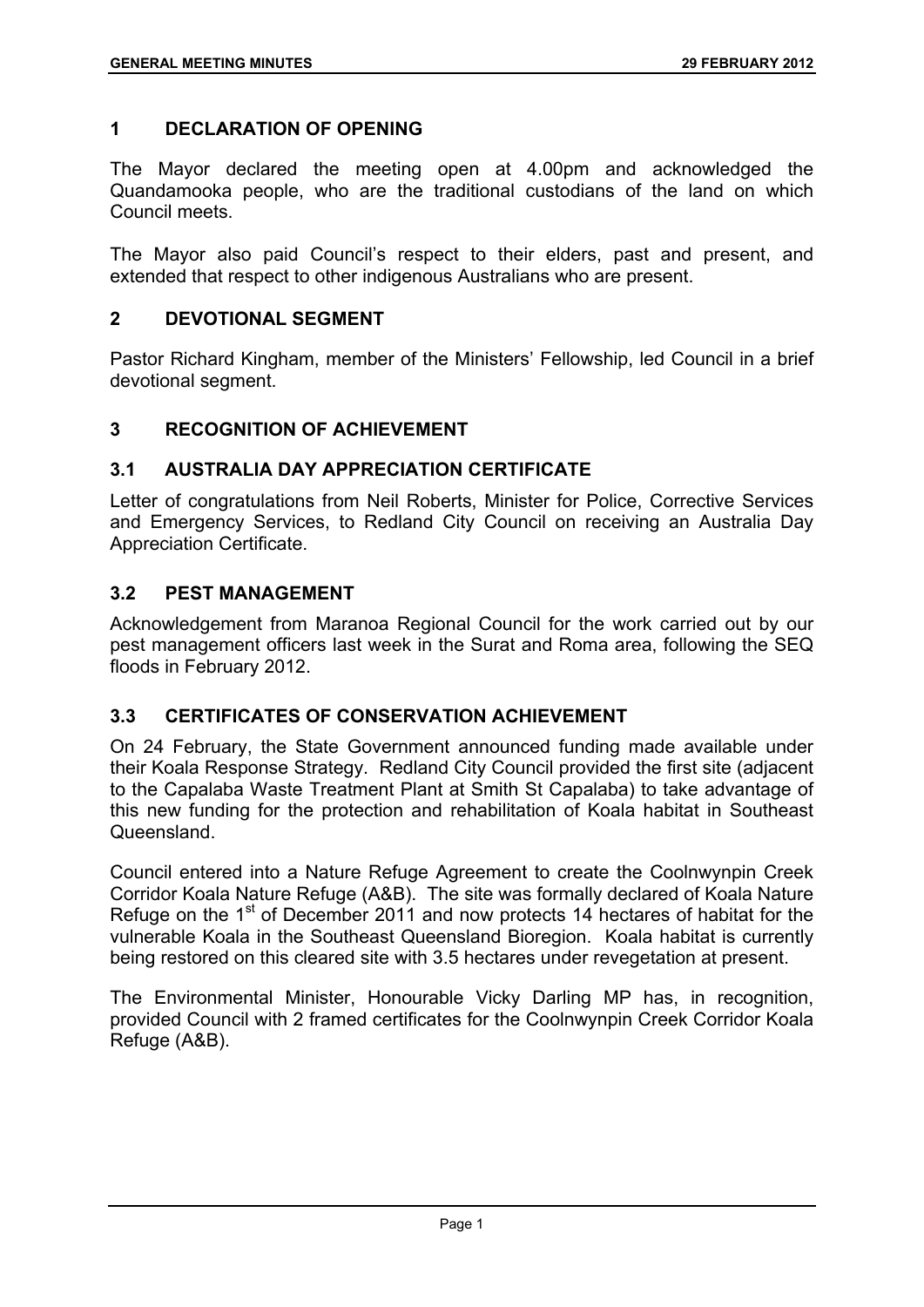## 1 DECLARATION OF OPENING

The Mayor declared the meeting open at 4.00pm and acknowledged the Quandamooka people, who are the traditional custodians of the land on which Council meets.

The Mayor also paid Council's respect to their elders, past and present, and extended that respect to other indigenous Australians who are present.

## 2 DEVOTIONAL SEGMENT

Pastor Richard Kingham, member of the Ministers' Fellowship, led Council in a brief devotional segment.

## 3 RECOGNITION OF ACHIEVEMENT

### 3.1 AUSTRALIA DAY APPRECIATION CERTIFICATE

Letter of congratulations from Neil Roberts, Minister for Police, Corrective Services and Emergency Services, to Redland City Council on receiving an Australia Day Appreciation Certificate.

### 3.2 PEST MANAGEMENT

Acknowledgement from Maranoa Regional Council for the work carried out by our pest management officers last week in the Surat and Roma area, following the SEQ floods in February 2012.

### 3.3 CERTIFICATES OF CONSERVATION ACHIEVEMENT

On 24 February, the State Government announced funding made available under their Koala Response Strategy. Redland City Council provided the first site (adjacent to the Capalaba Waste Treatment Plant at Smith St Capalaba) to take advantage of this new funding for the protection and rehabilitation of Koala habitat in Southeast Queensland.

Council entered into a Nature Refuge Agreement to create the Coolnwynpin Creek Corridor Koala Nature Refuge (A&B). The site was formally declared of Koala Nature Refuge on the 1st of December 2011 and now protects 14 hectares of habitat for the vulnerable Koala in the Southeast Queensland Bioregion. Koala habitat is currently being restored on this cleared site with 3.5 hectares under revegetation at present.

The Environmental Minister, Honourable Vicky Darling MP has, in recognition, provided Council with 2 framed certificates for the Coolnwynpin Creek Corridor Koala Refuge (A&B).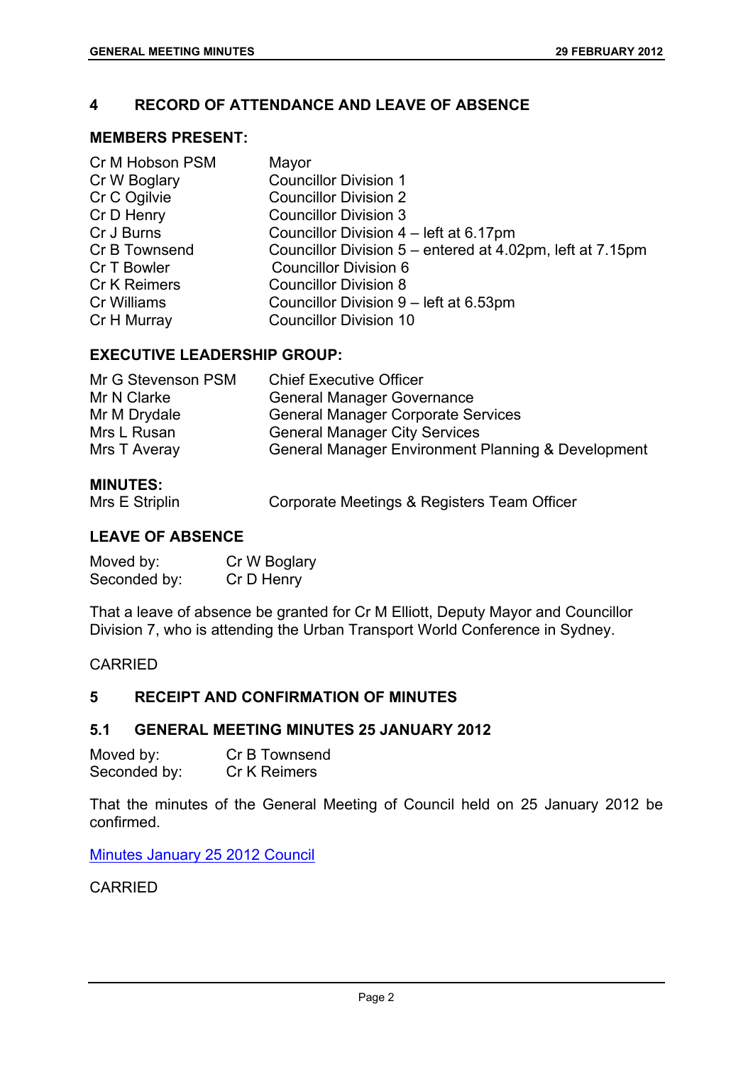## 4 RECORD OF ATTENDANCE AND LEAVE OF ABSENCE

### MEMBERS PRESENT:

| | |
|---|---|
| Cr M Hobson PSM | Mayor |
| Cr W Boglary | Councillor Division 1 |
| Cr C Ogilvie | Councillor Division 2 |
| Cr D Henry | Councillor Division 3 |
| Cr J Burns | Councillor Division 4 – left at 6.17pm |
| Cr B Townsend | Councillor Division 5 – entered at 4.02pm, left at 7.15pm |
| Cr T Bowler | Councillor Division 6 |
| Cr K Reimers | Councillor Division 8 |
| Cr Williams | Councillor Division 9 – left at 6.53pm |
| Cr H Murray | Councillor Division 10 |

### EXECUTIVE LEADERSHIP GROUP:

| | |
|---|---|
| Mr G Stevenson PSM | Chief Executive Officer |
| Mr N Clarke | General Manager Governance |
| Mr M Drydale | General Manager Corporate Services |
| Mrs L Rusan | General Manager City Services |
| Mrs T Averay | General Manager Environment Planning & Development |

### MINUTES:

| | |
|---|---|
| Mrs E Striplin | Corporate Meetings & Registers Team Officer |

### LEAVE OF ABSENCE

Moved by: Cr W Boglary
Seconded by: Cr D Henry

That a leave of absence be granted for Cr M Elliott, Deputy Mayor and Councillor Division 7, who is attending the Urban Transport World Conference in Sydney.

CARRIED

## 5 RECEIPT AND CONFIRMATION OF MINUTES

### 5.1 GENERAL MEETING MINUTES 25 JANUARY 2012

Moved by: Cr B Townsend
Seconded by: Cr K Reimers

That the minutes of the General Meeting of Council held on 25 January 2012 be confirmed.

Minutes January 25 2012 Council

CARRIED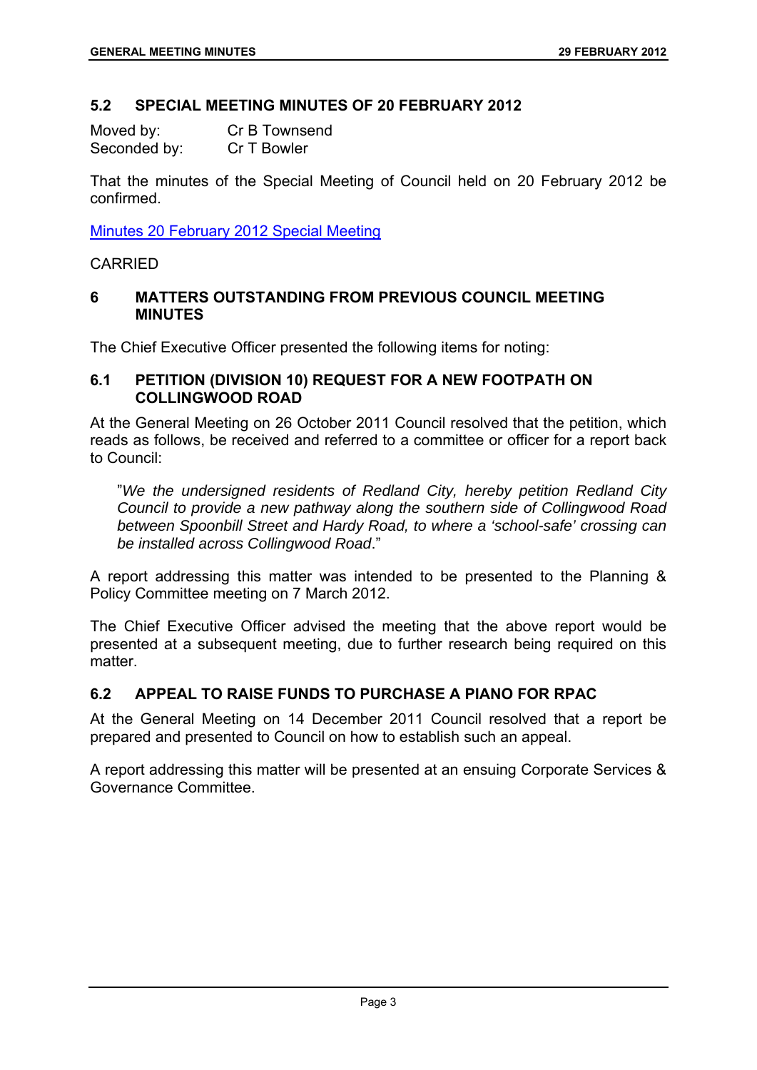## 5.2 SPECIAL MEETING MINUTES OF 20 FEBRUARY 2012

Moved by: Cr B Townsend
Seconded by: Cr T Bowler

That the minutes of the Special Meeting of Council held on 20 February 2012 be confirmed.

Minutes 20 February 2012 Special Meeting

CARRIED

# 6 MATTERS OUTSTANDING FROM PREVIOUS COUNCIL MEETING MINUTES

The Chief Executive Officer presented the following items for noting:

## 6.1 PETITION (DIVISION 10) REQUEST FOR A NEW FOOTPATH ON COLLINGWOOD ROAD

At the General Meeting on 26 October 2011 Council resolved that the petition, which reads as follows, be received and referred to a committee or officer for a report back to Council:

> "*We the undersigned residents of Redland City, hereby petition Redland City Council to provide a new pathway along the southern side of Collingwood Road between Spoonbill Street and Hardy Road, to where a 'school-safe' crossing can be installed across Collingwood Road*."

A report addressing this matter was intended to be presented to the Planning & Policy Committee meeting on 7 March 2012.

The Chief Executive Officer advised the meeting that the above report would be presented at a subsequent meeting, due to further research being required on this matter.

## 6.2 APPEAL TO RAISE FUNDS TO PURCHASE A PIANO FOR RPAC

At the General Meeting on 14 December 2011 Council resolved that a report be prepared and presented to Council on how to establish such an appeal.

A report addressing this matter will be presented at an ensuing Corporate Services & Governance Committee.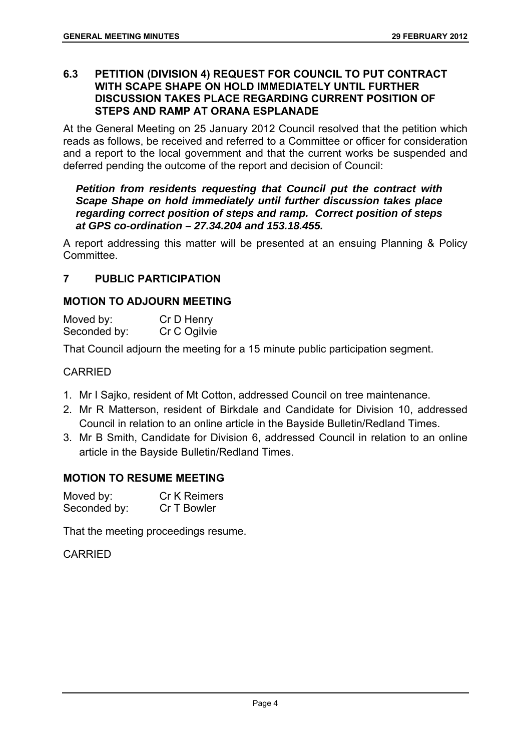## 6.3 PETITION (DIVISION 4) REQUEST FOR COUNCIL TO PUT CONTRACT WITH SCAPE SHAPE ON HOLD IMMEDIATELY UNTIL FURTHER DISCUSSION TAKES PLACE REGARDING CURRENT POSITION OF STEPS AND RAMP AT ORANA ESPLANADE

At the General Meeting on 25 January 2012 Council resolved that the petition which reads as follows, be received and referred to a Committee or officer for consideration and a report to the local government and that the current works be suspended and deferred pending the outcome of the report and decision of Council:

> ***Petition from residents requesting that Council put the contract with Scape Shape on hold immediately until further discussion takes place regarding correct position of steps and ramp. Correct position of steps at GPS co-ordination – 27.34.204 and 153.18.455.***

A report addressing this matter will be presented at an ensuing Planning & Policy Committee.

## 7 PUBLIC PARTICIPATION

### MOTION TO ADJOURN MEETING

Moved by: Cr D Henry
Seconded by: Cr C Ogilvie

That Council adjourn the meeting for a 15 minute public participation segment.

CARRIED

1. Mr I Sajko, resident of Mt Cotton, addressed Council on tree maintenance.
2. Mr R Matterson, resident of Birkdale and Candidate for Division 10, addressed Council in relation to an online article in the Bayside Bulletin/Redland Times.
3. Mr B Smith, Candidate for Division 6, addressed Council in relation to an online article in the Bayside Bulletin/Redland Times.

### MOTION TO RESUME MEETING

Moved by: Cr K Reimers
Seconded by: Cr T Bowler

That the meeting proceedings resume.

CARRIED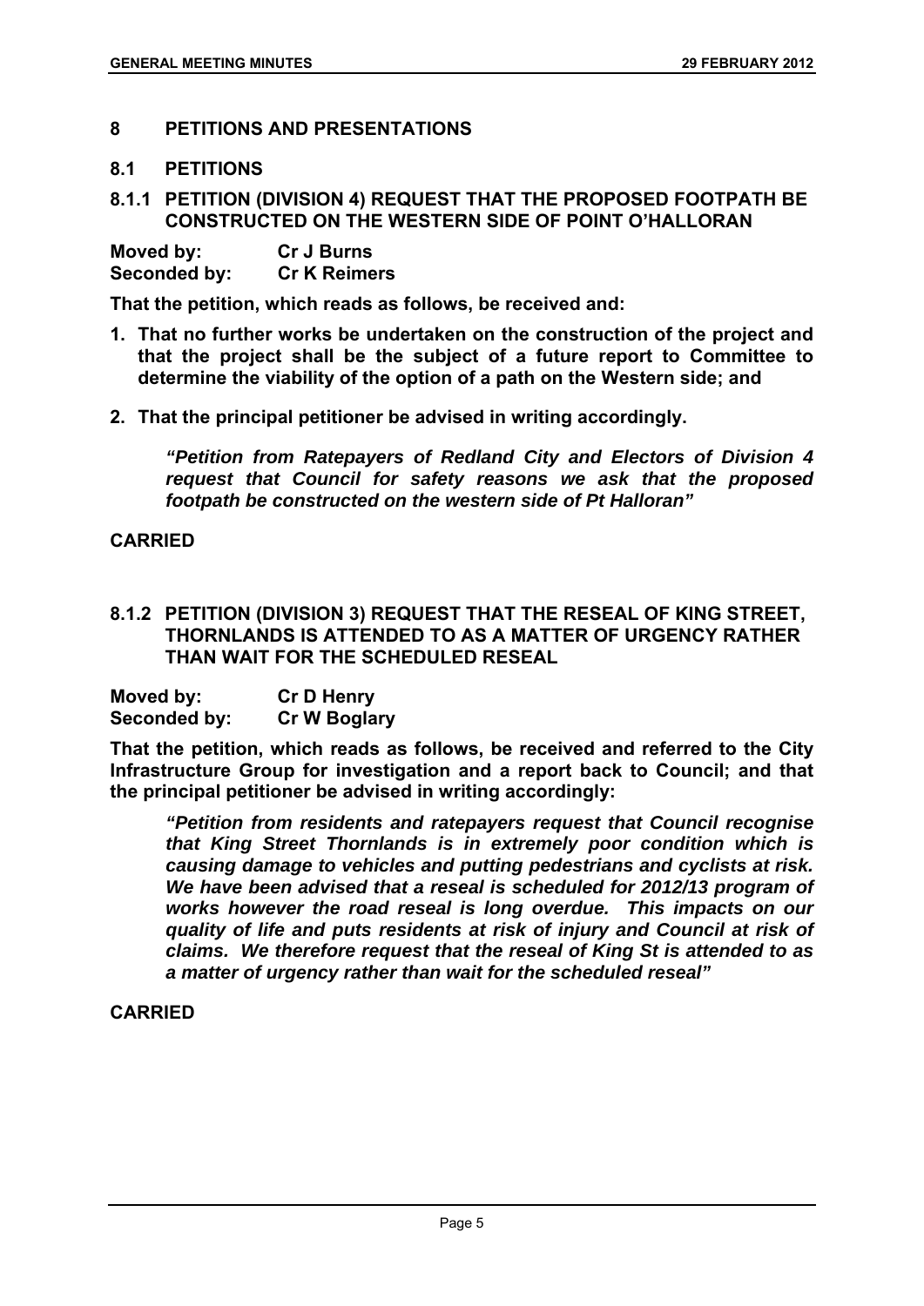## 8 PETITIONS AND PRESENTATIONS

### 8.1 PETITIONS

#### 8.1.1 PETITION (DIVISION 4) REQUEST THAT THE PROPOSED FOOTPATH BE CONSTRUCTED ON THE WESTERN SIDE OF POINT O'HALLORAN

**Moved by:** **Cr J Burns**
**Seconded by:** **Cr K Reimers**

**That the petition, which reads as follows, be received and:**

1. **That no further works be undertaken on the construction of the project and that the project shall be the subject of a future report to Committee to determine the viability of the option of a path on the Western side; and**
2. **That the principal petitioner be advised in writing accordingly.**

> ***"Petition from Ratepayers of Redland City and Electors of Division 4 request that Council for safety reasons we ask that the proposed footpath be constructed on the western side of Pt Halloran"***

**CARRIED**

#### 8.1.2 PETITION (DIVISION 3) REQUEST THAT THE RESEAL OF KING STREET, THORNLANDS IS ATTENDED TO AS A MATTER OF URGENCY RATHER THAN WAIT FOR THE SCHEDULED RESEAL

**Moved by:** **Cr D Henry**
**Seconded by:** **Cr W Boglary**

**That the petition, which reads as follows, be received and referred to the City Infrastructure Group for investigation and a report back to Council; and that the principal petitioner be advised in writing accordingly:**

> ***"Petition from residents and ratepayers request that Council recognise that King Street Thornlands is in extremely poor condition which is causing damage to vehicles and putting pedestrians and cyclists at risk. We have been advised that a reseal is scheduled for 2012/13 program of works however the road reseal is long overdue. This impacts on our quality of life and puts residents at risk of injury and Council at risk of claims. We therefore request that the reseal of King St is attended to as a matter of urgency rather than wait for the scheduled reseal"***

**CARRIED**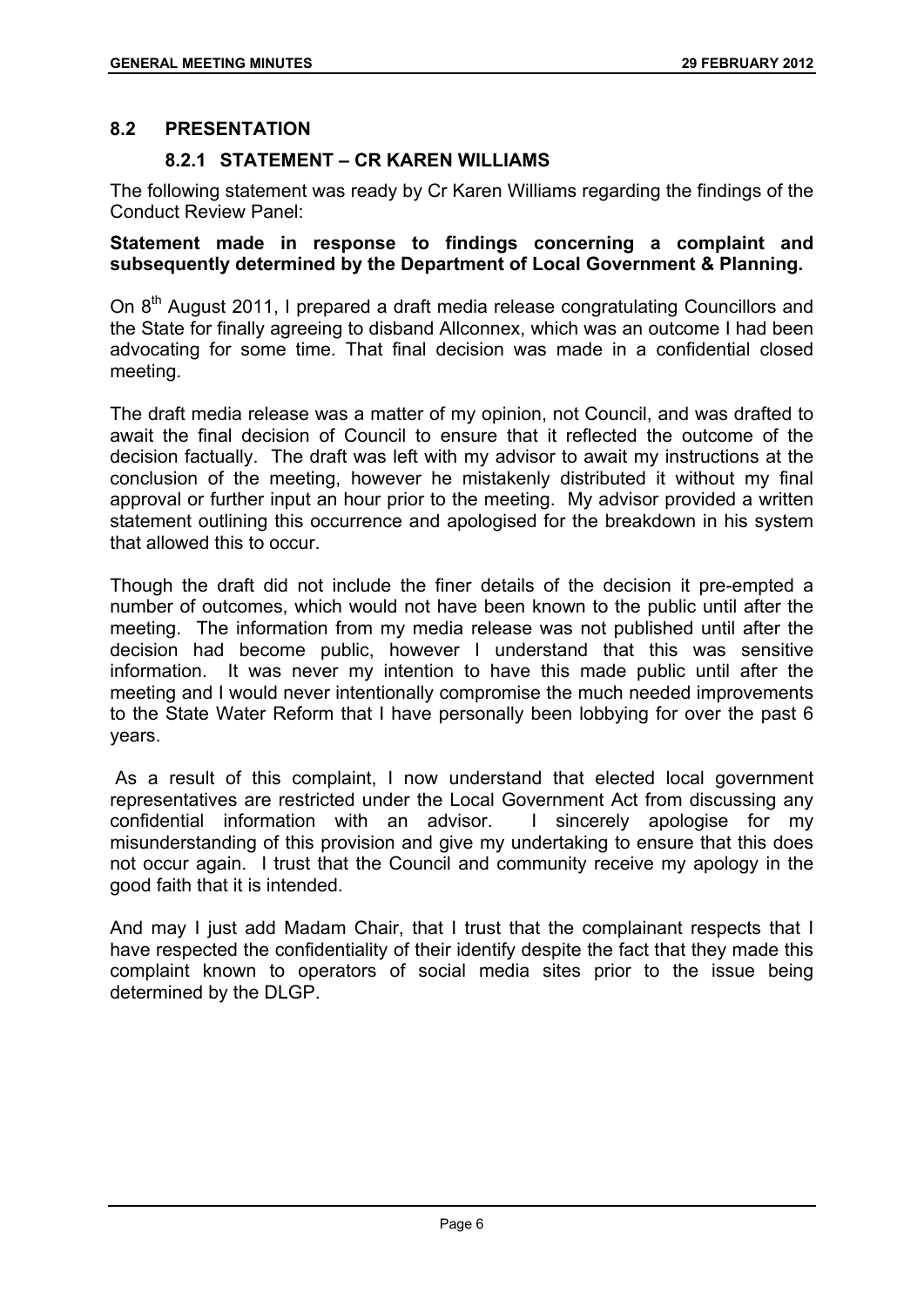## 8.2 PRESENTATION

### 8.2.1 STATEMENT – CR KAREN WILLIAMS

The following statement was ready by Cr Karen Williams regarding the findings of the Conduct Review Panel:

**Statement made in response to findings concerning a complaint and subsequently determined by the Department of Local Government & Planning.**

On 8th August 2011, I prepared a draft media release congratulating Councillors and the State for finally agreeing to disband Allconnex, which was an outcome I had been advocating for some time. That final decision was made in a confidential closed meeting.

The draft media release was a matter of my opinion, not Council, and was drafted to await the final decision of Council to ensure that it reflected the outcome of the decision factually. The draft was left with my advisor to await my instructions at the conclusion of the meeting, however he mistakenly distributed it without my final approval or further input an hour prior to the meeting. My advisor provided a written statement outlining this occurrence and apologised for the breakdown in his system that allowed this to occur.

Though the draft did not include the finer details of the decision it pre-empted a number of outcomes, which would not have been known to the public until after the meeting. The information from my media release was not published until after the decision had become public, however I understand that this was sensitive information. It was never my intention to have this made public until after the meeting and I would never intentionally compromise the much needed improvements to the State Water Reform that I have personally been lobbying for over the past 6 years.

As a result of this complaint, I now understand that elected local government representatives are restricted under the Local Government Act from discussing any confidential information with an advisor. I sincerely apologise for my misunderstanding of this provision and give my undertaking to ensure that this does not occur again. I trust that the Council and community receive my apology in the good faith that it is intended.

And may I just add Madam Chair, that I trust that the complainant respects that I have respected the confidentiality of their identify despite the fact that they made this complaint known to operators of social media sites prior to the issue being determined by the DLGP.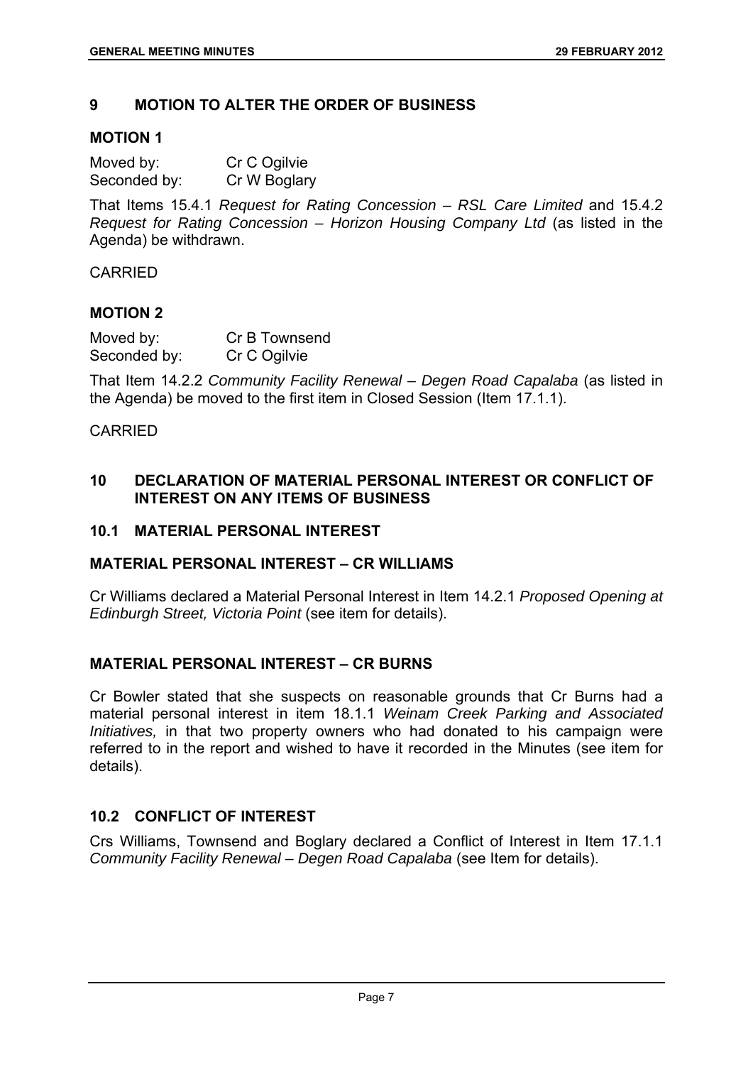## 9 MOTION TO ALTER THE ORDER OF BUSINESS

### MOTION 1

Moved by: Cr C Ogilvie
Seconded by: Cr W Boglary

That Items 15.4.1 *Request for Rating Concession – RSL Care Limited* and 15.4.2 *Request for Rating Concession – Horizon Housing Company Ltd* (as listed in the Agenda) be withdrawn.

CARRIED

### MOTION 2

Moved by: Cr B Townsend
Seconded by: Cr C Ogilvie

That Item 14.2.2 *Community Facility Renewal – Degen Road Capalaba* (as listed in the Agenda) be moved to the first item in Closed Session (Item 17.1.1).

CARRIED

## 10 DECLARATION OF MATERIAL PERSONAL INTEREST OR CONFLICT OF INTEREST ON ANY ITEMS OF BUSINESS

### 10.1 MATERIAL PERSONAL INTEREST

### MATERIAL PERSONAL INTEREST – CR WILLIAMS

Cr Williams declared a Material Personal Interest in Item 14.2.1 *Proposed Opening at Edinburgh Street, Victoria Point* (see item for details).

### MATERIAL PERSONAL INTEREST – CR BURNS

Cr Bowler stated that she suspects on reasonable grounds that Cr Burns had a material personal interest in item 18.1.1 *Weinam Creek Parking and Associated Initiatives,* in that two property owners who had donated to his campaign were referred to in the report and wished to have it recorded in the Minutes (see item for details).

### 10.2 CONFLICT OF INTEREST

Crs Williams, Townsend and Boglary declared a Conflict of Interest in Item 17.1.1 *Community Facility Renewal – Degen Road Capalaba* (see Item for details).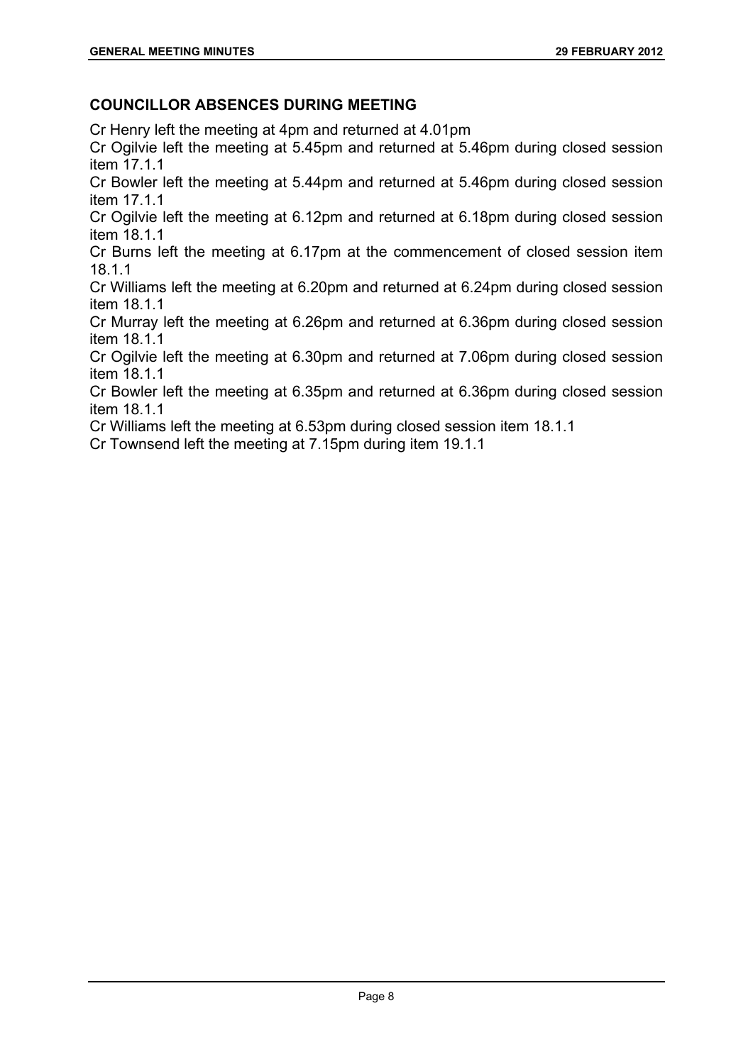## COUNCILLOR ABSENCES DURING MEETING

Cr Henry left the meeting at 4pm and returned at 4.01pm

Cr Ogilvie left the meeting at 5.45pm and returned at 5.46pm during closed session item 17.1.1

Cr Bowler left the meeting at 5.44pm and returned at 5.46pm during closed session item 17.1.1

Cr Ogilvie left the meeting at 6.12pm and returned at 6.18pm during closed session item 18.1.1

Cr Burns left the meeting at 6.17pm at the commencement of closed session item 18.1.1

Cr Williams left the meeting at 6.20pm and returned at 6.24pm during closed session item 18.1.1

Cr Murray left the meeting at 6.26pm and returned at 6.36pm during closed session item 18.1.1

Cr Ogilvie left the meeting at 6.30pm and returned at 7.06pm during closed session item 18.1.1

Cr Bowler left the meeting at 6.35pm and returned at 6.36pm during closed session item 18.1.1

Cr Williams left the meeting at 6.53pm during closed session item 18.1.1

Cr Townsend left the meeting at 7.15pm during item 19.1.1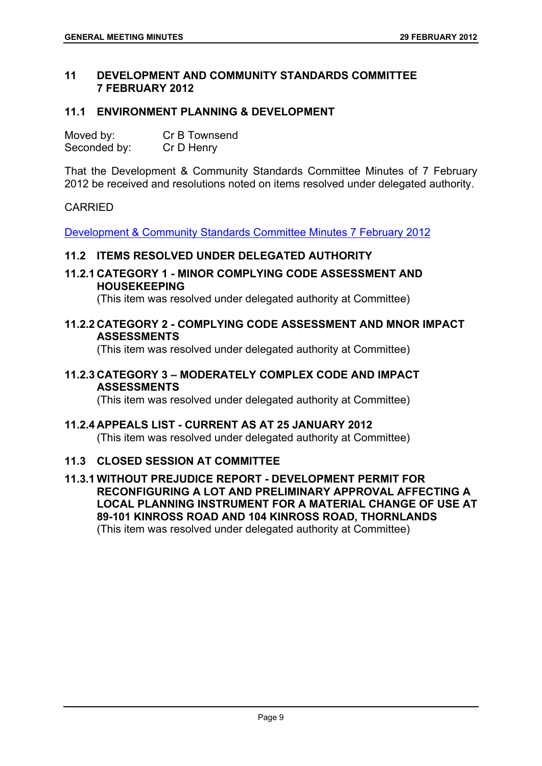## 11 DEVELOPMENT AND COMMUNITY STANDARDS COMMITTEE 7 FEBRUARY 2012

### 11.1 ENVIRONMENT PLANNING & DEVELOPMENT

Moved by: Cr B Townsend
Seconded by: Cr D Henry

That the Development & Community Standards Committee Minutes of 7 February 2012 be received and resolutions noted on items resolved under delegated authority.

CARRIED

Development & Community Standards Committee Minutes 7 February 2012

### 11.2 ITEMS RESOLVED UNDER DELEGATED AUTHORITY

#### 11.2.1 CATEGORY 1 - MINOR COMPLYING CODE ASSESSMENT AND HOUSEKEEPING

(This item was resolved under delegated authority at Committee)

#### 11.2.2 CATEGORY 2 - COMPLYING CODE ASSESSMENT AND MNOR IMPACT ASSESSMENTS

(This item was resolved under delegated authority at Committee)

#### 11.2.3 CATEGORY 3 – MODERATELY COMPLEX CODE AND IMPACT ASSESSMENTS

(This item was resolved under delegated authority at Committee)

#### 11.2.4 APPEALS LIST - CURRENT AS AT 25 JANUARY 2012

(This item was resolved under delegated authority at Committee)

### 11.3 CLOSED SESSION AT COMMITTEE

#### 11.3.1 WITHOUT PREJUDICE REPORT - DEVELOPMENT PERMIT FOR RECONFIGURING A LOT AND PRELIMINARY APPROVAL AFFECTING A LOCAL PLANNING INSTRUMENT FOR A MATERIAL CHANGE OF USE AT 89-101 KINROSS ROAD AND 104 KINROSS ROAD, THORNLANDS

(This item was resolved under delegated authority at Committee)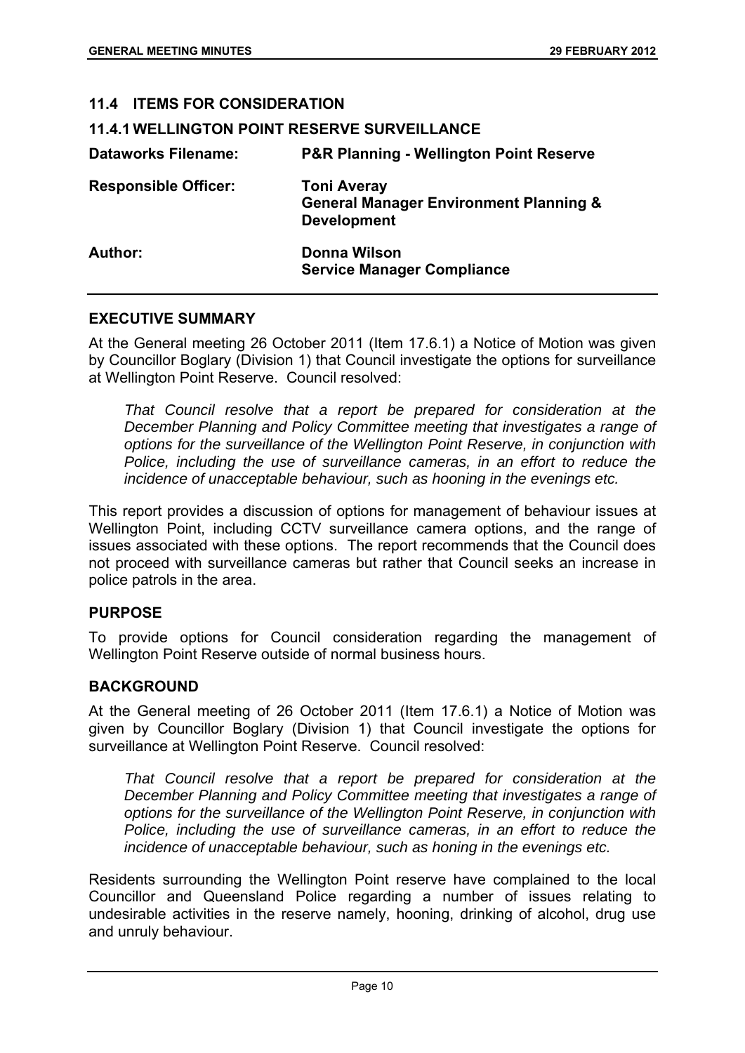## 11.4 ITEMS FOR CONSIDERATION

### 11.4.1 WELLINGTON POINT RESERVE SURVEILLANCE

| | |
|---|---|
| **Dataworks Filename:** | **P&R Planning - Wellington Point Reserve** |
| **Responsible Officer:** | **Toni Averay**<br>**General Manager Environment Planning & Development** |
| **Author:** | **Donna Wilson**<br>**Service Manager Compliance** |

## EXECUTIVE SUMMARY

At the General meeting 26 October 2011 (Item 17.6.1) a Notice of Motion was given by Councillor Boglary (Division 1) that Council investigate the options for surveillance at Wellington Point Reserve. Council resolved:

> *That Council resolve that a report be prepared for consideration at the December Planning and Policy Committee meeting that investigates a range of options for the surveillance of the Wellington Point Reserve, in conjunction with Police, including the use of surveillance cameras, in an effort to reduce the incidence of unacceptable behaviour, such as hooning in the evenings etc.*

This report provides a discussion of options for management of behaviour issues at Wellington Point, including CCTV surveillance camera options, and the range of issues associated with these options. The report recommends that the Council does not proceed with surveillance cameras but rather that Council seeks an increase in police patrols in the area.

## PURPOSE

To provide options for Council consideration regarding the management of Wellington Point Reserve outside of normal business hours.

## BACKGROUND

At the General meeting of 26 October 2011 (Item 17.6.1) a Notice of Motion was given by Councillor Boglary (Division 1) that Council investigate the options for surveillance at Wellington Point Reserve. Council resolved:

> *That Council resolve that a report be prepared for consideration at the December Planning and Policy Committee meeting that investigates a range of options for the surveillance of the Wellington Point Reserve, in conjunction with Police, including the use of surveillance cameras, in an effort to reduce the incidence of unacceptable behaviour, such as honing in the evenings etc.*

Residents surrounding the Wellington Point reserve have complained to the local Councillor and Queensland Police regarding a number of issues relating to undesirable activities in the reserve namely, hooning, drinking of alcohol, drug use and unruly behaviour.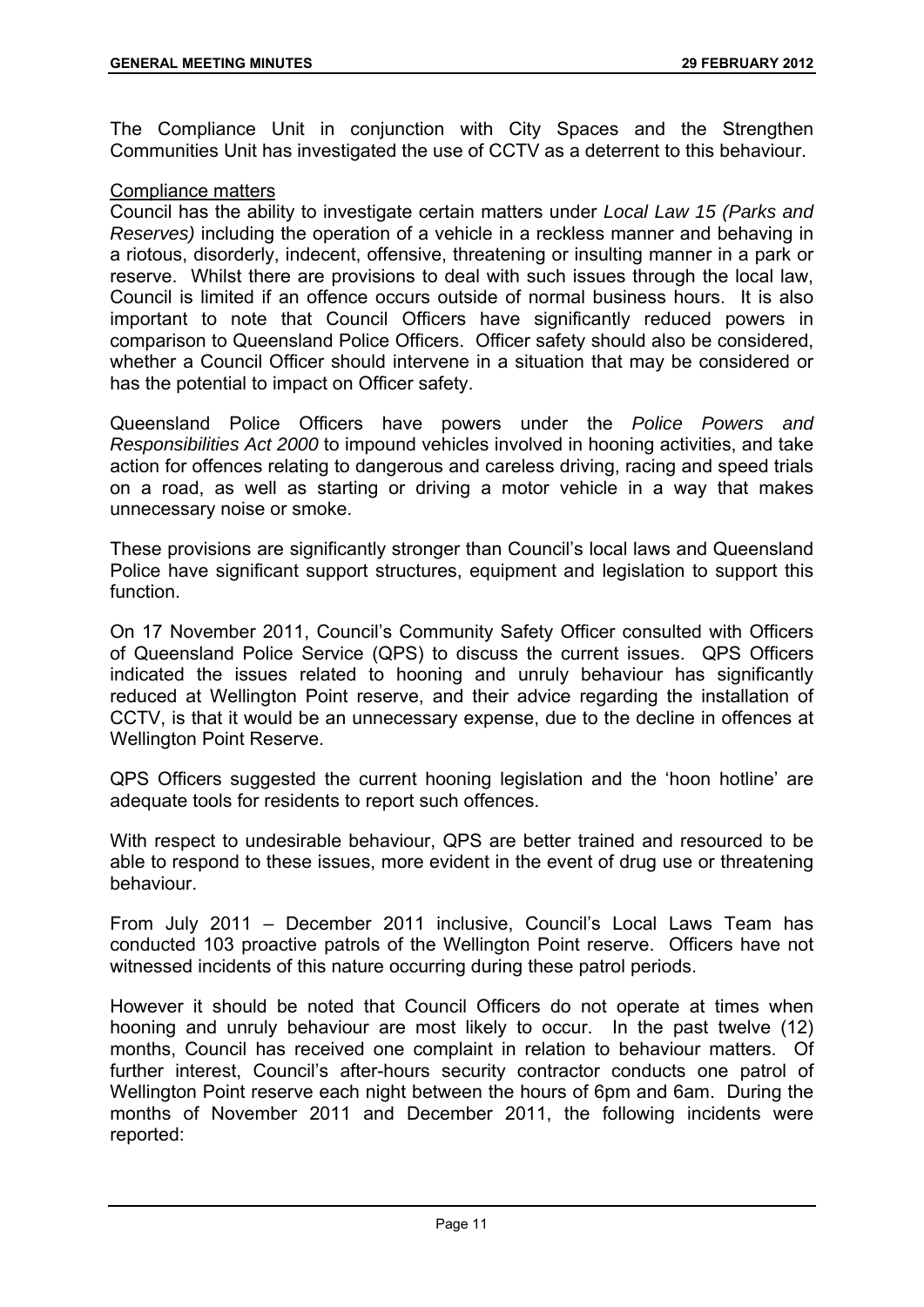The Compliance Unit in conjunction with City Spaces and the Strengthen Communities Unit has investigated the use of CCTV as a deterrent to this behaviour.

Compliance matters

Council has the ability to investigate certain matters under *Local Law 15 (Parks and Reserves)* including the operation of a vehicle in a reckless manner and behaving in a riotous, disorderly, indecent, offensive, threatening or insulting manner in a park or reserve. Whilst there are provisions to deal with such issues through the local law, Council is limited if an offence occurs outside of normal business hours. It is also important to note that Council Officers have significantly reduced powers in comparison to Queensland Police Officers. Officer safety should also be considered, whether a Council Officer should intervene in a situation that may be considered or has the potential to impact on Officer safety.

Queensland Police Officers have powers under the *Police Powers and Responsibilities Act 2000* to impound vehicles involved in hooning activities, and take action for offences relating to dangerous and careless driving, racing and speed trials on a road, as well as starting or driving a motor vehicle in a way that makes unnecessary noise or smoke.

These provisions are significantly stronger than Council's local laws and Queensland Police have significant support structures, equipment and legislation to support this function.

On 17 November 2011, Council's Community Safety Officer consulted with Officers of Queensland Police Service (QPS) to discuss the current issues. QPS Officers indicated the issues related to hooning and unruly behaviour has significantly reduced at Wellington Point reserve, and their advice regarding the installation of CCTV, is that it would be an unnecessary expense, due to the decline in offences at Wellington Point Reserve.

QPS Officers suggested the current hooning legislation and the 'hoon hotline' are adequate tools for residents to report such offences.

With respect to undesirable behaviour, QPS are better trained and resourced to be able to respond to these issues, more evident in the event of drug use or threatening behaviour.

From July 2011 – December 2011 inclusive, Council's Local Laws Team has conducted 103 proactive patrols of the Wellington Point reserve. Officers have not witnessed incidents of this nature occurring during these patrol periods.

However it should be noted that Council Officers do not operate at times when hooning and unruly behaviour are most likely to occur. In the past twelve (12) months, Council has received one complaint in relation to behaviour matters. Of further interest, Council's after-hours security contractor conducts one patrol of Wellington Point reserve each night between the hours of 6pm and 6am. During the months of November 2011 and December 2011, the following incidents were reported: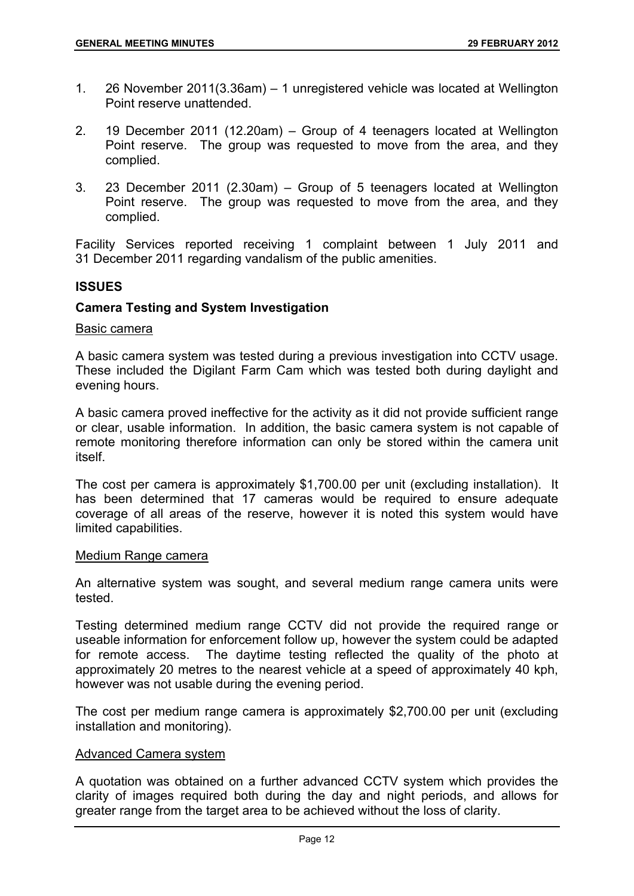1. 26 November 2011(3.36am) – 1 unregistered vehicle was located at Wellington Point reserve unattended.

2. 19 December 2011 (12.20am) – Group of 4 teenagers located at Wellington Point reserve. The group was requested to move from the area, and they complied.

3. 23 December 2011 (2.30am) – Group of 5 teenagers located at Wellington Point reserve. The group was requested to move from the area, and they complied.

Facility Services reported receiving 1 complaint between 1 July 2011 and 31 December 2011 regarding vandalism of the public amenities.

## ISSUES

### Camera Testing and System Investigation

Basic camera

A basic camera system was tested during a previous investigation into CCTV usage. These included the Digilant Farm Cam which was tested both during daylight and evening hours.

A basic camera proved ineffective for the activity as it did not provide sufficient range or clear, usable information. In addition, the basic camera system is not capable of remote monitoring therefore information can only be stored within the camera unit itself.

The cost per camera is approximately $1,700.00 per unit (excluding installation). It has been determined that 17 cameras would be required to ensure adequate coverage of all areas of the reserve, however it is noted this system would have limited capabilities.

Medium Range camera

An alternative system was sought, and several medium range camera units were tested.

Testing determined medium range CCTV did not provide the required range or useable information for enforcement follow up, however the system could be adapted for remote access. The daytime testing reflected the quality of the photo at approximately 20 metres to the nearest vehicle at a speed of approximately 40 kph, however was not usable during the evening period.

The cost per medium range camera is approximately $2,700.00 per unit (excluding installation and monitoring).

Advanced Camera system

A quotation was obtained on a further advanced CCTV system which provides the clarity of images required both during the day and night periods, and allows for greater range from the target area to be achieved without the loss of clarity.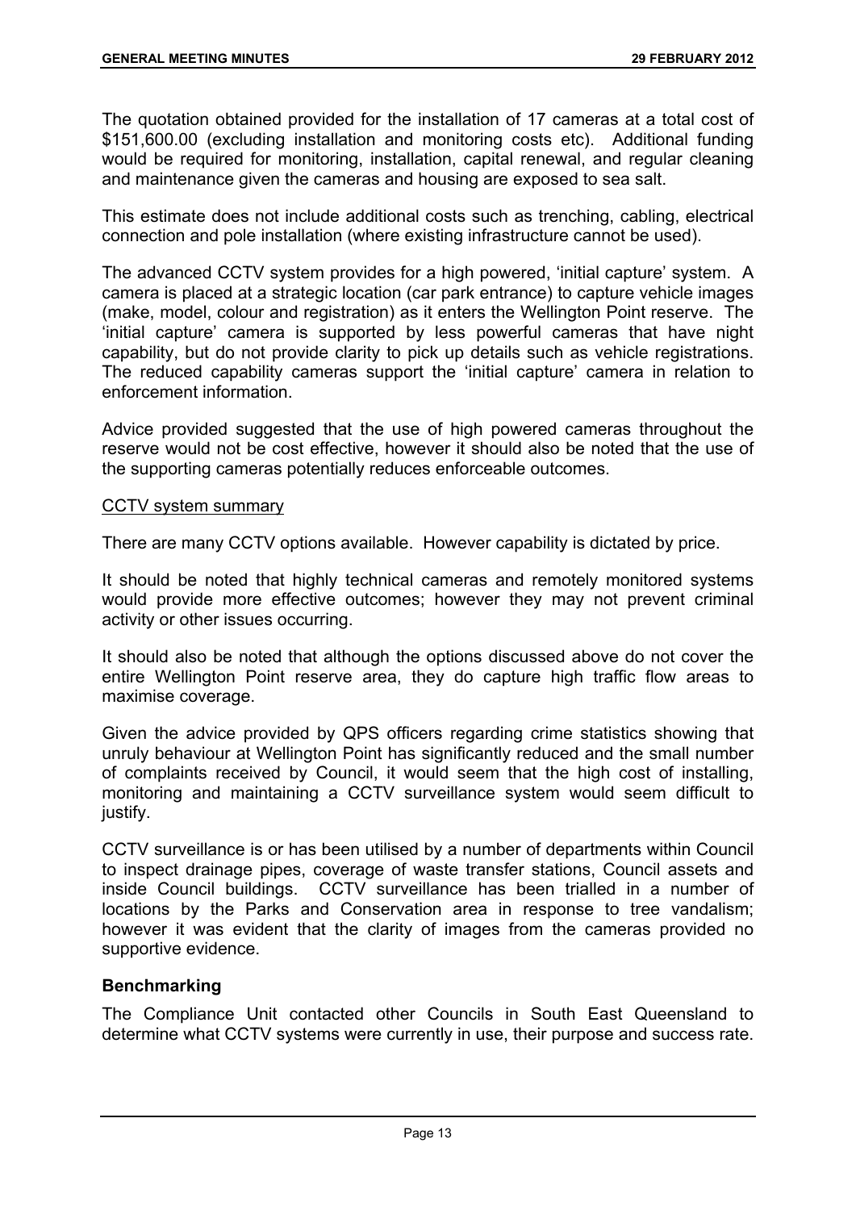The quotation obtained provided for the installation of 17 cameras at a total cost of $151,600.00 (excluding installation and monitoring costs etc). Additional funding would be required for monitoring, installation, capital renewal, and regular cleaning and maintenance given the cameras and housing are exposed to sea salt.

This estimate does not include additional costs such as trenching, cabling, electrical connection and pole installation (where existing infrastructure cannot be used).

The advanced CCTV system provides for a high powered, 'initial capture' system. A camera is placed at a strategic location (car park entrance) to capture vehicle images (make, model, colour and registration) as it enters the Wellington Point reserve. The 'initial capture' camera is supported by less powerful cameras that have night capability, but do not provide clarity to pick up details such as vehicle registrations. The reduced capability cameras support the 'initial capture' camera in relation to enforcement information.

Advice provided suggested that the use of high powered cameras throughout the reserve would not be cost effective, however it should also be noted that the use of the supporting cameras potentially reduces enforceable outcomes.

<u>CCTV system summary</u>

There are many CCTV options available. However capability is dictated by price.

It should be noted that highly technical cameras and remotely monitored systems would provide more effective outcomes; however they may not prevent criminal activity or other issues occurring.

It should also be noted that although the options discussed above do not cover the entire Wellington Point reserve area, they do capture high traffic flow areas to maximise coverage.

Given the advice provided by QPS officers regarding crime statistics showing that unruly behaviour at Wellington Point has significantly reduced and the small number of complaints received by Council, it would seem that the high cost of installing, monitoring and maintaining a CCTV surveillance system would seem difficult to justify.

CCTV surveillance is or has been utilised by a number of departments within Council to inspect drainage pipes, coverage of waste transfer stations, Council assets and inside Council buildings. CCTV surveillance has been trialled in a number of locations by the Parks and Conservation area in response to tree vandalism; however it was evident that the clarity of images from the cameras provided no supportive evidence.

**Benchmarking**

The Compliance Unit contacted other Councils in South East Queensland to determine what CCTV systems were currently in use, their purpose and success rate.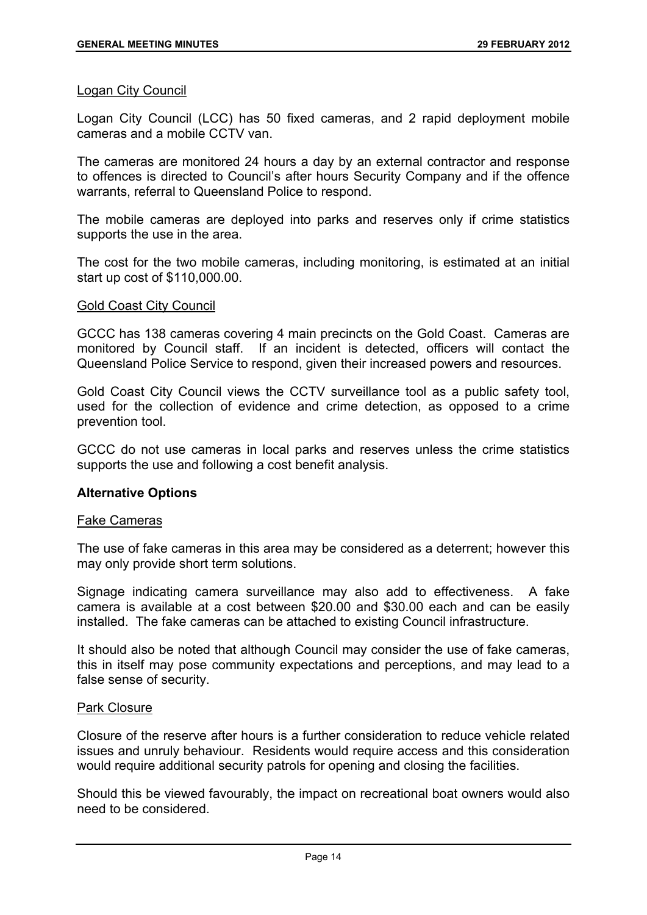Logan City Council

Logan City Council (LCC) has 50 fixed cameras, and 2 rapid deployment mobile cameras and a mobile CCTV van.

The cameras are monitored 24 hours a day by an external contractor and response to offences is directed to Council's after hours Security Company and if the offence warrants, referral to Queensland Police to respond.

The mobile cameras are deployed into parks and reserves only if crime statistics supports the use in the area.

The cost for the two mobile cameras, including monitoring, is estimated at an initial start up cost of $110,000.00.

Gold Coast City Council

GCCC has 138 cameras covering 4 main precincts on the Gold Coast. Cameras are monitored by Council staff. If an incident is detected, officers will contact the Queensland Police Service to respond, given their increased powers and resources.

Gold Coast City Council views the CCTV surveillance tool as a public safety tool, used for the collection of evidence and crime detection, as opposed to a crime prevention tool.

GCCC do not use cameras in local parks and reserves unless the crime statistics supports the use and following a cost benefit analysis.

**Alternative Options**

Fake Cameras

The use of fake cameras in this area may be considered as a deterrent; however this may only provide short term solutions.

Signage indicating camera surveillance may also add to effectiveness. A fake camera is available at a cost between $20.00 and $30.00 each and can be easily installed. The fake cameras can be attached to existing Council infrastructure.

It should also be noted that although Council may consider the use of fake cameras, this in itself may pose community expectations and perceptions, and may lead to a false sense of security.

Park Closure

Closure of the reserve after hours is a further consideration to reduce vehicle related issues and unruly behaviour. Residents would require access and this consideration would require additional security patrols for opening and closing the facilities.

Should this be viewed favourably, the impact on recreational boat owners would also need to be considered.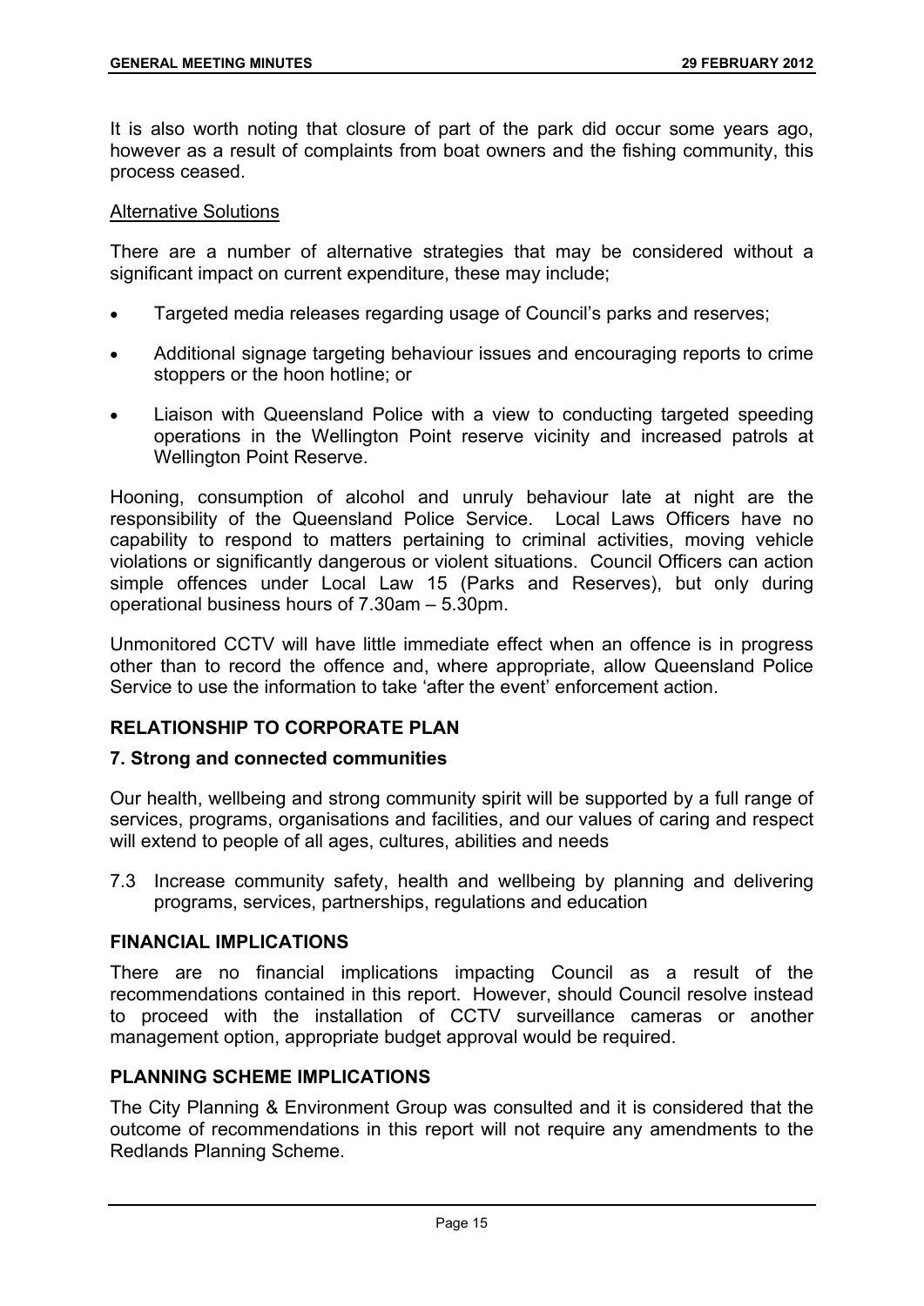It is also worth noting that closure of part of the park did occur some years ago, however as a result of complaints from boat owners and the fishing community, this process ceased.

Alternative Solutions

There are a number of alternative strategies that may be considered without a significant impact on current expenditure, these may include;

- Targeted media releases regarding usage of Council's parks and reserves;
- Additional signage targeting behaviour issues and encouraging reports to crime stoppers or the hoon hotline; or
- Liaison with Queensland Police with a view to conducting targeted speeding operations in the Wellington Point reserve vicinity and increased patrols at Wellington Point Reserve.

Hooning, consumption of alcohol and unruly behaviour late at night are the responsibility of the Queensland Police Service. Local Laws Officers have no capability to respond to matters pertaining to criminal activities, moving vehicle violations or significantly dangerous or violent situations. Council Officers can action simple offences under Local Law 15 (Parks and Reserves), but only during operational business hours of 7.30am – 5.30pm.

Unmonitored CCTV will have little immediate effect when an offence is in progress other than to record the offence and, where appropriate, allow Queensland Police Service to use the information to take 'after the event' enforcement action.

## RELATIONSHIP TO CORPORATE PLAN

### 7. Strong and connected communities

Our health, wellbeing and strong community spirit will be supported by a full range of services, programs, organisations and facilities, and our values of caring and respect will extend to people of all ages, cultures, abilities and needs

7.3 Increase community safety, health and wellbeing by planning and delivering programs, services, partnerships, regulations and education

## FINANCIAL IMPLICATIONS

There are no financial implications impacting Council as a result of the recommendations contained in this report. However, should Council resolve instead to proceed with the installation of CCTV surveillance cameras or another management option, appropriate budget approval would be required.

## PLANNING SCHEME IMPLICATIONS

The City Planning & Environment Group was consulted and it is considered that the outcome of recommendations in this report will not require any amendments to the Redlands Planning Scheme.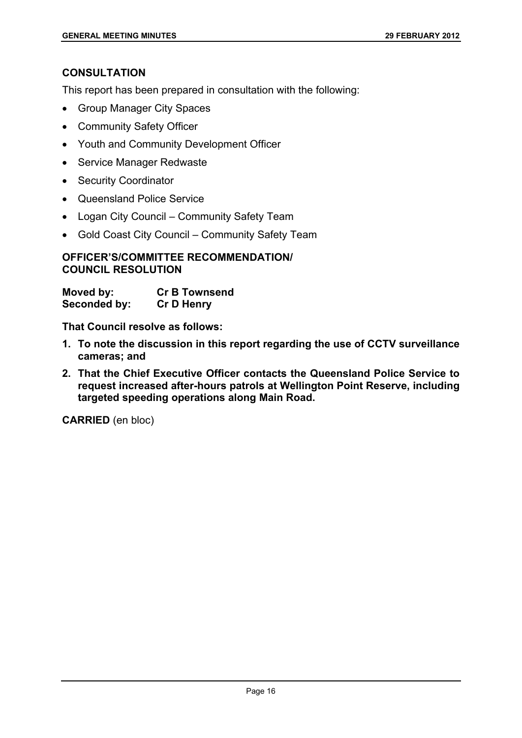## CONSULTATION

This report has been prepared in consultation with the following:

- Group Manager City Spaces
- Community Safety Officer
- Youth and Community Development Officer
- Service Manager Redwaste
- Security Coordinator
- Queensland Police Service
- Logan City Council – Community Safety Team
- Gold Coast City Council – Community Safety Team

## OFFICER'S/COMMITTEE RECOMMENDATION/ COUNCIL RESOLUTION

**Moved by:** **Cr B Townsend**
**Seconded by:** **Cr D Henry**

**That Council resolve as follows:**

1. **To note the discussion in this report regarding the use of CCTV surveillance cameras; and**
2. **That the Chief Executive Officer contacts the Queensland Police Service to request increased after-hours patrols at Wellington Point Reserve, including targeted speeding operations along Main Road.**

**CARRIED** (en bloc)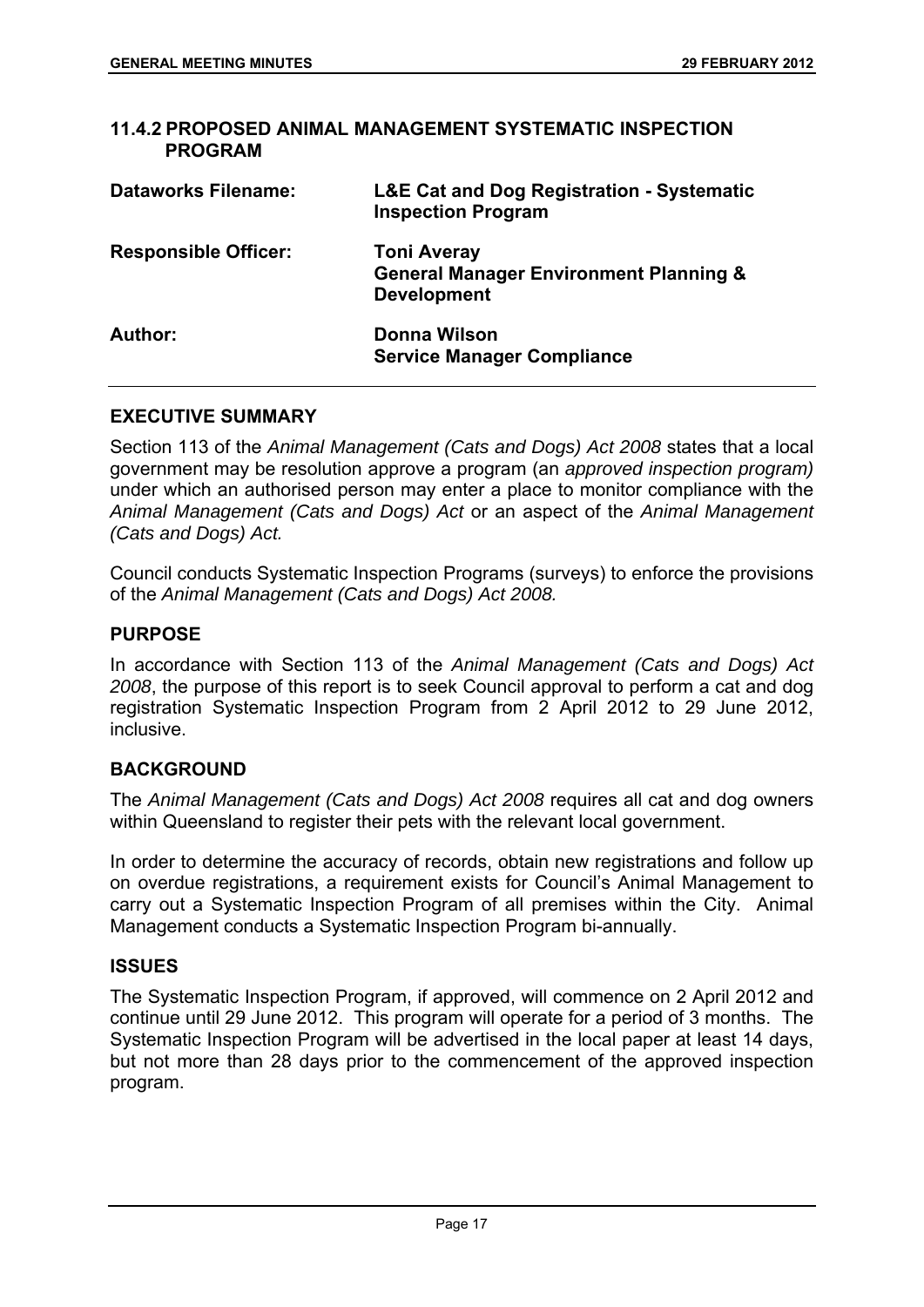## 11.4.2 PROPOSED ANIMAL MANAGEMENT SYSTEMATIC INSPECTION PROGRAM

| | |
|---|---|
| **Dataworks Filename:** | **L&E Cat and Dog Registration - Systematic Inspection Program** |
| **Responsible Officer:** | **Toni Averay**<br>**General Manager Environment Planning & Development** |
| **Author:** | **Donna Wilson**<br>**Service Manager Compliance** |

### EXECUTIVE SUMMARY

Section 113 of the *Animal Management (Cats and Dogs) Act 2008* states that a local government may be resolution approve a program (an *approved inspection program)* under which an authorised person may enter a place to monitor compliance with the *Animal Management (Cats and Dogs) Act* or an aspect of the *Animal Management (Cats and Dogs) Act.*

Council conducts Systematic Inspection Programs (surveys) to enforce the provisions of the *Animal Management (Cats and Dogs) Act 2008.*

### PURPOSE

In accordance with Section 113 of the *Animal Management (Cats and Dogs) Act 2008*, the purpose of this report is to seek Council approval to perform a cat and dog registration Systematic Inspection Program from 2 April 2012 to 29 June 2012, inclusive.

### BACKGROUND

The *Animal Management (Cats and Dogs) Act 2008* requires all cat and dog owners within Queensland to register their pets with the relevant local government.

In order to determine the accuracy of records, obtain new registrations and follow up on overdue registrations, a requirement exists for Council's Animal Management to carry out a Systematic Inspection Program of all premises within the City. Animal Management conducts a Systematic Inspection Program bi-annually.

### ISSUES

The Systematic Inspection Program, if approved, will commence on 2 April 2012 and continue until 29 June 2012. This program will operate for a period of 3 months. The Systematic Inspection Program will be advertised in the local paper at least 14 days, but not more than 28 days prior to the commencement of the approved inspection program.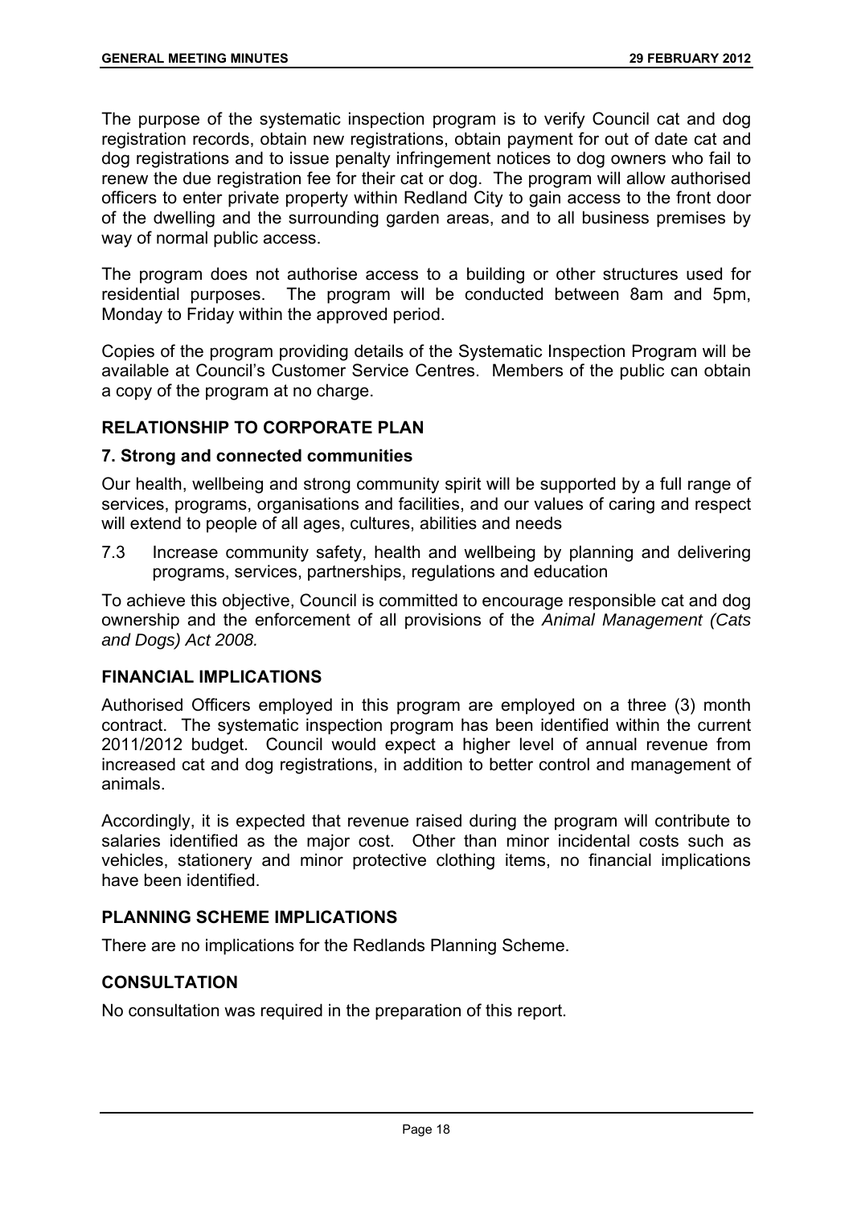The purpose of the systematic inspection program is to verify Council cat and dog registration records, obtain new registrations, obtain payment for out of date cat and dog registrations and to issue penalty infringement notices to dog owners who fail to renew the due registration fee for their cat or dog. The program will allow authorised officers to enter private property within Redland City to gain access to the front door of the dwelling and the surrounding garden areas, and to all business premises by way of normal public access.

The program does not authorise access to a building or other structures used for residential purposes. The program will be conducted between 8am and 5pm, Monday to Friday within the approved period.

Copies of the program providing details of the Systematic Inspection Program will be available at Council's Customer Service Centres. Members of the public can obtain a copy of the program at no charge.

## RELATIONSHIP TO CORPORATE PLAN

### 7. Strong and connected communities

Our health, wellbeing and strong community spirit will be supported by a full range of services, programs, organisations and facilities, and our values of caring and respect will extend to people of all ages, cultures, abilities and needs

7.3 Increase community safety, health and wellbeing by planning and delivering programs, services, partnerships, regulations and education

To achieve this objective, Council is committed to encourage responsible cat and dog ownership and the enforcement of all provisions of the *Animal Management (Cats and Dogs) Act 2008.*

## FINANCIAL IMPLICATIONS

Authorised Officers employed in this program are employed on a three (3) month contract. The systematic inspection program has been identified within the current 2011/2012 budget. Council would expect a higher level of annual revenue from increased cat and dog registrations, in addition to better control and management of animals.

Accordingly, it is expected that revenue raised during the program will contribute to salaries identified as the major cost. Other than minor incidental costs such as vehicles, stationery and minor protective clothing items, no financial implications have been identified.

## PLANNING SCHEME IMPLICATIONS

There are no implications for the Redlands Planning Scheme.

## CONSULTATION

No consultation was required in the preparation of this report.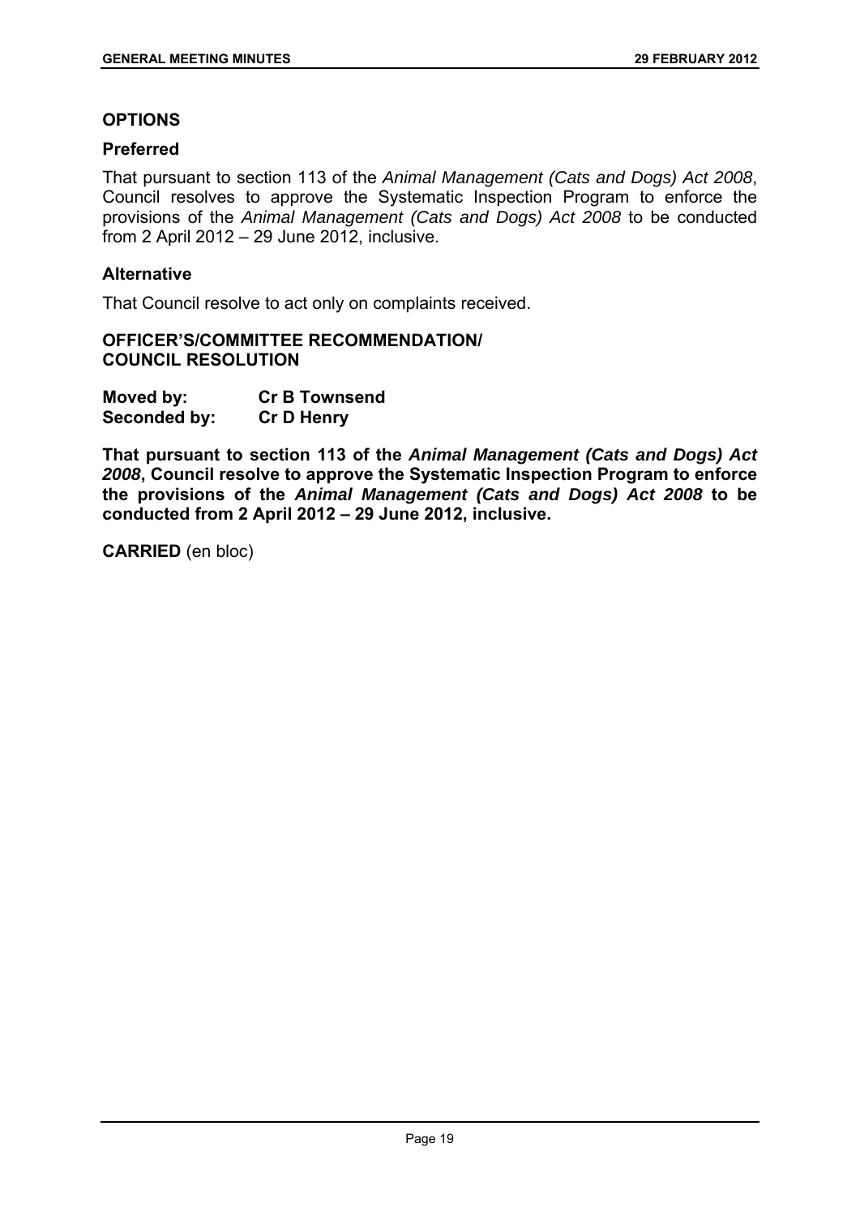## OPTIONS

### Preferred

That pursuant to section 113 of the *Animal Management (Cats and Dogs) Act 2008*, Council resolves to approve the Systematic Inspection Program to enforce the provisions of the *Animal Management (Cats and Dogs) Act 2008* to be conducted from 2 April 2012 – 29 June 2012, inclusive.

### Alternative

That Council resolve to act only on complaints received.

**OFFICER'S/COMMITTEE RECOMMENDATION/ COUNCIL RESOLUTION**

| | |
|---|---|
| **Moved by:** | **Cr B Townsend** |
| **Seconded by:** | **Cr D Henry** |

**That pursuant to section 113 of the *Animal Management (Cats and Dogs) Act 2008*, Council resolve to approve the Systematic Inspection Program to enforce the provisions of the *Animal Management (Cats and Dogs) Act 2008* to be conducted from 2 April 2012 – 29 June 2012, inclusive.**

**CARRIED** (en bloc)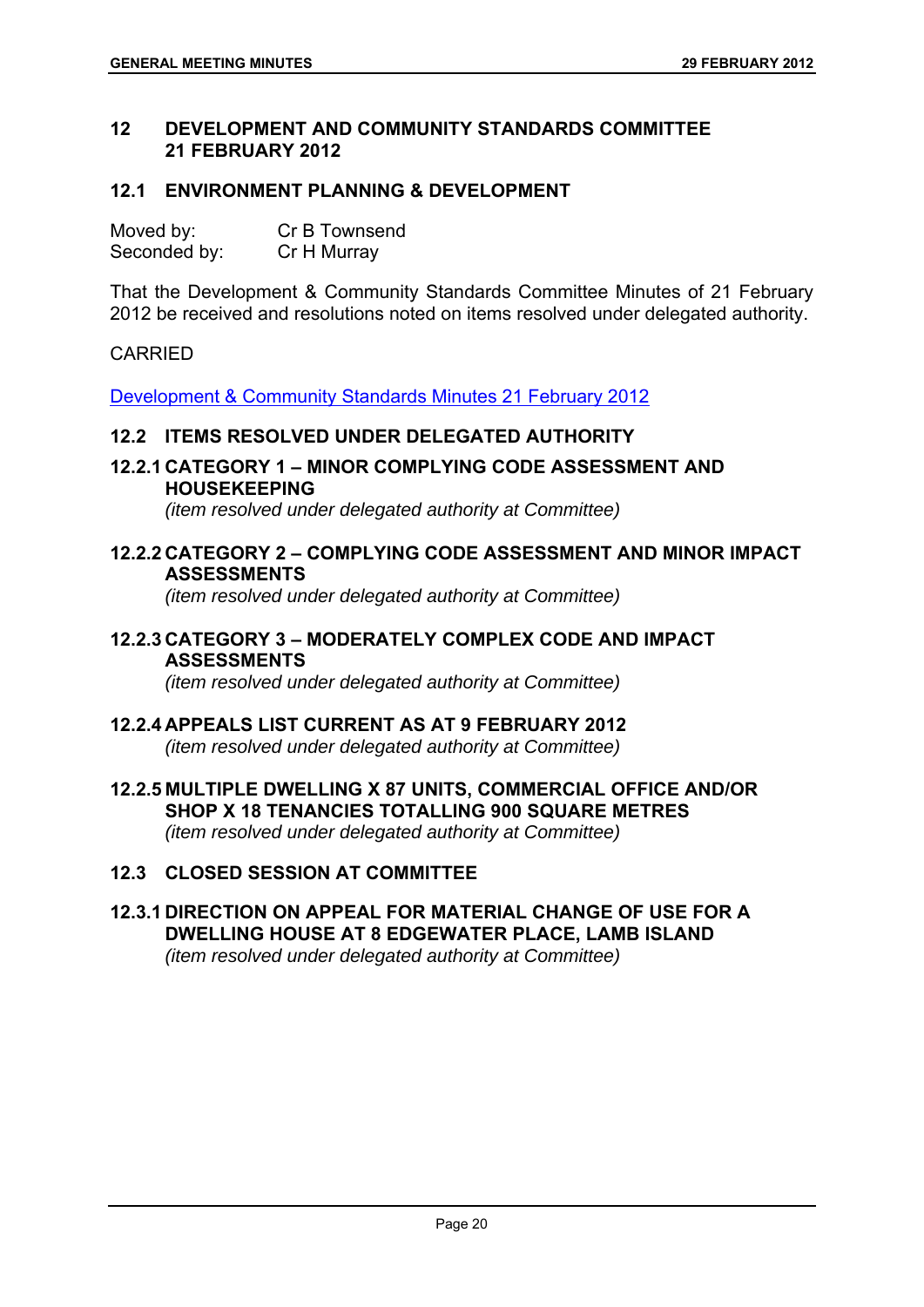## 12 DEVELOPMENT AND COMMUNITY STANDARDS COMMITTEE 21 FEBRUARY 2012

### 12.1 ENVIRONMENT PLANNING & DEVELOPMENT

Moved by: Cr B Townsend
Seconded by: Cr H Murray

That the Development & Community Standards Committee Minutes of 21 February 2012 be received and resolutions noted on items resolved under delegated authority.

CARRIED

Development & Community Standards Minutes 21 February 2012

### 12.2 ITEMS RESOLVED UNDER DELEGATED AUTHORITY

#### 12.2.1 CATEGORY 1 – MINOR COMPLYING CODE ASSESSMENT AND HOUSEKEEPING

*(item resolved under delegated authority at Committee)*

#### 12.2.2 CATEGORY 2 – COMPLYING CODE ASSESSMENT AND MINOR IMPACT ASSESSMENTS

*(item resolved under delegated authority at Committee)*

#### 12.2.3 CATEGORY 3 – MODERATELY COMPLEX CODE AND IMPACT ASSESSMENTS

*(item resolved under delegated authority at Committee)*

#### 12.2.4 APPEALS LIST CURRENT AS AT 9 FEBRUARY 2012

*(item resolved under delegated authority at Committee)*

#### 12.2.5 MULTIPLE DWELLING X 87 UNITS, COMMERCIAL OFFICE AND/OR SHOP X 18 TENANCIES TOTALLING 900 SQUARE METRES

*(item resolved under delegated authority at Committee)*

### 12.3 CLOSED SESSION AT COMMITTEE

#### 12.3.1 DIRECTION ON APPEAL FOR MATERIAL CHANGE OF USE FOR A DWELLING HOUSE AT 8 EDGEWATER PLACE, LAMB ISLAND

*(item resolved under delegated authority at Committee)*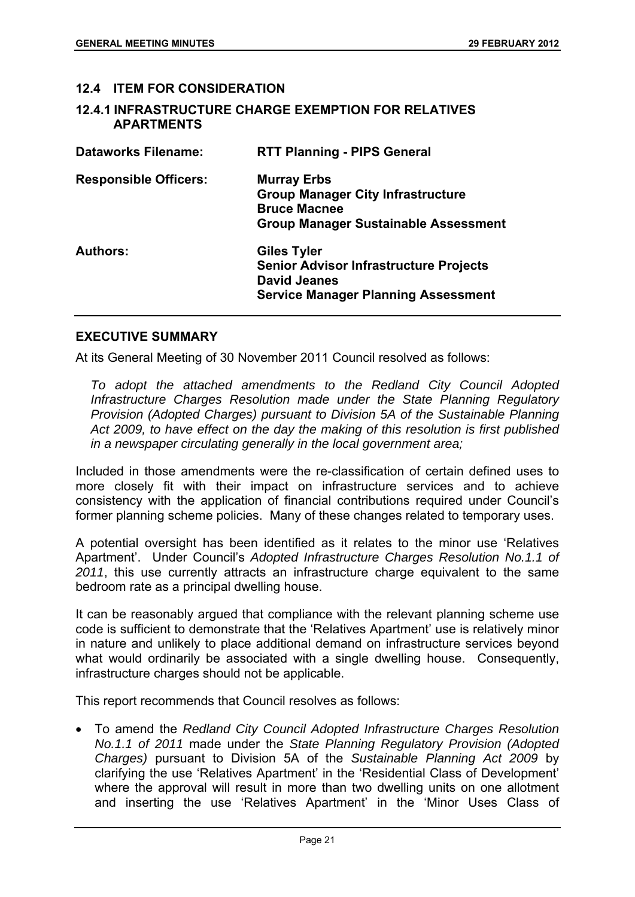## 12.4 ITEM FOR CONSIDERATION

### 12.4.1 INFRASTRUCTURE CHARGE EXEMPTION FOR RELATIVES APARTMENTS

| | |
|---|---|
| **Dataworks Filename:** | **RTT Planning - PIPS General** |
| **Responsible Officers:** | **Murray Erbs**<br>**Group Manager City Infrastructure**<br>**Bruce Macnee**<br>**Group Manager Sustainable Assessment** |
| **Authors:** | **Giles Tyler**<br>**Senior Advisor Infrastructure Projects**<br>**David Jeanes**<br>**Service Manager Planning Assessment** |

### EXECUTIVE SUMMARY

At its General Meeting of 30 November 2011 Council resolved as follows:

> *To adopt the attached amendments to the Redland City Council Adopted Infrastructure Charges Resolution made under the State Planning Regulatory Provision (Adopted Charges) pursuant to Division 5A of the Sustainable Planning Act 2009, to have effect on the day the making of this resolution is first published in a newspaper circulating generally in the local government area;*

Included in those amendments were the re-classification of certain defined uses to more closely fit with their impact on infrastructure services and to achieve consistency with the application of financial contributions required under Council's former planning scheme policies. Many of these changes related to temporary uses.

A potential oversight has been identified as it relates to the minor use 'Relatives Apartment'. Under Council's *Adopted Infrastructure Charges Resolution No.1.1 of 2011*, this use currently attracts an infrastructure charge equivalent to the same bedroom rate as a principal dwelling house.

It can be reasonably argued that compliance with the relevant planning scheme use code is sufficient to demonstrate that the 'Relatives Apartment' use is relatively minor in nature and unlikely to place additional demand on infrastructure services beyond what would ordinarily be associated with a single dwelling house. Consequently, infrastructure charges should not be applicable.

This report recommends that Council resolves as follows:

- To amend the *Redland City Council Adopted Infrastructure Charges Resolution No.1.1 of 2011* made under the *State Planning Regulatory Provision (Adopted Charges)* pursuant to Division 5A of the *Sustainable Planning Act 2009* by clarifying the use 'Relatives Apartment' in the 'Residential Class of Development' where the approval will result in more than two dwelling units on one allotment and inserting the use 'Relatives Apartment' in the 'Minor Uses Class of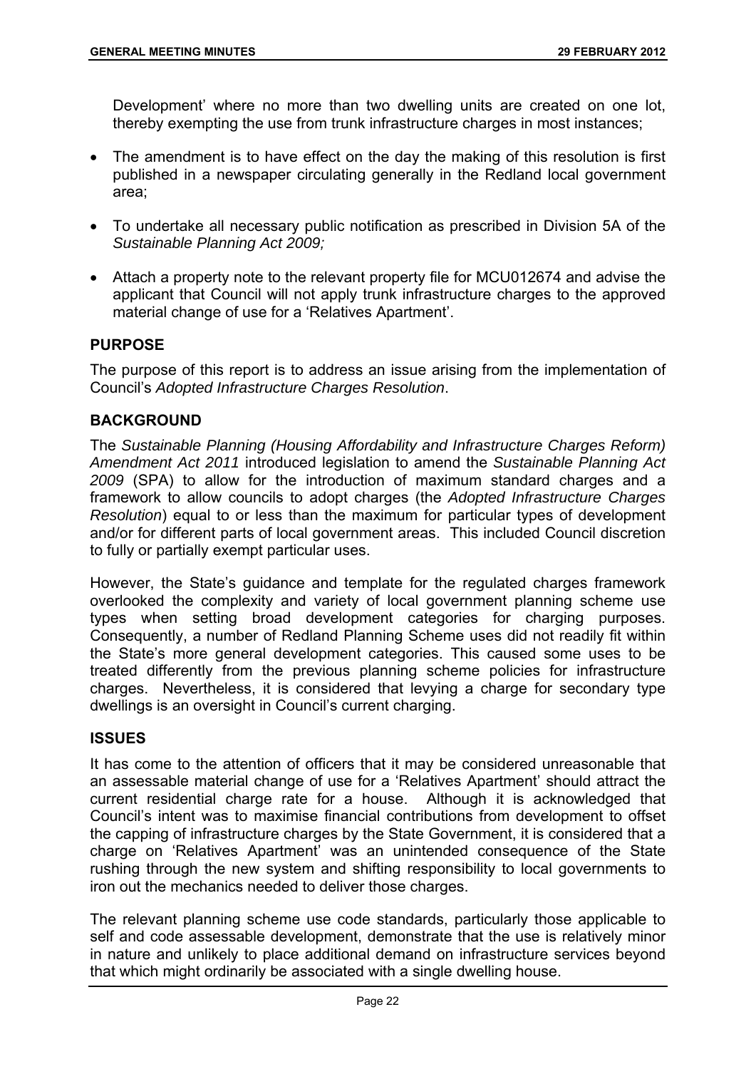Development' where no more than two dwelling units are created on one lot, thereby exempting the use from trunk infrastructure charges in most instances;

- The amendment is to have effect on the day the making of this resolution is first published in a newspaper circulating generally in the Redland local government area;
- To undertake all necessary public notification as prescribed in Division 5A of the *Sustainable Planning Act 2009;*
- Attach a property note to the relevant property file for MCU012674 and advise the applicant that Council will not apply trunk infrastructure charges to the approved material change of use for a 'Relatives Apartment'.

## PURPOSE

The purpose of this report is to address an issue arising from the implementation of Council's *Adopted Infrastructure Charges Resolution*.

## BACKGROUND

The *Sustainable Planning (Housing Affordability and Infrastructure Charges Reform) Amendment Act 2011* introduced legislation to amend the *Sustainable Planning Act 2009* (SPA) to allow for the introduction of maximum standard charges and a framework to allow councils to adopt charges (the *Adopted Infrastructure Charges Resolution*) equal to or less than the maximum for particular types of development and/or for different parts of local government areas. This included Council discretion to fully or partially exempt particular uses.

However, the State's guidance and template for the regulated charges framework overlooked the complexity and variety of local government planning scheme use types when setting broad development categories for charging purposes. Consequently, a number of Redland Planning Scheme uses did not readily fit within the State's more general development categories. This caused some uses to be treated differently from the previous planning scheme policies for infrastructure charges. Nevertheless, it is considered that levying a charge for secondary type dwellings is an oversight in Council's current charging.

## ISSUES

It has come to the attention of officers that it may be considered unreasonable that an assessable material change of use for a 'Relatives Apartment' should attract the current residential charge rate for a house. Although it is acknowledged that Council's intent was to maximise financial contributions from development to offset the capping of infrastructure charges by the State Government, it is considered that a charge on 'Relatives Apartment' was an unintended consequence of the State rushing through the new system and shifting responsibility to local governments to iron out the mechanics needed to deliver those charges.

The relevant planning scheme use code standards, particularly those applicable to self and code assessable development, demonstrate that the use is relatively minor in nature and unlikely to place additional demand on infrastructure services beyond that which might ordinarily be associated with a single dwelling house.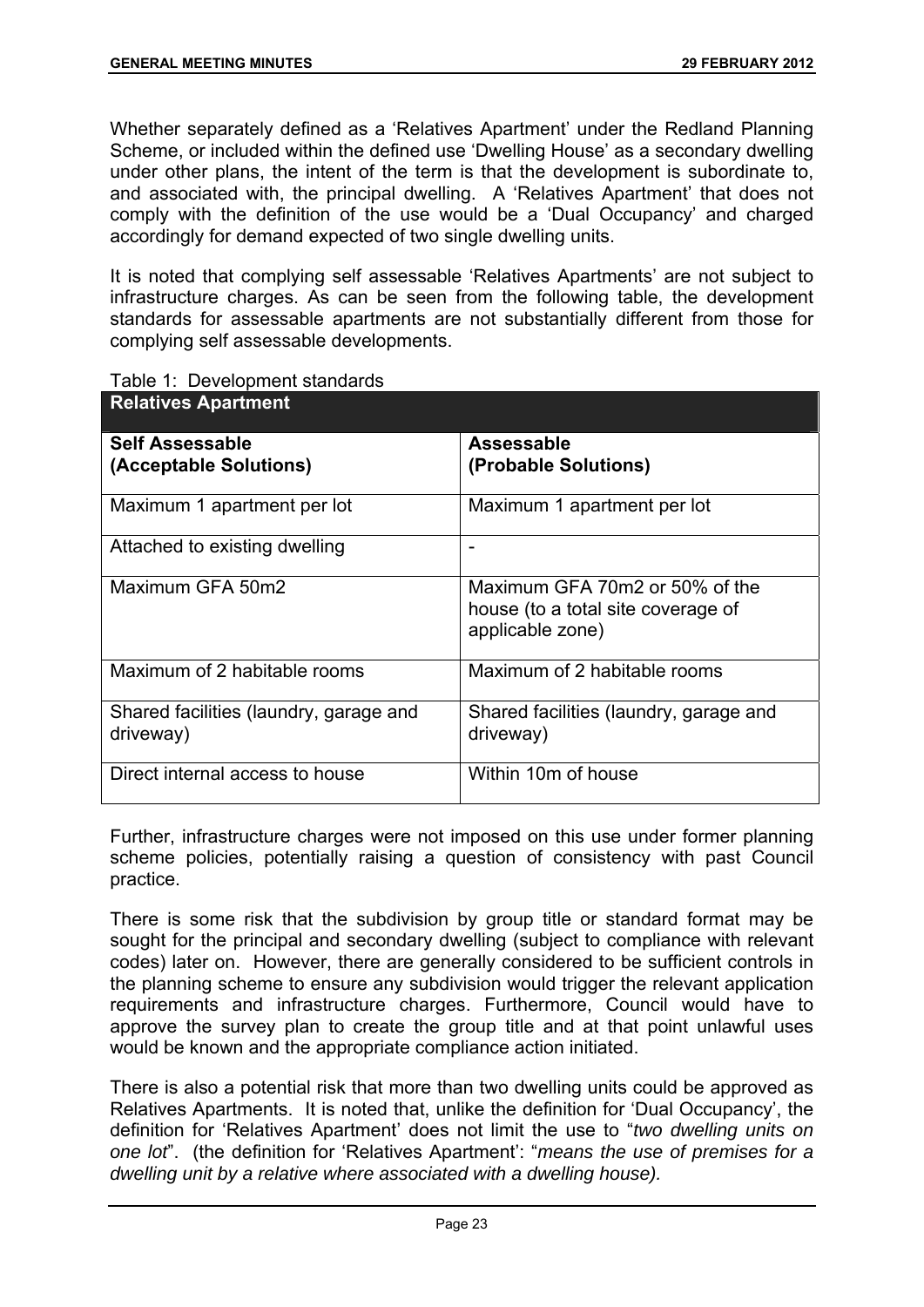Whether separately defined as a 'Relatives Apartment' under the Redland Planning Scheme, or included within the defined use 'Dwelling House' as a secondary dwelling under other plans, the intent of the term is that the development is subordinate to, and associated with, the principal dwelling. A 'Relatives Apartment' that does not comply with the definition of the use would be a 'Dual Occupancy' and charged accordingly for demand expected of two single dwelling units.

It is noted that complying self assessable 'Relatives Apartments' are not subject to infrastructure charges. As can be seen from the following table, the development standards for assessable apartments are not substantially different from those for complying self assessable developments.

Table 1: Development standards

| **Relatives Apartment** | |
|---|---|
| **Self Assessable (Acceptable Solutions)** | **Assessable (Probable Solutions)** |
| Maximum 1 apartment per lot | Maximum 1 apartment per lot |
| Attached to existing dwelling | - |
| Maximum GFA 50m2 | Maximum GFA 70m2 or 50% of the house (to a total site coverage of applicable zone) |
| Maximum of 2 habitable rooms | Maximum of 2 habitable rooms |
| Shared facilities (laundry, garage and driveway) | Shared facilities (laundry, garage and driveway) |
| Direct internal access to house | Within 10m of house |

Further, infrastructure charges were not imposed on this use under former planning scheme policies, potentially raising a question of consistency with past Council practice.

There is some risk that the subdivision by group title or standard format may be sought for the principal and secondary dwelling (subject to compliance with relevant codes) later on. However, there are generally considered to be sufficient controls in the planning scheme to ensure any subdivision would trigger the relevant application requirements and infrastructure charges. Furthermore, Council would have to approve the survey plan to create the group title and at that point unlawful uses would be known and the appropriate compliance action initiated.

There is also a potential risk that more than two dwelling units could be approved as Relatives Apartments. It is noted that, unlike the definition for 'Dual Occupancy', the definition for 'Relatives Apartment' does not limit the use to "*two dwelling units on one lot*". (the definition for 'Relatives Apartment': "*means the use of premises for a dwelling unit by a relative where associated with a dwelling house).*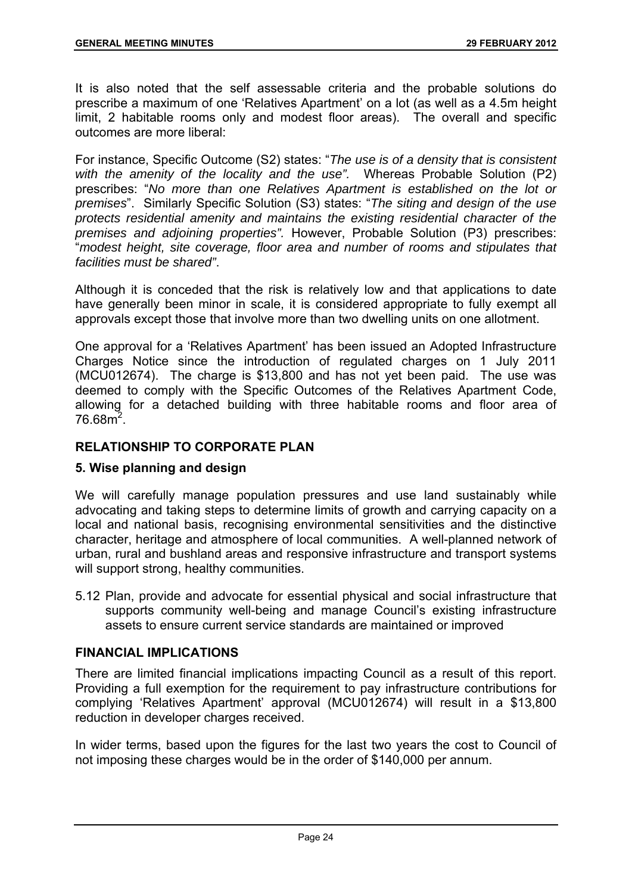It is also noted that the self assessable criteria and the probable solutions do prescribe a maximum of one 'Relatives Apartment' on a lot (as well as a 4.5m height limit, 2 habitable rooms only and modest floor areas). The overall and specific outcomes are more liberal:

For instance, Specific Outcome (S2) states: "*The use is of a density that is consistent with the amenity of the locality and the use".* Whereas Probable Solution (P2) prescribes: "*No more than one Relatives Apartment is established on the lot or premises*". Similarly Specific Solution (S3) states: "*The siting and design of the use protects residential amenity and maintains the existing residential character of the premises and adjoining properties".* However, Probable Solution (P3) prescribes: "*modest height, site coverage, floor area and number of rooms and stipulates that facilities must be shared"*.

Although it is conceded that the risk is relatively low and that applications to date have generally been minor in scale, it is considered appropriate to fully exempt all approvals except those that involve more than two dwelling units on one allotment.

One approval for a 'Relatives Apartment' has been issued an Adopted Infrastructure Charges Notice since the introduction of regulated charges on 1 July 2011 (MCU012674). The charge is $13,800 and has not yet been paid. The use was deemed to comply with the Specific Outcomes of the Relatives Apartment Code, allowing for a detached building with three habitable rooms and floor area of 76.68m$^2$.

## RELATIONSHIP TO CORPORATE PLAN

### 5. Wise planning and design

We will carefully manage population pressures and use land sustainably while advocating and taking steps to determine limits of growth and carrying capacity on a local and national basis, recognising environmental sensitivities and the distinctive character, heritage and atmosphere of local communities. A well-planned network of urban, rural and bushland areas and responsive infrastructure and transport systems will support strong, healthy communities.

5.12 Plan, provide and advocate for essential physical and social infrastructure that supports community well-being and manage Council's existing infrastructure assets to ensure current service standards are maintained or improved

## FINANCIAL IMPLICATIONS

There are limited financial implications impacting Council as a result of this report. Providing a full exemption for the requirement to pay infrastructure contributions for complying 'Relatives Apartment' approval (MCU012674) will result in a $13,800 reduction in developer charges received.

In wider terms, based upon the figures for the last two years the cost to Council of not imposing these charges would be in the order of $140,000 per annum.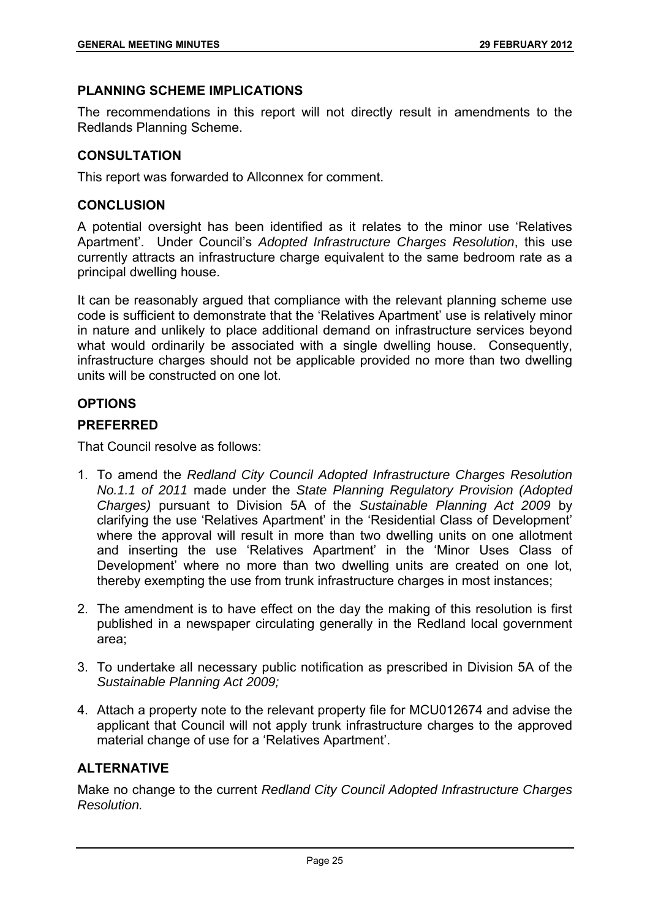## PLANNING SCHEME IMPLICATIONS

The recommendations in this report will not directly result in amendments to the Redlands Planning Scheme.

## CONSULTATION

This report was forwarded to Allconnex for comment.

## CONCLUSION

A potential oversight has been identified as it relates to the minor use 'Relatives Apartment'. Under Council's *Adopted Infrastructure Charges Resolution*, this use currently attracts an infrastructure charge equivalent to the same bedroom rate as a principal dwelling house.

It can be reasonably argued that compliance with the relevant planning scheme use code is sufficient to demonstrate that the 'Relatives Apartment' use is relatively minor in nature and unlikely to place additional demand on infrastructure services beyond what would ordinarily be associated with a single dwelling house. Consequently, infrastructure charges should not be applicable provided no more than two dwelling units will be constructed on one lot.

## OPTIONS

### PREFERRED

That Council resolve as follows:

1. To amend the *Redland City Council Adopted Infrastructure Charges Resolution No.1.1 of 2011* made under the *State Planning Regulatory Provision (Adopted Charges)* pursuant to Division 5A of the *Sustainable Planning Act 2009* by clarifying the use 'Relatives Apartment' in the 'Residential Class of Development' where the approval will result in more than two dwelling units on one allotment and inserting the use 'Relatives Apartment' in the 'Minor Uses Class of Development' where no more than two dwelling units are created on one lot, thereby exempting the use from trunk infrastructure charges in most instances;
2. The amendment is to have effect on the day the making of this resolution is first published in a newspaper circulating generally in the Redland local government area;
3. To undertake all necessary public notification as prescribed in Division 5A of the *Sustainable Planning Act 2009;*
4. Attach a property note to the relevant property file for MCU012674 and advise the applicant that Council will not apply trunk infrastructure charges to the approved material change of use for a 'Relatives Apartment'.

### ALTERNATIVE

Make no change to the current *Redland City Council Adopted Infrastructure Charges Resolution.*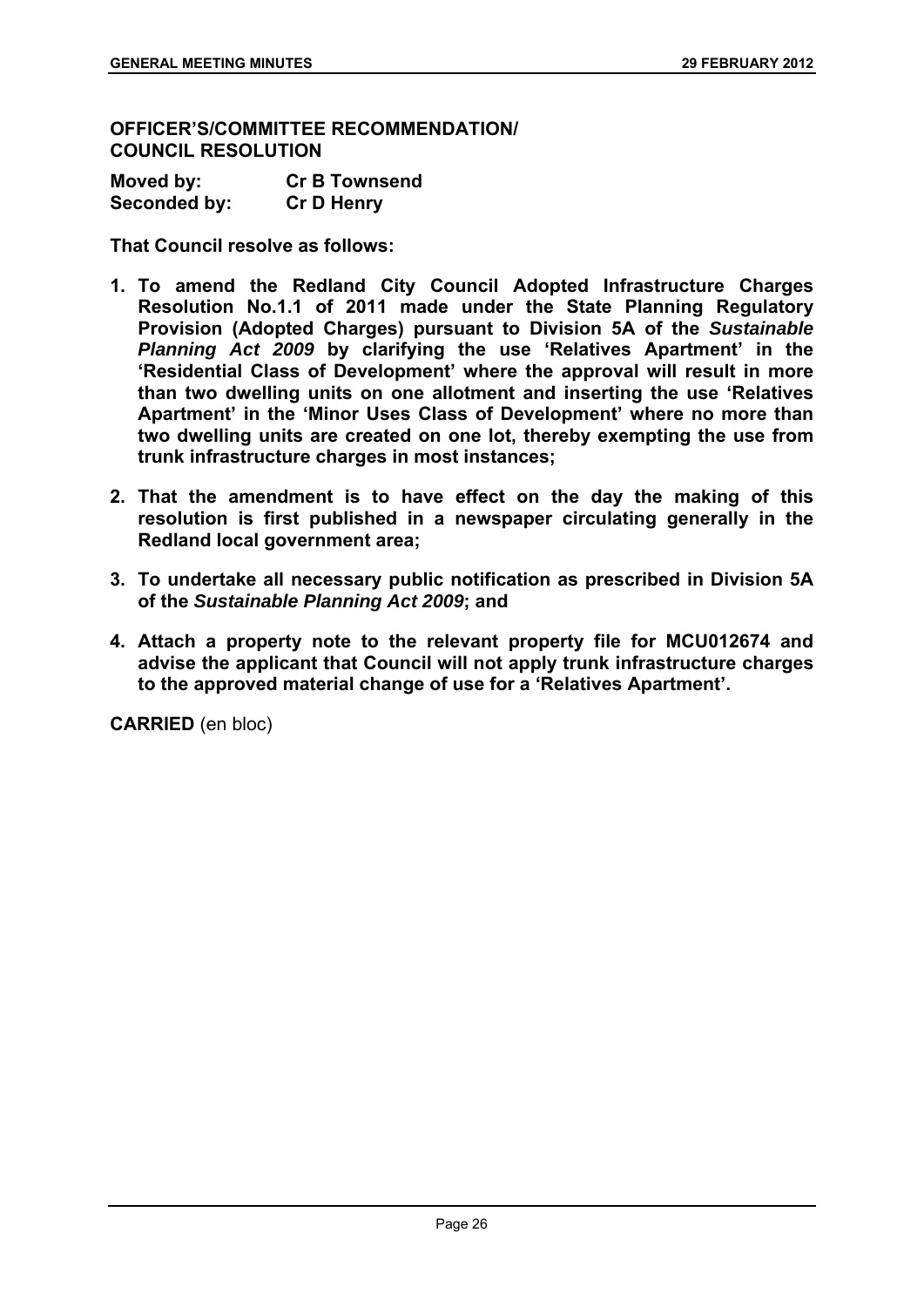**OFFICER'S/COMMITTEE RECOMMENDATION/ COUNCIL RESOLUTION**

**Moved by: Cr B Townsend**
**Seconded by: Cr D Henry**

**That Council resolve as follows:**

1. **To amend the Redland City Council Adopted Infrastructure Charges Resolution No.1.1 of 2011 made under the State Planning Regulatory Provision (Adopted Charges) pursuant to Division 5A of the *Sustainable Planning Act 2009* by clarifying the use 'Relatives Apartment' in the 'Residential Class of Development' where the approval will result in more than two dwelling units on one allotment and inserting the use 'Relatives Apartment' in the 'Minor Uses Class of Development' where no more than two dwelling units are created on one lot, thereby exempting the use from trunk infrastructure charges in most instances;**
2. **That the amendment is to have effect on the day the making of this resolution is first published in a newspaper circulating generally in the Redland local government area;**
3. **To undertake all necessary public notification as prescribed in Division 5A of the *Sustainable Planning Act 2009*; and**
4. **Attach a property note to the relevant property file for MCU012674 and advise the applicant that Council will not apply trunk infrastructure charges to the approved material change of use for a 'Relatives Apartment'.**

**CARRIED** (en bloc)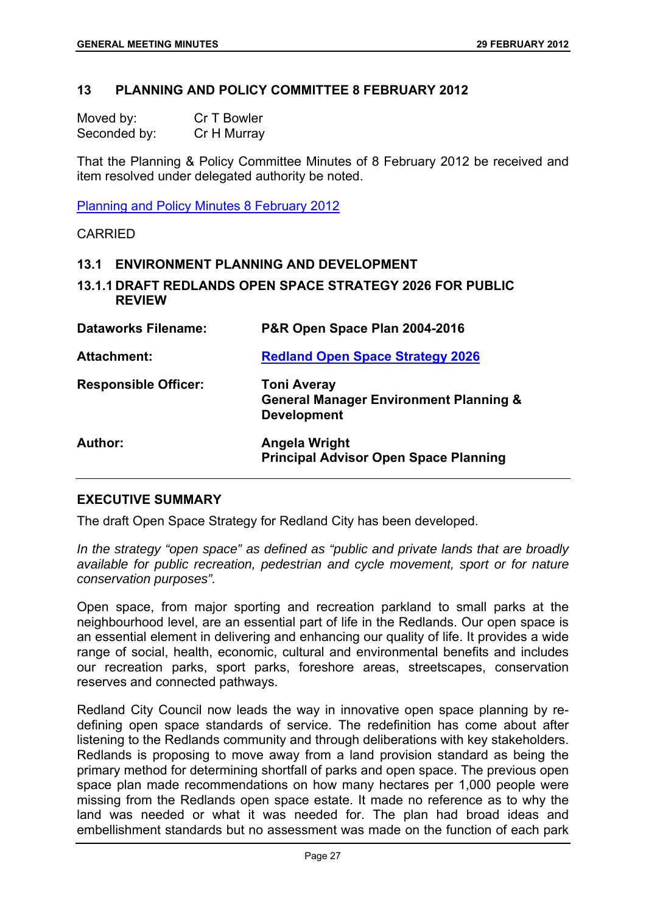## 13 PLANNING AND POLICY COMMITTEE 8 FEBRUARY 2012

Moved by: Cr T Bowler
Seconded by: Cr H Murray

That the Planning & Policy Committee Minutes of 8 February 2012 be received and item resolved under delegated authority be noted.

Planning and Policy Minutes 8 February 2012

CARRIED

### 13.1 ENVIRONMENT PLANNING AND DEVELOPMENT

#### 13.1.1 DRAFT REDLANDS OPEN SPACE STRATEGY 2026 FOR PUBLIC REVIEW

| | |
|---|---|
| **Dataworks Filename:** | **P&R Open Space Plan 2004-2016** |
| **Attachment:** | **Redland Open Space Strategy 2026** |
| **Responsible Officer:** | **Toni Averay**<br>**General Manager Environment Planning & Development** |
| **Author:** | **Angela Wright**<br>**Principal Advisor Open Space Planning** |

**EXECUTIVE SUMMARY**

The draft Open Space Strategy for Redland City has been developed.

*In the strategy "open space" as defined as "public and private lands that are broadly available for public recreation, pedestrian and cycle movement, sport or for nature conservation purposes".*

Open space, from major sporting and recreation parkland to small parks at the neighbourhood level, are an essential part of life in the Redlands. Our open space is an essential element in delivering and enhancing our quality of life. It provides a wide range of social, health, economic, cultural and environmental benefits and includes our recreation parks, sport parks, foreshore areas, streetscapes, conservation reserves and connected pathways.

Redland City Council now leads the way in innovative open space planning by re-defining open space standards of service. The redefinition has come about after listening to the Redlands community and through deliberations with key stakeholders. Redlands is proposing to move away from a land provision standard as being the primary method for determining shortfall of parks and open space. The previous open space plan made recommendations on how many hectares per 1,000 people were missing from the Redlands open space estate. It made no reference as to why the land was needed or what it was needed for. The plan had broad ideas and embellishment standards but no assessment was made on the function of each park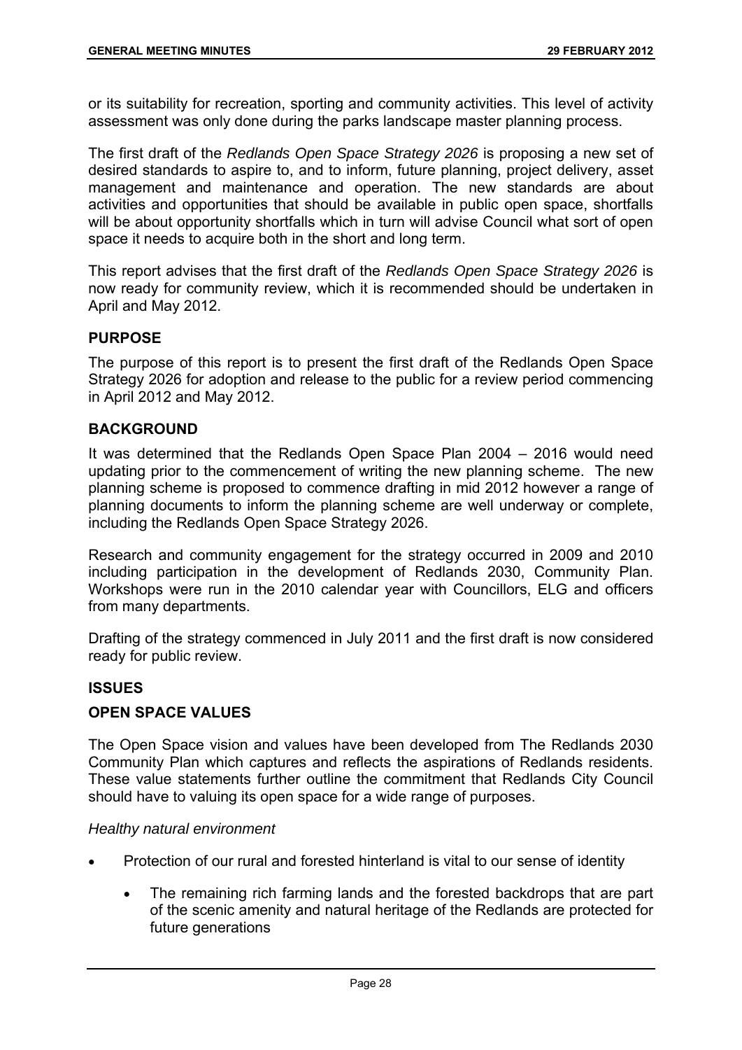or its suitability for recreation, sporting and community activities. This level of activity assessment was only done during the parks landscape master planning process.

The first draft of the *Redlands Open Space Strategy 2026* is proposing a new set of desired standards to aspire to, and to inform, future planning, project delivery, asset management and maintenance and operation. The new standards are about activities and opportunities that should be available in public open space, shortfalls will be about opportunity shortfalls which in turn will advise Council what sort of open space it needs to acquire both in the short and long term.

This report advises that the first draft of the *Redlands Open Space Strategy 2026* is now ready for community review, which it is recommended should be undertaken in April and May 2012.

## PURPOSE

The purpose of this report is to present the first draft of the Redlands Open Space Strategy 2026 for adoption and release to the public for a review period commencing in April 2012 and May 2012.

## BACKGROUND

It was determined that the Redlands Open Space Plan 2004 – 2016 would need updating prior to the commencement of writing the new planning scheme. The new planning scheme is proposed to commence drafting in mid 2012 however a range of planning documents to inform the planning scheme are well underway or complete, including the Redlands Open Space Strategy 2026.

Research and community engagement for the strategy occurred in 2009 and 2010 including participation in the development of Redlands 2030, Community Plan. Workshops were run in the 2010 calendar year with Councillors, ELG and officers from many departments.

Drafting of the strategy commenced in July 2011 and the first draft is now considered ready for public review.

## ISSUES

## OPEN SPACE VALUES

The Open Space vision and values have been developed from The Redlands 2030 Community Plan which captures and reflects the aspirations of Redlands residents. These value statements further outline the commitment that Redlands City Council should have to valuing its open space for a wide range of purposes.

*Healthy natural environment*

- Protection of our rural and forested hinterland is vital to our sense of identity
    - The remaining rich farming lands and the forested backdrops that are part of the scenic amenity and natural heritage of the Redlands are protected for future generations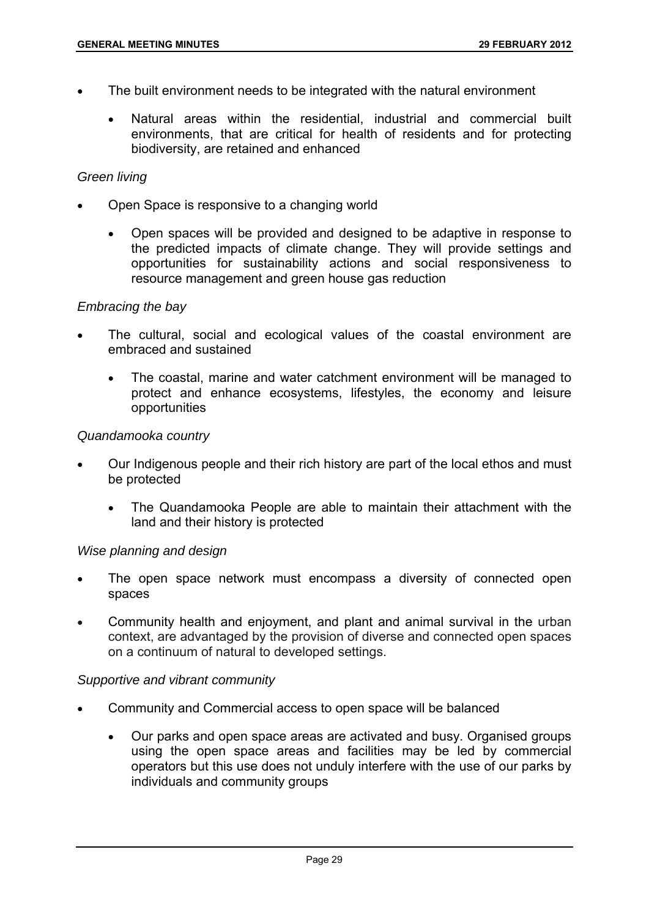- The built environment needs to be integrated with the natural environment
  - Natural areas within the residential, industrial and commercial built environments, that are critical for health of residents and for protecting biodiversity, are retained and enhanced

*Green living*

- Open Space is responsive to a changing world
  - Open spaces will be provided and designed to be adaptive in response to the predicted impacts of climate change. They will provide settings and opportunities for sustainability actions and social responsiveness to resource management and green house gas reduction

*Embracing the bay*

- The cultural, social and ecological values of the coastal environment are embraced and sustained
  - The coastal, marine and water catchment environment will be managed to protect and enhance ecosystems, lifestyles, the economy and leisure opportunities

*Quandamooka country*

- Our Indigenous people and their rich history are part of the local ethos and must be protected
  - The Quandamooka People are able to maintain their attachment with the land and their history is protected

*Wise planning and design*

- The open space network must encompass a diversity of connected open spaces
- Community health and enjoyment, and plant and animal survival in the urban context, are advantaged by the provision of diverse and connected open spaces on a continuum of natural to developed settings.

*Supportive and vibrant community*

- Community and Commercial access to open space will be balanced
  - Our parks and open space areas are activated and busy. Organised groups using the open space areas and facilities may be led by commercial operators but this use does not unduly interfere with the use of our parks by individuals and community groups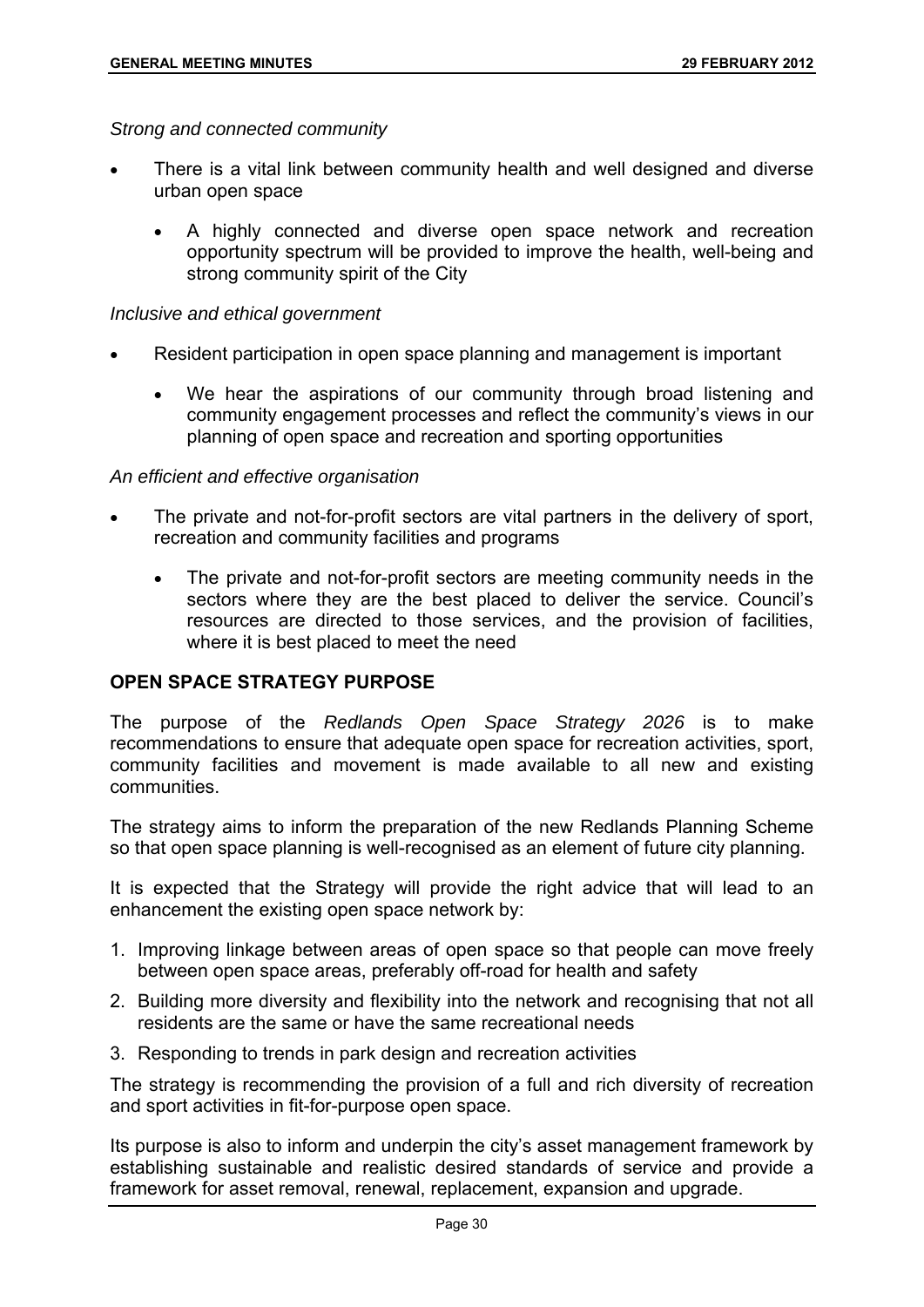*Strong and connected community*

- There is a vital link between community health and well designed and diverse urban open space
    - A highly connected and diverse open space network and recreation opportunity spectrum will be provided to improve the health, well-being and strong community spirit of the City

*Inclusive and ethical government*

- Resident participation in open space planning and management is important
    - We hear the aspirations of our community through broad listening and community engagement processes and reflect the community's views in our planning of open space and recreation and sporting opportunities

*An efficient and effective organisation*

- The private and not-for-profit sectors are vital partners in the delivery of sport, recreation and community facilities and programs
    - The private and not-for-profit sectors are meeting community needs in the sectors where they are the best placed to deliver the service. Council's resources are directed to those services, and the provision of facilities, where it is best placed to meet the need

**OPEN SPACE STRATEGY PURPOSE**

The purpose of the *Redlands Open Space Strategy 2026* is to make recommendations to ensure that adequate open space for recreation activities, sport, community facilities and movement is made available to all new and existing communities.

The strategy aims to inform the preparation of the new Redlands Planning Scheme so that open space planning is well-recognised as an element of future city planning.

It is expected that the Strategy will provide the right advice that will lead to an enhancement the existing open space network by:

1. Improving linkage between areas of open space so that people can move freely between open space areas, preferably off-road for health and safety
2. Building more diversity and flexibility into the network and recognising that not all residents are the same or have the same recreational needs
3. Responding to trends in park design and recreation activities

The strategy is recommending the provision of a full and rich diversity of recreation and sport activities in fit-for-purpose open space.

Its purpose is also to inform and underpin the city's asset management framework by establishing sustainable and realistic desired standards of service and provide a framework for asset removal, renewal, replacement, expansion and upgrade.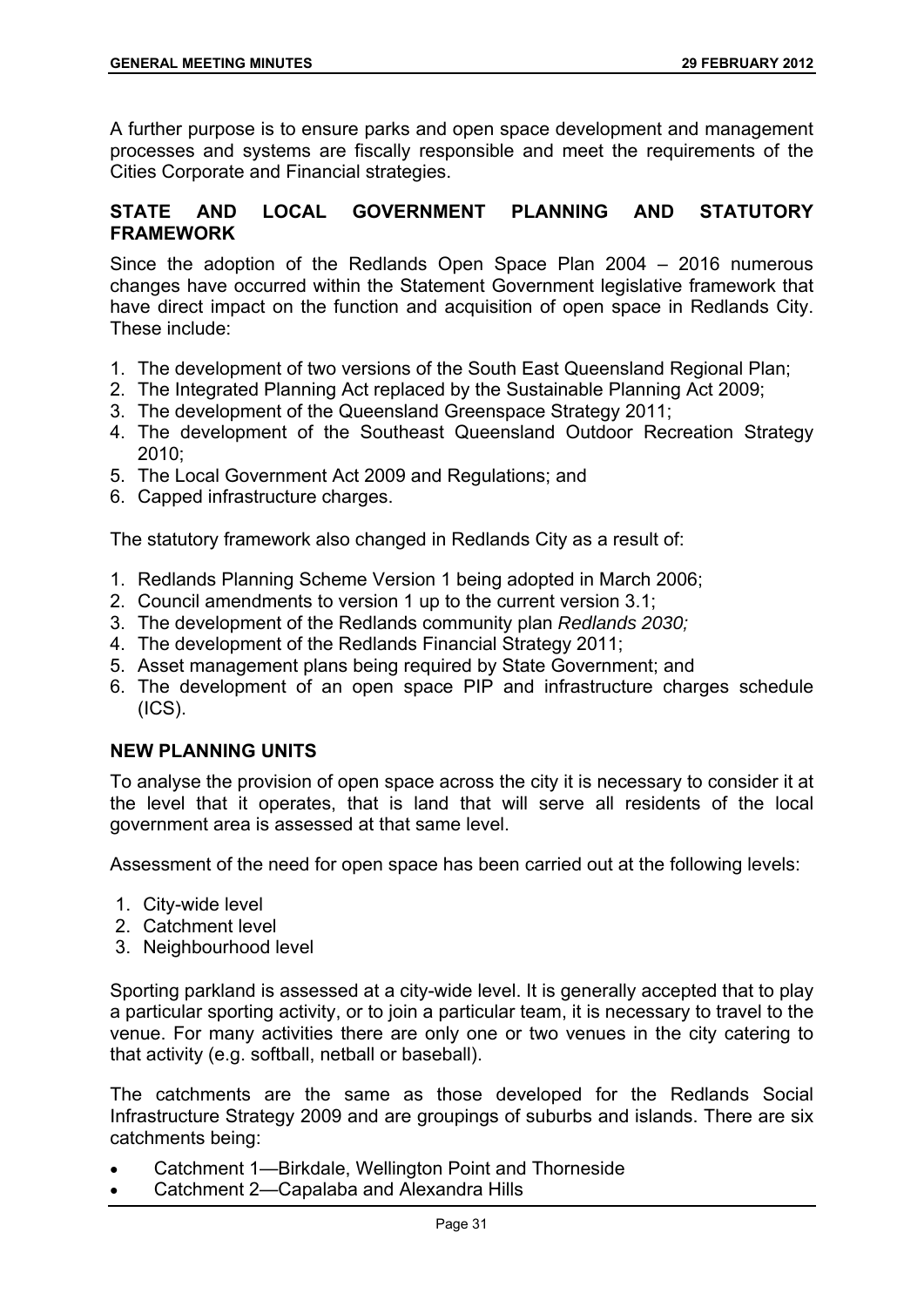A further purpose is to ensure parks and open space development and management processes and systems are fiscally responsible and meet the requirements of the Cities Corporate and Financial strategies.

## STATE AND LOCAL GOVERNMENT PLANNING AND STATUTORY FRAMEWORK

Since the adoption of the Redlands Open Space Plan 2004 – 2016 numerous changes have occurred within the Statement Government legislative framework that have direct impact on the function and acquisition of open space in Redlands City. These include:

1. The development of two versions of the South East Queensland Regional Plan;
2. The Integrated Planning Act replaced by the Sustainable Planning Act 2009;
3. The development of the Queensland Greenspace Strategy 2011;
4. The development of the Southeast Queensland Outdoor Recreation Strategy 2010;
5. The Local Government Act 2009 and Regulations; and
6. Capped infrastructure charges.

The statutory framework also changed in Redlands City as a result of:

1. Redlands Planning Scheme Version 1 being adopted in March 2006;
2. Council amendments to version 1 up to the current version 3.1;
3. The development of the Redlands community plan *Redlands 2030;*
4. The development of the Redlands Financial Strategy 2011;
5. Asset management plans being required by State Government; and
6. The development of an open space PIP and infrastructure charges schedule (ICS).

## NEW PLANNING UNITS

To analyse the provision of open space across the city it is necessary to consider it at the level that it operates, that is land that will serve all residents of the local government area is assessed at that same level.

Assessment of the need for open space has been carried out at the following levels:

1. City-wide level
2. Catchment level
3. Neighbourhood level

Sporting parkland is assessed at a city-wide level. It is generally accepted that to play a particular sporting activity, or to join a particular team, it is necessary to travel to the venue. For many activities there are only one or two venues in the city catering to that activity (e.g. softball, netball or baseball).

The catchments are the same as those developed for the Redlands Social Infrastructure Strategy 2009 and are groupings of suburbs and islands. There are six catchments being:

- Catchment 1—Birkdale, Wellington Point and Thorneside
- Catchment 2—Capalaba and Alexandra Hills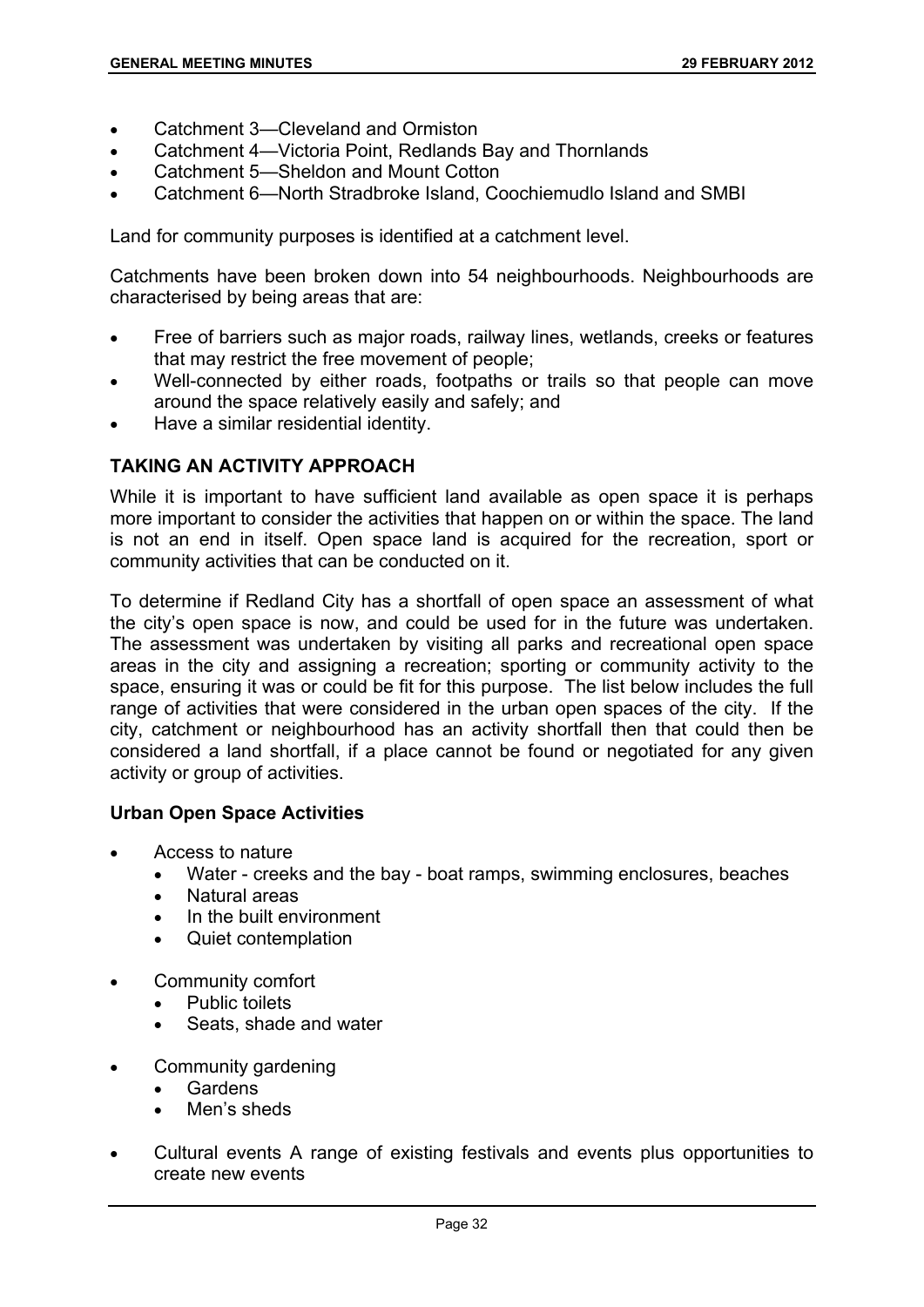- Catchment 3—Cleveland and Ormiston
- Catchment 4—Victoria Point, Redlands Bay and Thornlands
- Catchment 5—Sheldon and Mount Cotton
- Catchment 6—North Stradbroke Island, Coochiemudlo Island and SMBI

Land for community purposes is identified at a catchment level.

Catchments have been broken down into 54 neighbourhoods. Neighbourhoods are characterised by being areas that are:

- Free of barriers such as major roads, railway lines, wetlands, creeks or features that may restrict the free movement of people;
- Well-connected by either roads, footpaths or trails so that people can move around the space relatively easily and safely; and
- Have a similar residential identity.

**TAKING AN ACTIVITY APPROACH**

While it is important to have sufficient land available as open space it is perhaps more important to consider the activities that happen on or within the space. The land is not an end in itself. Open space land is acquired for the recreation, sport or community activities that can be conducted on it.

To determine if Redland City has a shortfall of open space an assessment of what the city's open space is now, and could be used for in the future was undertaken. The assessment was undertaken by visiting all parks and recreational open space areas in the city and assigning a recreation; sporting or community activity to the space, ensuring it was or could be fit for this purpose. The list below includes the full range of activities that were considered in the urban open spaces of the city. If the city, catchment or neighbourhood has an activity shortfall then that could then be considered a land shortfall, if a place cannot be found or negotiated for any given activity or group of activities.

**Urban Open Space Activities**

- Access to nature
  - Water - creeks and the bay - boat ramps, swimming enclosures, beaches
  - Natural areas
  - In the built environment
  - Quiet contemplation

- Community comfort
  - Public toilets
  - Seats, shade and water

- Community gardening
  - Gardens
  - Men's sheds

- Cultural events A range of existing festivals and events plus opportunities to create new events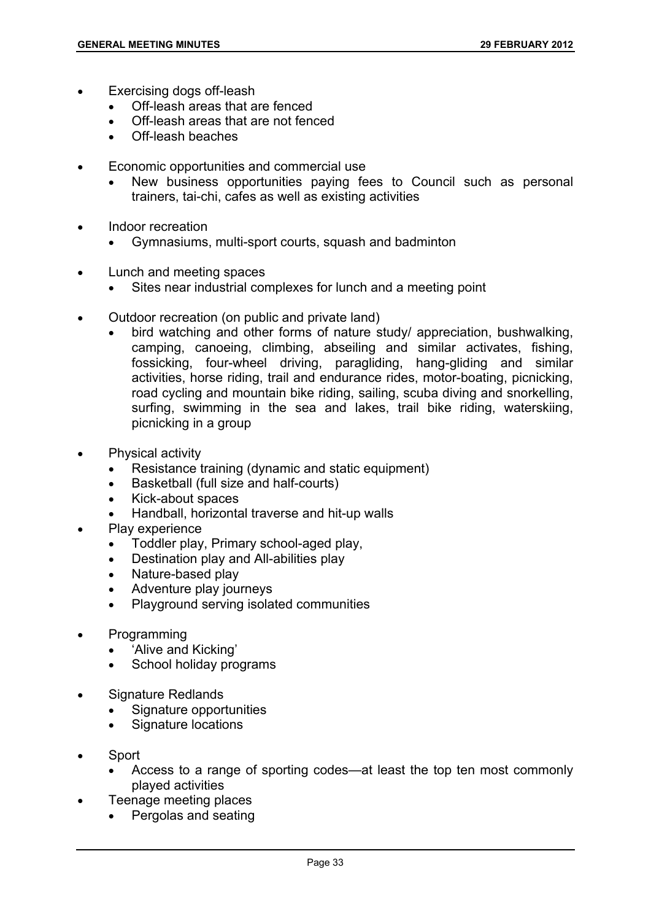- Exercising dogs off-leash
  - Off-leash areas that are fenced
  - Off-leash areas that are not fenced
  - Off-leash beaches

- Economic opportunities and commercial use
  - New business opportunities paying fees to Council such as personal trainers, tai-chi, cafes as well as existing activities

- Indoor recreation
  - Gymnasiums, multi-sport courts, squash and badminton

- Lunch and meeting spaces
  - Sites near industrial complexes for lunch and a meeting point

- Outdoor recreation (on public and private land)
  - bird watching and other forms of nature study/ appreciation, bushwalking, camping, canoeing, climbing, abseiling and similar activates, fishing, fossicking, four-wheel driving, paragliding, hang-gliding and similar activities, horse riding, trail and endurance rides, motor-boating, picnicking, road cycling and mountain bike riding, sailing, scuba diving and snorkelling, surfing, swimming in the sea and lakes, trail bike riding, waterskiing, picnicking in a group

- Physical activity
  - Resistance training (dynamic and static equipment)
  - Basketball (full size and half-courts)
  - Kick-about spaces
  - Handball, horizontal traverse and hit-up walls
- Play experience
  - Toddler play, Primary school-aged play,
  - Destination play and All-abilities play
  - Nature-based play
  - Adventure play journeys
  - Playground serving isolated communities

- Programming
  - 'Alive and Kicking'
  - School holiday programs

- Signature Redlands
  - Signature opportunities
  - Signature locations

- Sport
  - Access to a range of sporting codes—at least the top ten most commonly played activities
- Teenage meeting places
  - Pergolas and seating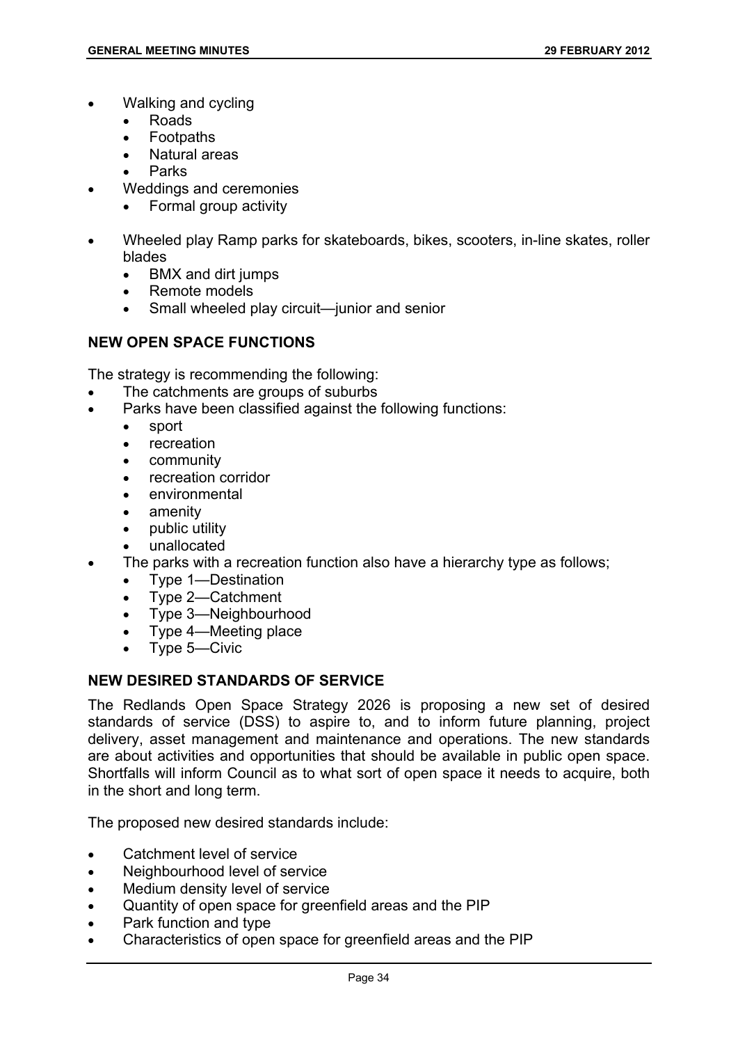- Walking and cycling
    - Roads
    - Footpaths
    - Natural areas
    - Parks
- Weddings and ceremonies
    - Formal group activity
- Wheeled play Ramp parks for skateboards, bikes, scooters, in-line skates, roller blades
    - BMX and dirt jumps
    - Remote models
    - Small wheeled play circuit—junior and senior

**NEW OPEN SPACE FUNCTIONS**

The strategy is recommending the following:

- The catchments are groups of suburbs
- Parks have been classified against the following functions:
    - sport
    - recreation
    - community
    - recreation corridor
    - environmental
    - amenity
    - public utility
    - unallocated
- The parks with a recreation function also have a hierarchy type as follows;
    - Type 1—Destination
    - Type 2—Catchment
    - Type 3—Neighbourhood
    - Type 4—Meeting place
    - Type 5—Civic

**NEW DESIRED STANDARDS OF SERVICE**

The Redlands Open Space Strategy 2026 is proposing a new set of desired standards of service (DSS) to aspire to, and to inform future planning, project delivery, asset management and maintenance and operations. The new standards are about activities and opportunities that should be available in public open space. Shortfalls will inform Council as to what sort of open space it needs to acquire, both in the short and long term.

The proposed new desired standards include:

- Catchment level of service
- Neighbourhood level of service
- Medium density level of service
- Quantity of open space for greenfield areas and the PIP
- Park function and type
- Characteristics of open space for greenfield areas and the PIP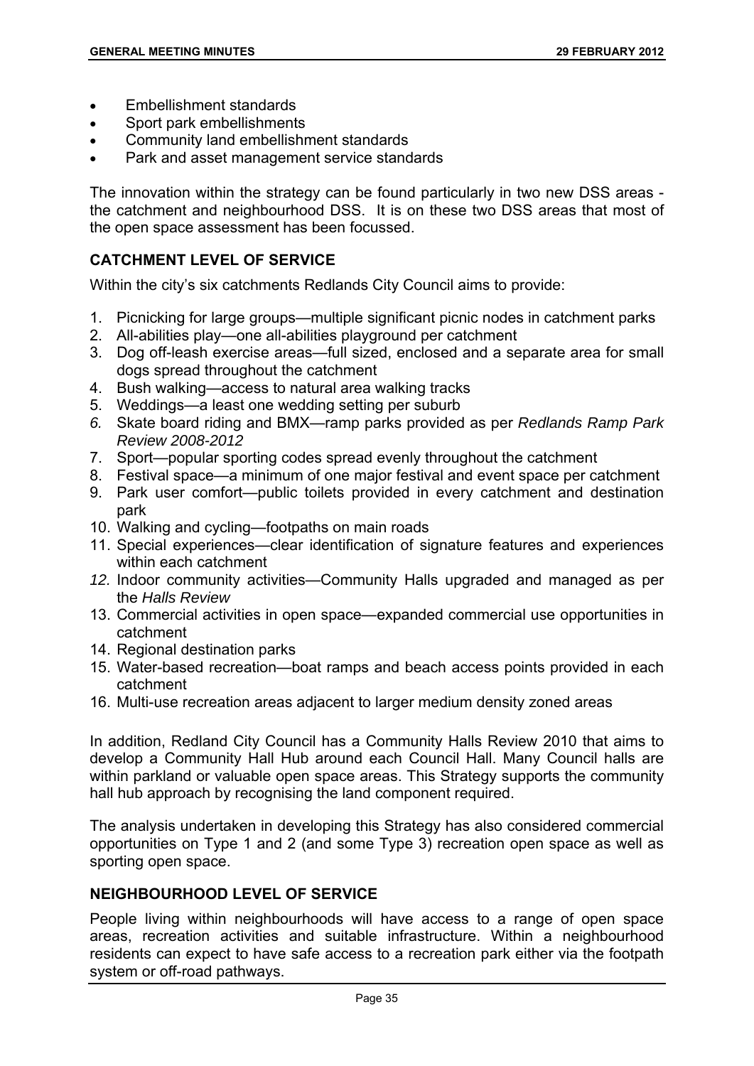- Embellishment standards
- Sport park embellishments
- Community land embellishment standards
- Park and asset management service standards

The innovation within the strategy can be found particularly in two new DSS areas - the catchment and neighbourhood DSS. It is on these two DSS areas that most of the open space assessment has been focussed.

## CATCHMENT LEVEL OF SERVICE

Within the city's six catchments Redlands City Council aims to provide:

1. Picnicking for large groups—multiple significant picnic nodes in catchment parks
2. All-abilities play—one all-abilities playground per catchment
3. Dog off-leash exercise areas—full sized, enclosed and a separate area for small dogs spread throughout the catchment
4. Bush walking—access to natural area walking tracks
5. Weddings—a least one wedding setting per suburb
6. Skate board riding and BMX—ramp parks provided as per *Redlands Ramp Park Review 2008-2012*
7. Sport—popular sporting codes spread evenly throughout the catchment
8. Festival space—a minimum of one major festival and event space per catchment
9. Park user comfort—public toilets provided in every catchment and destination park
10. Walking and cycling—footpaths on main roads
11. Special experiences—clear identification of signature features and experiences within each catchment
12. Indoor community activities—Community Halls upgraded and managed as per the *Halls Review*
13. Commercial activities in open space—expanded commercial use opportunities in catchment
14. Regional destination parks
15. Water-based recreation—boat ramps and beach access points provided in each catchment
16. Multi-use recreation areas adjacent to larger medium density zoned areas

In addition, Redland City Council has a Community Halls Review 2010 that aims to develop a Community Hall Hub around each Council Hall. Many Council halls are within parkland or valuable open space areas. This Strategy supports the community hall hub approach by recognising the land component required.

The analysis undertaken in developing this Strategy has also considered commercial opportunities on Type 1 and 2 (and some Type 3) recreation open space as well as sporting open space.

## NEIGHBOURHOOD LEVEL OF SERVICE

People living within neighbourhoods will have access to a range of open space areas, recreation activities and suitable infrastructure. Within a neighbourhood residents can expect to have safe access to a recreation park either via the footpath system or off-road pathways.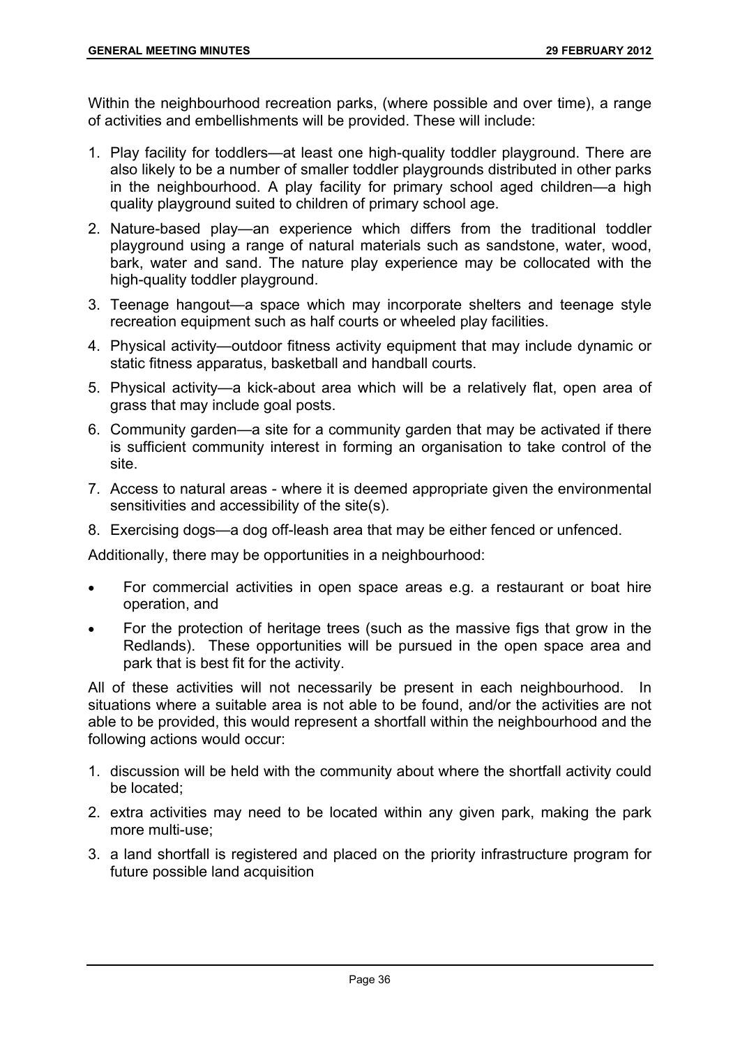Within the neighbourhood recreation parks, (where possible and over time), a range of activities and embellishments will be provided. These will include:

1. Play facility for toddlers—at least one high-quality toddler playground. There are also likely to be a number of smaller toddler playgrounds distributed in other parks in the neighbourhood. A play facility for primary school aged children—a high quality playground suited to children of primary school age.
2. Nature-based play—an experience which differs from the traditional toddler playground using a range of natural materials such as sandstone, water, wood, bark, water and sand. The nature play experience may be collocated with the high-quality toddler playground.
3. Teenage hangout—a space which may incorporate shelters and teenage style recreation equipment such as half courts or wheeled play facilities.
4. Physical activity—outdoor fitness activity equipment that may include dynamic or static fitness apparatus, basketball and handball courts.
5. Physical activity—a kick-about area which will be a relatively flat, open area of grass that may include goal posts.
6. Community garden—a site for a community garden that may be activated if there is sufficient community interest in forming an organisation to take control of the site.
7. Access to natural areas - where it is deemed appropriate given the environmental sensitivities and accessibility of the site(s).
8. Exercising dogs—a dog off-leash area that may be either fenced or unfenced.

Additionally, there may be opportunities in a neighbourhood:

- For commercial activities in open space areas e.g. a restaurant or boat hire operation, and
- For the protection of heritage trees (such as the massive figs that grow in the Redlands). These opportunities will be pursued in the open space area and park that is best fit for the activity.

All of these activities will not necessarily be present in each neighbourhood. In situations where a suitable area is not able to be found, and/or the activities are not able to be provided, this would represent a shortfall within the neighbourhood and the following actions would occur:

1. discussion will be held with the community about where the shortfall activity could be located;
2. extra activities may need to be located within any given park, making the park more multi-use;
3. a land shortfall is registered and placed on the priority infrastructure program for future possible land acquisition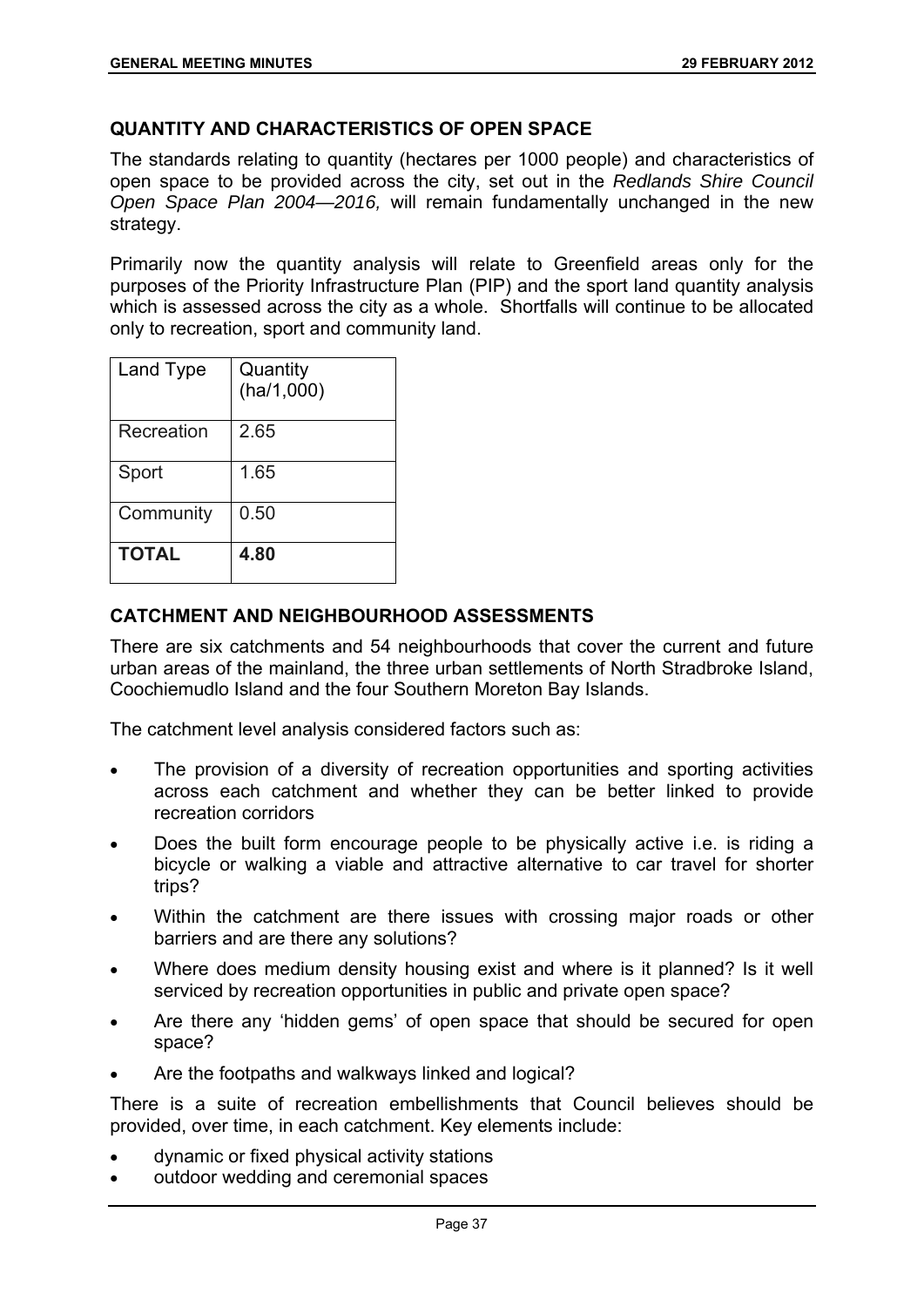## QUANTITY AND CHARACTERISTICS OF OPEN SPACE

The standards relating to quantity (hectares per 1000 people) and characteristics of open space to be provided across the city, set out in the *Redlands Shire Council Open Space Plan 2004—2016,* will remain fundamentally unchanged in the new strategy.

Primarily now the quantity analysis will relate to Greenfield areas only for the purposes of the Priority Infrastructure Plan (PIP) and the sport land quantity analysis which is assessed across the city as a whole. Shortfalls will continue to be allocated only to recreation, sport and community land.

| Land Type | Quantity (ha/1,000) |
|---|---|
| Recreation | 2.65 |
| Sport | 1.65 |
| Community | 0.50 |
| **TOTAL** | **4.80** |

## CATCHMENT AND NEIGHBOURHOOD ASSESSMENTS

There are six catchments and 54 neighbourhoods that cover the current and future urban areas of the mainland, the three urban settlements of North Stradbroke Island, Coochiemudlo Island and the four Southern Moreton Bay Islands.

The catchment level analysis considered factors such as:

- The provision of a diversity of recreation opportunities and sporting activities across each catchment and whether they can be better linked to provide recreation corridors
- Does the built form encourage people to be physically active i.e. is riding a bicycle or walking a viable and attractive alternative to car travel for shorter trips?
- Within the catchment are there issues with crossing major roads or other barriers and are there any solutions?
- Where does medium density housing exist and where is it planned? Is it well serviced by recreation opportunities in public and private open space?
- Are there any 'hidden gems' of open space that should be secured for open space?
- Are the footpaths and walkways linked and logical?

There is a suite of recreation embellishments that Council believes should be provided, over time, in each catchment. Key elements include:

- dynamic or fixed physical activity stations
- outdoor wedding and ceremonial spaces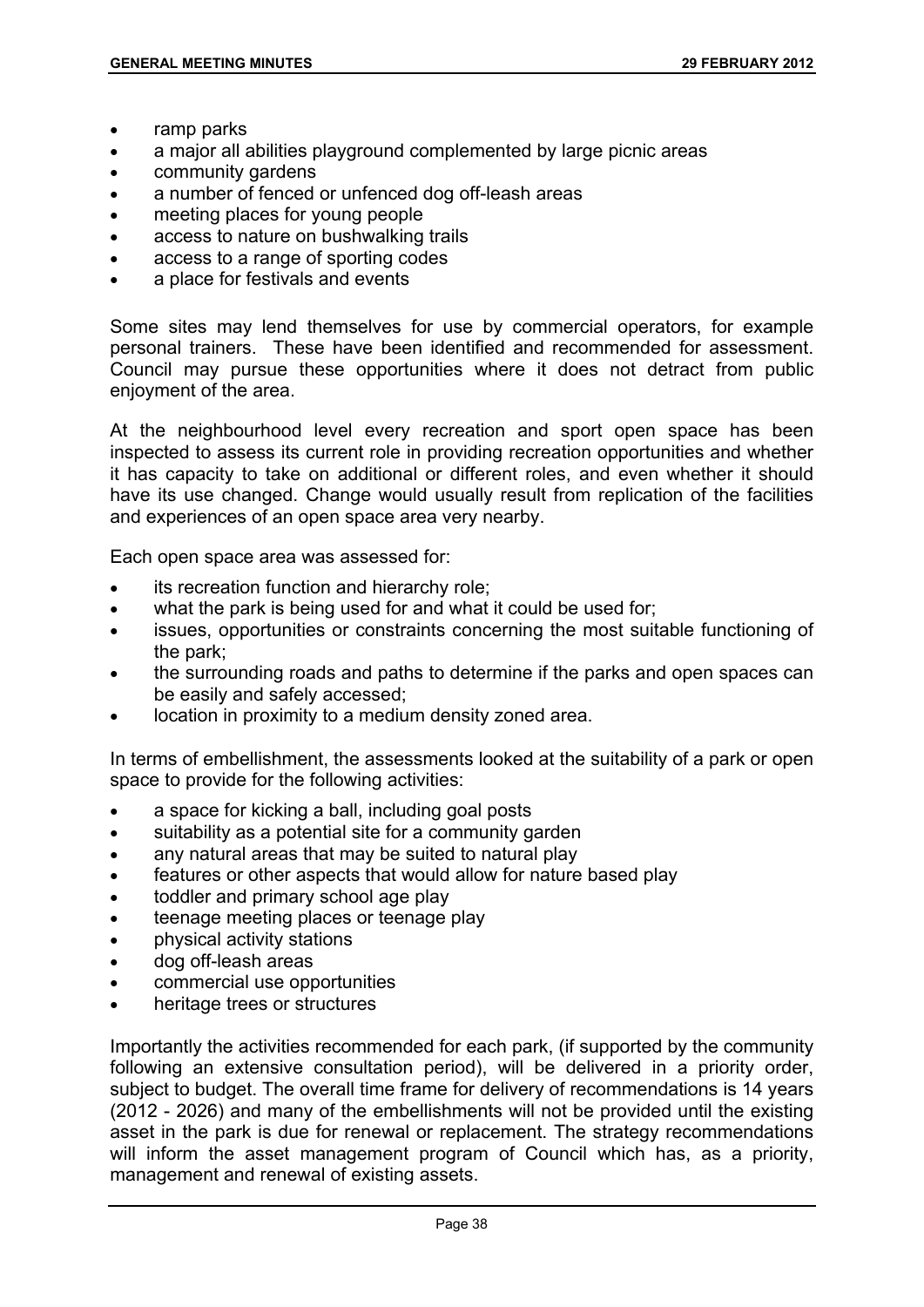- ramp parks
- a major all abilities playground complemented by large picnic areas
- community gardens
- a number of fenced or unfenced dog off-leash areas
- meeting places for young people
- access to nature on bushwalking trails
- access to a range of sporting codes
- a place for festivals and events

Some sites may lend themselves for use by commercial operators, for example personal trainers. These have been identified and recommended for assessment. Council may pursue these opportunities where it does not detract from public enjoyment of the area.

At the neighbourhood level every recreation and sport open space has been inspected to assess its current role in providing recreation opportunities and whether it has capacity to take on additional or different roles, and even whether it should have its use changed. Change would usually result from replication of the facilities and experiences of an open space area very nearby.

Each open space area was assessed for:

- its recreation function and hierarchy role;
- what the park is being used for and what it could be used for;
- issues, opportunities or constraints concerning the most suitable functioning of the park;
- the surrounding roads and paths to determine if the parks and open spaces can be easily and safely accessed;
- location in proximity to a medium density zoned area.

In terms of embellishment, the assessments looked at the suitability of a park or open space to provide for the following activities:

- a space for kicking a ball, including goal posts
- suitability as a potential site for a community garden
- any natural areas that may be suited to natural play
- features or other aspects that would allow for nature based play
- toddler and primary school age play
- teenage meeting places or teenage play
- physical activity stations
- dog off-leash areas
- commercial use opportunities
- heritage trees or structures

Importantly the activities recommended for each park, (if supported by the community following an extensive consultation period), will be delivered in a priority order, subject to budget. The overall time frame for delivery of recommendations is 14 years (2012 - 2026) and many of the embellishments will not be provided until the existing asset in the park is due for renewal or replacement. The strategy recommendations will inform the asset management program of Council which has, as a priority, management and renewal of existing assets.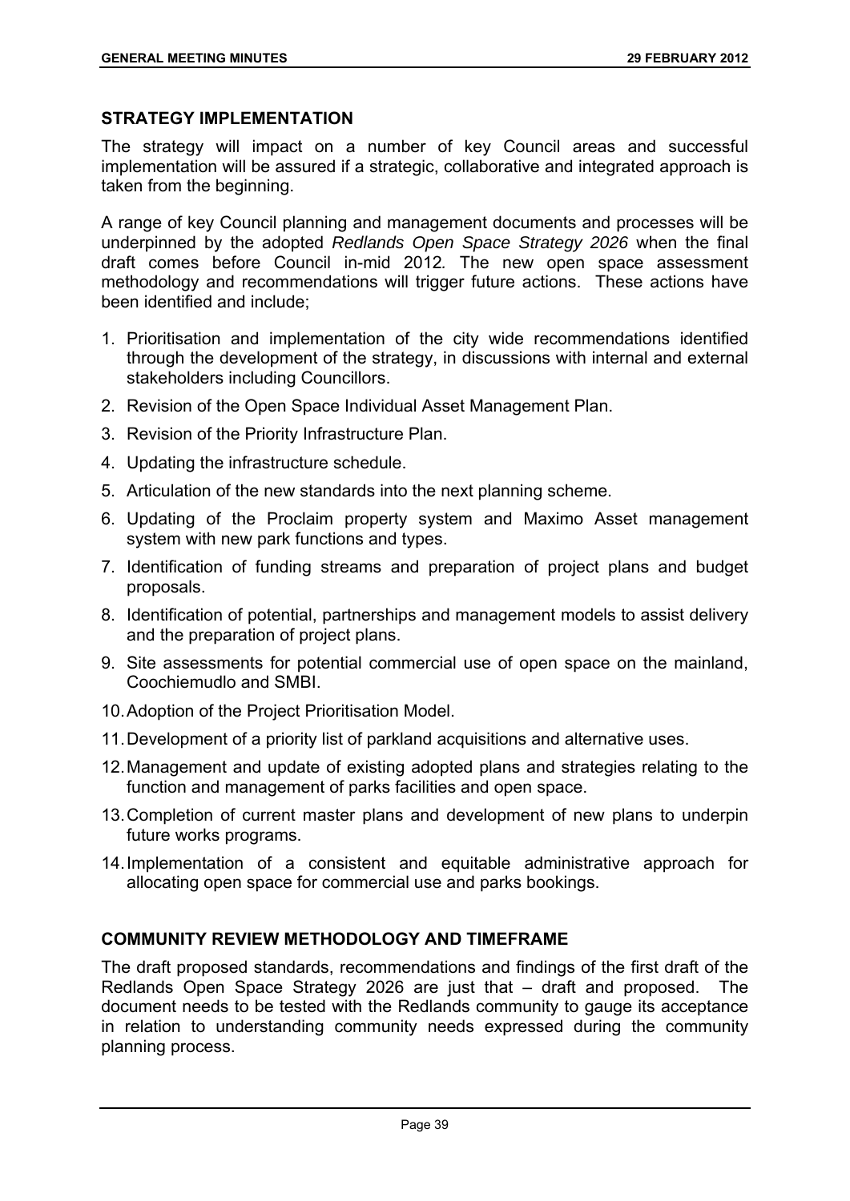## STRATEGY IMPLEMENTATION

The strategy will impact on a number of key Council areas and successful implementation will be assured if a strategic, collaborative and integrated approach is taken from the beginning.

A range of key Council planning and management documents and processes will be underpinned by the adopted *Redlands Open Space Strategy 2026* when the final draft comes before Council in-mid 2012*.* The new open space assessment methodology and recommendations will trigger future actions. These actions have been identified and include;

1. Prioritisation and implementation of the city wide recommendations identified through the development of the strategy, in discussions with internal and external stakeholders including Councillors.
2. Revision of the Open Space Individual Asset Management Plan.
3. Revision of the Priority Infrastructure Plan.
4. Updating the infrastructure schedule.
5. Articulation of the new standards into the next planning scheme.
6. Updating of the Proclaim property system and Maximo Asset management system with new park functions and types.
7. Identification of funding streams and preparation of project plans and budget proposals.
8. Identification of potential, partnerships and management models to assist delivery and the preparation of project plans.
9. Site assessments for potential commercial use of open space on the mainland, Coochiemudlo and SMBI.
10. Adoption of the Project Prioritisation Model.
11. Development of a priority list of parkland acquisitions and alternative uses.
12. Management and update of existing adopted plans and strategies relating to the function and management of parks facilities and open space.
13. Completion of current master plans and development of new plans to underpin future works programs.
14. Implementation of a consistent and equitable administrative approach for allocating open space for commercial use and parks bookings.

## COMMUNITY REVIEW METHODOLOGY AND TIMEFRAME

The draft proposed standards, recommendations and findings of the first draft of the Redlands Open Space Strategy 2026 are just that – draft and proposed. The document needs to be tested with the Redlands community to gauge its acceptance in relation to understanding community needs expressed during the community planning process.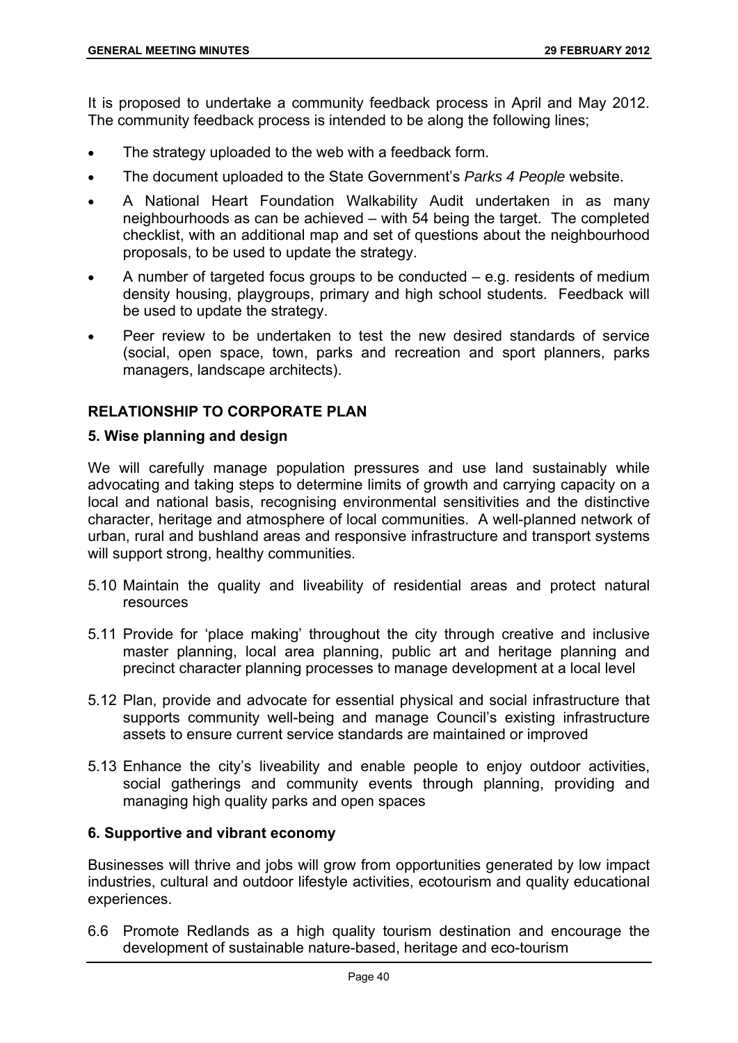It is proposed to undertake a community feedback process in April and May 2012. The community feedback process is intended to be along the following lines;

- The strategy uploaded to the web with a feedback form.
- The document uploaded to the State Government's *Parks 4 People* website.
- A National Heart Foundation Walkability Audit undertaken in as many neighbourhoods as can be achieved – with 54 being the target. The completed checklist, with an additional map and set of questions about the neighbourhood proposals, to be used to update the strategy.
- A number of targeted focus groups to be conducted – e.g. residents of medium density housing, playgroups, primary and high school students. Feedback will be used to update the strategy.
- Peer review to be undertaken to test the new desired standards of service (social, open space, town, parks and recreation and sport planners, parks managers, landscape architects).

## RELATIONSHIP TO CORPORATE PLAN

### 5. Wise planning and design

We will carefully manage population pressures and use land sustainably while advocating and taking steps to determine limits of growth and carrying capacity on a local and national basis, recognising environmental sensitivities and the distinctive character, heritage and atmosphere of local communities. A well-planned network of urban, rural and bushland areas and responsive infrastructure and transport systems will support strong, healthy communities.

5.10 Maintain the quality and liveability of residential areas and protect natural resources

5.11 Provide for 'place making' throughout the city through creative and inclusive master planning, local area planning, public art and heritage planning and precinct character planning processes to manage development at a local level

5.12 Plan, provide and advocate for essential physical and social infrastructure that supports community well-being and manage Council's existing infrastructure assets to ensure current service standards are maintained or improved

5.13 Enhance the city's liveability and enable people to enjoy outdoor activities, social gatherings and community events through planning, providing and managing high quality parks and open spaces

### 6. Supportive and vibrant economy

Businesses will thrive and jobs will grow from opportunities generated by low impact industries, cultural and outdoor lifestyle activities, ecotourism and quality educational experiences.

6.6 Promote Redlands as a high quality tourism destination and encourage the development of sustainable nature-based, heritage and eco-tourism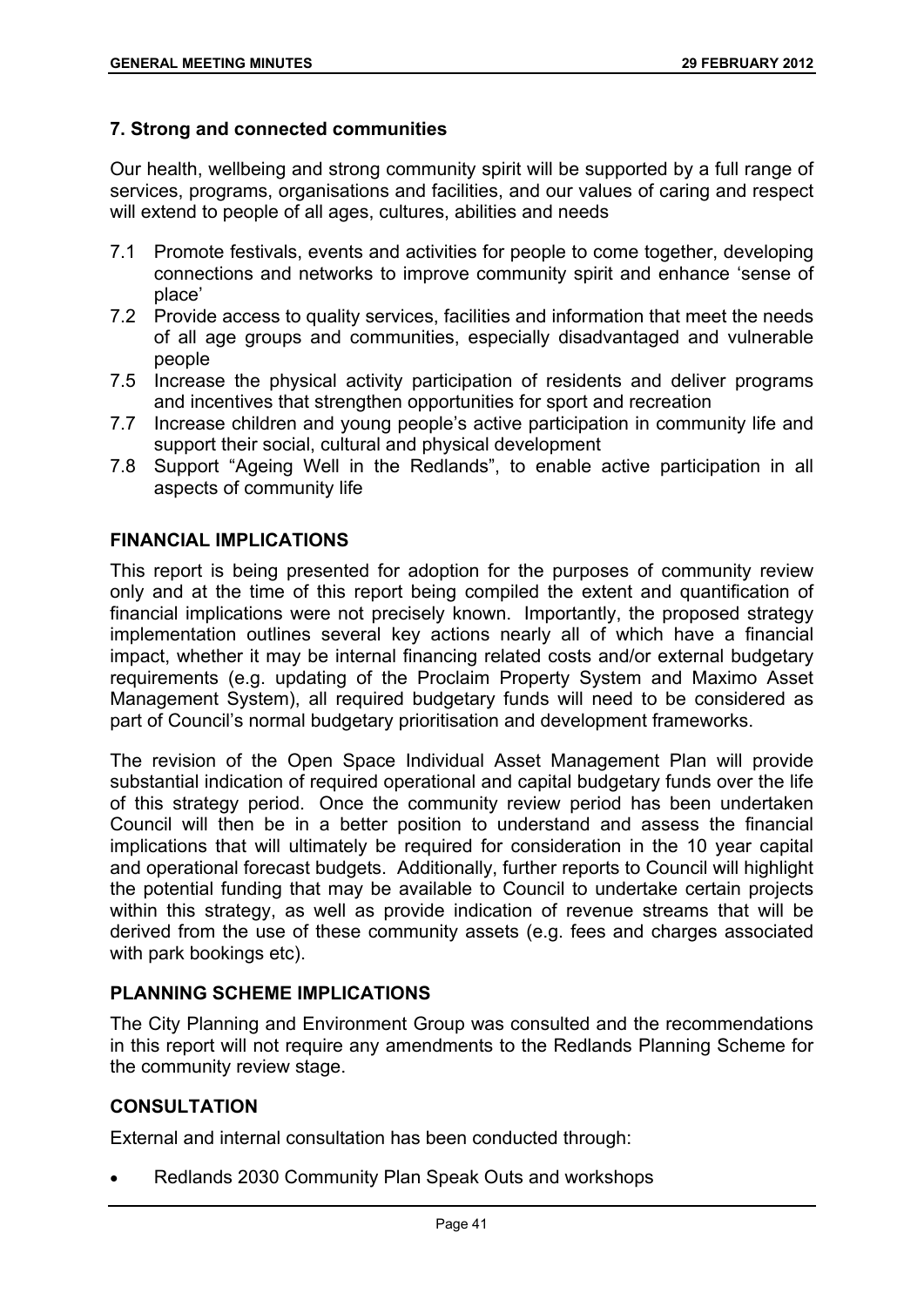### 7. Strong and connected communities

Our health, wellbeing and strong community spirit will be supported by a full range of services, programs, organisations and facilities, and our values of caring and respect will extend to people of all ages, cultures, abilities and needs

- 7.1 Promote festivals, events and activities for people to come together, developing connections and networks to improve community spirit and enhance 'sense of place'
- 7.2 Provide access to quality services, facilities and information that meet the needs of all age groups and communities, especially disadvantaged and vulnerable people
- 7.5 Increase the physical activity participation of residents and deliver programs and incentives that strengthen opportunities for sport and recreation
- 7.7 Increase children and young people's active participation in community life and support their social, cultural and physical development
- 7.8 Support "Ageing Well in the Redlands", to enable active participation in all aspects of community life

## FINANCIAL IMPLICATIONS

This report is being presented for adoption for the purposes of community review only and at the time of this report being compiled the extent and quantification of financial implications were not precisely known. Importantly, the proposed strategy implementation outlines several key actions nearly all of which have a financial impact, whether it may be internal financing related costs and/or external budgetary requirements (e.g. updating of the Proclaim Property System and Maximo Asset Management System), all required budgetary funds will need to be considered as part of Council's normal budgetary prioritisation and development frameworks.

The revision of the Open Space Individual Asset Management Plan will provide substantial indication of required operational and capital budgetary funds over the life of this strategy period. Once the community review period has been undertaken Council will then be in a better position to understand and assess the financial implications that will ultimately be required for consideration in the 10 year capital and operational forecast budgets. Additionally, further reports to Council will highlight the potential funding that may be available to Council to undertake certain projects within this strategy, as well as provide indication of revenue streams that will be derived from the use of these community assets (e.g. fees and charges associated with park bookings etc).

## PLANNING SCHEME IMPLICATIONS

The City Planning and Environment Group was consulted and the recommendations in this report will not require any amendments to the Redlands Planning Scheme for the community review stage.

## CONSULTATION

External and internal consultation has been conducted through:

- Redlands 2030 Community Plan Speak Outs and workshops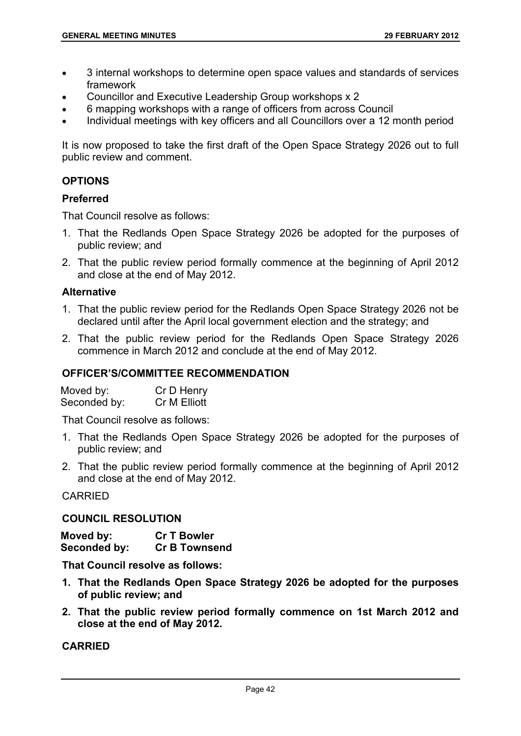- 3 internal workshops to determine open space values and standards of services framework
- Councillor and Executive Leadership Group workshops x 2
- 6 mapping workshops with a range of officers from across Council
- Individual meetings with key officers and all Councillors over a 12 month period

It is now proposed to take the first draft of the Open Space Strategy 2026 out to full public review and comment.

## OPTIONS

### Preferred

That Council resolve as follows:

1. That the Redlands Open Space Strategy 2026 be adopted for the purposes of public review; and
2. That the public review period formally commence at the beginning of April 2012 and close at the end of May 2012.

### Alternative

1. That the public review period for the Redlands Open Space Strategy 2026 not be declared until after the April local government election and the strategy; and
2. That the public review period for the Redlands Open Space Strategy 2026 commence in March 2012 and conclude at the end of May 2012.

## OFFICER'S/COMMITTEE RECOMMENDATION

Moved by: Cr D Henry
Seconded by: Cr M Elliott

That Council resolve as follows:

1. That the Redlands Open Space Strategy 2026 be adopted for the purposes of public review; and
2. That the public review period formally commence at the beginning of April 2012 and close at the end of May 2012.

CARRIED

## COUNCIL RESOLUTION

**Moved by: Cr T Bowler**
**Seconded by: Cr B Townsend**

**That Council resolve as follows:**

1. **That the Redlands Open Space Strategy 2026 be adopted for the purposes of public review; and**
2. **That the public review period formally commence on 1st March 2012 and close at the end of May 2012.**

**CARRIED**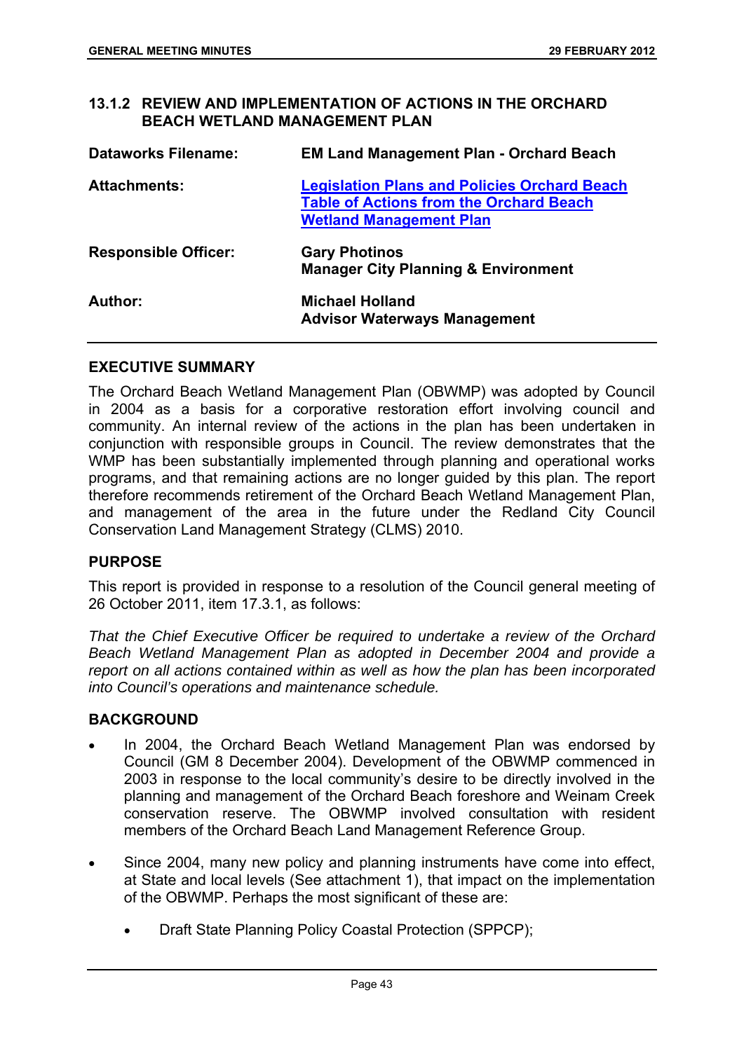### 13.1.2 REVIEW AND IMPLEMENTATION OF ACTIONS IN THE ORCHARD BEACH WETLAND MANAGEMENT PLAN

| | |
|---|---|
| **Dataworks Filename:** | **EM Land Management Plan - Orchard Beach** |
| **Attachments:** | **Legislation Plans and Policies Orchard Beach**<br>**Table of Actions from the Orchard Beach Wetland Management Plan** |
| **Responsible Officer:** | **Gary Photinos**<br>**Manager City Planning & Environment** |
| **Author:** | **Michael Holland**<br>**Advisor Waterways Management** |

**EXECUTIVE SUMMARY**

The Orchard Beach Wetland Management Plan (OBWMP) was adopted by Council in 2004 as a basis for a corporative restoration effort involving council and community. An internal review of the actions in the plan has been undertaken in conjunction with responsible groups in Council. The review demonstrates that the WMP has been substantially implemented through planning and operational works programs, and that remaining actions are no longer guided by this plan. The report therefore recommends retirement of the Orchard Beach Wetland Management Plan, and management of the area in the future under the Redland City Council Conservation Land Management Strategy (CLMS) 2010.

**PURPOSE**

This report is provided in response to a resolution of the Council general meeting of 26 October 2011, item 17.3.1, as follows:

*That the Chief Executive Officer be required to undertake a review of the Orchard Beach Wetland Management Plan as adopted in December 2004 and provide a report on all actions contained within as well as how the plan has been incorporated into Council's operations and maintenance schedule.*

**BACKGROUND**

- In 2004, the Orchard Beach Wetland Management Plan was endorsed by Council (GM 8 December 2004). Development of the OBWMP commenced in 2003 in response to the local community's desire to be directly involved in the planning and management of the Orchard Beach foreshore and Weinam Creek conservation reserve. The OBWMP involved consultation with resident members of the Orchard Beach Land Management Reference Group.

- Since 2004, many new policy and planning instruments have come into effect, at State and local levels (See attachment 1), that impact on the implementation of the OBWMP. Perhaps the most significant of these are:

    - Draft State Planning Policy Coastal Protection (SPPCP);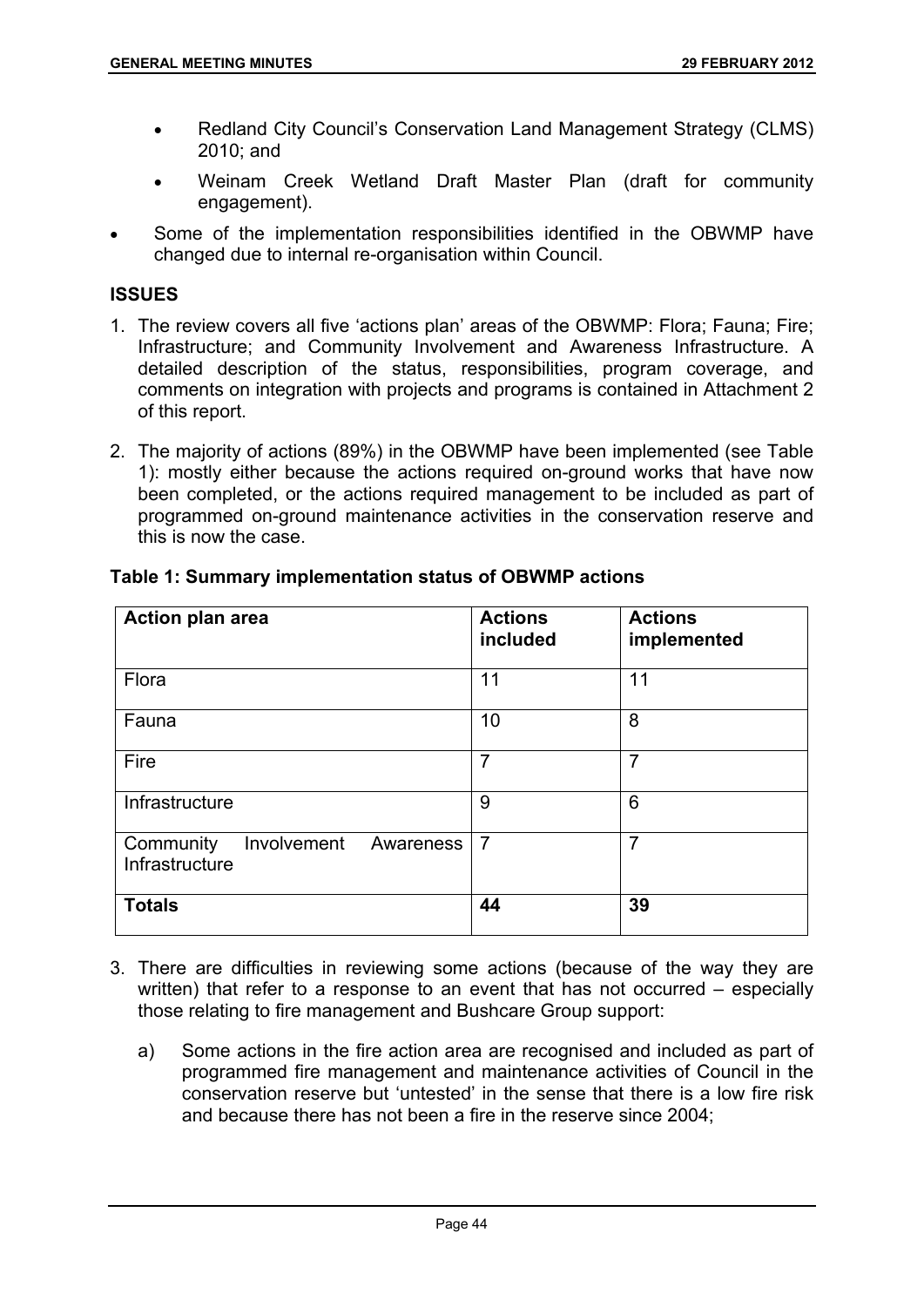- Redland City Council's Conservation Land Management Strategy (CLMS) 2010; and
- Weinam Creek Wetland Draft Master Plan (draft for community engagement).

- Some of the implementation responsibilities identified in the OBWMP have changed due to internal re-organisation within Council.

## ISSUES

1. The review covers all five 'actions plan' areas of the OBWMP: Flora; Fauna; Fire; Infrastructure; and Community Involvement and Awareness Infrastructure. A detailed description of the status, responsibilities, program coverage, and comments on integration with projects and programs is contained in Attachment 2 of this report.

2. The majority of actions (89%) in the OBWMP have been implemented (see Table 1): mostly either because the actions required on-ground works that have now been completed, or the actions required management to be included as part of programmed on-ground maintenance activities in the conservation reserve and this is now the case.

**Table 1: Summary implementation status of OBWMP actions**

| Action plan area | Actions included | Actions implemented |
|---|---|---|
| Flora | 11 | 11 |
| Fauna | 10 | 8 |
| Fire | 7 | 7 |
| Infrastructure | 9 | 6 |
| Community Involvement Awareness Infrastructure | 7 | 7 |
| **Totals** | **44** | **39** |

3. There are difficulties in reviewing some actions (because of the way they are written) that refer to a response to an event that has not occurred – especially those relating to fire management and Bushcare Group support:

   a) Some actions in the fire action area are recognised and included as part of programmed fire management and maintenance activities of Council in the conservation reserve but 'untested' in the sense that there is a low fire risk and because there has not been a fire in the reserve since 2004;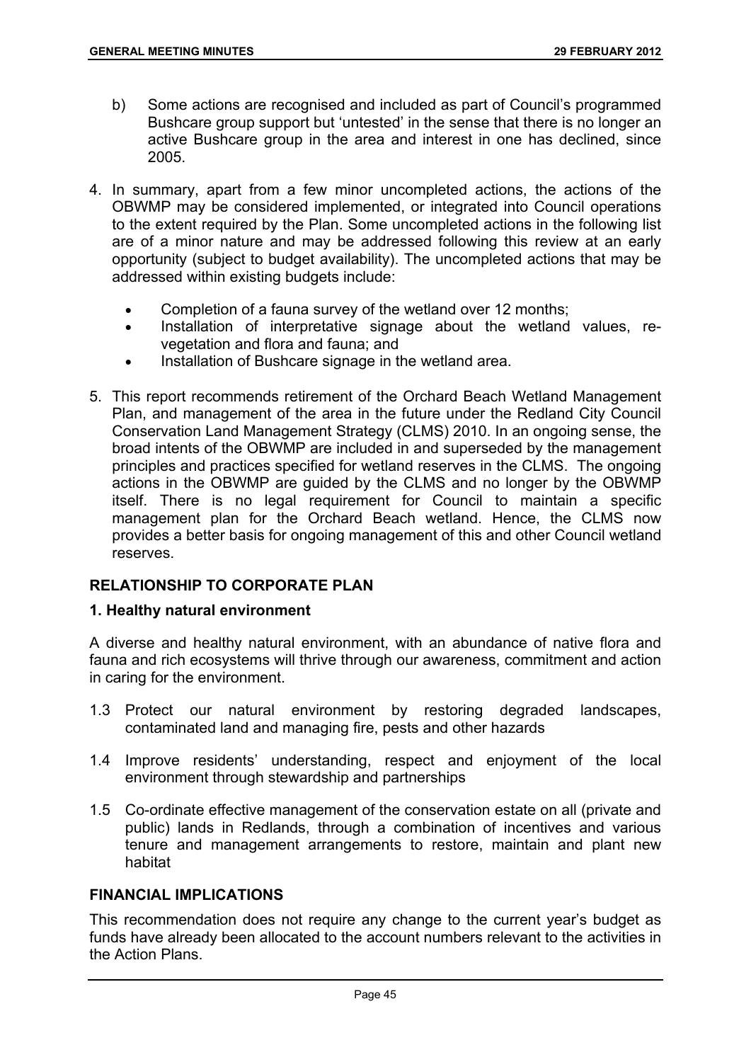b) Some actions are recognised and included as part of Council's programmed Bushcare group support but 'untested' in the sense that there is no longer an active Bushcare group in the area and interest in one has declined, since 2005.

4. In summary, apart from a few minor uncompleted actions, the actions of the OBWMP may be considered implemented, or integrated into Council operations to the extent required by the Plan. Some uncompleted actions in the following list are of a minor nature and may be addressed following this review at an early opportunity (subject to budget availability). The uncompleted actions that may be addressed within existing budgets include:

   - Completion of a fauna survey of the wetland over 12 months;
   - Installation of interpretative signage about the wetland values, re-vegetation and flora and fauna; and
   - Installation of Bushcare signage in the wetland area.

5. This report recommends retirement of the Orchard Beach Wetland Management Plan, and management of the area in the future under the Redland City Council Conservation Land Management Strategy (CLMS) 2010. In an ongoing sense, the broad intents of the OBWMP are included in and superseded by the management principles and practices specified for wetland reserves in the CLMS. The ongoing actions in the OBWMP are guided by the CLMS and no longer by the OBWMP itself. There is no legal requirement for Council to maintain a specific management plan for the Orchard Beach wetland. Hence, the CLMS now provides a better basis for ongoing management of this and other Council wetland reserves.

## RELATIONSHIP TO CORPORATE PLAN

### 1. Healthy natural environment

A diverse and healthy natural environment, with an abundance of native flora and fauna and rich ecosystems will thrive through our awareness, commitment and action in caring for the environment.

1.3 Protect our natural environment by restoring degraded landscapes, contaminated land and managing fire, pests and other hazards

1.4 Improve residents' understanding, respect and enjoyment of the local environment through stewardship and partnerships

1.5 Co-ordinate effective management of the conservation estate on all (private and public) lands in Redlands, through a combination of incentives and various tenure and management arrangements to restore, maintain and plant new habitat

## FINANCIAL IMPLICATIONS

This recommendation does not require any change to the current year's budget as funds have already been allocated to the account numbers relevant to the activities in the Action Plans.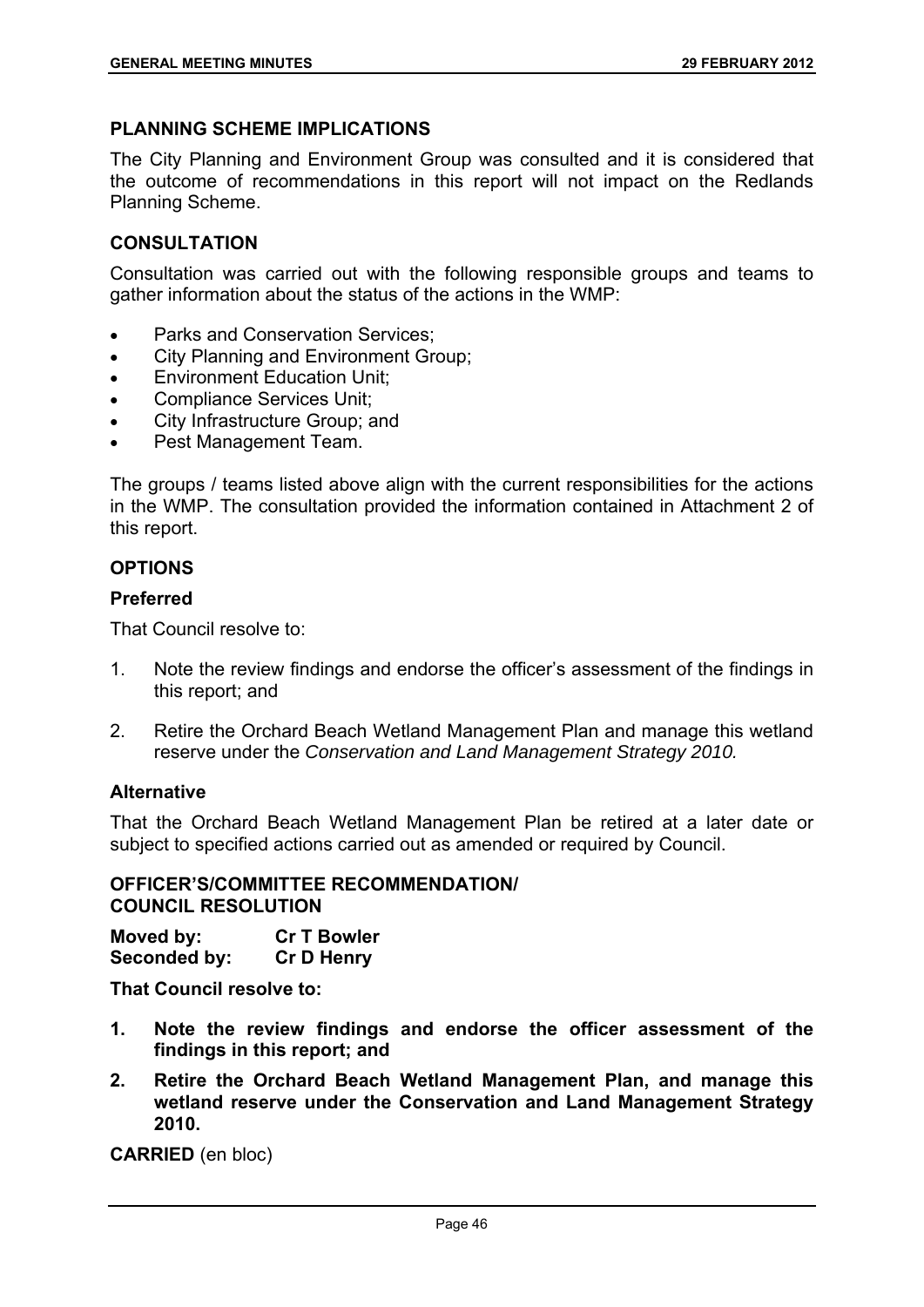## PLANNING SCHEME IMPLICATIONS

The City Planning and Environment Group was consulted and it is considered that the outcome of recommendations in this report will not impact on the Redlands Planning Scheme.

## CONSULTATION

Consultation was carried out with the following responsible groups and teams to gather information about the status of the actions in the WMP:

- Parks and Conservation Services;
- City Planning and Environment Group;
- Environment Education Unit;
- Compliance Services Unit;
- City Infrastructure Group; and
- Pest Management Team.

The groups / teams listed above align with the current responsibilities for the actions in the WMP. The consultation provided the information contained in Attachment 2 of this report.

## OPTIONS

### Preferred

That Council resolve to:

1. Note the review findings and endorse the officer's assessment of the findings in this report; and
2. Retire the Orchard Beach Wetland Management Plan and manage this wetland reserve under the *Conservation and Land Management Strategy 2010.*

### Alternative

That the Orchard Beach Wetland Management Plan be retired at a later date or subject to specified actions carried out as amended or required by Council.

## OFFICER'S/COMMITTEE RECOMMENDATION/ COUNCIL RESOLUTION

**Moved by:** **Cr T Bowler**
**Seconded by:** **Cr D Henry**

**That Council resolve to:**

1. **Note the review findings and endorse the officer assessment of the findings in this report; and**
2. **Retire the Orchard Beach Wetland Management Plan, and manage this wetland reserve under the Conservation and Land Management Strategy 2010.**

**CARRIED** (en bloc)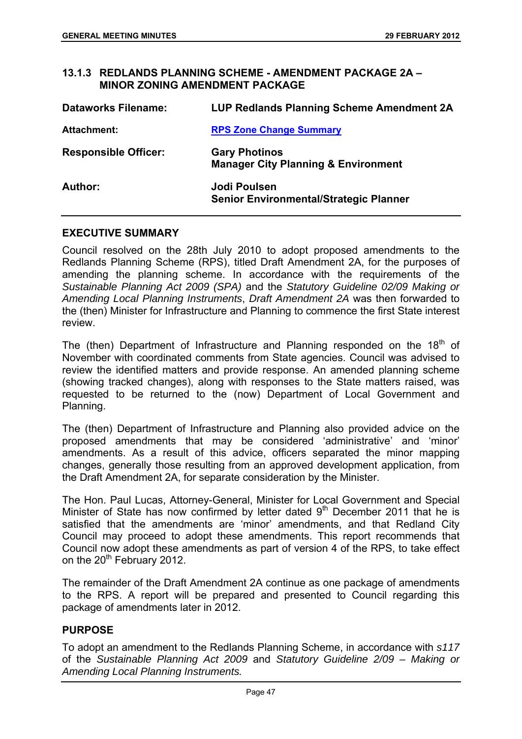### 13.1.3 REDLANDS PLANNING SCHEME - AMENDMENT PACKAGE 2A – MINOR ZONING AMENDMENT PACKAGE

| | |
|---|---|
| **Dataworks Filename:** | **LUP Redlands Planning Scheme Amendment 2A** |
| **Attachment:** | **RPS Zone Change Summary** |
| **Responsible Officer:** | **Gary Photinos**<br>**Manager City Planning & Environment** |
| **Author:** | **Jodi Poulsen**<br>**Senior Environmental/Strategic Planner** |

## EXECUTIVE SUMMARY

Council resolved on the 28th July 2010 to adopt proposed amendments to the Redlands Planning Scheme (RPS), titled Draft Amendment 2A, for the purposes of amending the planning scheme. In accordance with the requirements of the *Sustainable Planning Act 2009 (SPA)* and the *Statutory Guideline 02/09 Making or Amending Local Planning Instruments*, *Draft Amendment 2A* was then forwarded to the (then) Minister for Infrastructure and Planning to commence the first State interest review.

The (then) Department of Infrastructure and Planning responded on the 18th of November with coordinated comments from State agencies. Council was advised to review the identified matters and provide response. An amended planning scheme (showing tracked changes), along with responses to the State matters raised, was requested to be returned to the (now) Department of Local Government and Planning.

The (then) Department of Infrastructure and Planning also provided advice on the proposed amendments that may be considered 'administrative' and 'minor' amendments. As a result of this advice, officers separated the minor mapping changes, generally those resulting from an approved development application, from the Draft Amendment 2A, for separate consideration by the Minister.

The Hon. Paul Lucas, Attorney-General, Minister for Local Government and Special Minister of State has now confirmed by letter dated 9th December 2011 that he is satisfied that the amendments are 'minor' amendments, and that Redland City Council may proceed to adopt these amendments. This report recommends that Council now adopt these amendments as part of version 4 of the RPS, to take effect on the 20th February 2012.

The remainder of the Draft Amendment 2A continue as one package of amendments to the RPS. A report will be prepared and presented to Council regarding this package of amendments later in 2012.

## PURPOSE

To adopt an amendment to the Redlands Planning Scheme, in accordance with *s117* of the *Sustainable Planning Act 2009* and *Statutory Guideline 2/09 – Making or Amending Local Planning Instruments.*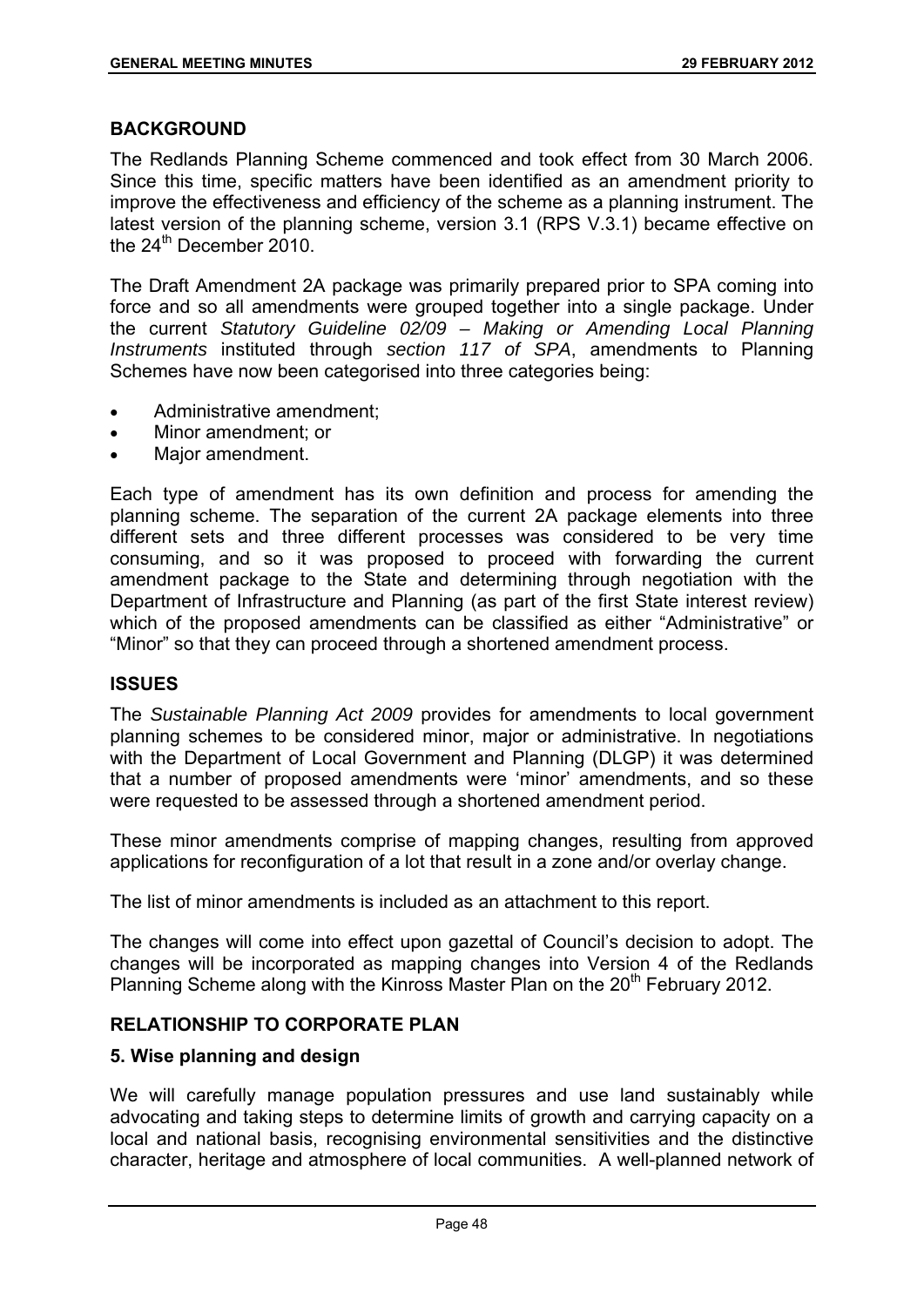## BACKGROUND

The Redlands Planning Scheme commenced and took effect from 30 March 2006. Since this time, specific matters have been identified as an amendment priority to improve the effectiveness and efficiency of the scheme as a planning instrument. The latest version of the planning scheme, version 3.1 (RPS V.3.1) became effective on the 24th December 2010.

The Draft Amendment 2A package was primarily prepared prior to SPA coming into force and so all amendments were grouped together into a single package. Under the current *Statutory Guideline 02/09 – Making or Amending Local Planning Instruments* instituted through *section 117 of SPA*, amendments to Planning Schemes have now been categorised into three categories being:

- Administrative amendment;
- Minor amendment; or
- Major amendment.

Each type of amendment has its own definition and process for amending the planning scheme. The separation of the current 2A package elements into three different sets and three different processes was considered to be very time consuming, and so it was proposed to proceed with forwarding the current amendment package to the State and determining through negotiation with the Department of Infrastructure and Planning (as part of the first State interest review) which of the proposed amendments can be classified as either "Administrative" or "Minor" so that they can proceed through a shortened amendment process.

## ISSUES

The *Sustainable Planning Act 2009* provides for amendments to local government planning schemes to be considered minor, major or administrative. In negotiations with the Department of Local Government and Planning (DLGP) it was determined that a number of proposed amendments were 'minor' amendments, and so these were requested to be assessed through a shortened amendment period.

These minor amendments comprise of mapping changes, resulting from approved applications for reconfiguration of a lot that result in a zone and/or overlay change.

The list of minor amendments is included as an attachment to this report.

The changes will come into effect upon gazettal of Council's decision to adopt. The changes will be incorporated as mapping changes into Version 4 of the Redlands Planning Scheme along with the Kinross Master Plan on the 20th February 2012.

## RELATIONSHIP TO CORPORATE PLAN

### 5. Wise planning and design

We will carefully manage population pressures and use land sustainably while advocating and taking steps to determine limits of growth and carrying capacity on a local and national basis, recognising environmental sensitivities and the distinctive character, heritage and atmosphere of local communities. A well-planned network of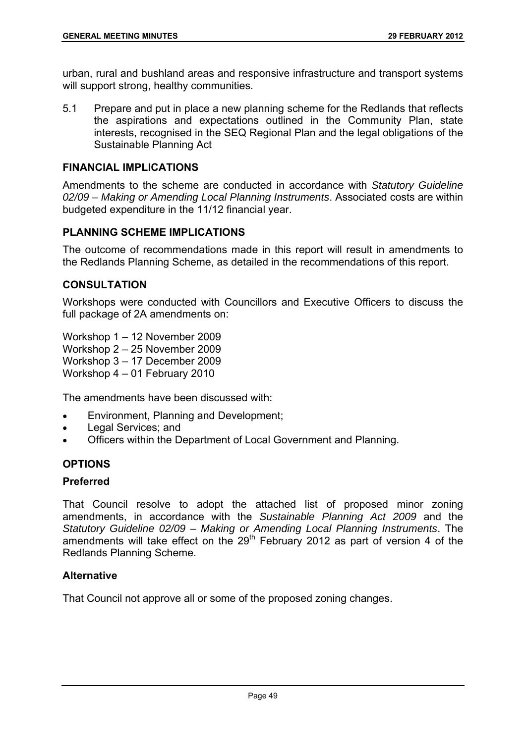urban, rural and bushland areas and responsive infrastructure and transport systems will support strong, healthy communities.

5.1 Prepare and put in place a new planning scheme for the Redlands that reflects the aspirations and expectations outlined in the Community Plan, state interests, recognised in the SEQ Regional Plan and the legal obligations of the Sustainable Planning Act

## FINANCIAL IMPLICATIONS

Amendments to the scheme are conducted in accordance with *Statutory Guideline 02/09 – Making or Amending Local Planning Instruments*. Associated costs are within budgeted expenditure in the 11/12 financial year.

## PLANNING SCHEME IMPLICATIONS

The outcome of recommendations made in this report will result in amendments to the Redlands Planning Scheme, as detailed in the recommendations of this report.

## CONSULTATION

Workshops were conducted with Councillors and Executive Officers to discuss the full package of 2A amendments on:

Workshop 1 – 12 November 2009
Workshop 2 – 25 November 2009
Workshop 3 – 17 December 2009
Workshop 4 – 01 February 2010

The amendments have been discussed with:

- Environment, Planning and Development;
- Legal Services; and
- Officers within the Department of Local Government and Planning.

## OPTIONS

### Preferred

That Council resolve to adopt the attached list of proposed minor zoning amendments, in accordance with the *Sustainable Planning Act 2009* and the *Statutory Guideline 02/09 – Making or Amending Local Planning Instruments*. The amendments will take effect on the 29th February 2012 as part of version 4 of the Redlands Planning Scheme.

### Alternative

That Council not approve all or some of the proposed zoning changes.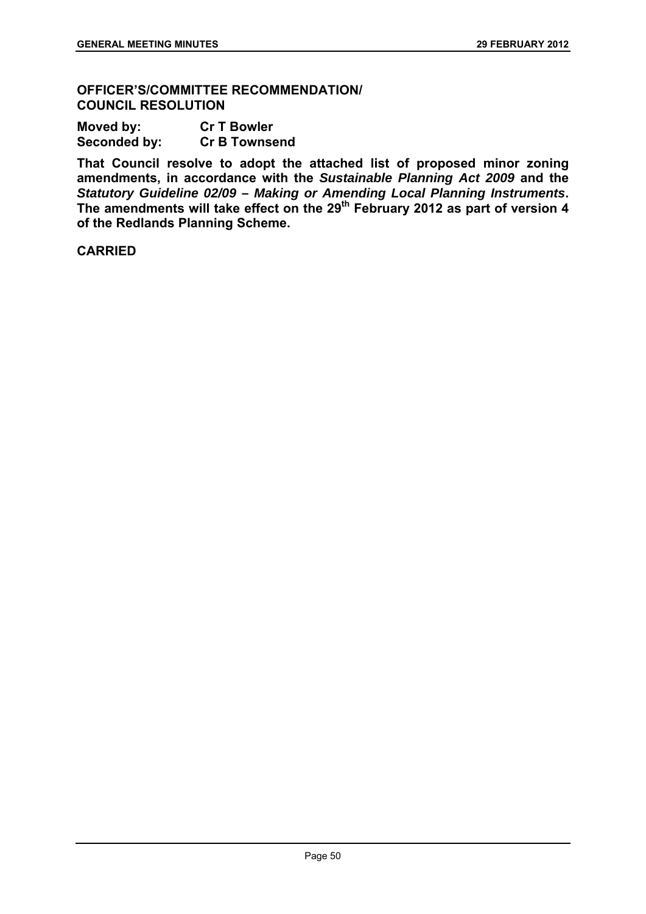**OFFICER'S/COMMITTEE RECOMMENDATION/ COUNCIL RESOLUTION**

**Moved by:** **Cr T Bowler**
**Seconded by:** **Cr B Townsend**

**That Council resolve to adopt the attached list of proposed minor zoning amendments, in accordance with the *Sustainable Planning Act 2009* and the *Statutory Guideline 02/09 – Making or Amending Local Planning Instruments*. The amendments will take effect on the 29th February 2012 as part of version 4 of the Redlands Planning Scheme.**

**CARRIED**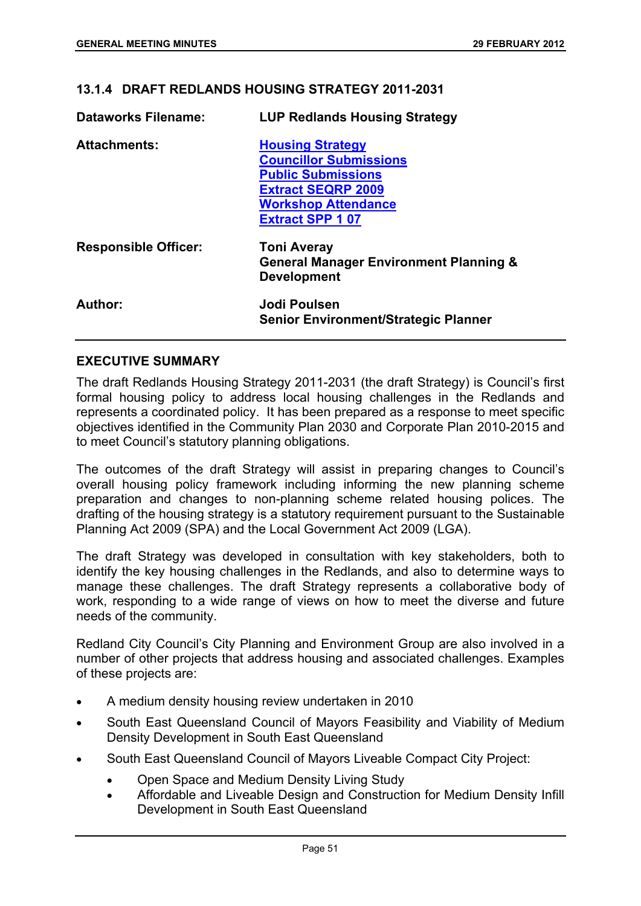### 13.1.4 DRAFT REDLANDS HOUSING STRATEGY 2011-2031

| | |
|---|---|
| **Dataworks Filename:** | **LUP Redlands Housing Strategy** |
| **Attachments:** | **Housing Strategy**<br>**Councillor Submissions**<br>**Public Submissions**<br>**Extract SEQRP 2009**<br>**Workshop Attendance**<br>**Extract SPP 1 07** |
| **Responsible Officer:** | **Toni Averay**<br>**General Manager Environment Planning & Development** |
| **Author:** | **Jodi Poulsen**<br>**Senior Environment/Strategic Planner** |

#### EXECUTIVE SUMMARY

The draft Redlands Housing Strategy 2011-2031 (the draft Strategy) is Council's first formal housing policy to address local housing challenges in the Redlands and represents a coordinated policy. It has been prepared as a response to meet specific objectives identified in the Community Plan 2030 and Corporate Plan 2010-2015 and to meet Council's statutory planning obligations.

The outcomes of the draft Strategy will assist in preparing changes to Council's overall housing policy framework including informing the new planning scheme preparation and changes to non-planning scheme related housing polices. The drafting of the housing strategy is a statutory requirement pursuant to the Sustainable Planning Act 2009 (SPA) and the Local Government Act 2009 (LGA).

The draft Strategy was developed in consultation with key stakeholders, both to identify the key housing challenges in the Redlands, and also to determine ways to manage these challenges. The draft Strategy represents a collaborative body of work, responding to a wide range of views on how to meet the diverse and future needs of the community.

Redland City Council's City Planning and Environment Group are also involved in a number of other projects that address housing and associated challenges. Examples of these projects are:

- A medium density housing review undertaken in 2010
- South East Queensland Council of Mayors Feasibility and Viability of Medium Density Development in South East Queensland
- South East Queensland Council of Mayors Liveable Compact City Project:
  - Open Space and Medium Density Living Study
  - Affordable and Liveable Design and Construction for Medium Density Infill Development in South East Queensland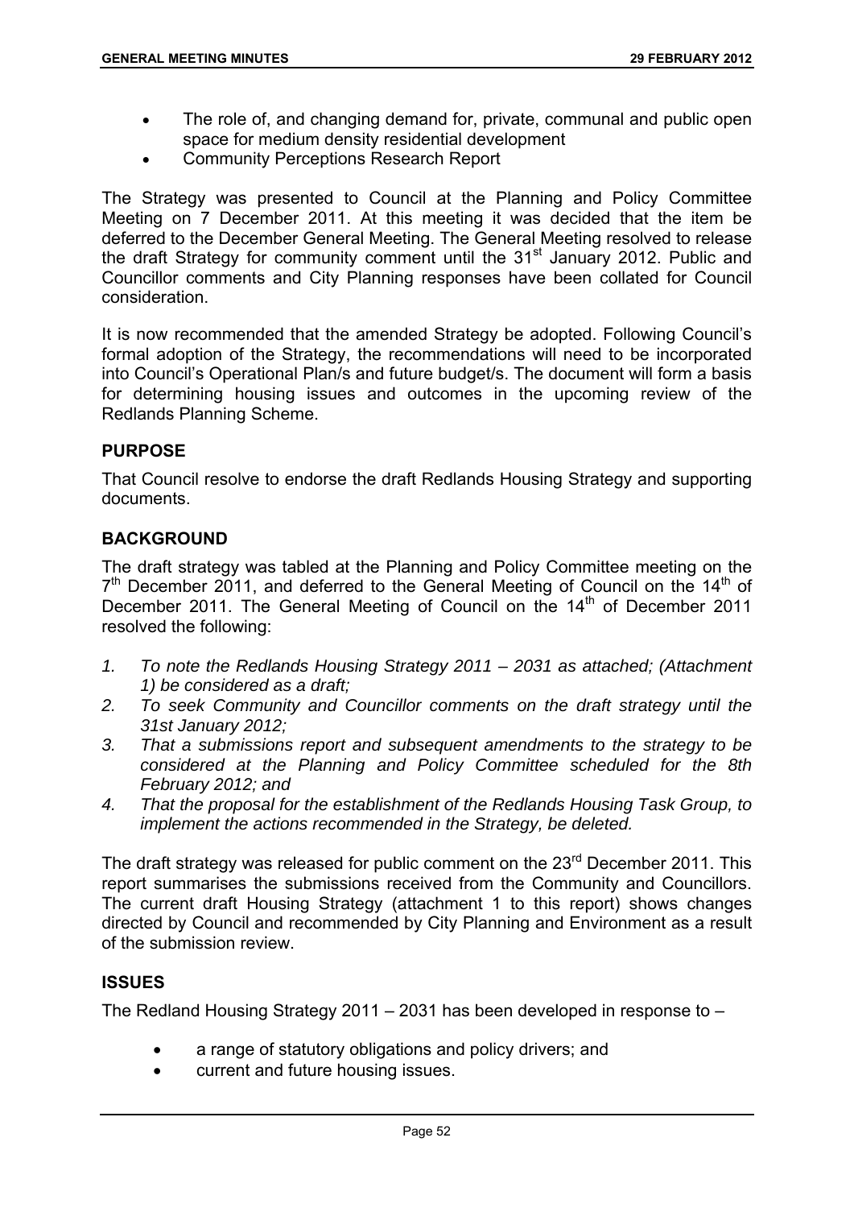- The role of, and changing demand for, private, communal and public open space for medium density residential development
- Community Perceptions Research Report

The Strategy was presented to Council at the Planning and Policy Committee Meeting on 7 December 2011. At this meeting it was decided that the item be deferred to the December General Meeting. The General Meeting resolved to release the draft Strategy for community comment until the 31st January 2012. Public and Councillor comments and City Planning responses have been collated for Council consideration.

It is now recommended that the amended Strategy be adopted. Following Council's formal adoption of the Strategy, the recommendations will need to be incorporated into Council's Operational Plan/s and future budget/s. The document will form a basis for determining housing issues and outcomes in the upcoming review of the Redlands Planning Scheme.

## PURPOSE

That Council resolve to endorse the draft Redlands Housing Strategy and supporting documents.

## BACKGROUND

The draft strategy was tabled at the Planning and Policy Committee meeting on the 7th December 2011, and deferred to the General Meeting of Council on the 14th of December 2011. The General Meeting of Council on the 14th of December 2011 resolved the following:

1. *To note the Redlands Housing Strategy 2011 – 2031 as attached; (Attachment 1) be considered as a draft;*
2. *To seek Community and Councillor comments on the draft strategy until the 31st January 2012;*
3. *That a submissions report and subsequent amendments to the strategy to be considered at the Planning and Policy Committee scheduled for the 8th February 2012; and*
4. *That the proposal for the establishment of the Redlands Housing Task Group, to implement the actions recommended in the Strategy, be deleted.*

The draft strategy was released for public comment on the 23rd December 2011. This report summarises the submissions received from the Community and Councillors. The current draft Housing Strategy (attachment 1 to this report) shows changes directed by Council and recommended by City Planning and Environment as a result of the submission review.

## ISSUES

The Redland Housing Strategy 2011 – 2031 has been developed in response to –

- a range of statutory obligations and policy drivers; and
- current and future housing issues.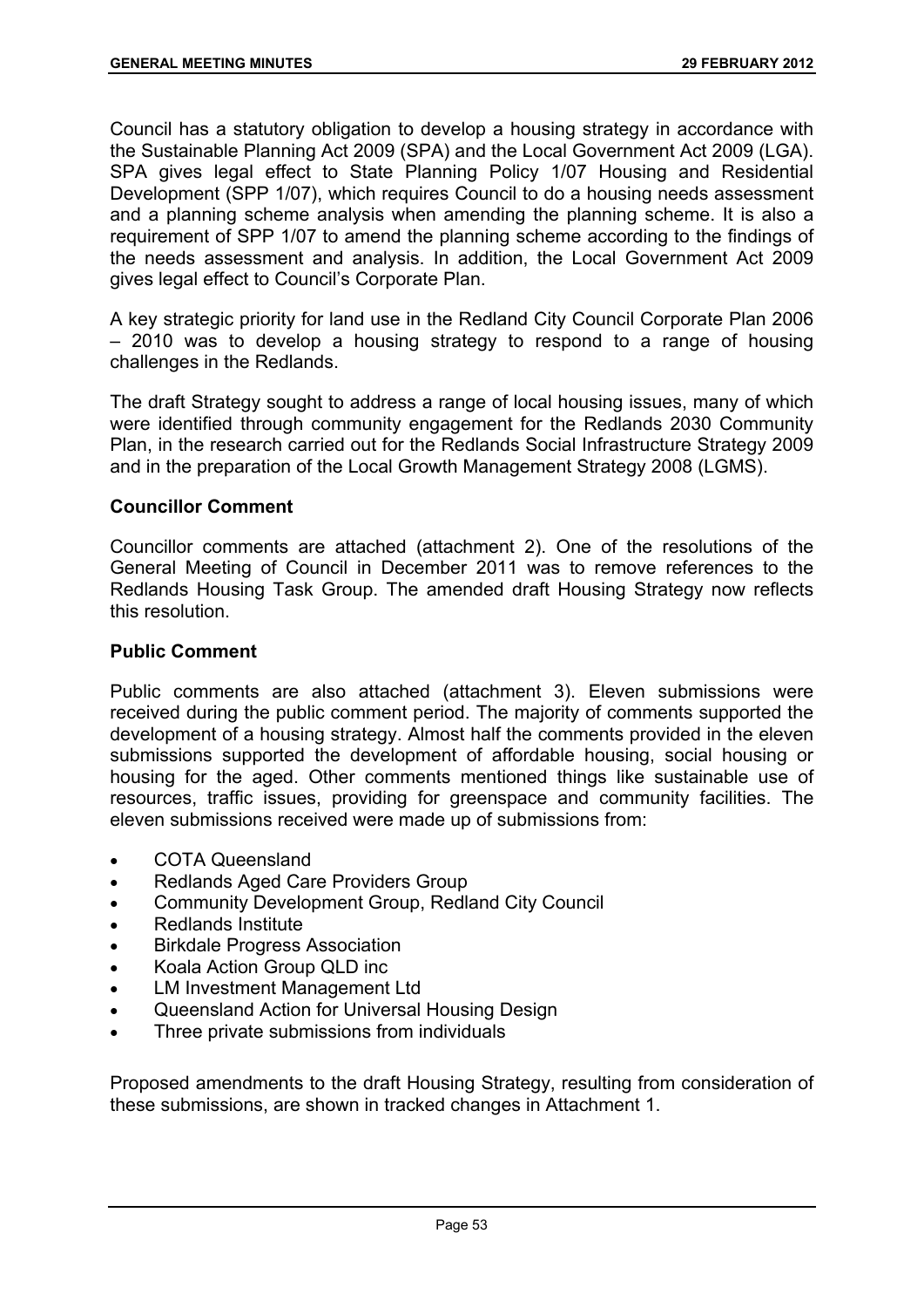Council has a statutory obligation to develop a housing strategy in accordance with the Sustainable Planning Act 2009 (SPA) and the Local Government Act 2009 (LGA). SPA gives legal effect to State Planning Policy 1/07 Housing and Residential Development (SPP 1/07), which requires Council to do a housing needs assessment and a planning scheme analysis when amending the planning scheme. It is also a requirement of SPP 1/07 to amend the planning scheme according to the findings of the needs assessment and analysis. In addition, the Local Government Act 2009 gives legal effect to Council's Corporate Plan.

A key strategic priority for land use in the Redland City Council Corporate Plan 2006 – 2010 was to develop a housing strategy to respond to a range of housing challenges in the Redlands.

The draft Strategy sought to address a range of local housing issues, many of which were identified through community engagement for the Redlands 2030 Community Plan, in the research carried out for the Redlands Social Infrastructure Strategy 2009 and in the preparation of the Local Growth Management Strategy 2008 (LGMS).

**Councillor Comment**

Councillor comments are attached (attachment 2). One of the resolutions of the General Meeting of Council in December 2011 was to remove references to the Redlands Housing Task Group. The amended draft Housing Strategy now reflects this resolution.

**Public Comment**

Public comments are also attached (attachment 3). Eleven submissions were received during the public comment period. The majority of comments supported the development of a housing strategy. Almost half the comments provided in the eleven submissions supported the development of affordable housing, social housing or housing for the aged. Other comments mentioned things like sustainable use of resources, traffic issues, providing for greenspace and community facilities. The eleven submissions received were made up of submissions from:

- COTA Queensland
- Redlands Aged Care Providers Group
- Community Development Group, Redland City Council
- Redlands Institute
- Birkdale Progress Association
- Koala Action Group QLD inc
- LM Investment Management Ltd
- Queensland Action for Universal Housing Design
- Three private submissions from individuals

Proposed amendments to the draft Housing Strategy, resulting from consideration of these submissions, are shown in tracked changes in Attachment 1.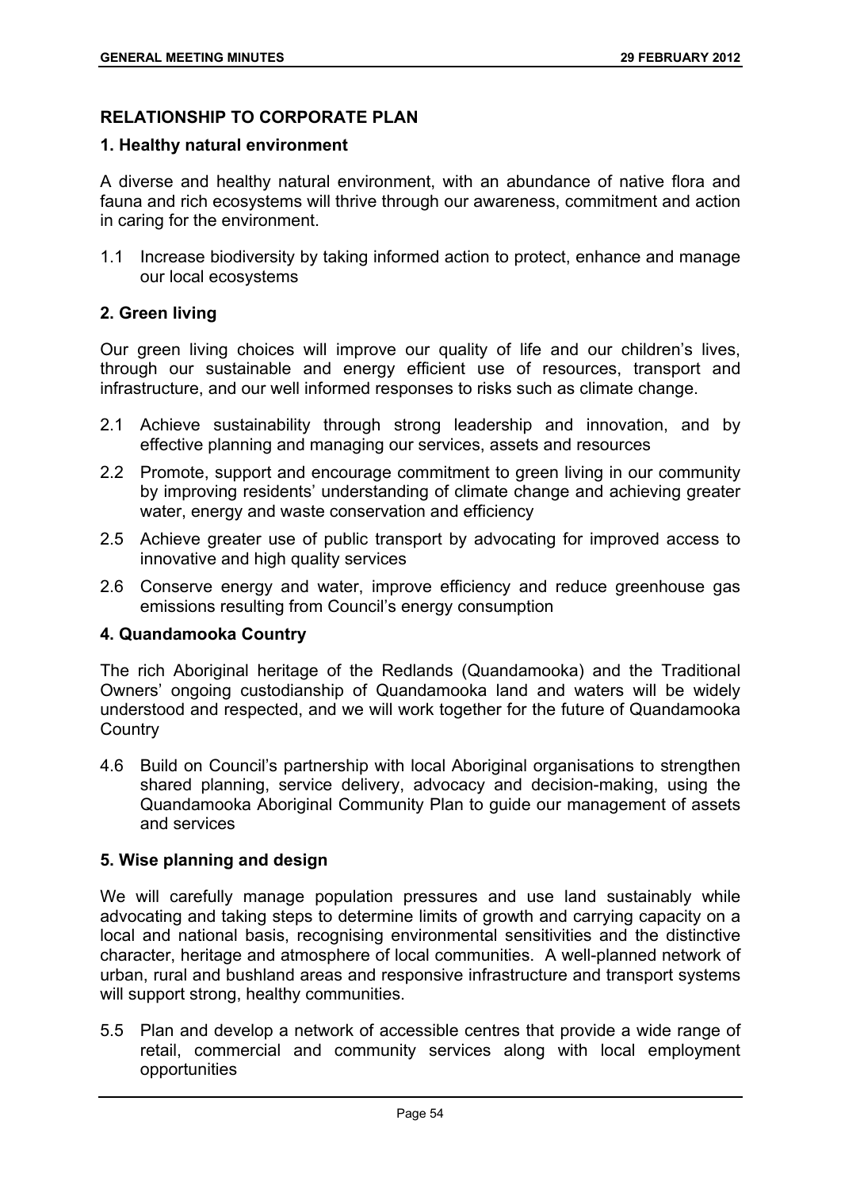## RELATIONSHIP TO CORPORATE PLAN

### 1. Healthy natural environment

A diverse and healthy natural environment, with an abundance of native flora and fauna and rich ecosystems will thrive through our awareness, commitment and action in caring for the environment.

1.1 Increase biodiversity by taking informed action to protect, enhance and manage our local ecosystems

### 2. Green living

Our green living choices will improve our quality of life and our children's lives, through our sustainable and energy efficient use of resources, transport and infrastructure, and our well informed responses to risks such as climate change.

2.1 Achieve sustainability through strong leadership and innovation, and by effective planning and managing our services, assets and resources

2.2 Promote, support and encourage commitment to green living in our community by improving residents' understanding of climate change and achieving greater water, energy and waste conservation and efficiency

2.5 Achieve greater use of public transport by advocating for improved access to innovative and high quality services

2.6 Conserve energy and water, improve efficiency and reduce greenhouse gas emissions resulting from Council's energy consumption

### 4. Quandamooka Country

The rich Aboriginal heritage of the Redlands (Quandamooka) and the Traditional Owners' ongoing custodianship of Quandamooka land and waters will be widely understood and respected, and we will work together for the future of Quandamooka Country

4.6 Build on Council's partnership with local Aboriginal organisations to strengthen shared planning, service delivery, advocacy and decision-making, using the Quandamooka Aboriginal Community Plan to guide our management of assets and services

### 5. Wise planning and design

We will carefully manage population pressures and use land sustainably while advocating and taking steps to determine limits of growth and carrying capacity on a local and national basis, recognising environmental sensitivities and the distinctive character, heritage and atmosphere of local communities. A well-planned network of urban, rural and bushland areas and responsive infrastructure and transport systems will support strong, healthy communities.

5.5 Plan and develop a network of accessible centres that provide a wide range of retail, commercial and community services along with local employment opportunities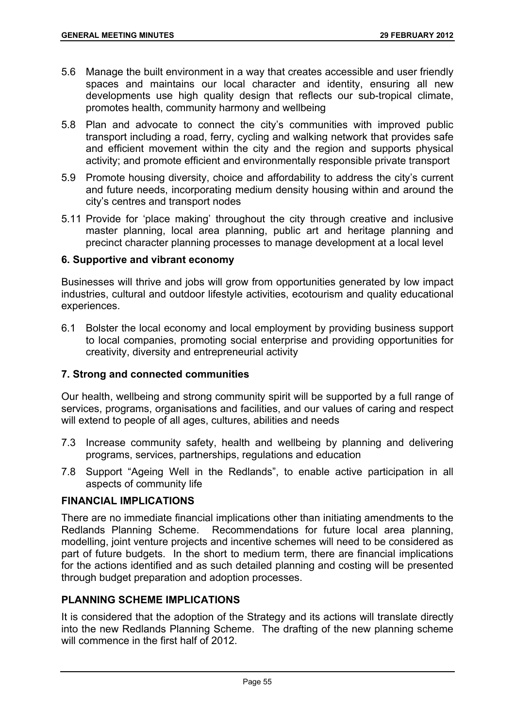5.6 Manage the built environment in a way that creates accessible and user friendly spaces and maintains our local character and identity, ensuring all new developments use high quality design that reflects our sub-tropical climate, promotes health, community harmony and wellbeing

5.8 Plan and advocate to connect the city's communities with improved public transport including a road, ferry, cycling and walking network that provides safe and efficient movement within the city and the region and supports physical activity; and promote efficient and environmentally responsible private transport

5.9 Promote housing diversity, choice and affordability to address the city's current and future needs, incorporating medium density housing within and around the city's centres and transport nodes

5.11 Provide for 'place making' throughout the city through creative and inclusive master planning, local area planning, public art and heritage planning and precinct character planning processes to manage development at a local level

**6. Supportive and vibrant economy**

Businesses will thrive and jobs will grow from opportunities generated by low impact industries, cultural and outdoor lifestyle activities, ecotourism and quality educational experiences.

6.1 Bolster the local economy and local employment by providing business support to local companies, promoting social enterprise and providing opportunities for creativity, diversity and entrepreneurial activity

**7. Strong and connected communities**

Our health, wellbeing and strong community spirit will be supported by a full range of services, programs, organisations and facilities, and our values of caring and respect will extend to people of all ages, cultures, abilities and needs

7.3 Increase community safety, health and wellbeing by planning and delivering programs, services, partnerships, regulations and education

7.8 Support "Ageing Well in the Redlands", to enable active participation in all aspects of community life

**FINANCIAL IMPLICATIONS**

There are no immediate financial implications other than initiating amendments to the Redlands Planning Scheme. Recommendations for future local area planning, modelling, joint venture projects and incentive schemes will need to be considered as part of future budgets. In the short to medium term, there are financial implications for the actions identified and as such detailed planning and costing will be presented through budget preparation and adoption processes.

**PLANNING SCHEME IMPLICATIONS**

It is considered that the adoption of the Strategy and its actions will translate directly into the new Redlands Planning Scheme. The drafting of the new planning scheme will commence in the first half of 2012.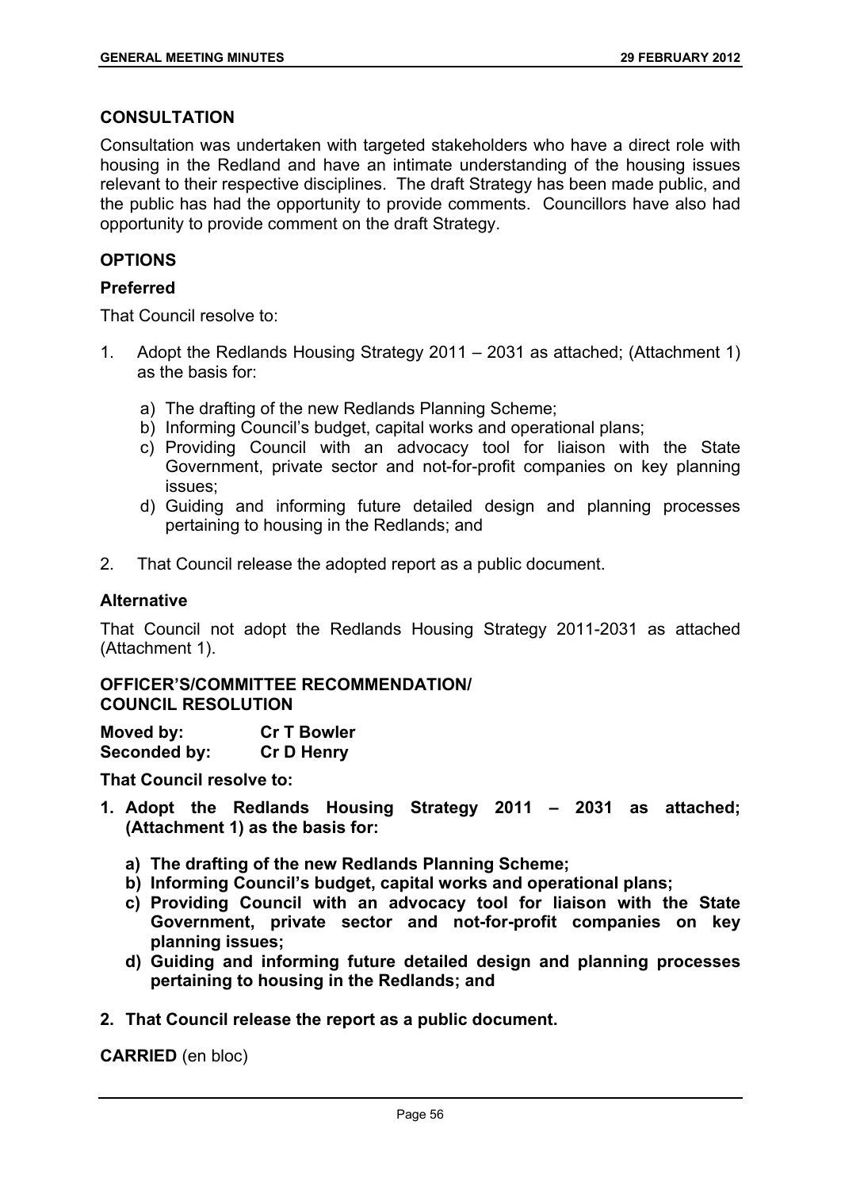## CONSULTATION

Consultation was undertaken with targeted stakeholders who have a direct role with housing in the Redland and have an intimate understanding of the housing issues relevant to their respective disciplines. The draft Strategy has been made public, and the public has had the opportunity to provide comments. Councillors have also had opportunity to provide comment on the draft Strategy.

## OPTIONS

### Preferred

That Council resolve to:

1. Adopt the Redlands Housing Strategy 2011 – 2031 as attached; (Attachment 1) as the basis for:
   - a) The drafting of the new Redlands Planning Scheme;
   - b) Informing Council's budget, capital works and operational plans;
   - c) Providing Council with an advocacy tool for liaison with the State Government, private sector and not-for-profit companies on key planning issues;
   - d) Guiding and informing future detailed design and planning processes pertaining to housing in the Redlands; and
2. That Council release the adopted report as a public document.

### Alternative

That Council not adopt the Redlands Housing Strategy 2011-2031 as attached (Attachment 1).

## OFFICER'S/COMMITTEE RECOMMENDATION/ COUNCIL RESOLUTION

**Moved by:** **Cr T Bowler**
**Seconded by:** **Cr D Henry**

**That Council resolve to:**

1. **Adopt the Redlands Housing Strategy 2011 – 2031 as attached; (Attachment 1) as the basis for:**
   - **a) The drafting of the new Redlands Planning Scheme;**
   - **b) Informing Council's budget, capital works and operational plans;**
   - **c) Providing Council with an advocacy tool for liaison with the State Government, private sector and not-for-profit companies on key planning issues;**
   - **d) Guiding and informing future detailed design and planning processes pertaining to housing in the Redlands; and**
2. **That Council release the report as a public document.**

**CARRIED** (en bloc)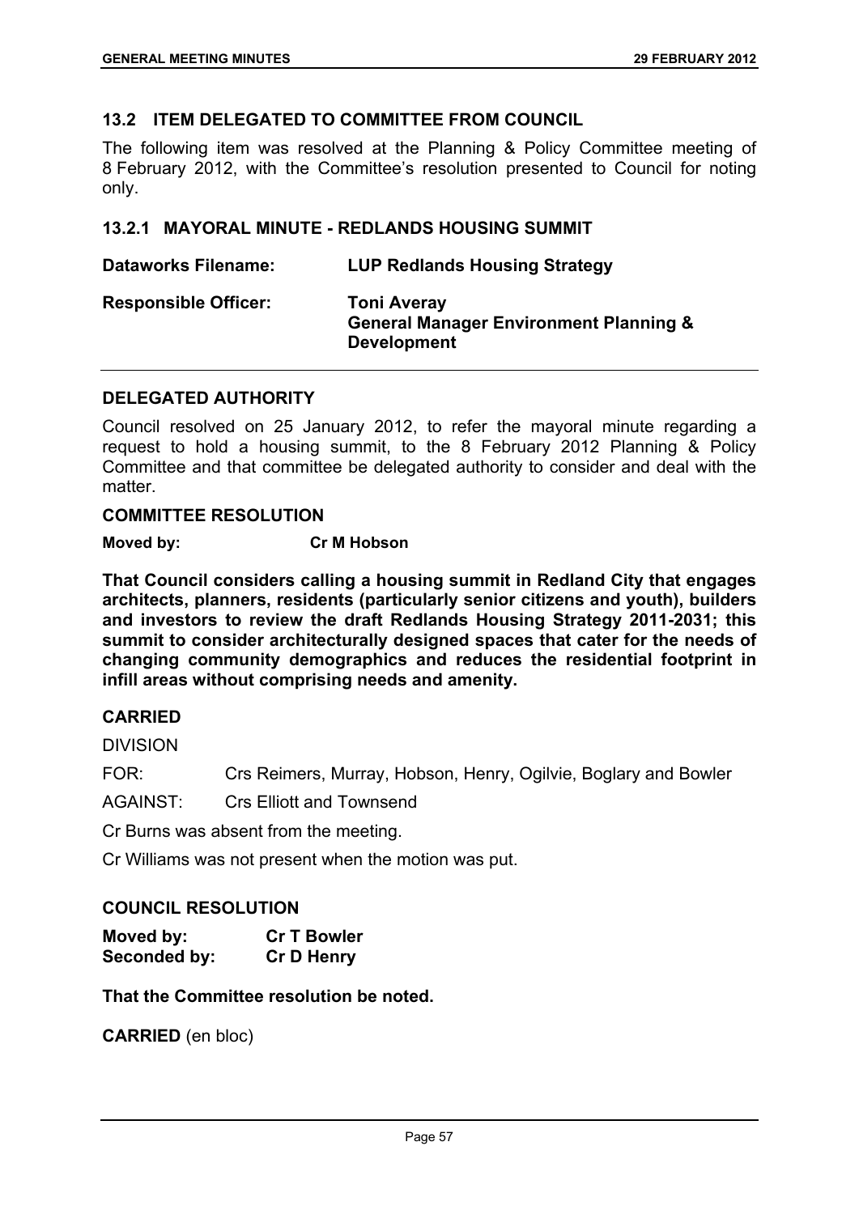## 13.2 ITEM DELEGATED TO COMMITTEE FROM COUNCIL

The following item was resolved at the Planning & Policy Committee meeting of 8 February 2012, with the Committee's resolution presented to Council for noting only.

### 13.2.1 MAYORAL MINUTE - REDLANDS HOUSING SUMMIT

| | |
|---|---|
| **Dataworks Filename:** | **LUP Redlands Housing Strategy** |
| **Responsible Officer:** | **Toni Averay**<br>**General Manager Environment Planning & Development** |

#### DELEGATED AUTHORITY

Council resolved on 25 January 2012, to refer the mayoral minute regarding a request to hold a housing summit, to the 8 February 2012 Planning & Policy Committee and that committee be delegated authority to consider and deal with the matter.

#### COMMITTEE RESOLUTION

**Moved by:** **Cr M Hobson**

**That Council considers calling a housing summit in Redland City that engages architects, planners, residents (particularly senior citizens and youth), builders and investors to review the draft Redlands Housing Strategy 2011-2031; this summit to consider architecturally designed spaces that cater for the needs of changing community demographics and reduces the residential footprint in infill areas without comprising needs and amenity.**

#### CARRIED

DIVISION

FOR: Crs Reimers, Murray, Hobson, Henry, Ogilvie, Boglary and Bowler

AGAINST: Crs Elliott and Townsend

Cr Burns was absent from the meeting.

Cr Williams was not present when the motion was put.

#### COUNCIL RESOLUTION

**Moved by:** **Cr T Bowler**
**Seconded by:** **Cr D Henry**

**That the Committee resolution be noted.**

**CARRIED** (en bloc)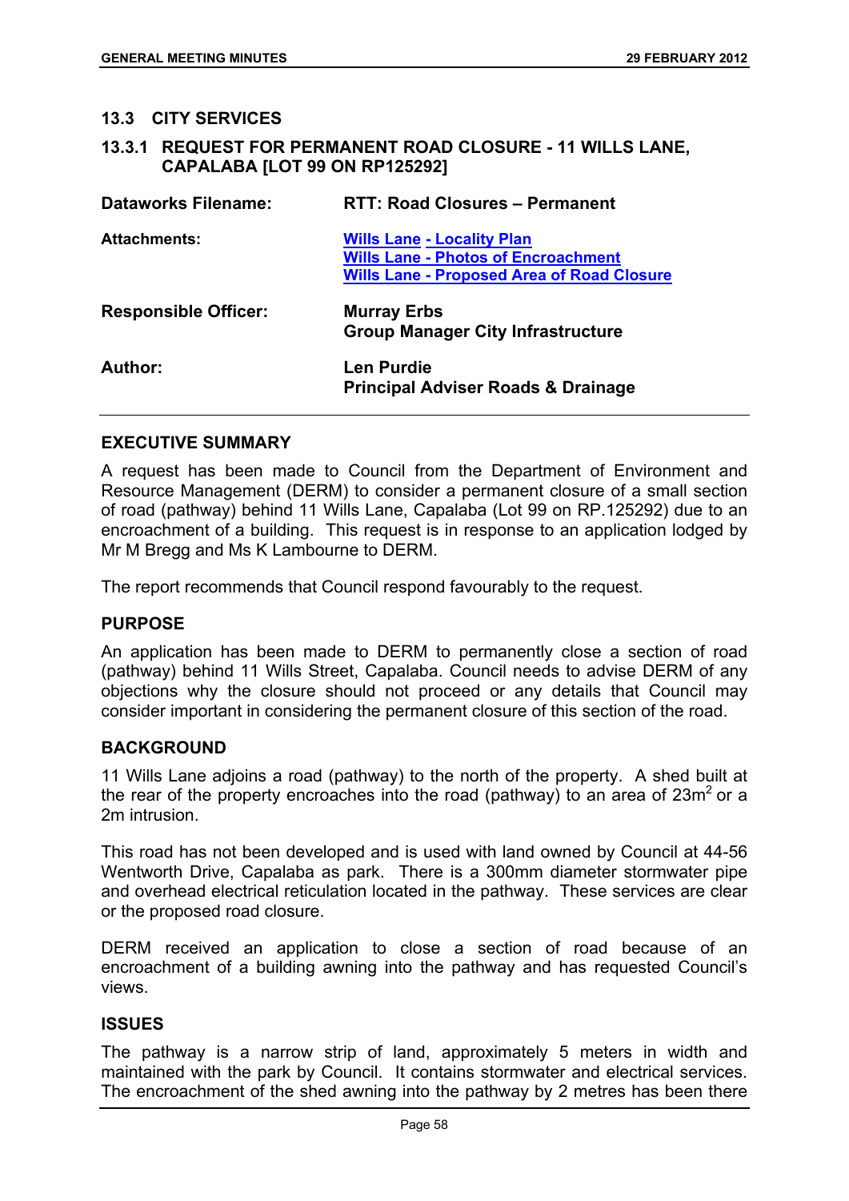## 13.3 CITY SERVICES

### 13.3.1 REQUEST FOR PERMANENT ROAD CLOSURE - 11 WILLS LANE, CAPALABA [LOT 99 ON RP125292]

| | |
|---|---|
| **Dataworks Filename:** | **RTT: Road Closures – Permanent** |
| **Attachments:** | **Wills Lane - Locality Plan**<br>**Wills Lane - Photos of Encroachment**<br>**Wills Lane - Proposed Area of Road Closure** |
| **Responsible Officer:** | **Murray Erbs**<br>**Group Manager City Infrastructure** |
| **Author:** | **Len Purdie**<br>**Principal Adviser Roads & Drainage** |

#### EXECUTIVE SUMMARY

A request has been made to Council from the Department of Environment and Resource Management (DERM) to consider a permanent closure of a small section of road (pathway) behind 11 Wills Lane, Capalaba (Lot 99 on RP.125292) due to an encroachment of a building. This request is in response to an application lodged by Mr M Bregg and Ms K Lambourne to DERM.

The report recommends that Council respond favourably to the request.

#### PURPOSE

An application has been made to DERM to permanently close a section of road (pathway) behind 11 Wills Street, Capalaba. Council needs to advise DERM of any objections why the closure should not proceed or any details that Council may consider important in considering the permanent closure of this section of the road.

#### BACKGROUND

11 Wills Lane adjoins a road (pathway) to the north of the property. A shed built at the rear of the property encroaches into the road (pathway) to an area of 23m$^2$ or a 2m intrusion.

This road has not been developed and is used with land owned by Council at 44-56 Wentworth Drive, Capalaba as park. There is a 300mm diameter stormwater pipe and overhead electrical reticulation located in the pathway. These services are clear or the proposed road closure.

DERM received an application to close a section of road because of an encroachment of a building awning into the pathway and has requested Council's views.

#### ISSUES

The pathway is a narrow strip of land, approximately 5 meters in width and maintained with the park by Council. It contains stormwater and electrical services. The encroachment of the shed awning into the pathway by 2 metres has been there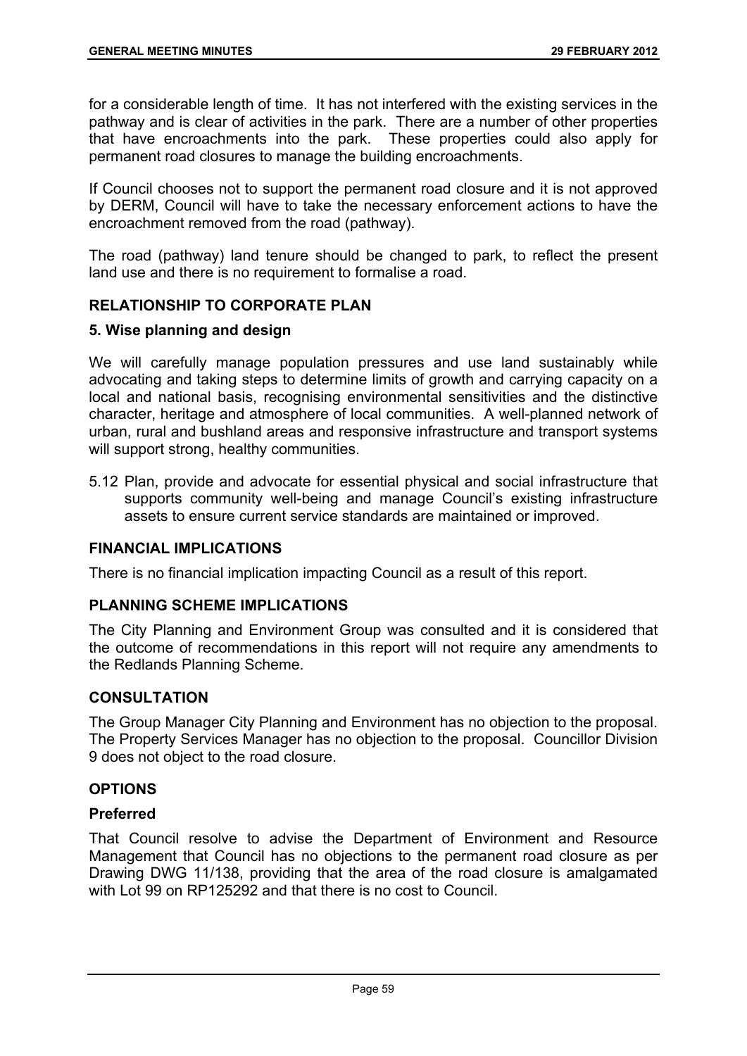for a considerable length of time. It has not interfered with the existing services in the pathway and is clear of activities in the park. There are a number of other properties that have encroachments into the park. These properties could also apply for permanent road closures to manage the building encroachments.

If Council chooses not to support the permanent road closure and it is not approved by DERM, Council will have to take the necessary enforcement actions to have the encroachment removed from the road (pathway).

The road (pathway) land tenure should be changed to park, to reflect the present land use and there is no requirement to formalise a road.

## RELATIONSHIP TO CORPORATE PLAN

### 5. Wise planning and design

We will carefully manage population pressures and use land sustainably while advocating and taking steps to determine limits of growth and carrying capacity on a local and national basis, recognising environmental sensitivities and the distinctive character, heritage and atmosphere of local communities. A well-planned network of urban, rural and bushland areas and responsive infrastructure and transport systems will support strong, healthy communities.

5.12 Plan, provide and advocate for essential physical and social infrastructure that supports community well-being and manage Council's existing infrastructure assets to ensure current service standards are maintained or improved.

## FINANCIAL IMPLICATIONS

There is no financial implication impacting Council as a result of this report.

## PLANNING SCHEME IMPLICATIONS

The City Planning and Environment Group was consulted and it is considered that the outcome of recommendations in this report will not require any amendments to the Redlands Planning Scheme.

## CONSULTATION

The Group Manager City Planning and Environment has no objection to the proposal. The Property Services Manager has no objection to the proposal. Councillor Division 9 does not object to the road closure.

## OPTIONS

### Preferred

That Council resolve to advise the Department of Environment and Resource Management that Council has no objections to the permanent road closure as per Drawing DWG 11/138, providing that the area of the road closure is amalgamated with Lot 99 on RP125292 and that there is no cost to Council.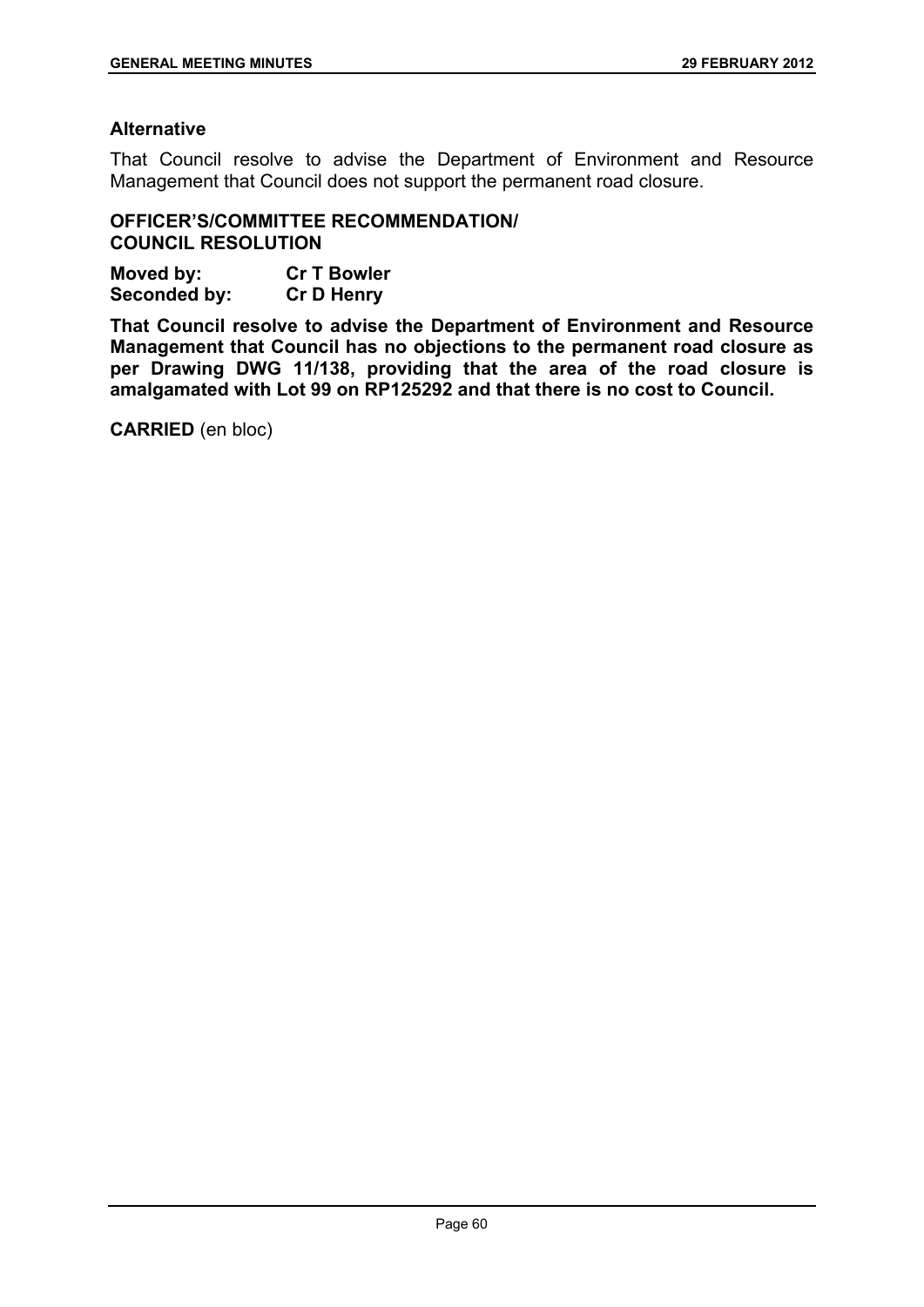### Alternative

That Council resolve to advise the Department of Environment and Resource Management that Council does not support the permanent road closure.

**OFFICER'S/COMMITTEE RECOMMENDATION/**
**COUNCIL RESOLUTION**

**Moved by:** **Cr T Bowler**
**Seconded by:** **Cr D Henry**

**That Council resolve to advise the Department of Environment and Resource Management that Council has no objections to the permanent road closure as per Drawing DWG 11/138, providing that the area of the road closure is amalgamated with Lot 99 on RP125292 and that there is no cost to Council.**

**CARRIED** (en bloc)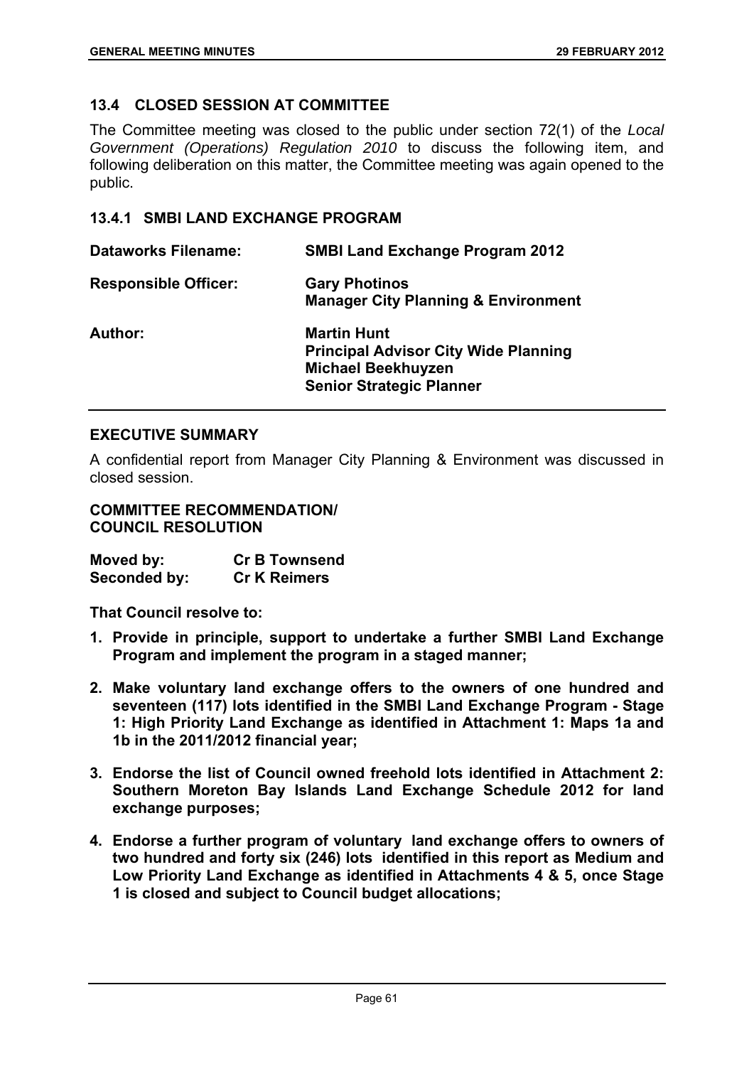## 13.4 CLOSED SESSION AT COMMITTEE

The Committee meeting was closed to the public under section 72(1) of the *Local Government (Operations) Regulation 2010* to discuss the following item, and following deliberation on this matter, the Committee meeting was again opened to the public.

### 13.4.1 SMBI LAND EXCHANGE PROGRAM

| | |
|---|---|
| **Dataworks Filename:** | **SMBI Land Exchange Program 2012** |
| **Responsible Officer:** | **Gary Photinos**<br>**Manager City Planning & Environment** |
| **Author:** | **Martin Hunt**<br>**Principal Advisor City Wide Planning**<br>**Michael Beekhuyzen**<br>**Senior Strategic Planner** |

**EXECUTIVE SUMMARY**

A confidential report from Manager City Planning & Environment was discussed in closed session.

**COMMITTEE RECOMMENDATION/**
**COUNCIL RESOLUTION**

| | |
|---|---|
| **Moved by:** | **Cr B Townsend** |
| **Seconded by:** | **Cr K Reimers** |

**That Council resolve to:**

1. **Provide in principle, support to undertake a further SMBI Land Exchange Program and implement the program in a staged manner;**
2. **Make voluntary land exchange offers to the owners of one hundred and seventeen (117) lots identified in the SMBI Land Exchange Program - Stage 1: High Priority Land Exchange as identified in Attachment 1: Maps 1a and 1b in the 2011/2012 financial year;**
3. **Endorse the list of Council owned freehold lots identified in Attachment 2: Southern Moreton Bay Islands Land Exchange Schedule 2012 for land exchange purposes;**
4. **Endorse a further program of voluntary land exchange offers to owners of two hundred and forty six (246) lots identified in this report as Medium and Low Priority Land Exchange as identified in Attachments 4 & 5, once Stage 1 is closed and subject to Council budget allocations;**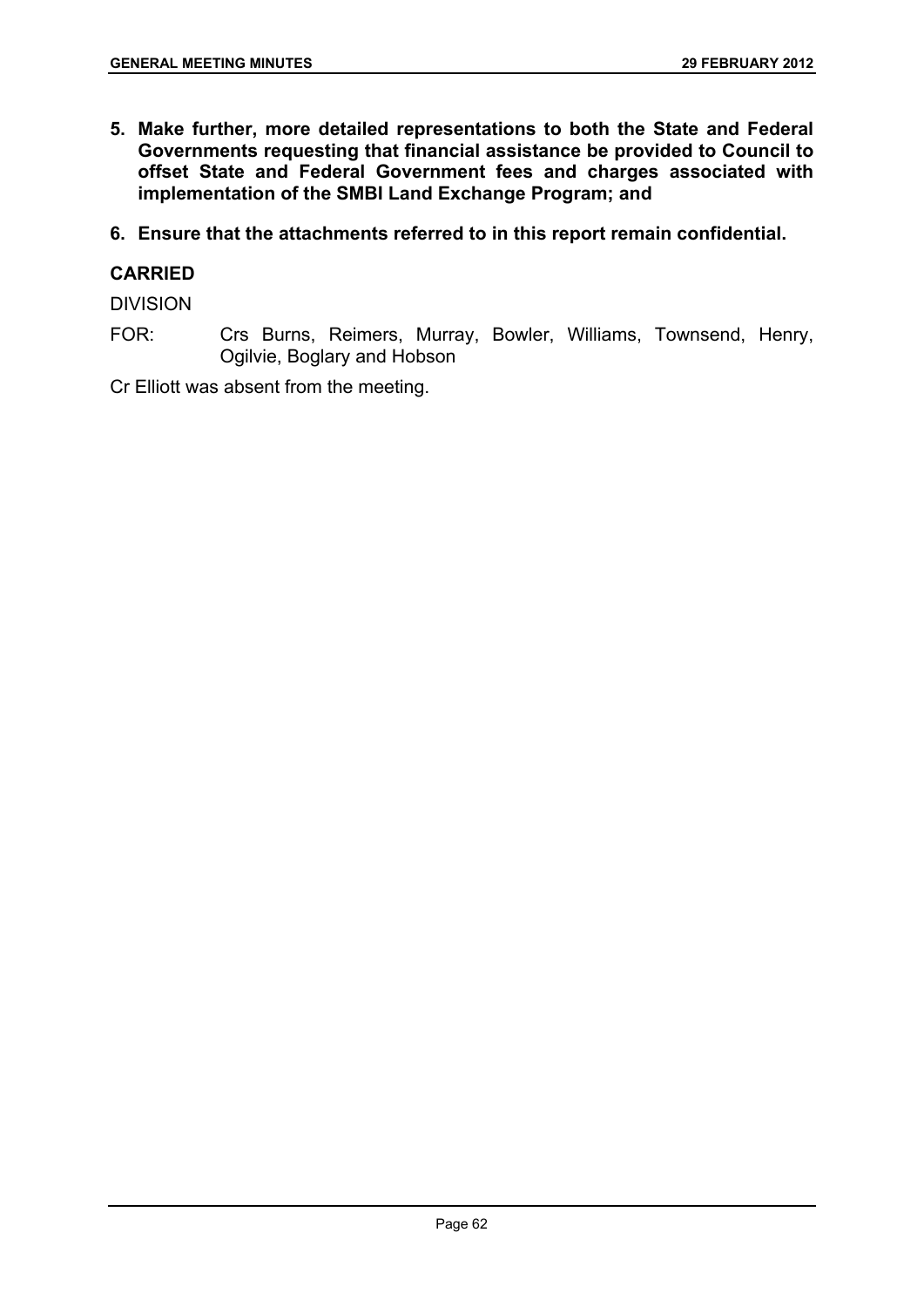5. **Make further, more detailed representations to both the State and Federal Governments requesting that financial assistance be provided to Council to offset State and Federal Government fees and charges associated with implementation of the SMBI Land Exchange Program; and**

6. **Ensure that the attachments referred to in this report remain confidential.**

**CARRIED**

DIVISION

FOR: Crs Burns, Reimers, Murray, Bowler, Williams, Townsend, Henry, Ogilvie, Boglary and Hobson

Cr Elliott was absent from the meeting.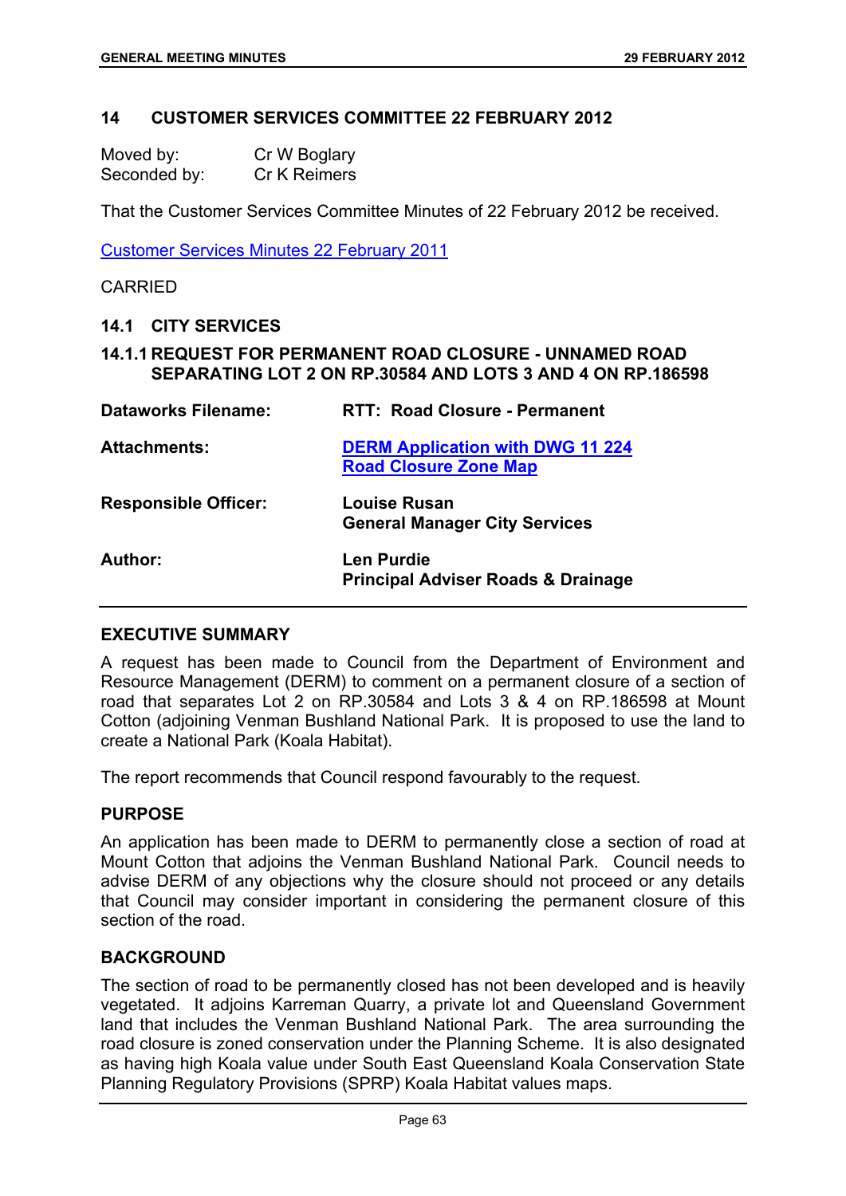## 14 CUSTOMER SERVICES COMMITTEE 22 FEBRUARY 2012

| | |
|---|---|
| Moved by: | Cr W Boglary |
| Seconded by: | Cr K Reimers |

That the Customer Services Committee Minutes of 22 February 2012 be received.

Customer Services Minutes 22 February 2011

CARRIED

### 14.1 CITY SERVICES

#### 14.1.1 REQUEST FOR PERMANENT ROAD CLOSURE - UNNAMED ROAD SEPARATING LOT 2 ON RP.30584 AND LOTS 3 AND 4 ON RP.186598

| | |
|---|---|
| **Dataworks Filename:** | **RTT: Road Closure - Permanent** |
| **Attachments:** | **DERM Application with DWG 11 224**<br>**Road Closure Zone Map** |
| **Responsible Officer:** | **Louise Rusan**<br>**General Manager City Services** |
| **Author:** | **Len Purdie**<br>**Principal Adviser Roads & Drainage** |

**EXECUTIVE SUMMARY**

A request has been made to Council from the Department of Environment and Resource Management (DERM) to comment on a permanent closure of a section of road that separates Lot 2 on RP.30584 and Lots 3 & 4 on RP.186598 at Mount Cotton (adjoining Venman Bushland National Park. It is proposed to use the land to create a National Park (Koala Habitat).

The report recommends that Council respond favourably to the request.

**PURPOSE**

An application has been made to DERM to permanently close a section of road at Mount Cotton that adjoins the Venman Bushland National Park. Council needs to advise DERM of any objections why the closure should not proceed or any details that Council may consider important in considering the permanent closure of this section of the road.

**BACKGROUND**

The section of road to be permanently closed has not been developed and is heavily vegetated. It adjoins Karreman Quarry, a private lot and Queensland Government land that includes the Venman Bushland National Park. The area surrounding the road closure is zoned conservation under the Planning Scheme. It is also designated as having high Koala value under South East Queensland Koala Conservation State Planning Regulatory Provisions (SPRP) Koala Habitat values maps.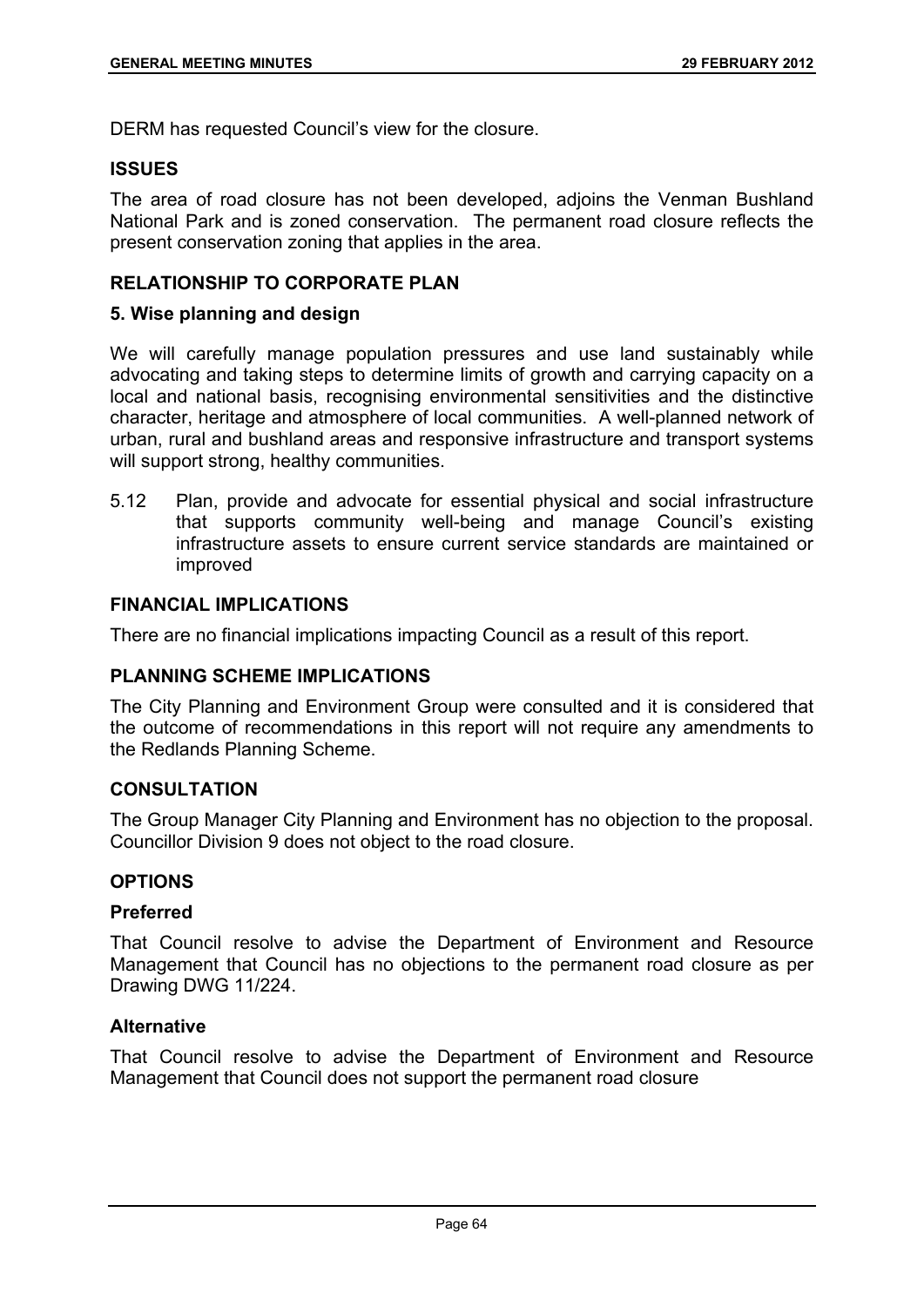DERM has requested Council's view for the closure.

## ISSUES

The area of road closure has not been developed, adjoins the Venman Bushland National Park and is zoned conservation. The permanent road closure reflects the present conservation zoning that applies in the area.

## RELATIONSHIP TO CORPORATE PLAN

### 5. Wise planning and design

We will carefully manage population pressures and use land sustainably while advocating and taking steps to determine limits of growth and carrying capacity on a local and national basis, recognising environmental sensitivities and the distinctive character, heritage and atmosphere of local communities. A well-planned network of urban, rural and bushland areas and responsive infrastructure and transport systems will support strong, healthy communities.

5.12 Plan, provide and advocate for essential physical and social infrastructure that supports community well-being and manage Council's existing infrastructure assets to ensure current service standards are maintained or improved

## FINANCIAL IMPLICATIONS

There are no financial implications impacting Council as a result of this report.

## PLANNING SCHEME IMPLICATIONS

The City Planning and Environment Group were consulted and it is considered that the outcome of recommendations in this report will not require any amendments to the Redlands Planning Scheme.

## CONSULTATION

The Group Manager City Planning and Environment has no objection to the proposal. Councillor Division 9 does not object to the road closure.

## OPTIONS

### Preferred

That Council resolve to advise the Department of Environment and Resource Management that Council has no objections to the permanent road closure as per Drawing DWG 11/224.

### Alternative

That Council resolve to advise the Department of Environment and Resource Management that Council does not support the permanent road closure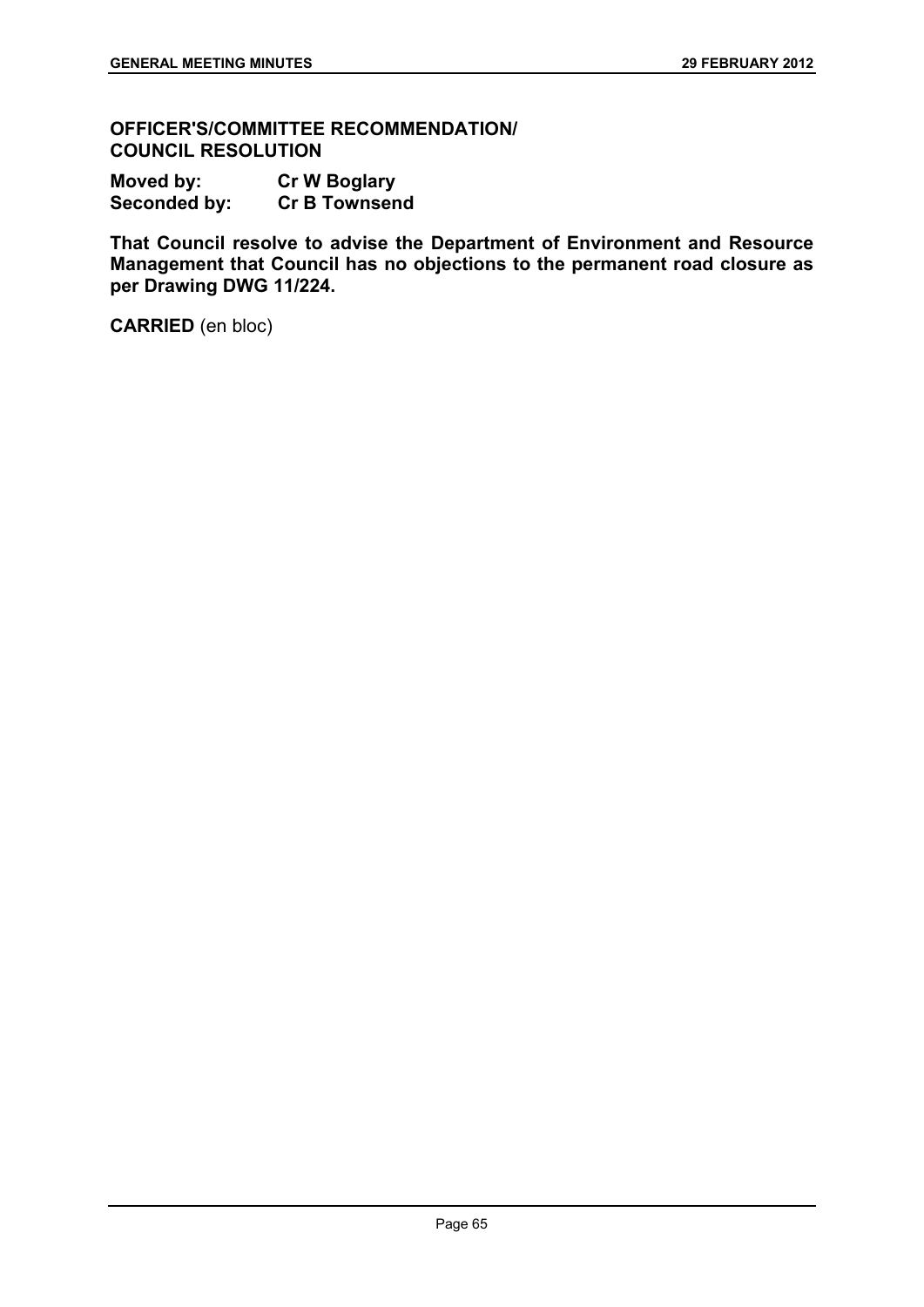**OFFICER'S/COMMITTEE RECOMMENDATION/ COUNCIL RESOLUTION**

**Moved by:** **Cr W Boglary**
**Seconded by:** **Cr B Townsend**

**That Council resolve to advise the Department of Environment and Resource Management that Council has no objections to the permanent road closure as per Drawing DWG 11/224.**

**CARRIED** (en bloc)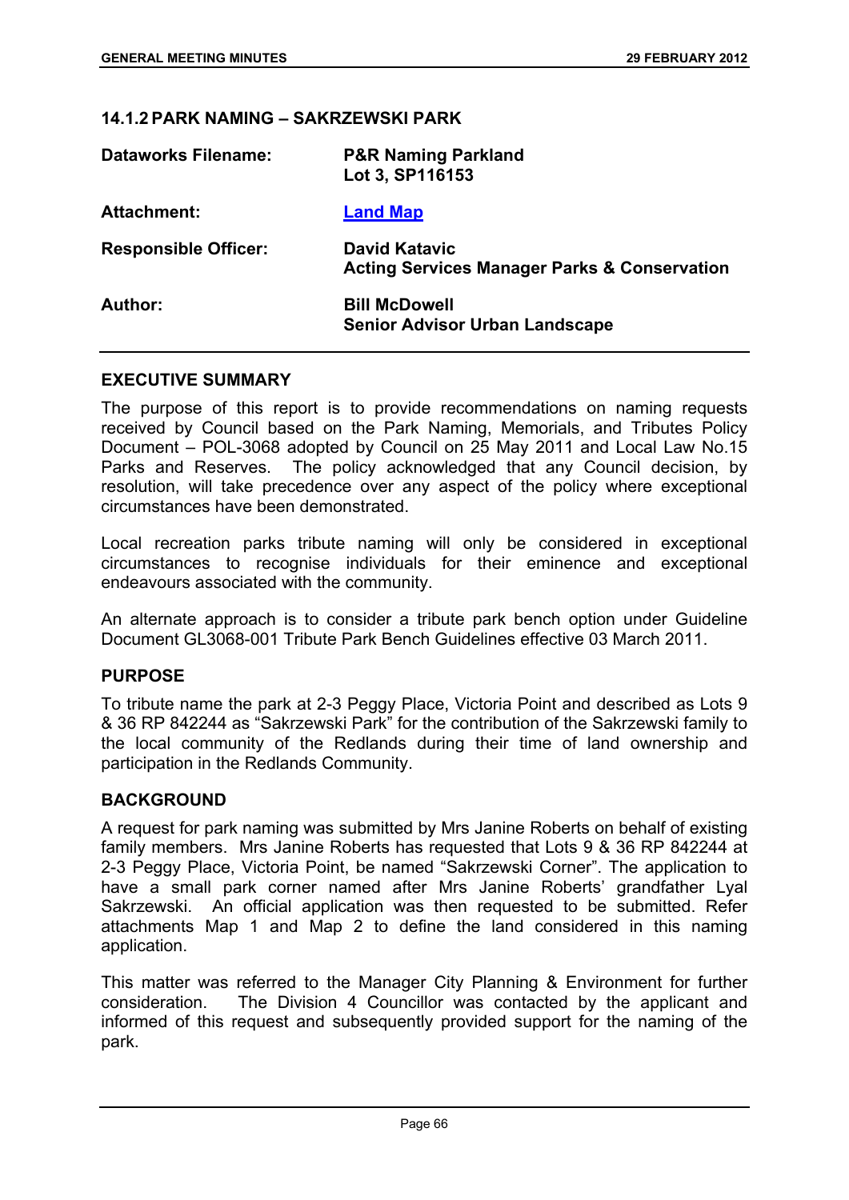### 14.1.2 PARK NAMING – SAKRZEWSKI PARK

| | |
|---|---|
| **Dataworks Filename:** | **P&R Naming Parkland**<br>**Lot 3, SP116153** |
| **Attachment:** | **Land Map** |
| **Responsible Officer:** | **David Katavic**<br>**Acting Services Manager Parks & Conservation** |
| **Author:** | **Bill McDowell**<br>**Senior Advisor Urban Landscape** |

#### EXECUTIVE SUMMARY

The purpose of this report is to provide recommendations on naming requests received by Council based on the Park Naming, Memorials, and Tributes Policy Document – POL-3068 adopted by Council on 25 May 2011 and Local Law No.15 Parks and Reserves. The policy acknowledged that any Council decision, by resolution, will take precedence over any aspect of the policy where exceptional circumstances have been demonstrated.

Local recreation parks tribute naming will only be considered in exceptional circumstances to recognise individuals for their eminence and exceptional endeavours associated with the community.

An alternate approach is to consider a tribute park bench option under Guideline Document GL3068-001 Tribute Park Bench Guidelines effective 03 March 2011.

#### PURPOSE

To tribute name the park at 2-3 Peggy Place, Victoria Point and described as Lots 9 & 36 RP 842244 as "Sakrzewski Park" for the contribution of the Sakrzewski family to the local community of the Redlands during their time of land ownership and participation in the Redlands Community.

#### BACKGROUND

A request for park naming was submitted by Mrs Janine Roberts on behalf of existing family members. Mrs Janine Roberts has requested that Lots 9 & 36 RP 842244 at 2-3 Peggy Place, Victoria Point, be named "Sakrzewski Corner". The application to have a small park corner named after Mrs Janine Roberts' grandfather Lyal Sakrzewski. An official application was then requested to be submitted. Refer attachments Map 1 and Map 2 to define the land considered in this naming application.

This matter was referred to the Manager City Planning & Environment for further consideration. The Division 4 Councillor was contacted by the applicant and informed of this request and subsequently provided support for the naming of the park.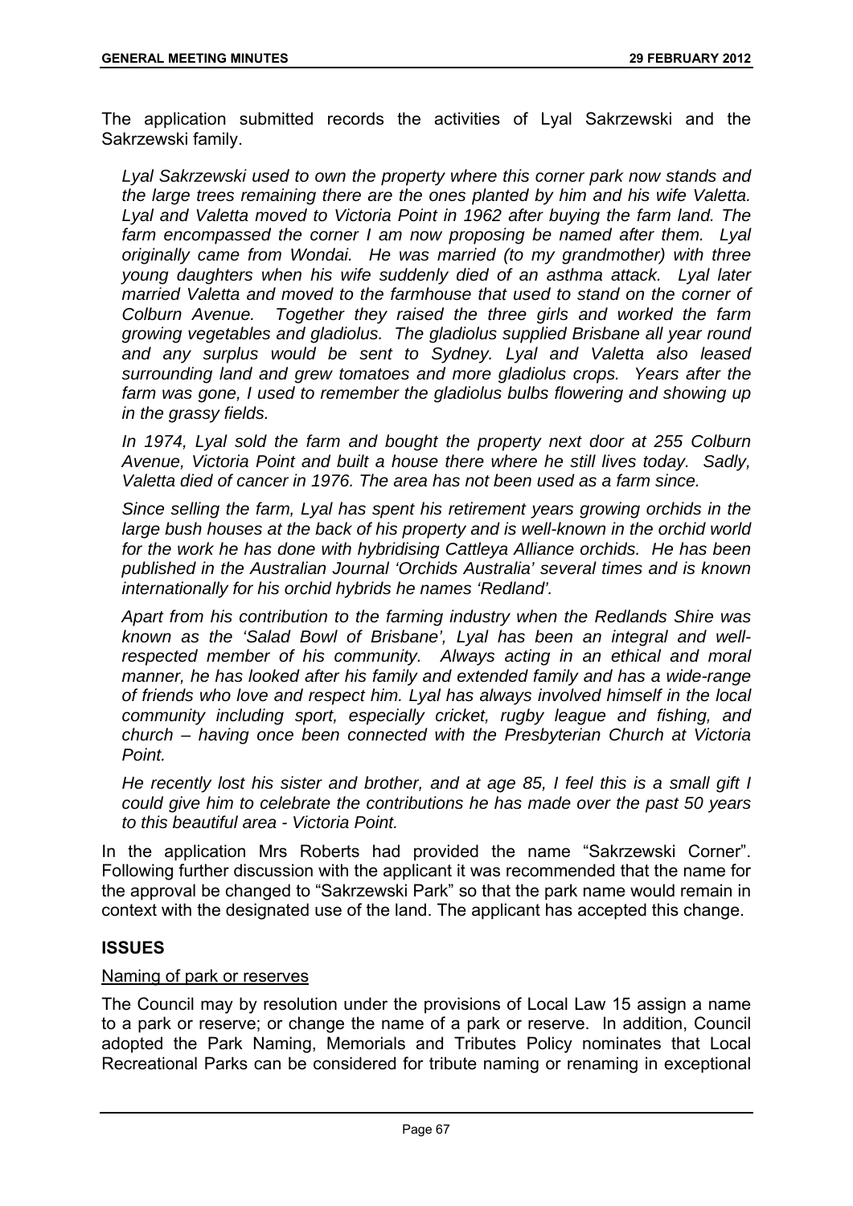The application submitted records the activities of Lyal Sakrzewski and the Sakrzewski family.

> *Lyal Sakrzewski used to own the property where this corner park now stands and the large trees remaining there are the ones planted by him and his wife Valetta. Lyal and Valetta moved to Victoria Point in 1962 after buying the farm land. The farm encompassed the corner I am now proposing be named after them. Lyal originally came from Wondai. He was married (to my grandmother) with three young daughters when his wife suddenly died of an asthma attack. Lyal later married Valetta and moved to the farmhouse that used to stand on the corner of Colburn Avenue. Together they raised the three girls and worked the farm growing vegetables and gladiolus. The gladiolus supplied Brisbane all year round and any surplus would be sent to Sydney. Lyal and Valetta also leased surrounding land and grew tomatoes and more gladiolus crops. Years after the farm was gone, I used to remember the gladiolus bulbs flowering and showing up in the grassy fields.*
>
> *In 1974, Lyal sold the farm and bought the property next door at 255 Colburn Avenue, Victoria Point and built a house there where he still lives today. Sadly, Valetta died of cancer in 1976. The area has not been used as a farm since.*
>
> *Since selling the farm, Lyal has spent his retirement years growing orchids in the large bush houses at the back of his property and is well-known in the orchid world for the work he has done with hybridising Cattleya Alliance orchids. He has been published in the Australian Journal 'Orchids Australia' several times and is known internationally for his orchid hybrids he names 'Redland'.*
>
> *Apart from his contribution to the farming industry when the Redlands Shire was known as the 'Salad Bowl of Brisbane', Lyal has been an integral and well-respected member of his community. Always acting in an ethical and moral manner, he has looked after his family and extended family and has a wide-range of friends who love and respect him. Lyal has always involved himself in the local community including sport, especially cricket, rugby league and fishing, and church – having once been connected with the Presbyterian Church at Victoria Point.*
>
> *He recently lost his sister and brother, and at age 85, I feel this is a small gift I could give him to celebrate the contributions he has made over the past 50 years to this beautiful area - Victoria Point.*

In the application Mrs Roberts had provided the name "Sakrzewski Corner". Following further discussion with the applicant it was recommended that the name for the approval be changed to "Sakrzewski Park" so that the park name would remain in context with the designated use of the land. The applicant has accepted this change.

## ISSUES

Naming of park or reserves

The Council may by resolution under the provisions of Local Law 15 assign a name to a park or reserve; or change the name of a park or reserve. In addition, Council adopted the Park Naming, Memorials and Tributes Policy nominates that Local Recreational Parks can be considered for tribute naming or renaming in exceptional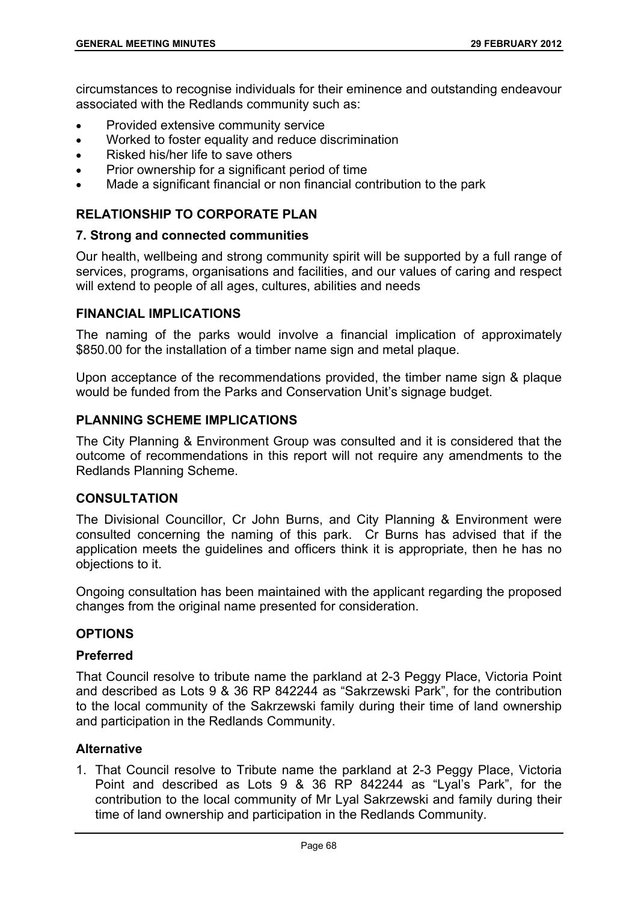circumstances to recognise individuals for their eminence and outstanding endeavour associated with the Redlands community such as:

- Provided extensive community service
- Worked to foster equality and reduce discrimination
- Risked his/her life to save others
- Prior ownership for a significant period of time
- Made a significant financial or non financial contribution to the park

## RELATIONSHIP TO CORPORATE PLAN

### 7. Strong and connected communities

Our health, wellbeing and strong community spirit will be supported by a full range of services, programs, organisations and facilities, and our values of caring and respect will extend to people of all ages, cultures, abilities and needs

## FINANCIAL IMPLICATIONS

The naming of the parks would involve a financial implication of approximately \$850.00 for the installation of a timber name sign and metal plaque.

Upon acceptance of the recommendations provided, the timber name sign & plaque would be funded from the Parks and Conservation Unit's signage budget.

## PLANNING SCHEME IMPLICATIONS

The City Planning & Environment Group was consulted and it is considered that the outcome of recommendations in this report will not require any amendments to the Redlands Planning Scheme.

## CONSULTATION

The Divisional Councillor, Cr John Burns, and City Planning & Environment were consulted concerning the naming of this park. Cr Burns has advised that if the application meets the guidelines and officers think it is appropriate, then he has no objections to it.

Ongoing consultation has been maintained with the applicant regarding the proposed changes from the original name presented for consideration.

## OPTIONS

### Preferred

That Council resolve to tribute name the parkland at 2-3 Peggy Place, Victoria Point and described as Lots 9 & 36 RP 842244 as "Sakrzewski Park", for the contribution to the local community of the Sakrzewski family during their time of land ownership and participation in the Redlands Community.

### Alternative

1. That Council resolve to Tribute name the parkland at 2-3 Peggy Place, Victoria Point and described as Lots 9 & 36 RP 842244 as "Lyal's Park", for the contribution to the local community of Mr Lyal Sakrzewski and family during their time of land ownership and participation in the Redlands Community.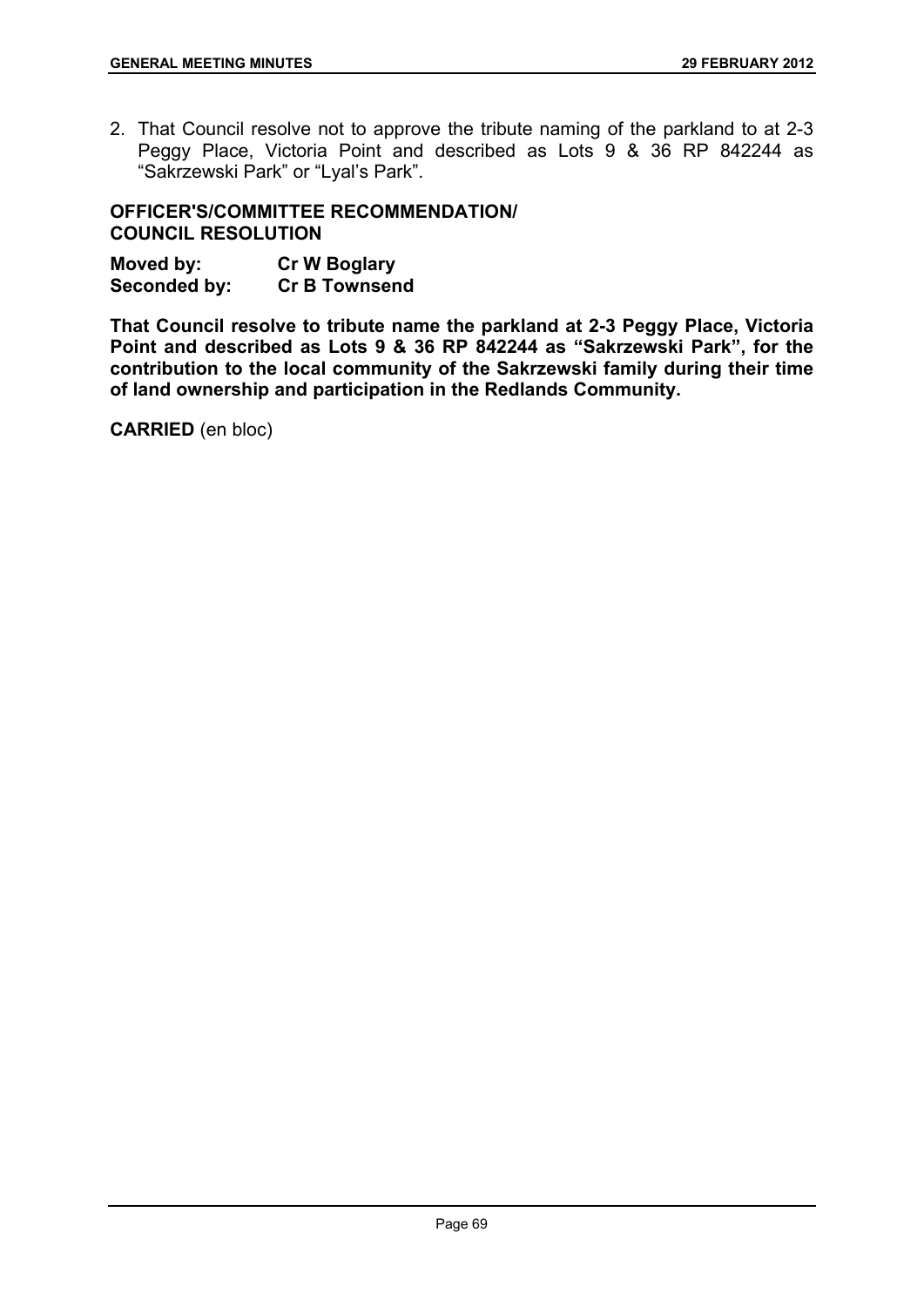2. That Council resolve not to approve the tribute naming of the parkland to at 2-3 Peggy Place, Victoria Point and described as Lots 9 & 36 RP 842244 as "Sakrzewski Park" or "Lyal's Park".

**OFFICER'S/COMMITTEE RECOMMENDATION/ COUNCIL RESOLUTION**

**Moved by:** **Cr W Boglary**
**Seconded by:** **Cr B Townsend**

**That Council resolve to tribute name the parkland at 2-3 Peggy Place, Victoria Point and described as Lots 9 & 36 RP 842244 as "Sakrzewski Park", for the contribution to the local community of the Sakrzewski family during their time of land ownership and participation in the Redlands Community.**

**CARRIED** (en bloc)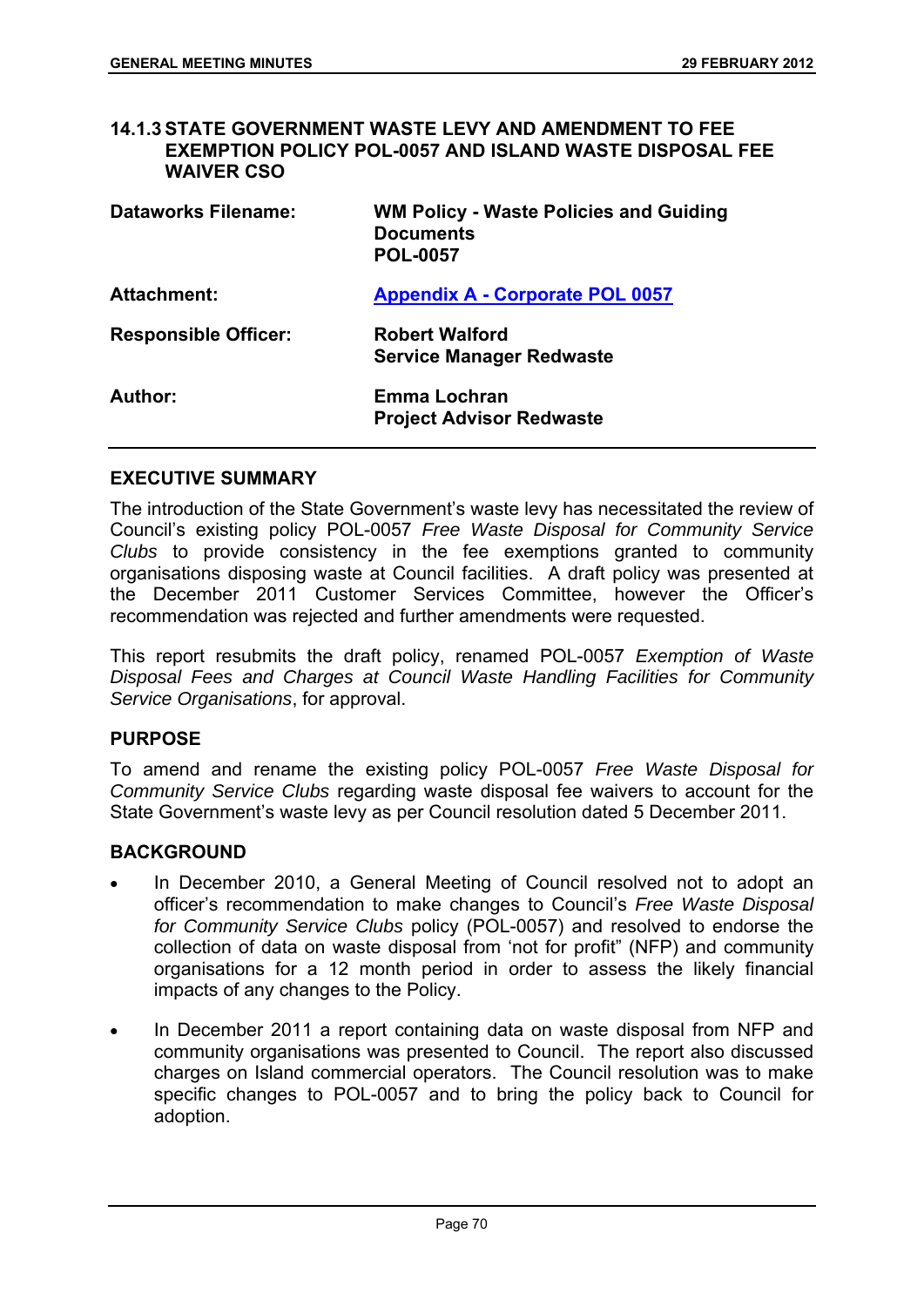### 14.1.3 STATE GOVERNMENT WASTE LEVY AND AMENDMENT TO FEE EXEMPTION POLICY POL-0057 AND ISLAND WASTE DISPOSAL FEE WAIVER CSO

| | |
|---|---|
| **Dataworks Filename:** | **WM Policy - Waste Policies and Guiding Documents POL-0057** |
| **Attachment:** | **Appendix A - Corporate POL 0057** |
| **Responsible Officer:** | **Robert Walford Service Manager Redwaste** |
| **Author:** | **Emma Lochran Project Advisor Redwaste** |

#### EXECUTIVE SUMMARY

The introduction of the State Government's waste levy has necessitated the review of Council's existing policy POL-0057 *Free Waste Disposal for Community Service Clubs* to provide consistency in the fee exemptions granted to community organisations disposing waste at Council facilities. A draft policy was presented at the December 2011 Customer Services Committee, however the Officer's recommendation was rejected and further amendments were requested.

This report resubmits the draft policy, renamed POL-0057 *Exemption of Waste Disposal Fees and Charges at Council Waste Handling Facilities for Community Service Organisations*, for approval.

#### PURPOSE

To amend and rename the existing policy POL-0057 *Free Waste Disposal for Community Service Clubs* regarding waste disposal fee waivers to account for the State Government's waste levy as per Council resolution dated 5 December 2011.

#### BACKGROUND

- In December 2010, a General Meeting of Council resolved not to adopt an officer's recommendation to make changes to Council's *Free Waste Disposal for Community Service Clubs* policy (POL-0057) and resolved to endorse the collection of data on waste disposal from 'not for profit" (NFP) and community organisations for a 12 month period in order to assess the likely financial impacts of any changes to the Policy.
- In December 2011 a report containing data on waste disposal from NFP and community organisations was presented to Council. The report also discussed charges on Island commercial operators. The Council resolution was to make specific changes to POL-0057 and to bring the policy back to Council for adoption.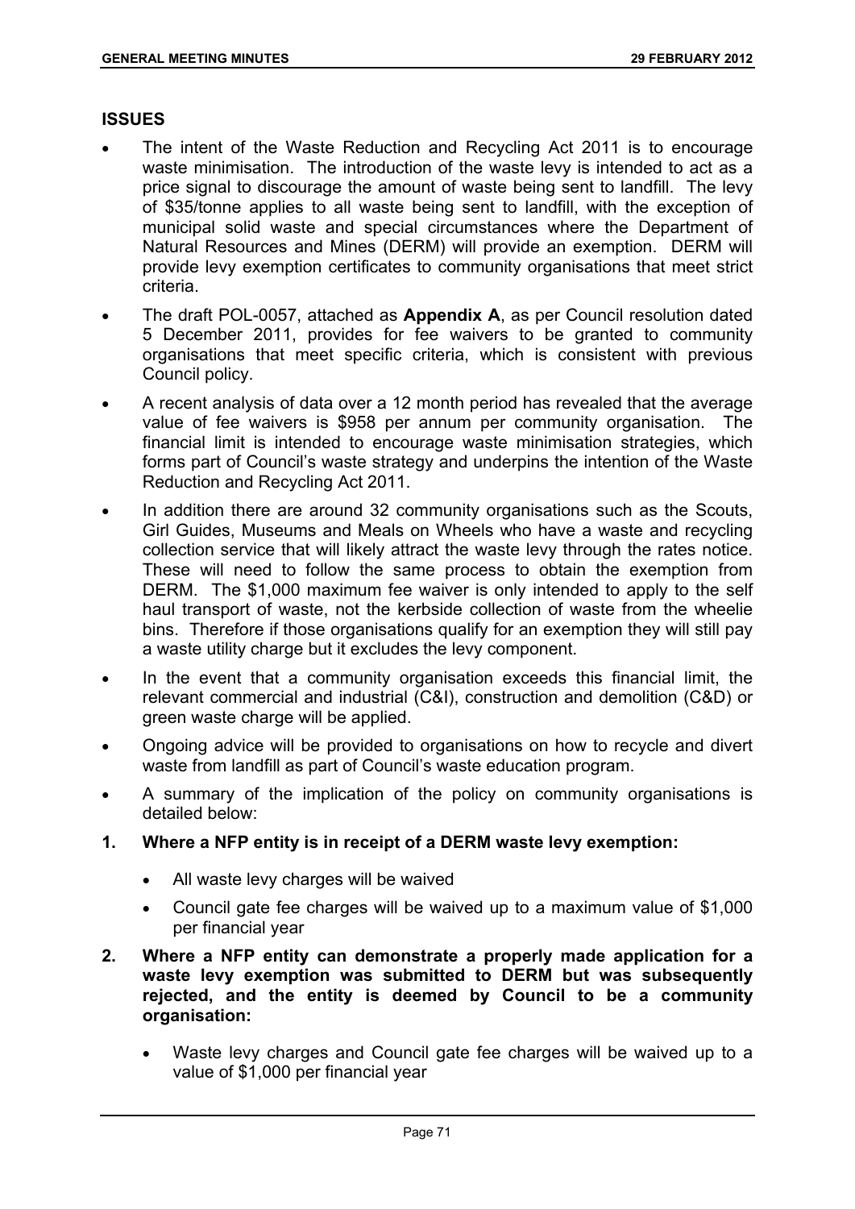## ISSUES

- The intent of the Waste Reduction and Recycling Act 2011 is to encourage waste minimisation. The introduction of the waste levy is intended to act as a price signal to discourage the amount of waste being sent to landfill. The levy of $35/tonne applies to all waste being sent to landfill, with the exception of municipal solid waste and special circumstances where the Department of Natural Resources and Mines (DERM) will provide an exemption. DERM will provide levy exemption certificates to community organisations that meet strict criteria.
- The draft POL-0057, attached as **Appendix A**, as per Council resolution dated 5 December 2011, provides for fee waivers to be granted to community organisations that meet specific criteria, which is consistent with previous Council policy.
- A recent analysis of data over a 12 month period has revealed that the average value of fee waivers is $958 per annum per community organisation. The financial limit is intended to encourage waste minimisation strategies, which forms part of Council's waste strategy and underpins the intention of the Waste Reduction and Recycling Act 2011.
- In addition there are around 32 community organisations such as the Scouts, Girl Guides, Museums and Meals on Wheels who have a waste and recycling collection service that will likely attract the waste levy through the rates notice. These will need to follow the same process to obtain the exemption from DERM. The $1,000 maximum fee waiver is only intended to apply to the self haul transport of waste, not the kerbside collection of waste from the wheelie bins. Therefore if those organisations qualify for an exemption they will still pay a waste utility charge but it excludes the levy component.
- In the event that a community organisation exceeds this financial limit, the relevant commercial and industrial (C&I), construction and demolition (C&D) or green waste charge will be applied.
- Ongoing advice will be provided to organisations on how to recycle and divert waste from landfill as part of Council's waste education program.
- A summary of the implication of the policy on community organisations is detailed below:

**1. Where a NFP entity is in receipt of a DERM waste levy exemption:**

- All waste levy charges will be waived
- Council gate fee charges will be waived up to a maximum value of $1,000 per financial year

**2. Where a NFP entity can demonstrate a properly made application for a waste levy exemption was submitted to DERM but was subsequently rejected, and the entity is deemed by Council to be a community organisation:**

- Waste levy charges and Council gate fee charges will be waived up to a value of $1,000 per financial year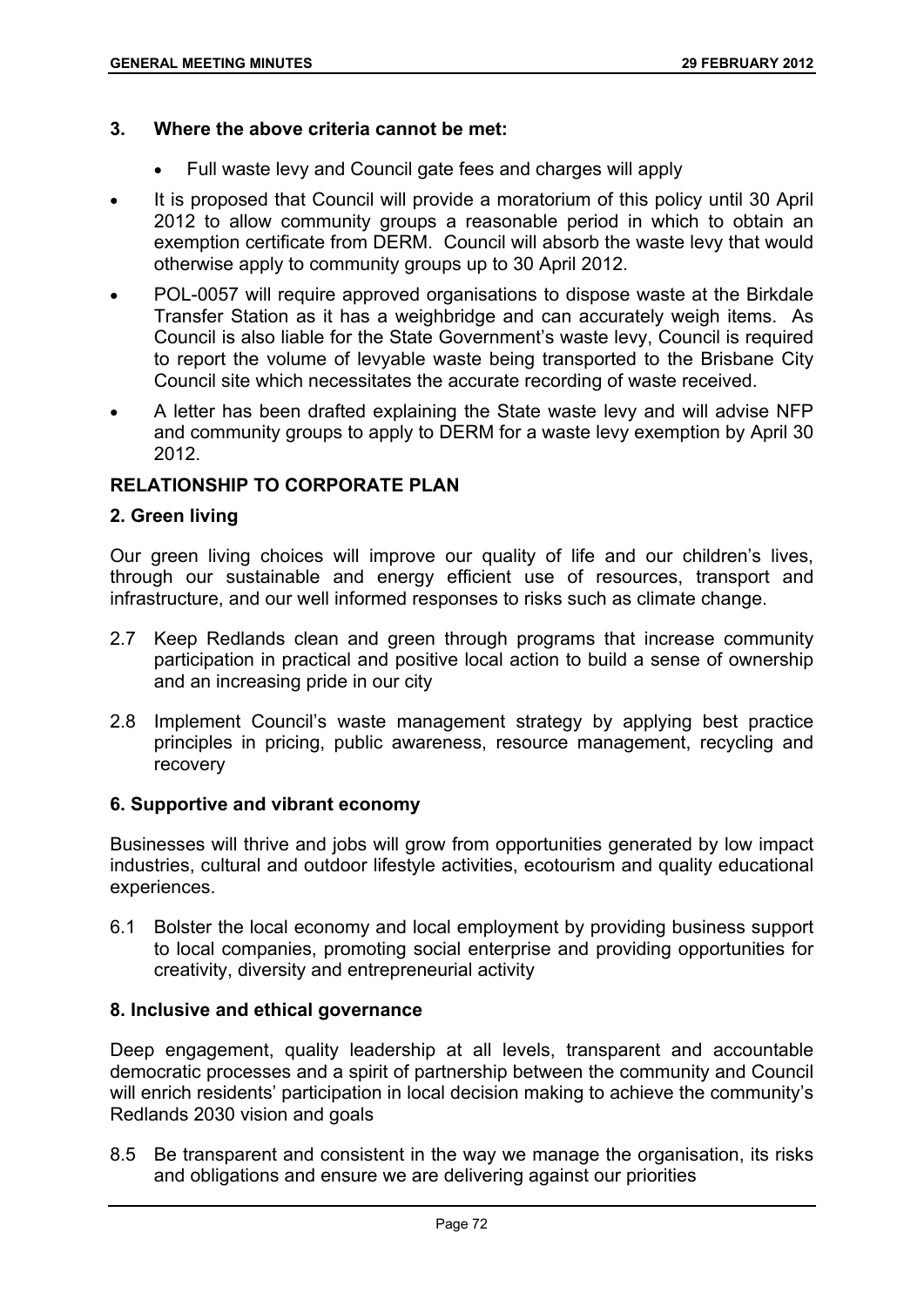**3. Where the above criteria cannot be met:**

- Full waste levy and Council gate fees and charges will apply

- It is proposed that Council will provide a moratorium of this policy until 30 April 2012 to allow community groups a reasonable period in which to obtain an exemption certificate from DERM. Council will absorb the waste levy that would otherwise apply to community groups up to 30 April 2012.
- POL-0057 will require approved organisations to dispose waste at the Birkdale Transfer Station as it has a weighbridge and can accurately weigh items. As Council is also liable for the State Government's waste levy, Council is required to report the volume of levyable waste being transported to the Brisbane City Council site which necessitates the accurate recording of waste received.
- A letter has been drafted explaining the State waste levy and will advise NFP and community groups to apply to DERM for a waste levy exemption by April 30 2012.

## RELATIONSHIP TO CORPORATE PLAN

### 2. Green living

Our green living choices will improve our quality of life and our children's lives, through our sustainable and energy efficient use of resources, transport and infrastructure, and our well informed responses to risks such as climate change.

2.7 Keep Redlands clean and green through programs that increase community participation in practical and positive local action to build a sense of ownership and an increasing pride in our city

2.8 Implement Council's waste management strategy by applying best practice principles in pricing, public awareness, resource management, recycling and recovery

### 6. Supportive and vibrant economy

Businesses will thrive and jobs will grow from opportunities generated by low impact industries, cultural and outdoor lifestyle activities, ecotourism and quality educational experiences.

6.1 Bolster the local economy and local employment by providing business support to local companies, promoting social enterprise and providing opportunities for creativity, diversity and entrepreneurial activity

### 8. Inclusive and ethical governance

Deep engagement, quality leadership at all levels, transparent and accountable democratic processes and a spirit of partnership between the community and Council will enrich residents' participation in local decision making to achieve the community's Redlands 2030 vision and goals

8.5 Be transparent and consistent in the way we manage the organisation, its risks and obligations and ensure we are delivering against our priorities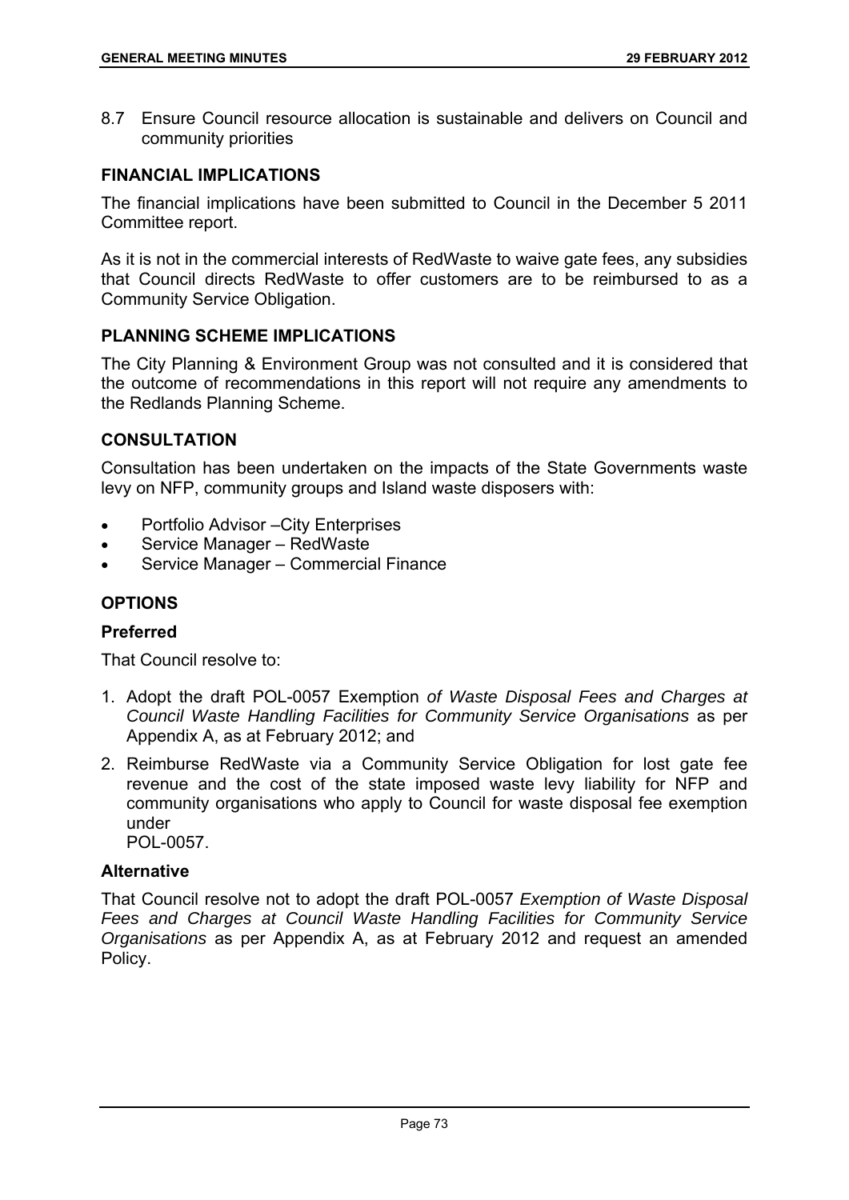8.7 Ensure Council resource allocation is sustainable and delivers on Council and community priorities

## FINANCIAL IMPLICATIONS

The financial implications have been submitted to Council in the December 5 2011 Committee report.

As it is not in the commercial interests of RedWaste to waive gate fees, any subsidies that Council directs RedWaste to offer customers are to be reimbursed to as a Community Service Obligation.

## PLANNING SCHEME IMPLICATIONS

The City Planning & Environment Group was not consulted and it is considered that the outcome of recommendations in this report will not require any amendments to the Redlands Planning Scheme.

## CONSULTATION

Consultation has been undertaken on the impacts of the State Governments waste levy on NFP, community groups and Island waste disposers with:

- Portfolio Advisor –City Enterprises
- Service Manager – RedWaste
- Service Manager – Commercial Finance

## OPTIONS

### Preferred

That Council resolve to:

1. Adopt the draft POL-0057 Exemption *of Waste Disposal Fees and Charges at Council Waste Handling Facilities for Community Service Organisations* as per Appendix A, as at February 2012; and
2. Reimburse RedWaste via a Community Service Obligation for lost gate fee revenue and the cost of the state imposed waste levy liability for NFP and community organisations who apply to Council for waste disposal fee exemption under POL-0057.

### Alternative

That Council resolve not to adopt the draft POL-0057 *Exemption of Waste Disposal Fees and Charges at Council Waste Handling Facilities for Community Service Organisations* as per Appendix A, as at February 2012 and request an amended Policy.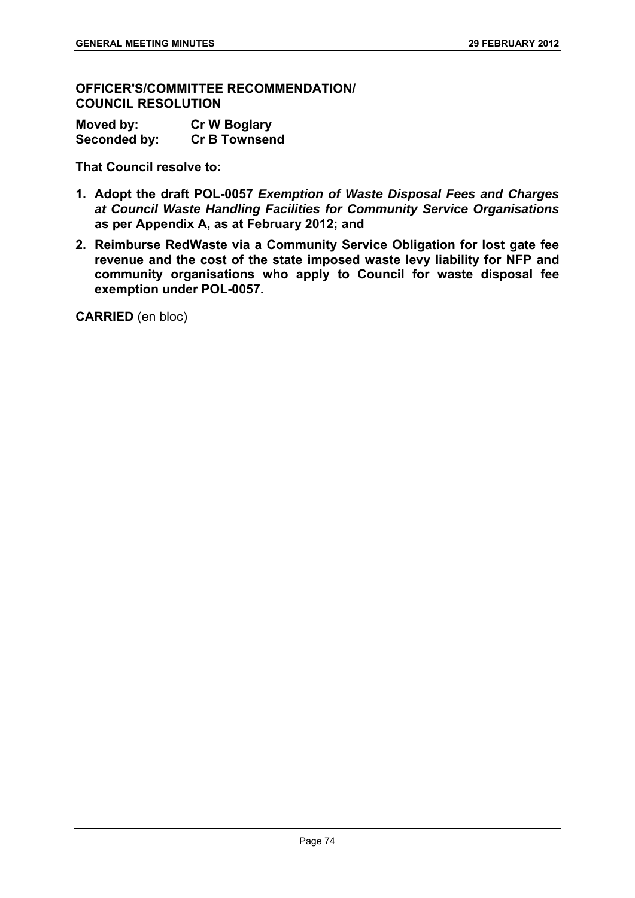**OFFICER'S/COMMITTEE RECOMMENDATION/ COUNCIL RESOLUTION**

**Moved by:** **Cr W Boglary**
**Seconded by:** **Cr B Townsend**

**That Council resolve to:**

1. **Adopt the draft POL-0057 *Exemption of Waste Disposal Fees and Charges at Council Waste Handling Facilities for Community Service Organisations* as per Appendix A, as at February 2012; and**
2. **Reimburse RedWaste via a Community Service Obligation for lost gate fee revenue and the cost of the state imposed waste levy liability for NFP and community organisations who apply to Council for waste disposal fee exemption under POL-0057.**

**CARRIED** (en bloc)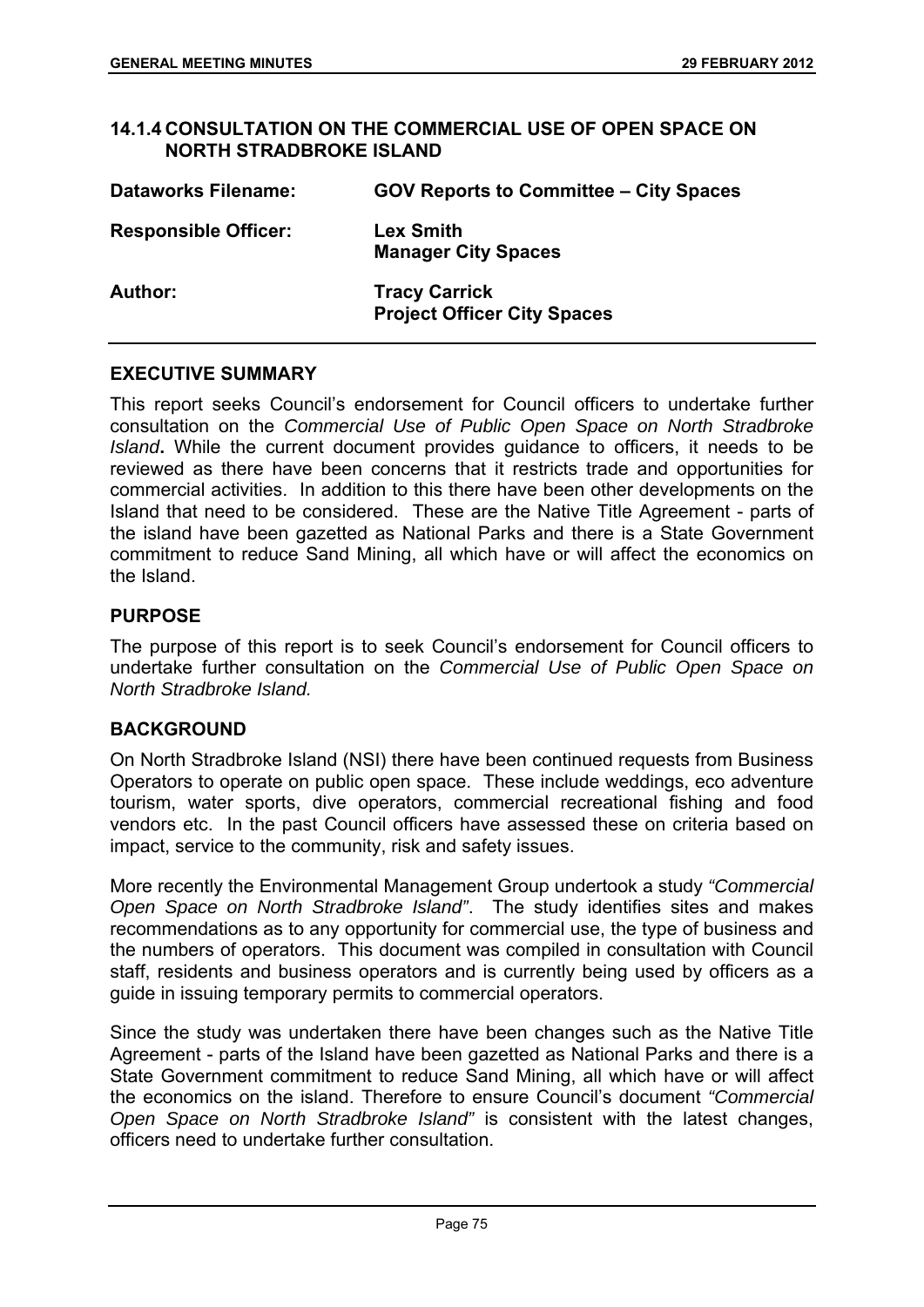## 14.1.4 CONSULTATION ON THE COMMERCIAL USE OF OPEN SPACE ON NORTH STRADBROKE ISLAND

| | |
|---|---|
| **Dataworks Filename:** | **GOV Reports to Committee – City Spaces** |
| **Responsible Officer:** | **Lex Smith**<br>**Manager City Spaces** |
| **Author:** | **Tracy Carrick**<br>**Project Officer City Spaces** |

### EXECUTIVE SUMMARY

This report seeks Council's endorsement for Council officers to undertake further consultation on the *Commercial Use of Public Open Space on North Stradbroke Island***.** While the current document provides guidance to officers, it needs to be reviewed as there have been concerns that it restricts trade and opportunities for commercial activities. In addition to this there have been other developments on the Island that need to be considered. These are the Native Title Agreement - parts of the island have been gazetted as National Parks and there is a State Government commitment to reduce Sand Mining, all which have or will affect the economics on the Island.

### PURPOSE

The purpose of this report is to seek Council's endorsement for Council officers to undertake further consultation on the *Commercial Use of Public Open Space on North Stradbroke Island.*

### BACKGROUND

On North Stradbroke Island (NSI) there have been continued requests from Business Operators to operate on public open space. These include weddings, eco adventure tourism, water sports, dive operators, commercial recreational fishing and food vendors etc. In the past Council officers have assessed these on criteria based on impact, service to the community, risk and safety issues.

More recently the Environmental Management Group undertook a study *"Commercial Open Space on North Stradbroke Island"*. The study identifies sites and makes recommendations as to any opportunity for commercial use, the type of business and the numbers of operators. This document was compiled in consultation with Council staff, residents and business operators and is currently being used by officers as a guide in issuing temporary permits to commercial operators.

Since the study was undertaken there have been changes such as the Native Title Agreement - parts of the Island have been gazetted as National Parks and there is a State Government commitment to reduce Sand Mining, all which have or will affect the economics on the island. Therefore to ensure Council's document *"Commercial Open Space on North Stradbroke Island"* is consistent with the latest changes, officers need to undertake further consultation.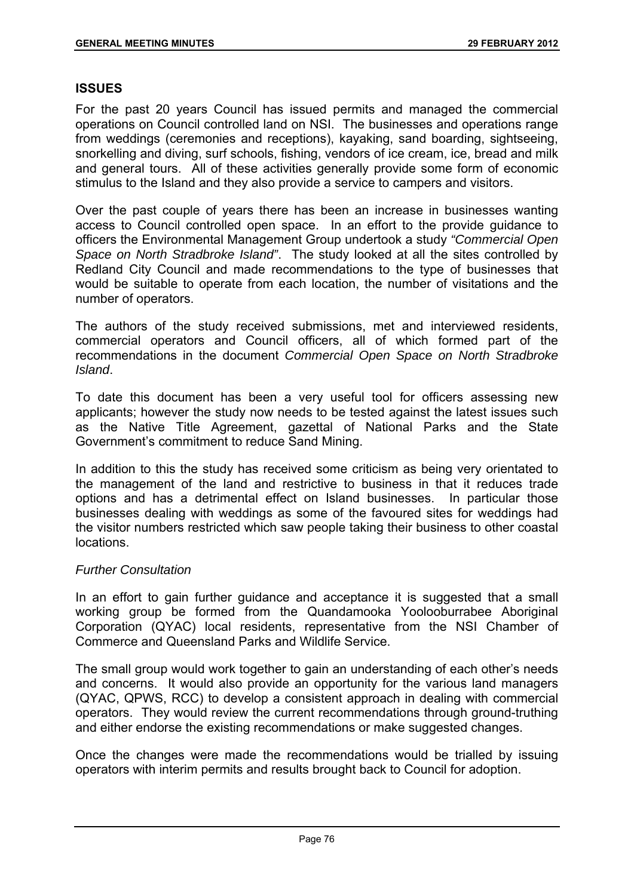## ISSUES

For the past 20 years Council has issued permits and managed the commercial operations on Council controlled land on NSI. The businesses and operations range from weddings (ceremonies and receptions), kayaking, sand boarding, sightseeing, snorkelling and diving, surf schools, fishing, vendors of ice cream, ice, bread and milk and general tours. All of these activities generally provide some form of economic stimulus to the Island and they also provide a service to campers and visitors.

Over the past couple of years there has been an increase in businesses wanting access to Council controlled open space. In an effort to the provide guidance to officers the Environmental Management Group undertook a study *"Commercial Open Space on North Stradbroke Island"*. The study looked at all the sites controlled by Redland City Council and made recommendations to the type of businesses that would be suitable to operate from each location, the number of visitations and the number of operators.

The authors of the study received submissions, met and interviewed residents, commercial operators and Council officers, all of which formed part of the recommendations in the document *Commercial Open Space on North Stradbroke Island*.

To date this document has been a very useful tool for officers assessing new applicants; however the study now needs to be tested against the latest issues such as the Native Title Agreement, gazettal of National Parks and the State Government's commitment to reduce Sand Mining.

In addition to this the study has received some criticism as being very orientated to the management of the land and restrictive to business in that it reduces trade options and has a detrimental effect on Island businesses. In particular those businesses dealing with weddings as some of the favoured sites for weddings had the visitor numbers restricted which saw people taking their business to other coastal locations.

*Further Consultation*

In an effort to gain further guidance and acceptance it is suggested that a small working group be formed from the Quandamooka Yoolooburrabee Aboriginal Corporation (QYAC) local residents, representative from the NSI Chamber of Commerce and Queensland Parks and Wildlife Service.

The small group would work together to gain an understanding of each other's needs and concerns. It would also provide an opportunity for the various land managers (QYAC, QPWS, RCC) to develop a consistent approach in dealing with commercial operators. They would review the current recommendations through ground-truthing and either endorse the existing recommendations or make suggested changes.

Once the changes were made the recommendations would be trialled by issuing operators with interim permits and results brought back to Council for adoption.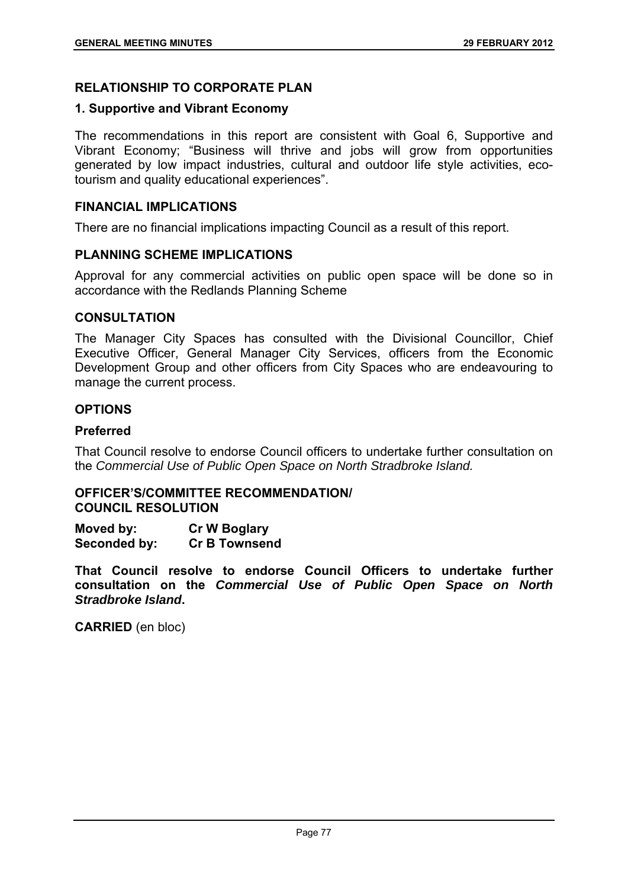## RELATIONSHIP TO CORPORATE PLAN

### 1. Supportive and Vibrant Economy

The recommendations in this report are consistent with Goal 6, Supportive and Vibrant Economy; "Business will thrive and jobs will grow from opportunities generated by low impact industries, cultural and outdoor life style activities, eco-tourism and quality educational experiences".

## FINANCIAL IMPLICATIONS

There are no financial implications impacting Council as a result of this report.

## PLANNING SCHEME IMPLICATIONS

Approval for any commercial activities on public open space will be done so in accordance with the Redlands Planning Scheme

## CONSULTATION

The Manager City Spaces has consulted with the Divisional Councillor, Chief Executive Officer, General Manager City Services, officers from the Economic Development Group and other officers from City Spaces who are endeavouring to manage the current process.

## OPTIONS

### Preferred

That Council resolve to endorse Council officers to undertake further consultation on the *Commercial Use of Public Open Space on North Stradbroke Island.*

## OFFICER'S/COMMITTEE RECOMMENDATION/ COUNCIL RESOLUTION

**Moved by:** **Cr W Boglary**
**Seconded by:** **Cr B Townsend**

**That Council resolve to endorse Council Officers to undertake further consultation on the *Commercial Use of Public Open Space on North Stradbroke Island*.**

**CARRIED** (en bloc)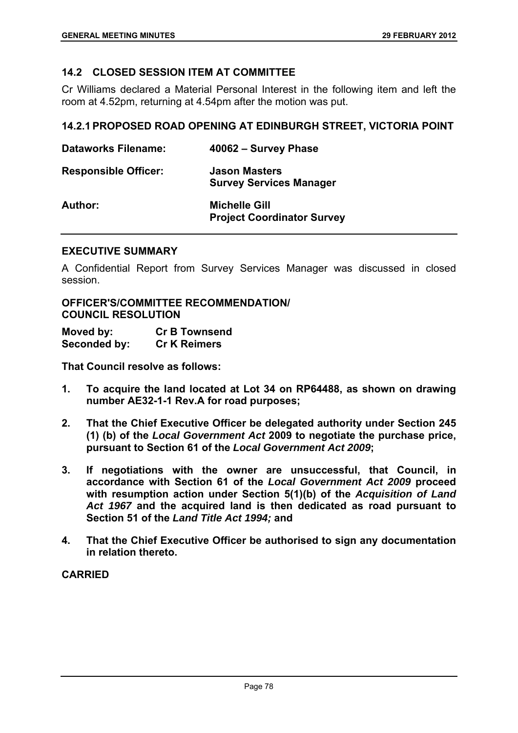## 14.2 CLOSED SESSION ITEM AT COMMITTEE

Cr Williams declared a Material Personal Interest in the following item and left the room at 4.52pm, returning at 4.54pm after the motion was put.

### 14.2.1 PROPOSED ROAD OPENING AT EDINBURGH STREET, VICTORIA POINT

| | |
|---|---|
| **Dataworks Filename:** | **40062 – Survey Phase** |
| **Responsible Officer:** | **Jason Masters**<br>**Survey Services Manager** |
| **Author:** | **Michelle Gill**<br>**Project Coordinator Survey** |

#### EXECUTIVE SUMMARY

A Confidential Report from Survey Services Manager was discussed in closed session.

#### OFFICER'S/COMMITTEE RECOMMENDATION/ COUNCIL RESOLUTION

**Moved by:** **Cr B Townsend**
**Seconded by:** **Cr K Reimers**

**That Council resolve as follows:**

1. **To acquire the land located at Lot 34 on RP64488, as shown on drawing number AE32-1-1 Rev.A for road purposes;**
2. **That the Chief Executive Officer be delegated authority under Section 245 (1) (b) of the *Local Government Act* 2009 to negotiate the purchase price, pursuant to Section 61 of the *Local Government Act 2009*;**
3. **If negotiations with the owner are unsuccessful, that Council, in accordance with Section 61 of the *Local Government Act 2009* proceed with resumption action under Section 5(1)(b) of the *Acquisition of Land Act 1967* and the acquired land is then dedicated as road pursuant to Section 51 of the *Land Title Act 1994;* and**
4. **That the Chief Executive Officer be authorised to sign any documentation in relation thereto.**

**CARRIED**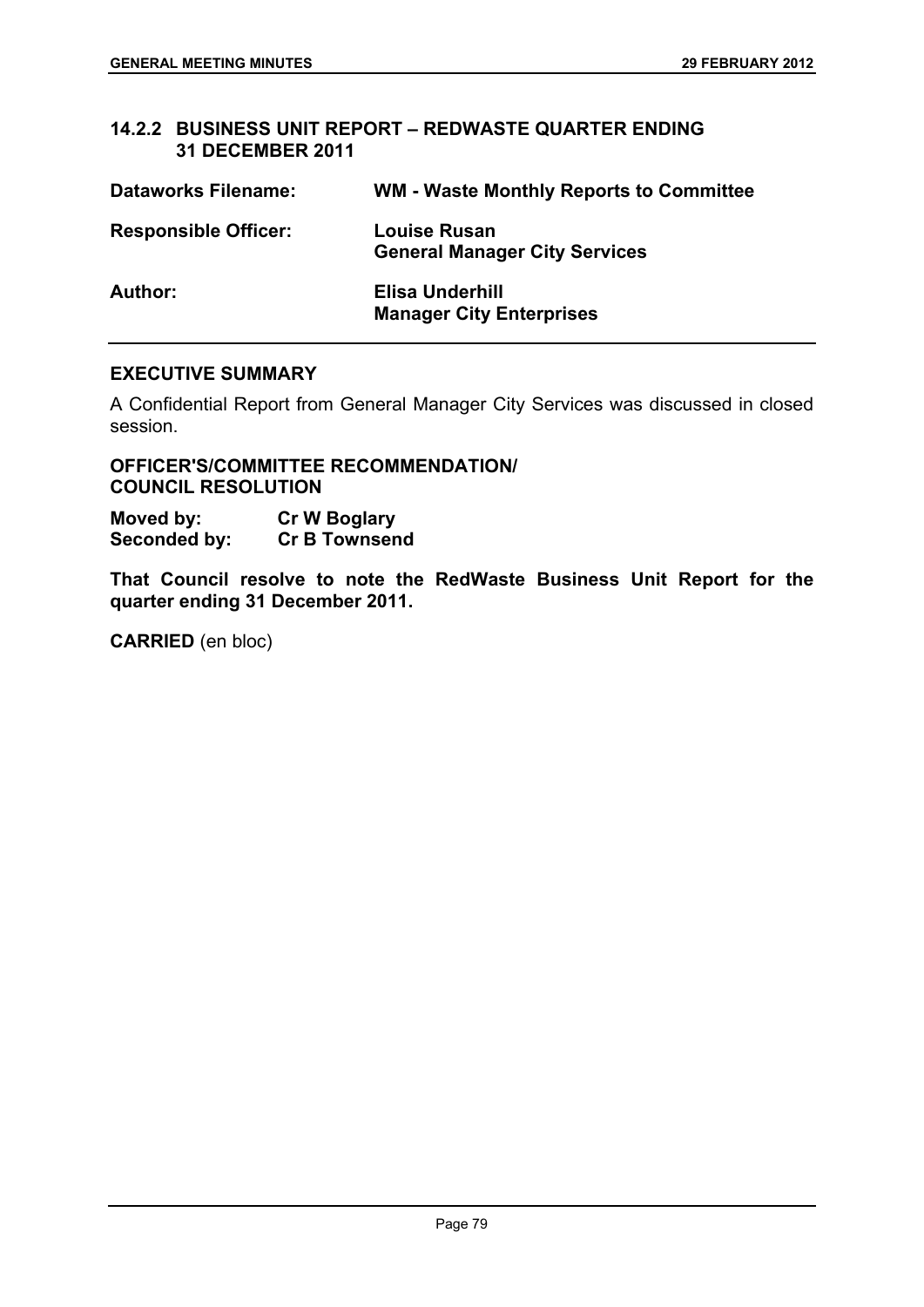## 14.2.2 BUSINESS UNIT REPORT – REDWASTE QUARTER ENDING 31 DECEMBER 2011

| | |
|---|---|
| **Dataworks Filename:** | **WM - Waste Monthly Reports to Committee** |
| **Responsible Officer:** | **Louise Rusan**<br>**General Manager City Services** |
| **Author:** | **Elisa Underhill**<br>**Manager City Enterprises** |

### EXECUTIVE SUMMARY

A Confidential Report from General Manager City Services was discussed in closed session.

### OFFICER'S/COMMITTEE RECOMMENDATION/ COUNCIL RESOLUTION

**Moved by:** **Cr W Boglary**
**Seconded by:** **Cr B Townsend**

**That Council resolve to note the RedWaste Business Unit Report for the quarter ending 31 December 2011.**

**CARRIED** (en bloc)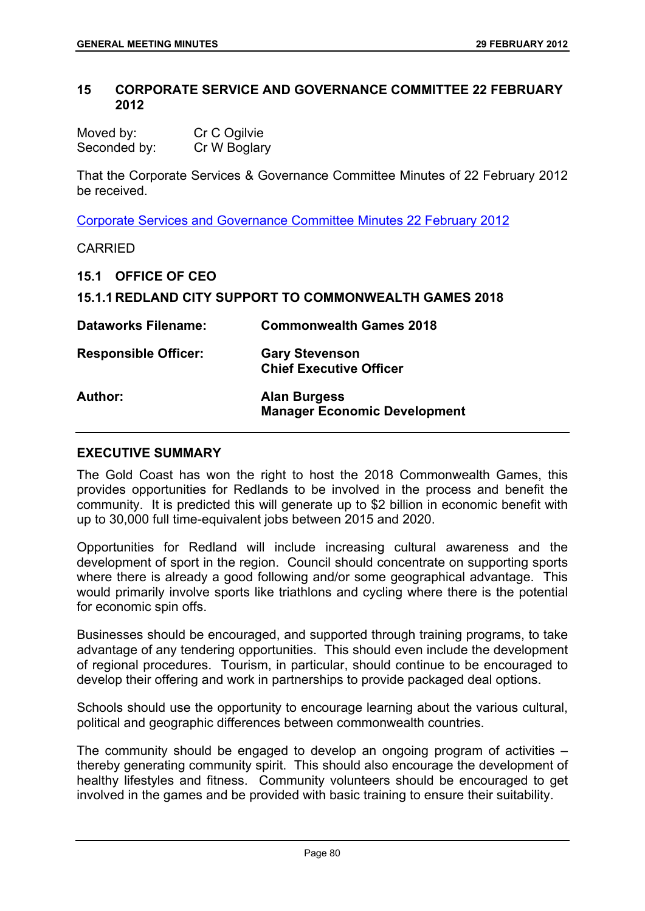## 15 CORPORATE SERVICE AND GOVERNANCE COMMITTEE 22 FEBRUARY 2012

Moved by: Cr C Ogilvie
Seconded by: Cr W Boglary

That the Corporate Services & Governance Committee Minutes of 22 February 2012 be received.

Corporate Services and Governance Committee Minutes 22 February 2012

CARRIED

### 15.1 OFFICE OF CEO

#### 15.1.1 REDLAND CITY SUPPORT TO COMMONWEALTH GAMES 2018

| | |
|---|---|
| **Dataworks Filename:** | **Commonwealth Games 2018** |
| **Responsible Officer:** | **Gary Stevenson**<br>**Chief Executive Officer** |
| **Author:** | **Alan Burgess**<br>**Manager Economic Development** |

**EXECUTIVE SUMMARY**

The Gold Coast has won the right to host the 2018 Commonwealth Games, this provides opportunities for Redlands to be involved in the process and benefit the community. It is predicted this will generate up to $2 billion in economic benefit with up to 30,000 full time-equivalent jobs between 2015 and 2020.

Opportunities for Redland will include increasing cultural awareness and the development of sport in the region. Council should concentrate on supporting sports where there is already a good following and/or some geographical advantage. This would primarily involve sports like triathlons and cycling where there is the potential for economic spin offs.

Businesses should be encouraged, and supported through training programs, to take advantage of any tendering opportunities. This should even include the development of regional procedures. Tourism, in particular, should continue to be encouraged to develop their offering and work in partnerships to provide packaged deal options.

Schools should use the opportunity to encourage learning about the various cultural, political and geographic differences between commonwealth countries.

The community should be engaged to develop an ongoing program of activities – thereby generating community spirit. This should also encourage the development of healthy lifestyles and fitness. Community volunteers should be encouraged to get involved in the games and be provided with basic training to ensure their suitability.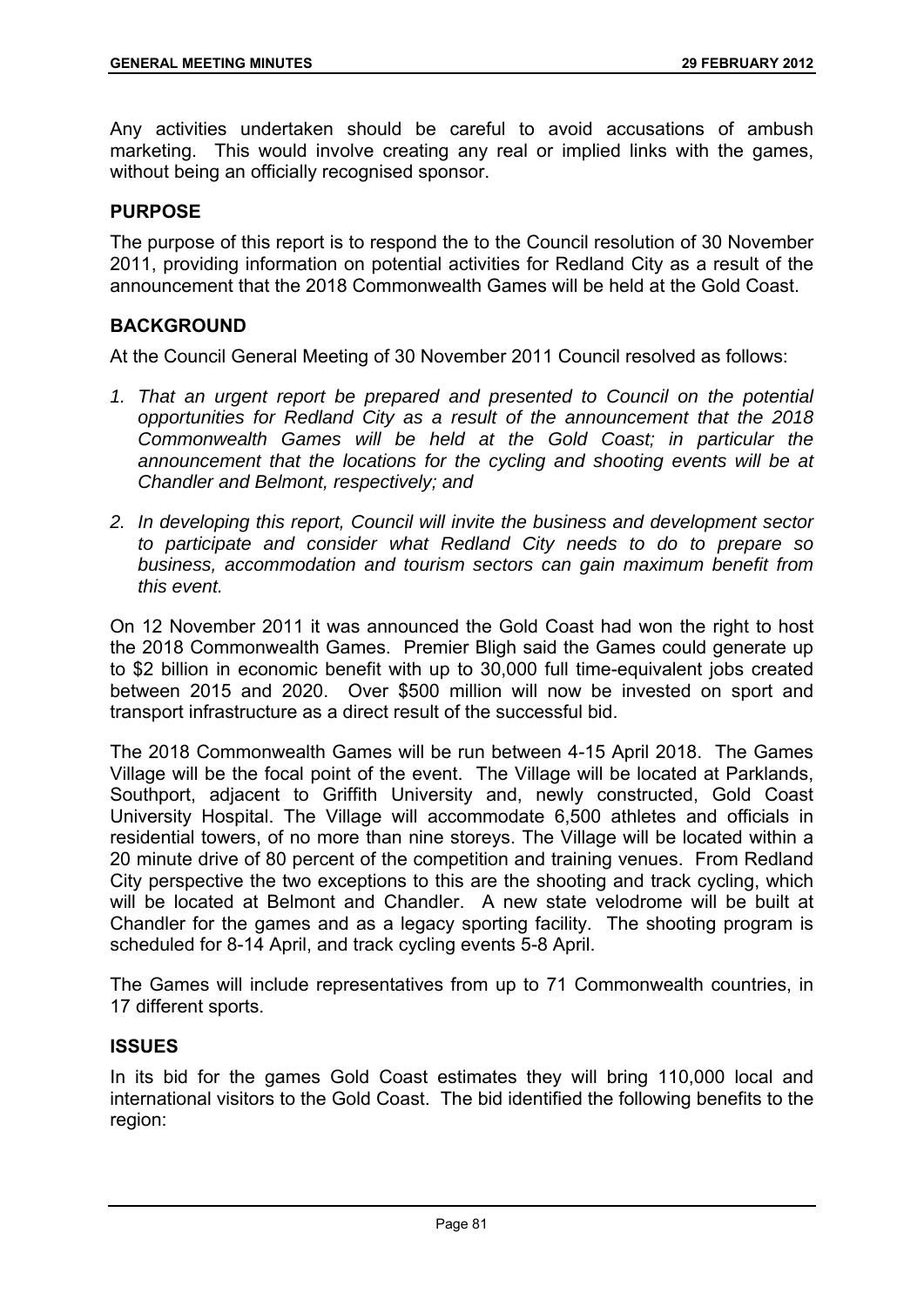Any activities undertaken should be careful to avoid accusations of ambush marketing. This would involve creating any real or implied links with the games, without being an officially recognised sponsor.

## PURPOSE

The purpose of this report is to respond the to the Council resolution of 30 November 2011, providing information on potential activities for Redland City as a result of the announcement that the 2018 Commonwealth Games will be held at the Gold Coast.

## BACKGROUND

At the Council General Meeting of 30 November 2011 Council resolved as follows:

1. *That an urgent report be prepared and presented to Council on the potential opportunities for Redland City as a result of the announcement that the 2018 Commonwealth Games will be held at the Gold Coast; in particular the announcement that the locations for the cycling and shooting events will be at Chandler and Belmont, respectively; and*

2. *In developing this report, Council will invite the business and development sector to participate and consider what Redland City needs to do to prepare so business, accommodation and tourism sectors can gain maximum benefit from this event.*

On 12 November 2011 it was announced the Gold Coast had won the right to host the 2018 Commonwealth Games. Premier Bligh said the Games could generate up to $2 billion in economic benefit with up to 30,000 full time-equivalent jobs created between 2015 and 2020. Over $500 million will now be invested on sport and transport infrastructure as a direct result of the successful bid.

The 2018 Commonwealth Games will be run between 4-15 April 2018. The Games Village will be the focal point of the event. The Village will be located at Parklands, Southport, adjacent to Griffith University and, newly constructed, Gold Coast University Hospital. The Village will accommodate 6,500 athletes and officials in residential towers, of no more than nine storeys. The Village will be located within a 20 minute drive of 80 percent of the competition and training venues. From Redland City perspective the two exceptions to this are the shooting and track cycling, which will be located at Belmont and Chandler. A new state velodrome will be built at Chandler for the games and as a legacy sporting facility. The shooting program is scheduled for 8-14 April, and track cycling events 5-8 April.

The Games will include representatives from up to 71 Commonwealth countries, in 17 different sports.

## ISSUES

In its bid for the games Gold Coast estimates they will bring 110,000 local and international visitors to the Gold Coast. The bid identified the following benefits to the region: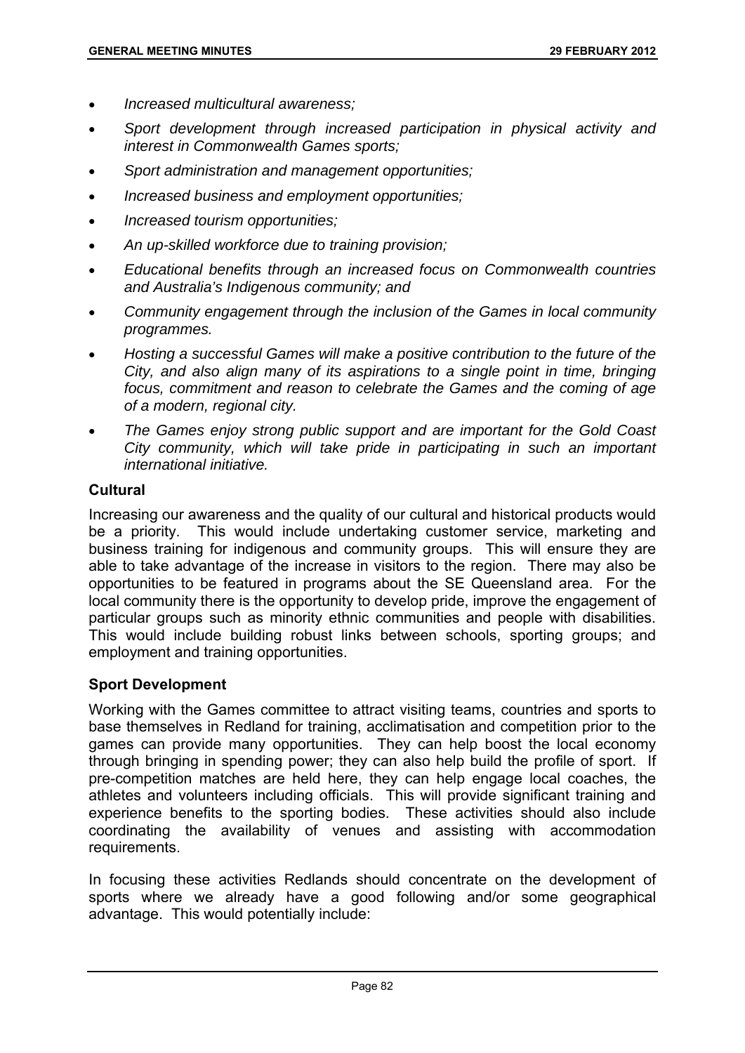- *Increased multicultural awareness;*
- *Sport development through increased participation in physical activity and interest in Commonwealth Games sports;*
- *Sport administration and management opportunities;*
- *Increased business and employment opportunities;*
- *Increased tourism opportunities;*
- *An up-skilled workforce due to training provision;*
- *Educational benefits through an increased focus on Commonwealth countries and Australia's Indigenous community; and*
- *Community engagement through the inclusion of the Games in local community programmes.*
- *Hosting a successful Games will make a positive contribution to the future of the City, and also align many of its aspirations to a single point in time, bringing focus, commitment and reason to celebrate the Games and the coming of age of a modern, regional city.*
- *The Games enjoy strong public support and are important for the Gold Coast City community, which will take pride in participating in such an important international initiative.*

**Cultural**

Increasing our awareness and the quality of our cultural and historical products would be a priority. This would include undertaking customer service, marketing and business training for indigenous and community groups. This will ensure they are able to take advantage of the increase in visitors to the region. There may also be opportunities to be featured in programs about the SE Queensland area. For the local community there is the opportunity to develop pride, improve the engagement of particular groups such as minority ethnic communities and people with disabilities. This would include building robust links between schools, sporting groups; and employment and training opportunities.

**Sport Development**

Working with the Games committee to attract visiting teams, countries and sports to base themselves in Redland for training, acclimatisation and competition prior to the games can provide many opportunities. They can help boost the local economy through bringing in spending power; they can also help build the profile of sport. If pre-competition matches are held here, they can help engage local coaches, the athletes and volunteers including officials. This will provide significant training and experience benefits to the sporting bodies. These activities should also include coordinating the availability of venues and assisting with accommodation requirements.

In focusing these activities Redlands should concentrate on the development of sports where we already have a good following and/or some geographical advantage. This would potentially include: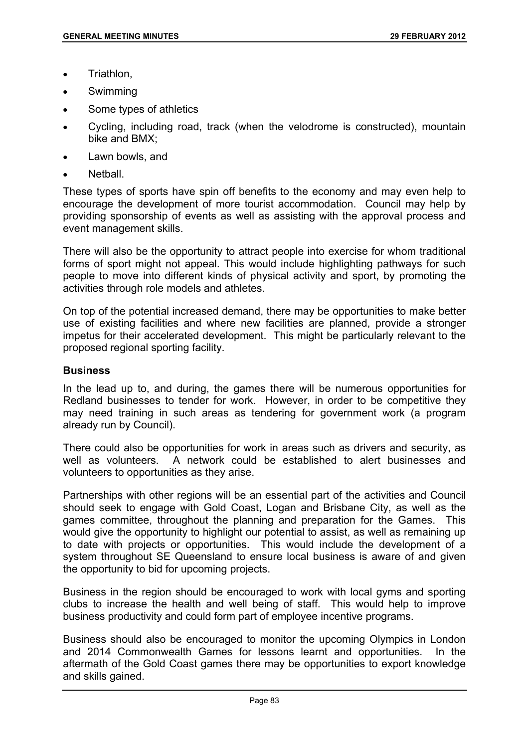- Triathlon,
- Swimming
- Some types of athletics
- Cycling, including road, track (when the velodrome is constructed), mountain bike and BMX;
- Lawn bowls, and
- Netball.

These types of sports have spin off benefits to the economy and may even help to encourage the development of more tourist accommodation. Council may help by providing sponsorship of events as well as assisting with the approval process and event management skills.

There will also be the opportunity to attract people into exercise for whom traditional forms of sport might not appeal. This would include highlighting pathways for such people to move into different kinds of physical activity and sport, by promoting the activities through role models and athletes.

On top of the potential increased demand, there may be opportunities to make better use of existing facilities and where new facilities are planned, provide a stronger impetus for their accelerated development. This might be particularly relevant to the proposed regional sporting facility.

**Business**

In the lead up to, and during, the games there will be numerous opportunities for Redland businesses to tender for work. However, in order to be competitive they may need training in such areas as tendering for government work (a program already run by Council).

There could also be opportunities for work in areas such as drivers and security, as well as volunteers. A network could be established to alert businesses and volunteers to opportunities as they arise.

Partnerships with other regions will be an essential part of the activities and Council should seek to engage with Gold Coast, Logan and Brisbane City, as well as the games committee, throughout the planning and preparation for the Games. This would give the opportunity to highlight our potential to assist, as well as remaining up to date with projects or opportunities. This would include the development of a system throughout SE Queensland to ensure local business is aware of and given the opportunity to bid for upcoming projects.

Business in the region should be encouraged to work with local gyms and sporting clubs to increase the health and well being of staff. This would help to improve business productivity and could form part of employee incentive programs.

Business should also be encouraged to monitor the upcoming Olympics in London and 2014 Commonwealth Games for lessons learnt and opportunities. In the aftermath of the Gold Coast games there may be opportunities to export knowledge and skills gained.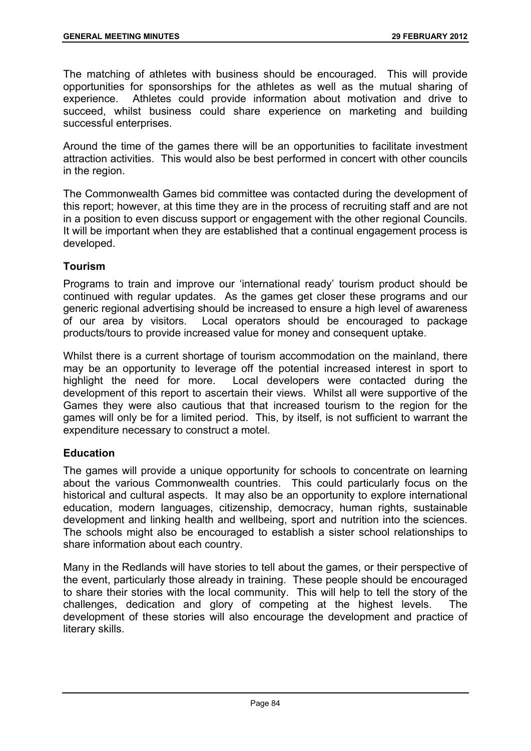The matching of athletes with business should be encouraged. This will provide opportunities for sponsorships for the athletes as well as the mutual sharing of experience. Athletes could provide information about motivation and drive to succeed, whilst business could share experience on marketing and building successful enterprises.

Around the time of the games there will be an opportunities to facilitate investment attraction activities. This would also be best performed in concert with other councils in the region.

The Commonwealth Games bid committee was contacted during the development of this report; however, at this time they are in the process of recruiting staff and are not in a position to even discuss support or engagement with the other regional Councils. It will be important when they are established that a continual engagement process is developed.

**Tourism**

Programs to train and improve our 'international ready' tourism product should be continued with regular updates. As the games get closer these programs and our generic regional advertising should be increased to ensure a high level of awareness of our area by visitors. Local operators should be encouraged to package products/tours to provide increased value for money and consequent uptake.

Whilst there is a current shortage of tourism accommodation on the mainland, there may be an opportunity to leverage off the potential increased interest in sport to highlight the need for more. Local developers were contacted during the development of this report to ascertain their views. Whilst all were supportive of the Games they were also cautious that that increased tourism to the region for the games will only be for a limited period. This, by itself, is not sufficient to warrant the expenditure necessary to construct a motel.

**Education**

The games will provide a unique opportunity for schools to concentrate on learning about the various Commonwealth countries. This could particularly focus on the historical and cultural aspects. It may also be an opportunity to explore international education, modern languages, citizenship, democracy, human rights, sustainable development and linking health and wellbeing, sport and nutrition into the sciences. The schools might also be encouraged to establish a sister school relationships to share information about each country.

Many in the Redlands will have stories to tell about the games, or their perspective of the event, particularly those already in training. These people should be encouraged to share their stories with the local community. This will help to tell the story of the challenges, dedication and glory of competing at the highest levels. The development of these stories will also encourage the development and practice of literary skills.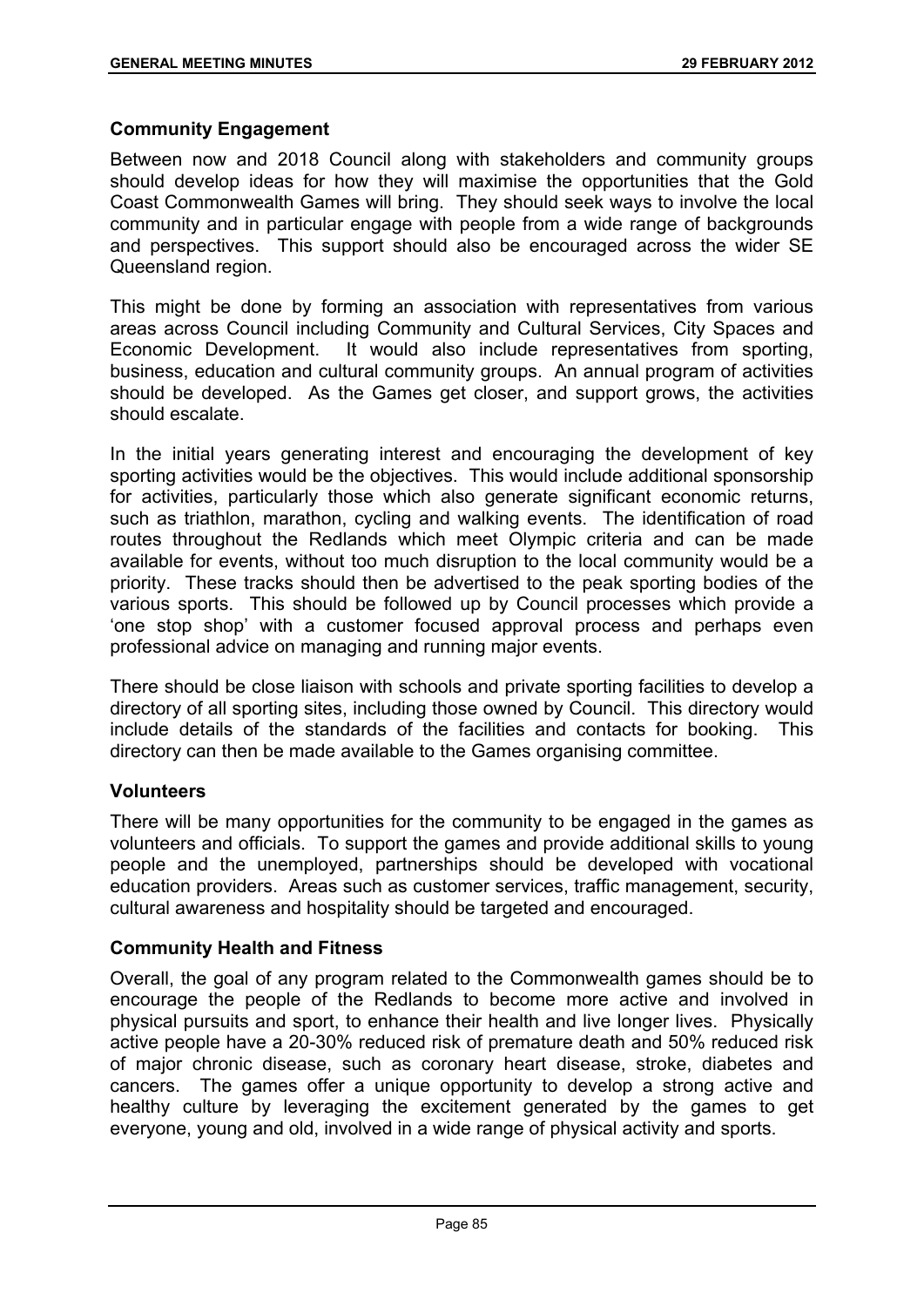## Community Engagement

Between now and 2018 Council along with stakeholders and community groups should develop ideas for how they will maximise the opportunities that the Gold Coast Commonwealth Games will bring. They should seek ways to involve the local community and in particular engage with people from a wide range of backgrounds and perspectives. This support should also be encouraged across the wider SE Queensland region.

This might be done by forming an association with representatives from various areas across Council including Community and Cultural Services, City Spaces and Economic Development. It would also include representatives from sporting, business, education and cultural community groups. An annual program of activities should be developed. As the Games get closer, and support grows, the activities should escalate.

In the initial years generating interest and encouraging the development of key sporting activities would be the objectives. This would include additional sponsorship for activities, particularly those which also generate significant economic returns, such as triathlon, marathon, cycling and walking events. The identification of road routes throughout the Redlands which meet Olympic criteria and can be made available for events, without too much disruption to the local community would be a priority. These tracks should then be advertised to the peak sporting bodies of the various sports. This should be followed up by Council processes which provide a 'one stop shop' with a customer focused approval process and perhaps even professional advice on managing and running major events.

There should be close liaison with schools and private sporting facilities to develop a directory of all sporting sites, including those owned by Council. This directory would include details of the standards of the facilities and contacts for booking. This directory can then be made available to the Games organising committee.

## Volunteers

There will be many opportunities for the community to be engaged in the games as volunteers and officials. To support the games and provide additional skills to young people and the unemployed, partnerships should be developed with vocational education providers. Areas such as customer services, traffic management, security, cultural awareness and hospitality should be targeted and encouraged.

## Community Health and Fitness

Overall, the goal of any program related to the Commonwealth games should be to encourage the people of the Redlands to become more active and involved in physical pursuits and sport, to enhance their health and live longer lives. Physically active people have a 20-30% reduced risk of premature death and 50% reduced risk of major chronic disease, such as coronary heart disease, stroke, diabetes and cancers. The games offer a unique opportunity to develop a strong active and healthy culture by leveraging the excitement generated by the games to get everyone, young and old, involved in a wide range of physical activity and sports.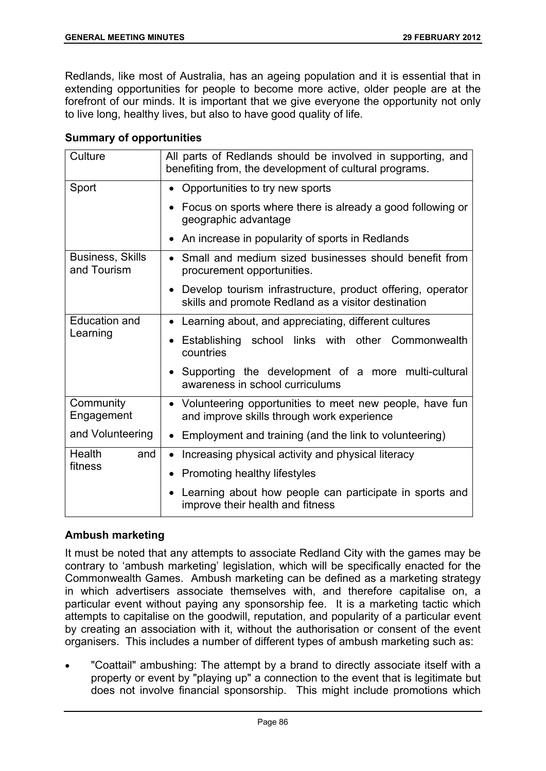Redlands, like most of Australia, has an ageing population and it is essential that in extending opportunities for people to become more active, older people are at the forefront of our minds. It is important that we give everyone the opportunity not only to live long, healthy lives, but also to have good quality of life.

**Summary of opportunities**

| Culture | All parts of Redlands should be involved in supporting, and benefiting from, the development of cultural programs. |
|---|---|
| Sport | • Opportunities to try new sports<br>• Focus on sports where there is already a good following or geographic advantage<br>• An increase in popularity of sports in Redlands |
| Business, Skills and Tourism | • Small and medium sized businesses should benefit from procurement opportunities.<br>• Develop tourism infrastructure, product offering, operator skills and promote Redland as a visitor destination |
| Education and Learning | • Learning about, and appreciating, different cultures<br>• Establishing school links with other Commonwealth countries<br>• Supporting the development of a more multi-cultural awareness in school curriculums |
| Community Engagement and Volunteering | • Volunteering opportunities to meet new people, have fun and improve skills through work experience<br>• Employment and training (and the link to volunteering) |
| Health and fitness | • Increasing physical activity and physical literacy<br>• Promoting healthy lifestyles<br>• Learning about how people can participate in sports and improve their health and fitness |

**Ambush marketing**

It must be noted that any attempts to associate Redland City with the games may be contrary to 'ambush marketing' legislation, which will be specifically enacted for the Commonwealth Games. Ambush marketing can be defined as a marketing strategy in which advertisers associate themselves with, and therefore capitalise on, a particular event without paying any sponsorship fee. It is a marketing tactic which attempts to capitalise on the goodwill, reputation, and popularity of a particular event by creating an association with it, without the authorisation or consent of the event organisers. This includes a number of different types of ambush marketing such as:

- "Coattail" ambushing: The attempt by a brand to directly associate itself with a property or event by "playing up" a connection to the event that is legitimate but does not involve financial sponsorship. This might include promotions which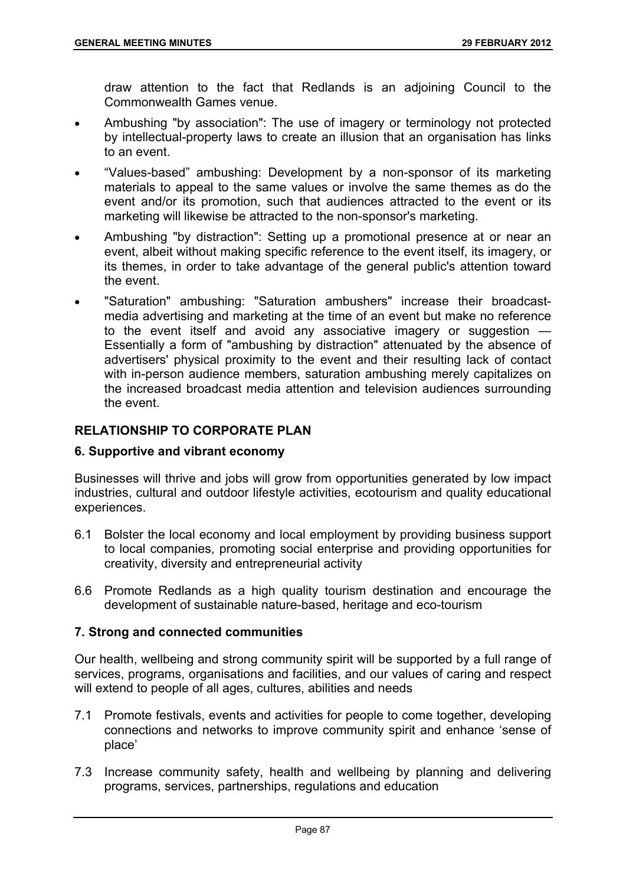draw attention to the fact that Redlands is an adjoining Council to the Commonwealth Games venue.

- Ambushing "by association": The use of imagery or terminology not protected by intellectual-property laws to create an illusion that an organisation has links to an event.
- "Values-based" ambushing: Development by a non-sponsor of its marketing materials to appeal to the same values or involve the same themes as do the event and/or its promotion, such that audiences attracted to the event or its marketing will likewise be attracted to the non-sponsor's marketing.
- Ambushing "by distraction": Setting up a promotional presence at or near an event, albeit without making specific reference to the event itself, its imagery, or its themes, in order to take advantage of the general public's attention toward the event.
- "Saturation" ambushing: "Saturation ambushers" increase their broadcast-media advertising and marketing at the time of an event but make no reference to the event itself and avoid any associative imagery or suggestion — Essentially a form of "ambushing by distraction" attenuated by the absence of advertisers' physical proximity to the event and their resulting lack of contact with in-person audience members, saturation ambushing merely capitalizes on the increased broadcast media attention and television audiences surrounding the event.

## RELATIONSHIP TO CORPORATE PLAN

### 6. Supportive and vibrant economy

Businesses will thrive and jobs will grow from opportunities generated by low impact industries, cultural and outdoor lifestyle activities, ecotourism and quality educational experiences.

6.1 Bolster the local economy and local employment by providing business support to local companies, promoting social enterprise and providing opportunities for creativity, diversity and entrepreneurial activity

6.6 Promote Redlands as a high quality tourism destination and encourage the development of sustainable nature-based, heritage and eco-tourism

### 7. Strong and connected communities

Our health, wellbeing and strong community spirit will be supported by a full range of services, programs, organisations and facilities, and our values of caring and respect will extend to people of all ages, cultures, abilities and needs

7.1 Promote festivals, events and activities for people to come together, developing connections and networks to improve community spirit and enhance 'sense of place'

7.3 Increase community safety, health and wellbeing by planning and delivering programs, services, partnerships, regulations and education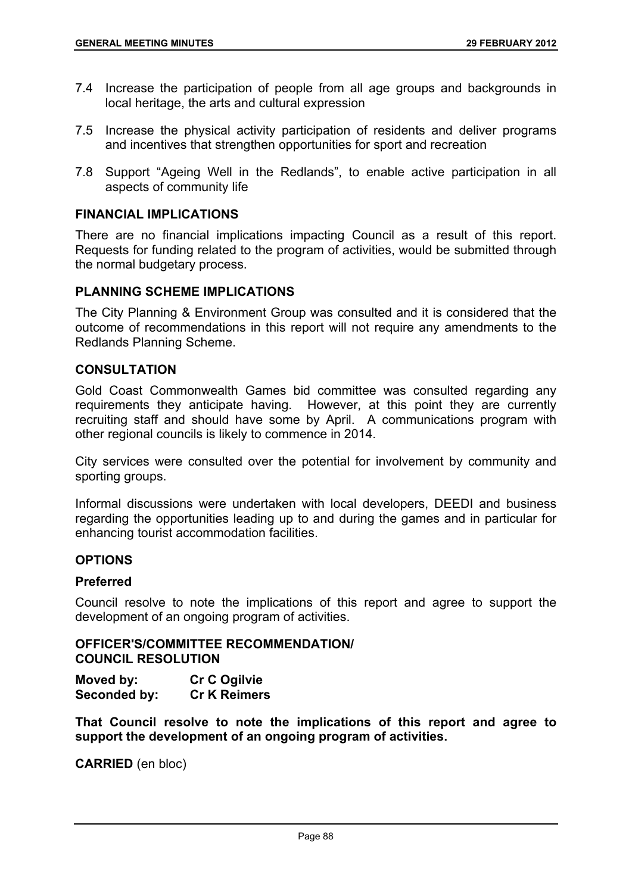7.4 Increase the participation of people from all age groups and backgrounds in local heritage, the arts and cultural expression

7.5 Increase the physical activity participation of residents and deliver programs and incentives that strengthen opportunities for sport and recreation

7.8 Support "Ageing Well in the Redlands", to enable active participation in all aspects of community life

## FINANCIAL IMPLICATIONS

There are no financial implications impacting Council as a result of this report. Requests for funding related to the program of activities, would be submitted through the normal budgetary process.

## PLANNING SCHEME IMPLICATIONS

The City Planning & Environment Group was consulted and it is considered that the outcome of recommendations in this report will not require any amendments to the Redlands Planning Scheme.

## CONSULTATION

Gold Coast Commonwealth Games bid committee was consulted regarding any requirements they anticipate having. However, at this point they are currently recruiting staff and should have some by April. A communications program with other regional councils is likely to commence in 2014.

City services were consulted over the potential for involvement by community and sporting groups.

Informal discussions were undertaken with local developers, DEEDI and business regarding the opportunities leading up to and during the games and in particular for enhancing tourist accommodation facilities.

## OPTIONS

### Preferred

Council resolve to note the implications of this report and agree to support the development of an ongoing program of activities.

## OFFICER'S/COMMITTEE RECOMMENDATION/ COUNCIL RESOLUTION

**Moved by:** **Cr C Ogilvie**
**Seconded by:** **Cr K Reimers**

**That Council resolve to note the implications of this report and agree to support the development of an ongoing program of activities.**

**CARRIED** (en bloc)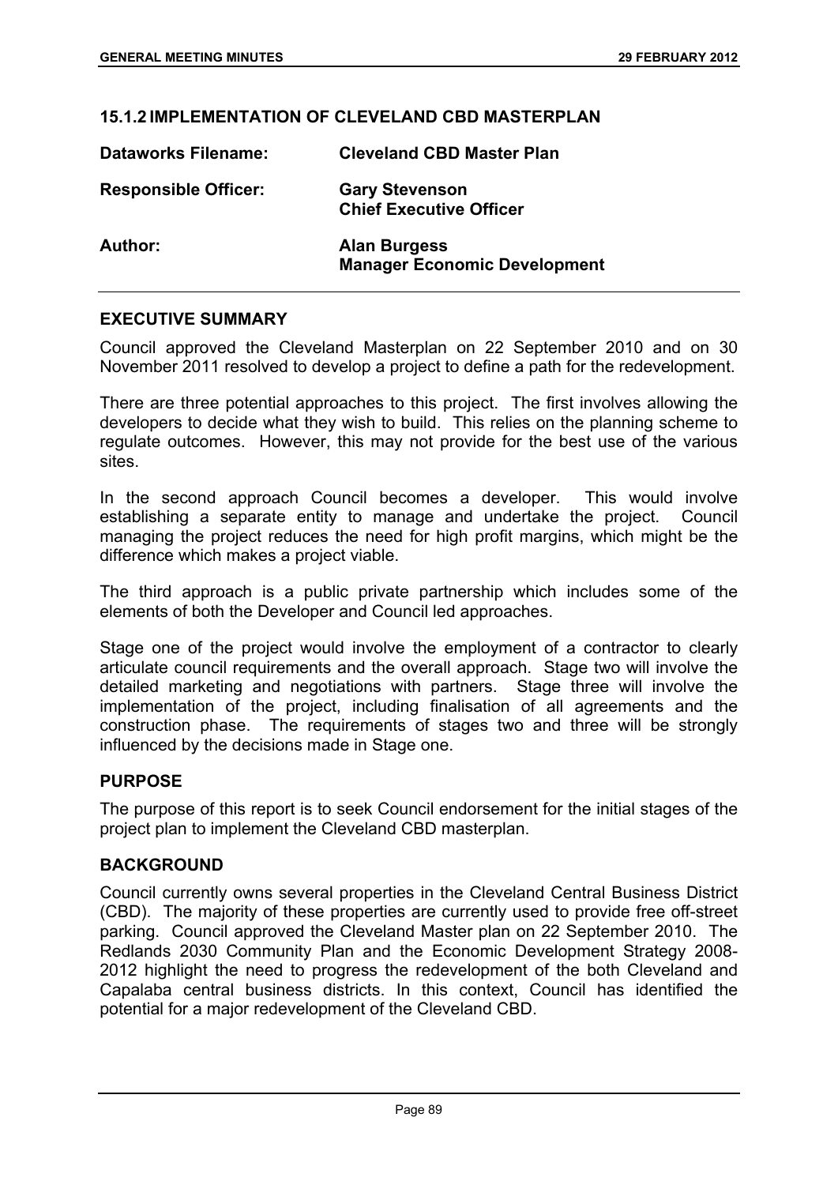## 15.1.2 IMPLEMENTATION OF CLEVELAND CBD MASTERPLAN

| | |
|---|---|
| **Dataworks Filename:** | **Cleveland CBD Master Plan** |
| **Responsible Officer:** | **Gary Stevenson**<br>**Chief Executive Officer** |
| **Author:** | **Alan Burgess**<br>**Manager Economic Development** |

### EXECUTIVE SUMMARY

Council approved the Cleveland Masterplan on 22 September 2010 and on 30 November 2011 resolved to develop a project to define a path for the redevelopment.

There are three potential approaches to this project. The first involves allowing the developers to decide what they wish to build. This relies on the planning scheme to regulate outcomes. However, this may not provide for the best use of the various sites.

In the second approach Council becomes a developer. This would involve establishing a separate entity to manage and undertake the project. Council managing the project reduces the need for high profit margins, which might be the difference which makes a project viable.

The third approach is a public private partnership which includes some of the elements of both the Developer and Council led approaches.

Stage one of the project would involve the employment of a contractor to clearly articulate council requirements and the overall approach. Stage two will involve the detailed marketing and negotiations with partners. Stage three will involve the implementation of the project, including finalisation of all agreements and the construction phase. The requirements of stages two and three will be strongly influenced by the decisions made in Stage one.

### PURPOSE

The purpose of this report is to seek Council endorsement for the initial stages of the project plan to implement the Cleveland CBD masterplan.

### BACKGROUND

Council currently owns several properties in the Cleveland Central Business District (CBD). The majority of these properties are currently used to provide free off-street parking. Council approved the Cleveland Master plan on 22 September 2010. The Redlands 2030 Community Plan and the Economic Development Strategy 2008-2012 highlight the need to progress the redevelopment of the both Cleveland and Capalaba central business districts. In this context, Council has identified the potential for a major redevelopment of the Cleveland CBD.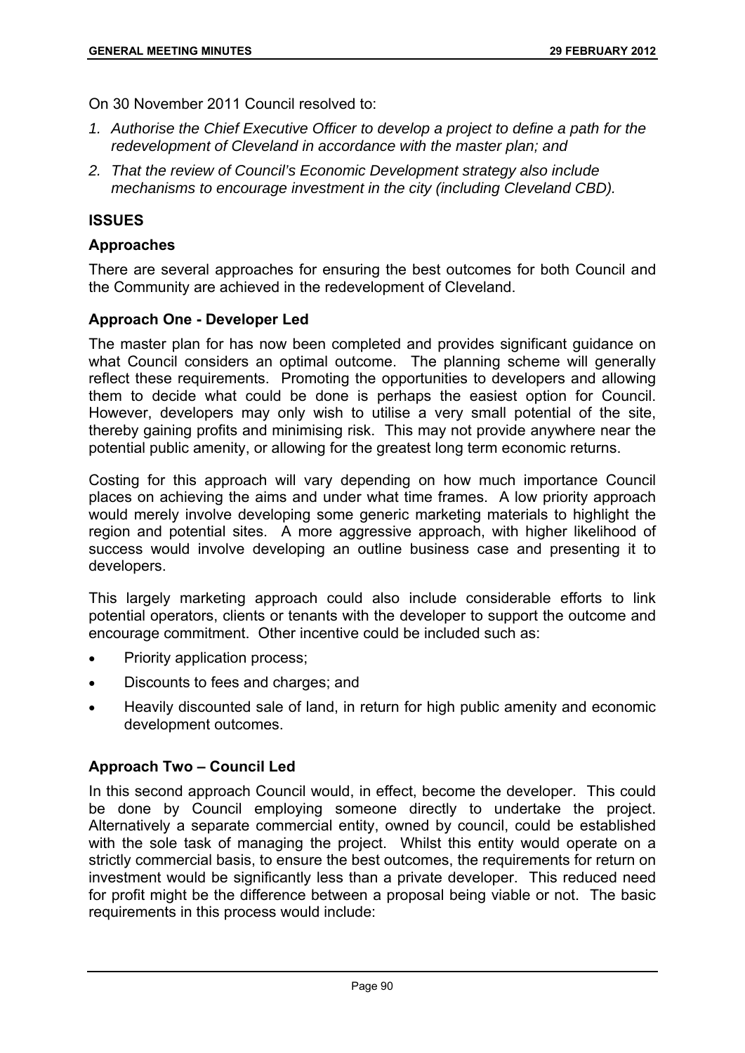On 30 November 2011 Council resolved to:

1. *Authorise the Chief Executive Officer to develop a project to define a path for the redevelopment of Cleveland in accordance with the master plan; and*
2. *That the review of Council's Economic Development strategy also include mechanisms to encourage investment in the city (including Cleveland CBD).*

## ISSUES

### Approaches

There are several approaches for ensuring the best outcomes for both Council and the Community are achieved in the redevelopment of Cleveland.

### Approach One - Developer Led

The master plan for has now been completed and provides significant guidance on what Council considers an optimal outcome. The planning scheme will generally reflect these requirements. Promoting the opportunities to developers and allowing them to decide what could be done is perhaps the easiest option for Council. However, developers may only wish to utilise a very small potential of the site, thereby gaining profits and minimising risk. This may not provide anywhere near the potential public amenity, or allowing for the greatest long term economic returns.

Costing for this approach will vary depending on how much importance Council places on achieving the aims and under what time frames. A low priority approach would merely involve developing some generic marketing materials to highlight the region and potential sites. A more aggressive approach, with higher likelihood of success would involve developing an outline business case and presenting it to developers.

This largely marketing approach could also include considerable efforts to link potential operators, clients or tenants with the developer to support the outcome and encourage commitment. Other incentive could be included such as:

- Priority application process;
- Discounts to fees and charges; and
- Heavily discounted sale of land, in return for high public amenity and economic development outcomes.

### Approach Two – Council Led

In this second approach Council would, in effect, become the developer. This could be done by Council employing someone directly to undertake the project. Alternatively a separate commercial entity, owned by council, could be established with the sole task of managing the project. Whilst this entity would operate on a strictly commercial basis, to ensure the best outcomes, the requirements for return on investment would be significantly less than a private developer. This reduced need for profit might be the difference between a proposal being viable or not. The basic requirements in this process would include: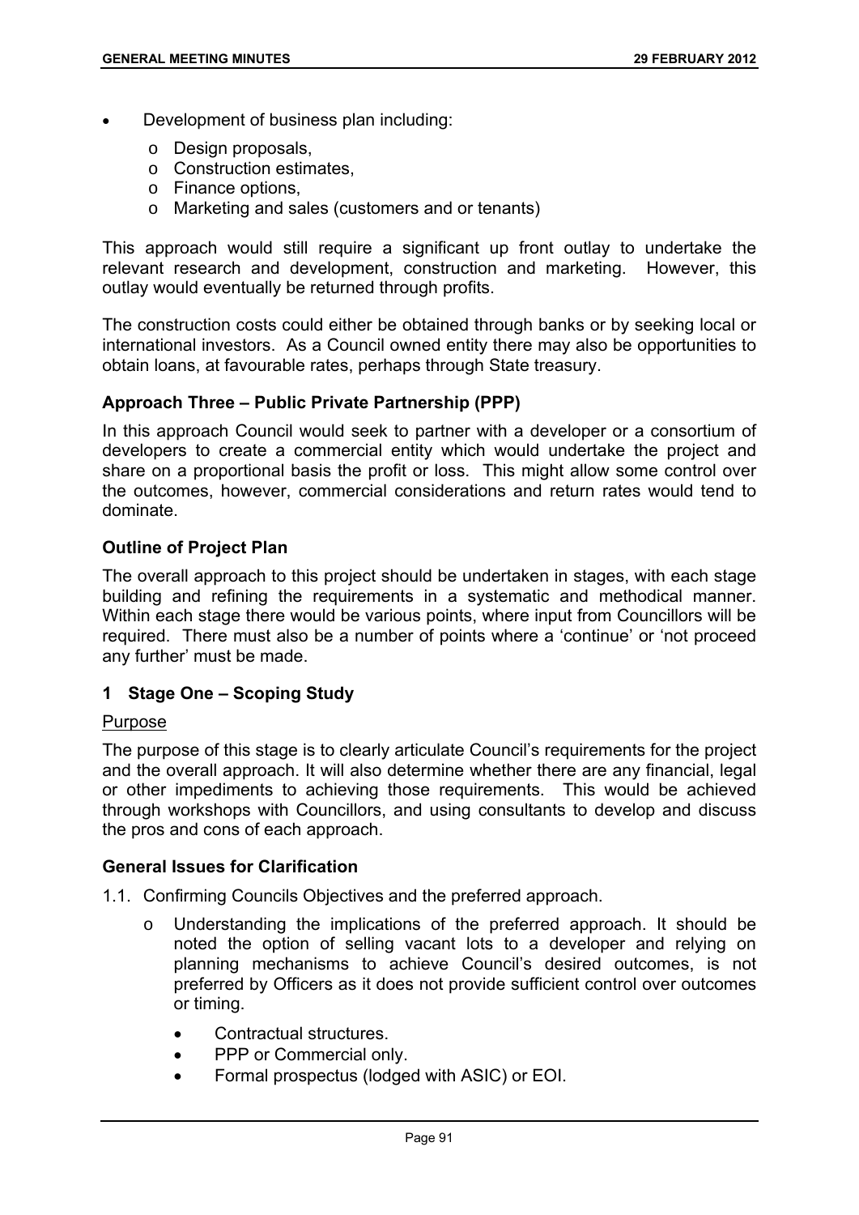- Development of business plan including:
  - Design proposals,
  - Construction estimates,
  - Finance options,
  - Marketing and sales (customers and or tenants)

This approach would still require a significant up front outlay to undertake the relevant research and development, construction and marketing. However, this outlay would eventually be returned through profits.

The construction costs could either be obtained through banks or by seeking local or international investors. As a Council owned entity there may also be opportunities to obtain loans, at favourable rates, perhaps through State treasury.

**Approach Three – Public Private Partnership (PPP)**

In this approach Council would seek to partner with a developer or a consortium of developers to create a commercial entity which would undertake the project and share on a proportional basis the profit or loss. This might allow some control over the outcomes, however, commercial considerations and return rates would tend to dominate.

**Outline of Project Plan**

The overall approach to this project should be undertaken in stages, with each stage building and refining the requirements in a systematic and methodical manner. Within each stage there would be various points, where input from Councillors will be required. There must also be a number of points where a 'continue' or 'not proceed any further' must be made.

**1 Stage One – Scoping Study**

Purpose

The purpose of this stage is to clearly articulate Council's requirements for the project and the overall approach. It will also determine whether there are any financial, legal or other impediments to achieving those requirements. This would be achieved through workshops with Councillors, and using consultants to develop and discuss the pros and cons of each approach.

**General Issues for Clarification**

1.1. Confirming Councils Objectives and the preferred approach.
   - Understanding the implications of the preferred approach. It should be noted the option of selling vacant lots to a developer and relying on planning mechanisms to achieve Council's desired outcomes, is not preferred by Officers as it does not provide sufficient control over outcomes or timing.
     - Contractual structures.
     - PPP or Commercial only.
     - Formal prospectus (lodged with ASIC) or EOI.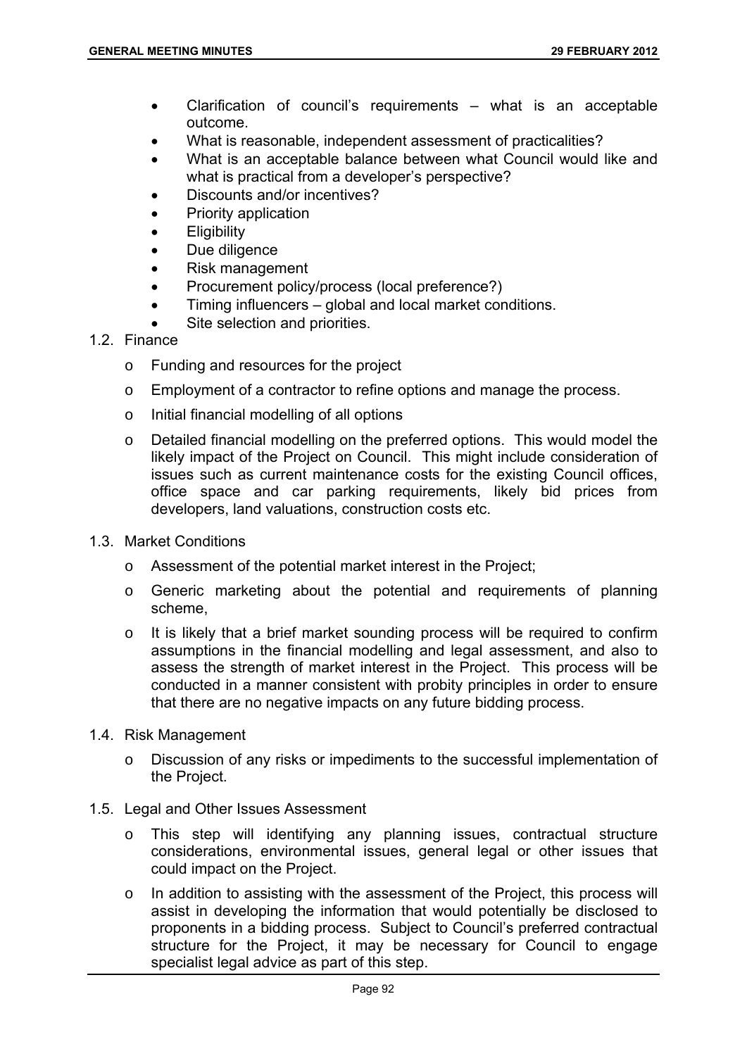- Clarification of council's requirements – what is an acceptable outcome.
- What is reasonable, independent assessment of practicalities?
- What is an acceptable balance between what Council would like and what is practical from a developer's perspective?
- Discounts and/or incentives?
- Priority application
- Eligibility
- Due diligence
- Risk management
- Procurement policy/process (local preference?)
- Timing influencers – global and local market conditions.
- Site selection and priorities.

1.2. Finance

- Funding and resources for the project
- Employment of a contractor to refine options and manage the process.
- Initial financial modelling of all options
- Detailed financial modelling on the preferred options. This would model the likely impact of the Project on Council. This might include consideration of issues such as current maintenance costs for the existing Council offices, office space and car parking requirements, likely bid prices from developers, land valuations, construction costs etc.

1.3. Market Conditions

- Assessment of the potential market interest in the Project;
- Generic marketing about the potential and requirements of planning scheme,
- It is likely that a brief market sounding process will be required to confirm assumptions in the financial modelling and legal assessment, and also to assess the strength of market interest in the Project. This process will be conducted in a manner consistent with probity principles in order to ensure that there are no negative impacts on any future bidding process.

1.4. Risk Management

- Discussion of any risks or impediments to the successful implementation of the Project.

1.5. Legal and Other Issues Assessment

- This step will identifying any planning issues, contractual structure considerations, environmental issues, general legal or other issues that could impact on the Project.
- In addition to assisting with the assessment of the Project, this process will assist in developing the information that would potentially be disclosed to proponents in a bidding process. Subject to Council's preferred contractual structure for the Project, it may be necessary for Council to engage specialist legal advice as part of this step.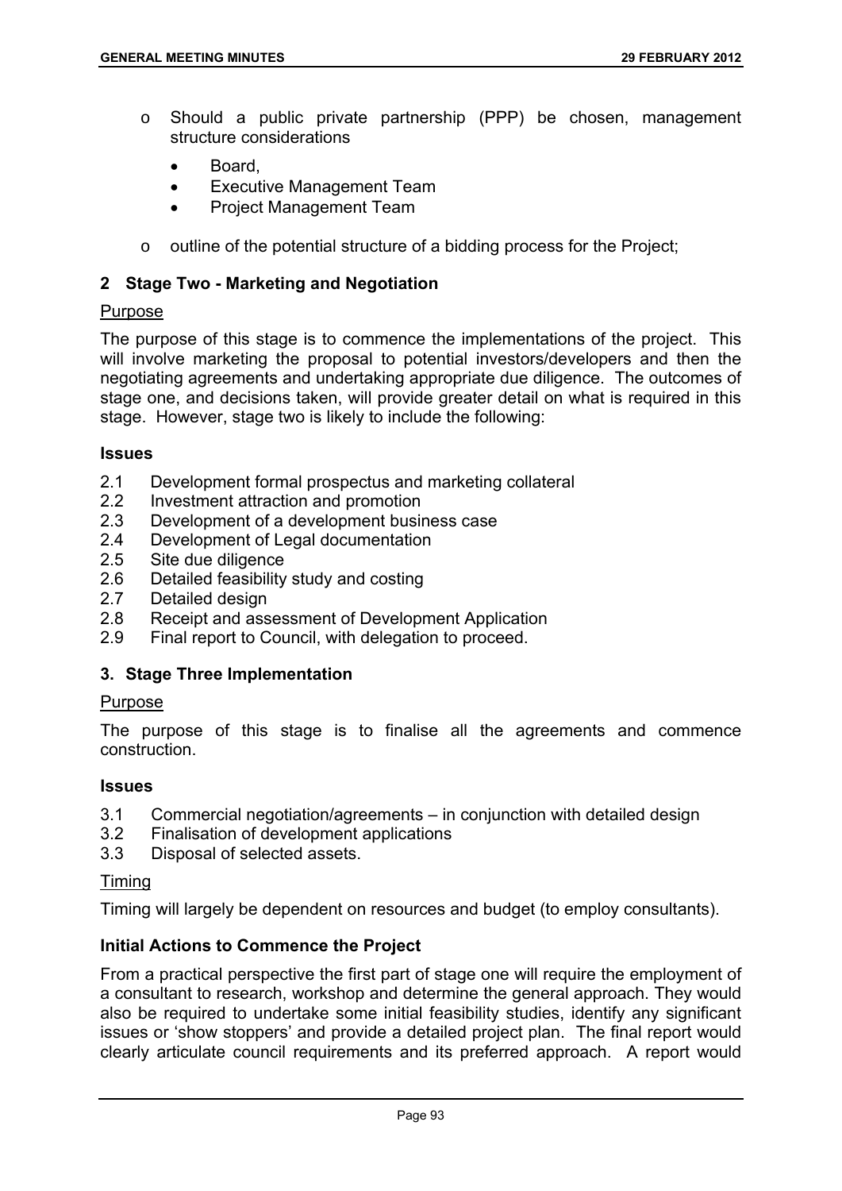- o Should a public private partnership (PPP) be chosen, management structure considerations
  - Board,
  - Executive Management Team
  - Project Management Team
- o outline of the potential structure of a bidding process for the Project;

## 2 Stage Two - Marketing and Negotiation

Purpose

The purpose of this stage is to commence the implementations of the project. This will involve marketing the proposal to potential investors/developers and then the negotiating agreements and undertaking appropriate due diligence. The outcomes of stage one, and decisions taken, will provide greater detail on what is required in this stage. However, stage two is likely to include the following:

**Issues**

2.1 Development formal prospectus and marketing collateral
2.2 Investment attraction and promotion
2.3 Development of a development business case
2.4 Development of Legal documentation
2.5 Site due diligence
2.6 Detailed feasibility study and costing
2.7 Detailed design
2.8 Receipt and assessment of Development Application
2.9 Final report to Council, with delegation to proceed.

## 3. Stage Three Implementation

Purpose

The purpose of this stage is to finalise all the agreements and commence construction.

**Issues**

3.1 Commercial negotiation/agreements – in conjunction with detailed design
3.2 Finalisation of development applications
3.3 Disposal of selected assets.

Timing

Timing will largely be dependent on resources and budget (to employ consultants).

**Initial Actions to Commence the Project**

From a practical perspective the first part of stage one will require the employment of a consultant to research, workshop and determine the general approach. They would also be required to undertake some initial feasibility studies, identify any significant issues or 'show stoppers' and provide a detailed project plan. The final report would clearly articulate council requirements and its preferred approach. A report would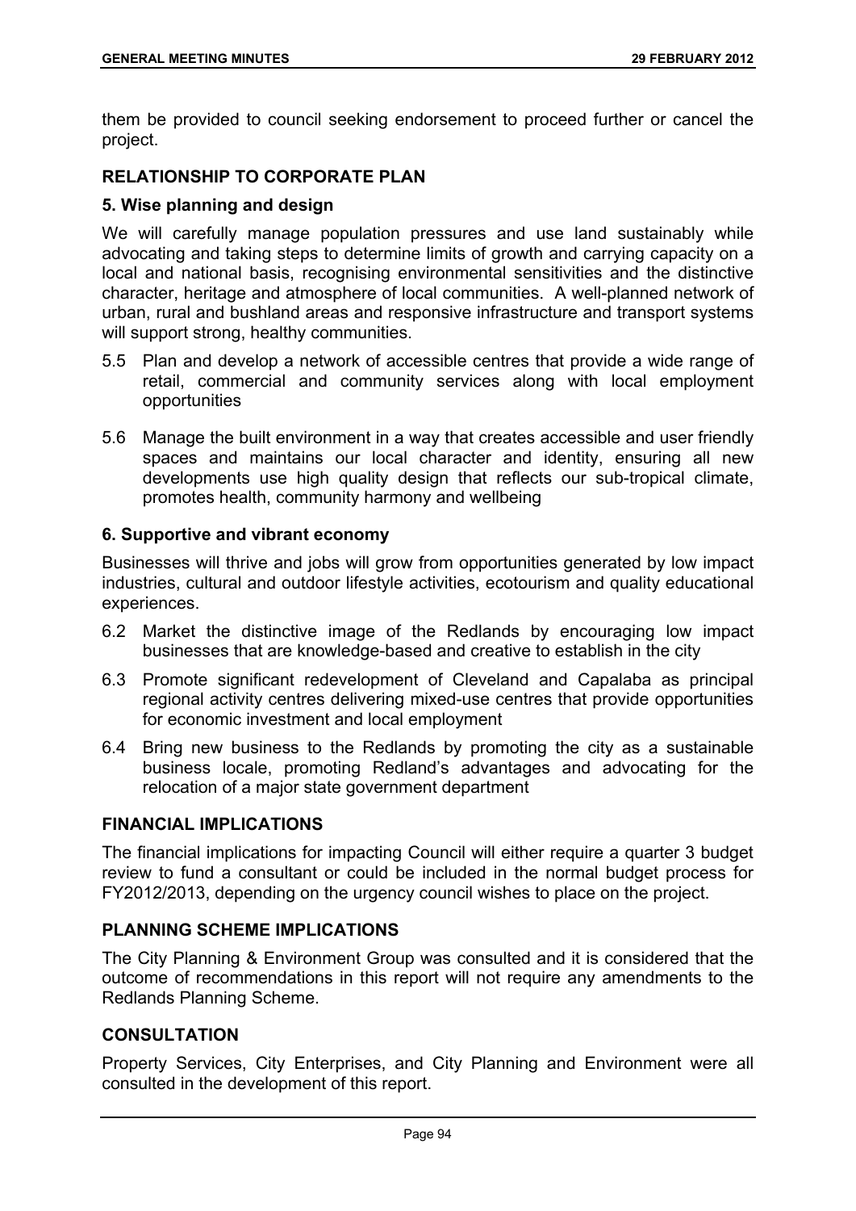them be provided to council seeking endorsement to proceed further or cancel the project.

## RELATIONSHIP TO CORPORATE PLAN

### 5. Wise planning and design

We will carefully manage population pressures and use land sustainably while advocating and taking steps to determine limits of growth and carrying capacity on a local and national basis, recognising environmental sensitivities and the distinctive character, heritage and atmosphere of local communities. A well-planned network of urban, rural and bushland areas and responsive infrastructure and transport systems will support strong, healthy communities.

5.5 Plan and develop a network of accessible centres that provide a wide range of retail, commercial and community services along with local employment opportunities

5.6 Manage the built environment in a way that creates accessible and user friendly spaces and maintains our local character and identity, ensuring all new developments use high quality design that reflects our sub-tropical climate, promotes health, community harmony and wellbeing

### 6. Supportive and vibrant economy

Businesses will thrive and jobs will grow from opportunities generated by low impact industries, cultural and outdoor lifestyle activities, ecotourism and quality educational experiences.

6.2 Market the distinctive image of the Redlands by encouraging low impact businesses that are knowledge-based and creative to establish in the city

6.3 Promote significant redevelopment of Cleveland and Capalaba as principal regional activity centres delivering mixed-use centres that provide opportunities for economic investment and local employment

6.4 Bring new business to the Redlands by promoting the city as a sustainable business locale, promoting Redland's advantages and advocating for the relocation of a major state government department

## FINANCIAL IMPLICATIONS

The financial implications for impacting Council will either require a quarter 3 budget review to fund a consultant or could be included in the normal budget process for FY2012/2013, depending on the urgency council wishes to place on the project.

## PLANNING SCHEME IMPLICATIONS

The City Planning & Environment Group was consulted and it is considered that the outcome of recommendations in this report will not require any amendments to the Redlands Planning Scheme.

## CONSULTATION

Property Services, City Enterprises, and City Planning and Environment were all consulted in the development of this report.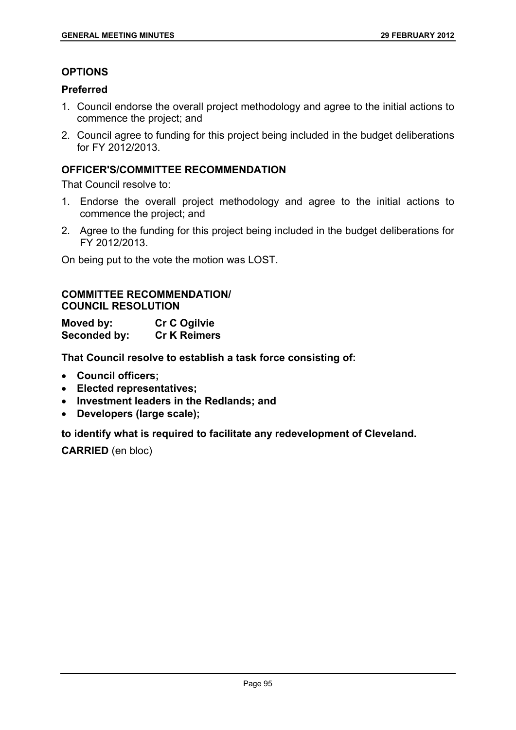## OPTIONS

### Preferred

1. Council endorse the overall project methodology and agree to the initial actions to commence the project; and
2. Council agree to funding for this project being included in the budget deliberations for FY 2012/2013.

## OFFICER'S/COMMITTEE RECOMMENDATION

That Council resolve to:

1. Endorse the overall project methodology and agree to the initial actions to commence the project; and
2. Agree to the funding for this project being included in the budget deliberations for FY 2012/2013.

On being put to the vote the motion was LOST.

## COMMITTEE RECOMMENDATION/ COUNCIL RESOLUTION

**Moved by:** **Cr C Ogilvie**
**Seconded by:** **Cr K Reimers**

**That Council resolve to establish a task force consisting of:**

- **Council officers;**
- **Elected representatives;**
- **Investment leaders in the Redlands; and**
- **Developers (large scale);**

**to identify what is required to facilitate any redevelopment of Cleveland.**

**CARRIED** (en bloc)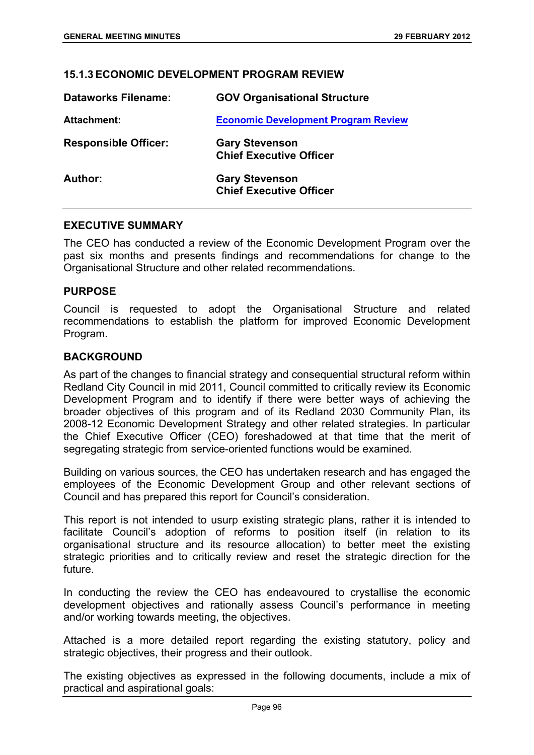### 15.1.3 ECONOMIC DEVELOPMENT PROGRAM REVIEW

| | |
|---|---|
| **Dataworks Filename:** | **GOV Organisational Structure** |
| **Attachment:** | **Economic Development Program Review** |
| **Responsible Officer:** | **Gary Stevenson**<br>**Chief Executive Officer** |
| **Author:** | **Gary Stevenson**<br>**Chief Executive Officer** |

#### EXECUTIVE SUMMARY

The CEO has conducted a review of the Economic Development Program over the past six months and presents findings and recommendations for change to the Organisational Structure and other related recommendations.

#### PURPOSE

Council is requested to adopt the Organisational Structure and related recommendations to establish the platform for improved Economic Development Program.

#### BACKGROUND

As part of the changes to financial strategy and consequential structural reform within Redland City Council in mid 2011, Council committed to critically review its Economic Development Program and to identify if there were better ways of achieving the broader objectives of this program and of its Redland 2030 Community Plan, its 2008-12 Economic Development Strategy and other related strategies. In particular the Chief Executive Officer (CEO) foreshadowed at that time that the merit of segregating strategic from service-oriented functions would be examined.

Building on various sources, the CEO has undertaken research and has engaged the employees of the Economic Development Group and other relevant sections of Council and has prepared this report for Council's consideration.

This report is not intended to usurp existing strategic plans, rather it is intended to facilitate Council's adoption of reforms to position itself (in relation to its organisational structure and its resource allocation) to better meet the existing strategic priorities and to critically review and reset the strategic direction for the future.

In conducting the review the CEO has endeavoured to crystallise the economic development objectives and rationally assess Council's performance in meeting and/or working towards meeting, the objectives.

Attached is a more detailed report regarding the existing statutory, policy and strategic objectives, their progress and their outlook.

The existing objectives as expressed in the following documents, include a mix of practical and aspirational goals: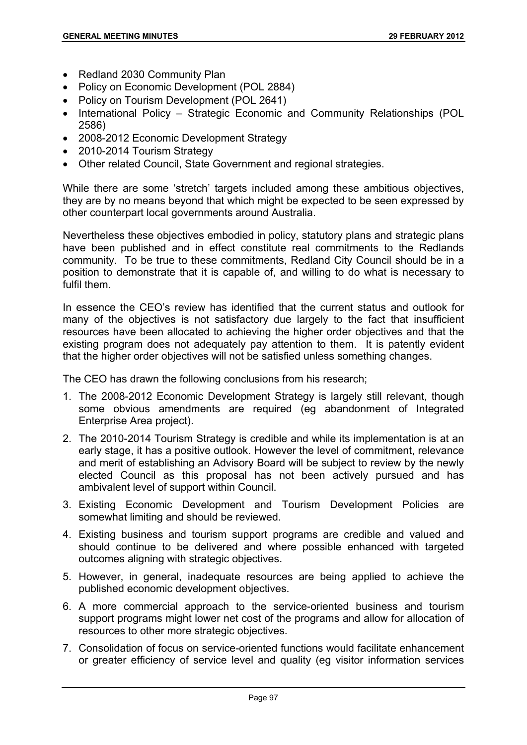- Redland 2030 Community Plan
- Policy on Economic Development (POL 2884)
- Policy on Tourism Development (POL 2641)
- International Policy – Strategic Economic and Community Relationships (POL 2586)
- 2008-2012 Economic Development Strategy
- 2010-2014 Tourism Strategy
- Other related Council, State Government and regional strategies.

While there are some 'stretch' targets included among these ambitious objectives, they are by no means beyond that which might be expected to be seen expressed by other counterpart local governments around Australia.

Nevertheless these objectives embodied in policy, statutory plans and strategic plans have been published and in effect constitute real commitments to the Redlands community. To be true to these commitments, Redland City Council should be in a position to demonstrate that it is capable of, and willing to do what is necessary to fulfil them.

In essence the CEO's review has identified that the current status and outlook for many of the objectives is not satisfactory due largely to the fact that insufficient resources have been allocated to achieving the higher order objectives and that the existing program does not adequately pay attention to them. It is patently evident that the higher order objectives will not be satisfied unless something changes.

The CEO has drawn the following conclusions from his research;

1. The 2008-2012 Economic Development Strategy is largely still relevant, though some obvious amendments are required (eg abandonment of Integrated Enterprise Area project).
2. The 2010-2014 Tourism Strategy is credible and while its implementation is at an early stage, it has a positive outlook. However the level of commitment, relevance and merit of establishing an Advisory Board will be subject to review by the newly elected Council as this proposal has not been actively pursued and has ambivalent level of support within Council.
3. Existing Economic Development and Tourism Development Policies are somewhat limiting and should be reviewed.
4. Existing business and tourism support programs are credible and valued and should continue to be delivered and where possible enhanced with targeted outcomes aligning with strategic objectives.
5. However, in general, inadequate resources are being applied to achieve the published economic development objectives.
6. A more commercial approach to the service-oriented business and tourism support programs might lower net cost of the programs and allow for allocation of resources to other more strategic objectives.
7. Consolidation of focus on service-oriented functions would facilitate enhancement or greater efficiency of service level and quality (eg visitor information services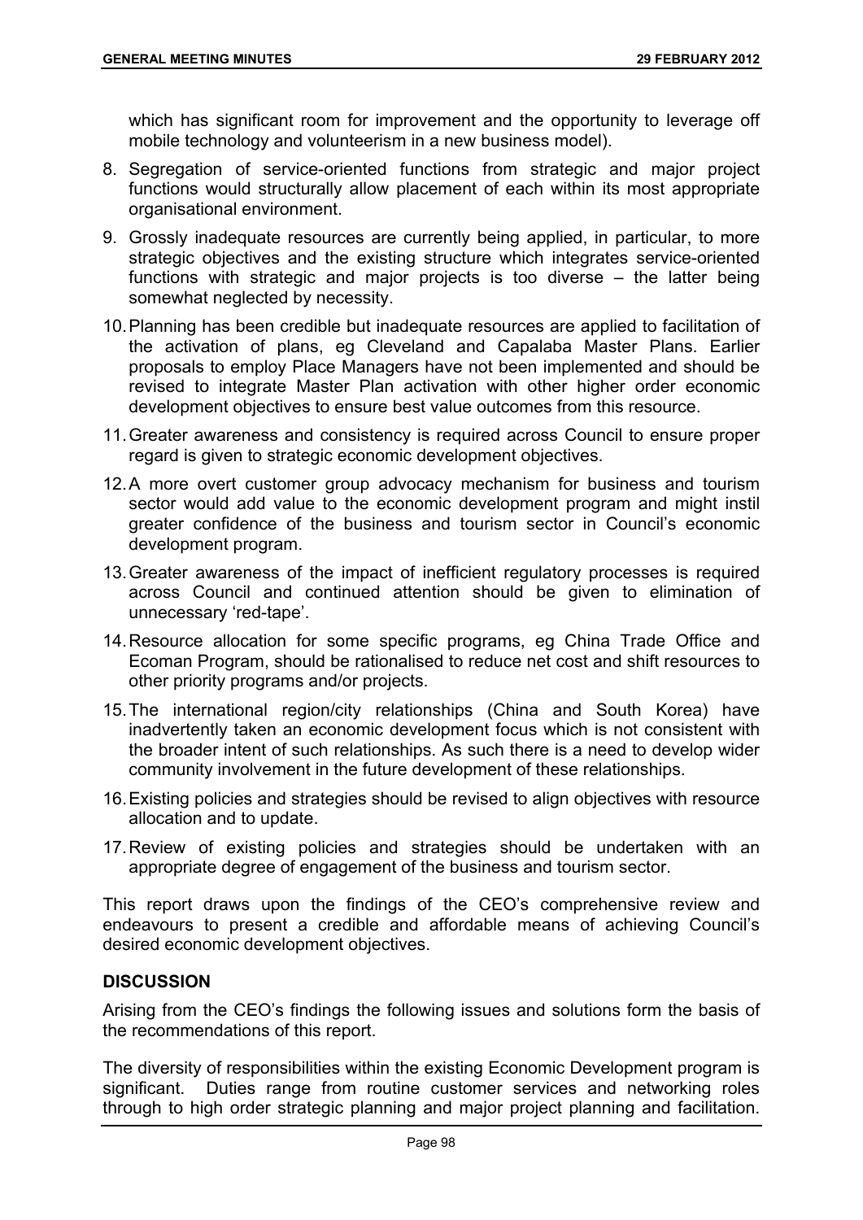which has significant room for improvement and the opportunity to leverage off mobile technology and volunteerism in a new business model).

8. Segregation of service-oriented functions from strategic and major project functions would structurally allow placement of each within its most appropriate organisational environment.
9. Grossly inadequate resources are currently being applied, in particular, to more strategic objectives and the existing structure which integrates service-oriented functions with strategic and major projects is too diverse – the latter being somewhat neglected by necessity.
10. Planning has been credible but inadequate resources are applied to facilitation of the activation of plans, eg Cleveland and Capalaba Master Plans. Earlier proposals to employ Place Managers have not been implemented and should be revised to integrate Master Plan activation with other higher order economic development objectives to ensure best value outcomes from this resource.
11. Greater awareness and consistency is required across Council to ensure proper regard is given to strategic economic development objectives.
12. A more overt customer group advocacy mechanism for business and tourism sector would add value to the economic development program and might instil greater confidence of the business and tourism sector in Council's economic development program.
13. Greater awareness of the impact of inefficient regulatory processes is required across Council and continued attention should be given to elimination of unnecessary 'red-tape'.
14. Resource allocation for some specific programs, eg China Trade Office and Ecoman Program, should be rationalised to reduce net cost and shift resources to other priority programs and/or projects.
15. The international region/city relationships (China and South Korea) have inadvertently taken an economic development focus which is not consistent with the broader intent of such relationships. As such there is a need to develop wider community involvement in the future development of these relationships.
16. Existing policies and strategies should be revised to align objectives with resource allocation and to update.
17. Review of existing policies and strategies should be undertaken with an appropriate degree of engagement of the business and tourism sector.

This report draws upon the findings of the CEO's comprehensive review and endeavours to present a credible and affordable means of achieving Council's desired economic development objectives.

## DISCUSSION

Arising from the CEO's findings the following issues and solutions form the basis of the recommendations of this report.

The diversity of responsibilities within the existing Economic Development program is significant. Duties range from routine customer services and networking roles through to high order strategic planning and major project planning and facilitation.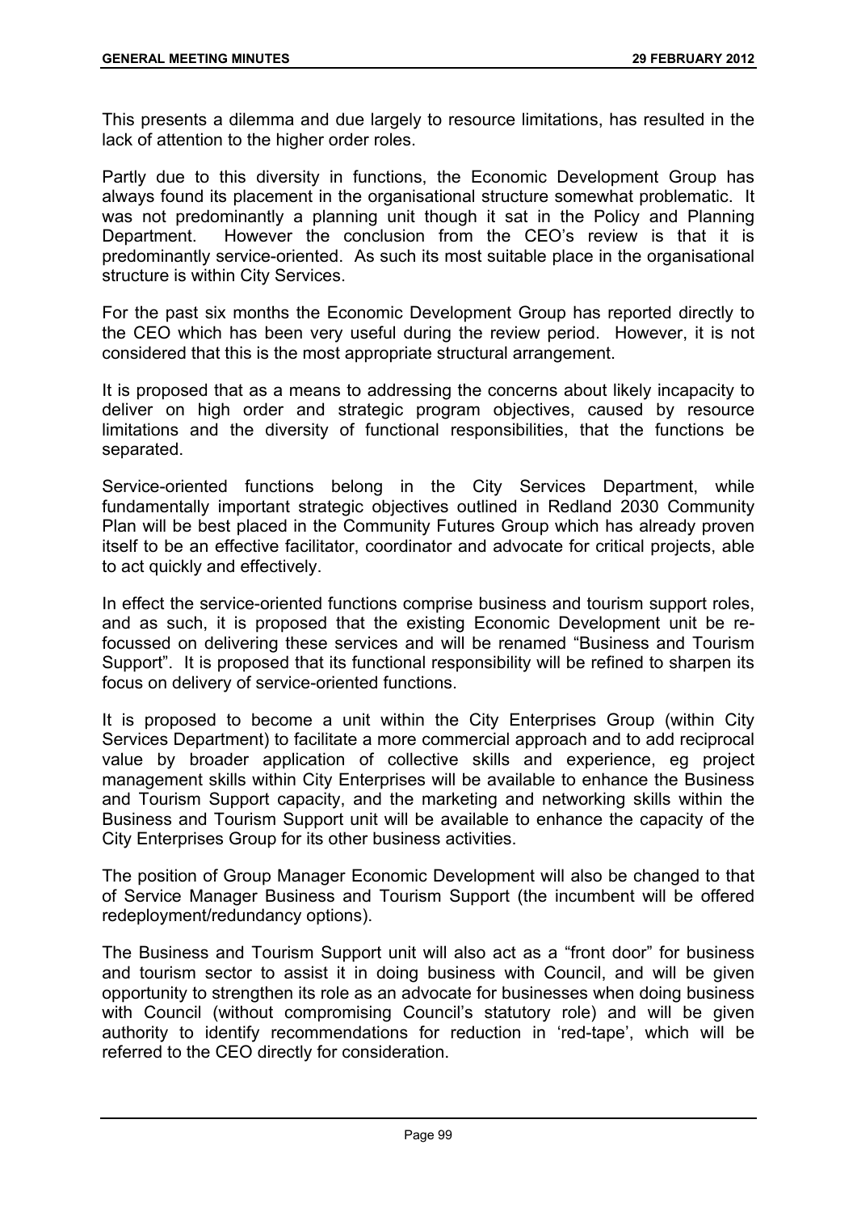This presents a dilemma and due largely to resource limitations, has resulted in the lack of attention to the higher order roles.

Partly due to this diversity in functions, the Economic Development Group has always found its placement in the organisational structure somewhat problematic. It was not predominantly a planning unit though it sat in the Policy and Planning Department. However the conclusion from the CEO's review is that it is predominantly service-oriented. As such its most suitable place in the organisational structure is within City Services.

For the past six months the Economic Development Group has reported directly to the CEO which has been very useful during the review period. However, it is not considered that this is the most appropriate structural arrangement.

It is proposed that as a means to addressing the concerns about likely incapacity to deliver on high order and strategic program objectives, caused by resource limitations and the diversity of functional responsibilities, that the functions be separated.

Service-oriented functions belong in the City Services Department, while fundamentally important strategic objectives outlined in Redland 2030 Community Plan will be best placed in the Community Futures Group which has already proven itself to be an effective facilitator, coordinator and advocate for critical projects, able to act quickly and effectively.

In effect the service-oriented functions comprise business and tourism support roles, and as such, it is proposed that the existing Economic Development unit be re-focussed on delivering these services and will be renamed "Business and Tourism Support". It is proposed that its functional responsibility will be refined to sharpen its focus on delivery of service-oriented functions.

It is proposed to become a unit within the City Enterprises Group (within City Services Department) to facilitate a more commercial approach and to add reciprocal value by broader application of collective skills and experience, eg project management skills within City Enterprises will be available to enhance the Business and Tourism Support capacity, and the marketing and networking skills within the Business and Tourism Support unit will be available to enhance the capacity of the City Enterprises Group for its other business activities.

The position of Group Manager Economic Development will also be changed to that of Service Manager Business and Tourism Support (the incumbent will be offered redeployment/redundancy options).

The Business and Tourism Support unit will also act as a "front door" for business and tourism sector to assist it in doing business with Council, and will be given opportunity to strengthen its role as an advocate for businesses when doing business with Council (without compromising Council's statutory role) and will be given authority to identify recommendations for reduction in 'red-tape', which will be referred to the CEO directly for consideration.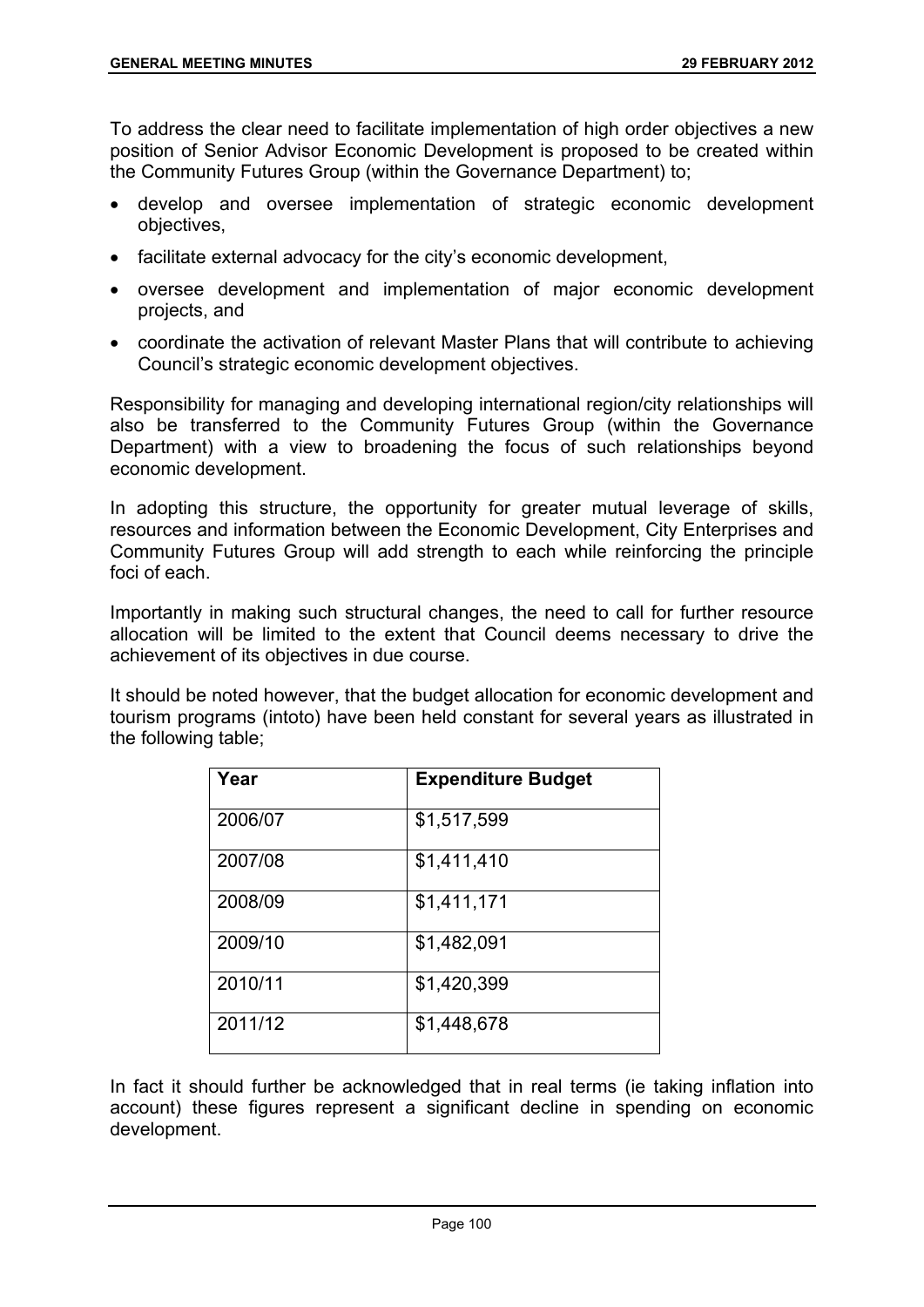To address the clear need to facilitate implementation of high order objectives a new position of Senior Advisor Economic Development is proposed to be created within the Community Futures Group (within the Governance Department) to;

- develop and oversee implementation of strategic economic development objectives,
- facilitate external advocacy for the city's economic development,
- oversee development and implementation of major economic development projects, and
- coordinate the activation of relevant Master Plans that will contribute to achieving Council's strategic economic development objectives.

Responsibility for managing and developing international region/city relationships will also be transferred to the Community Futures Group (within the Governance Department) with a view to broadening the focus of such relationships beyond economic development.

In adopting this structure, the opportunity for greater mutual leverage of skills, resources and information between the Economic Development, City Enterprises and Community Futures Group will add strength to each while reinforcing the principle foci of each.

Importantly in making such structural changes, the need to call for further resource allocation will be limited to the extent that Council deems necessary to drive the achievement of its objectives in due course.

It should be noted however, that the budget allocation for economic development and tourism programs (intoto) have been held constant for several years as illustrated in the following table;

| Year | Expenditure Budget |
|---|---|
| 2006/07 | $1,517,599 |
| 2007/08 | $1,411,410 |
| 2008/09 | $1,411,171 |
| 2009/10 | $1,482,091 |
| 2010/11 | $1,420,399 |
| 2011/12 | $1,448,678 |

In fact it should further be acknowledged that in real terms (ie taking inflation into account) these figures represent a significant decline in spending on economic development.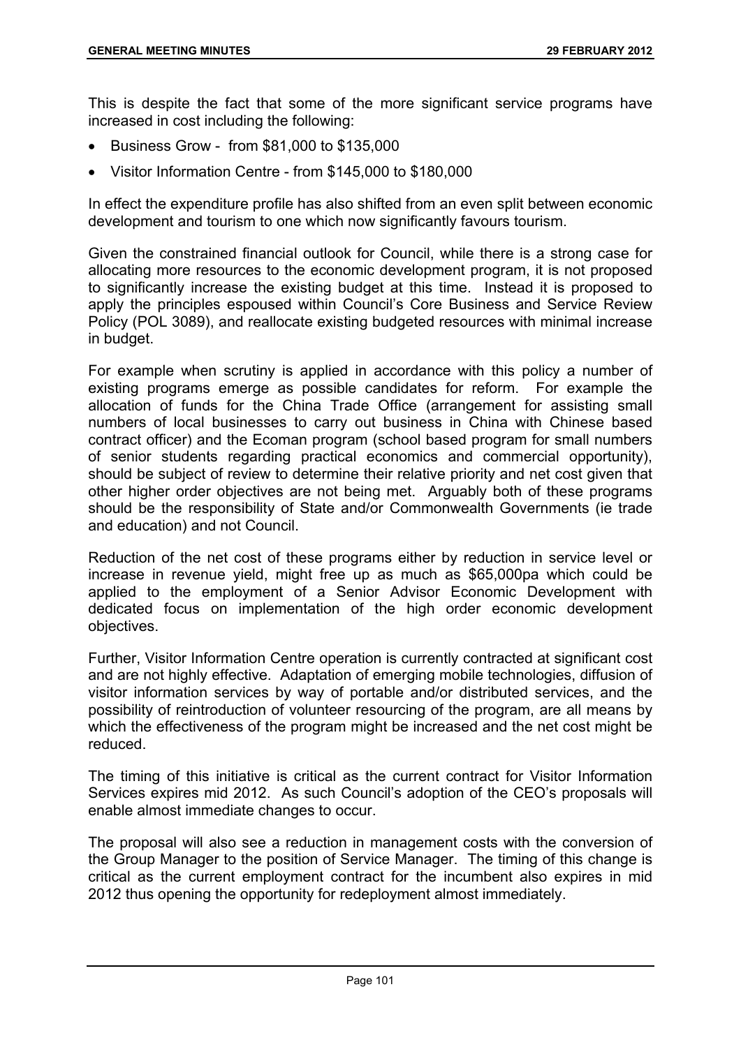This is despite the fact that some of the more significant service programs have increased in cost including the following:

- Business Grow - from $81,000 to $135,000
- Visitor Information Centre - from $145,000 to $180,000

In effect the expenditure profile has also shifted from an even split between economic development and tourism to one which now significantly favours tourism.

Given the constrained financial outlook for Council, while there is a strong case for allocating more resources to the economic development program, it is not proposed to significantly increase the existing budget at this time. Instead it is proposed to apply the principles espoused within Council's Core Business and Service Review Policy (POL 3089), and reallocate existing budgeted resources with minimal increase in budget.

For example when scrutiny is applied in accordance with this policy a number of existing programs emerge as possible candidates for reform. For example the allocation of funds for the China Trade Office (arrangement for assisting small numbers of local businesses to carry out business in China with Chinese based contract officer) and the Ecoman program (school based program for small numbers of senior students regarding practical economics and commercial opportunity), should be subject of review to determine their relative priority and net cost given that other higher order objectives are not being met. Arguably both of these programs should be the responsibility of State and/or Commonwealth Governments (ie trade and education) and not Council.

Reduction of the net cost of these programs either by reduction in service level or increase in revenue yield, might free up as much as $65,000pa which could be applied to the employment of a Senior Advisor Economic Development with dedicated focus on implementation of the high order economic development objectives.

Further, Visitor Information Centre operation is currently contracted at significant cost and are not highly effective. Adaptation of emerging mobile technologies, diffusion of visitor information services by way of portable and/or distributed services, and the possibility of reintroduction of volunteer resourcing of the program, are all means by which the effectiveness of the program might be increased and the net cost might be reduced.

The timing of this initiative is critical as the current contract for Visitor Information Services expires mid 2012. As such Council's adoption of the CEO's proposals will enable almost immediate changes to occur.

The proposal will also see a reduction in management costs with the conversion of the Group Manager to the position of Service Manager. The timing of this change is critical as the current employment contract for the incumbent also expires in mid 2012 thus opening the opportunity for redeployment almost immediately.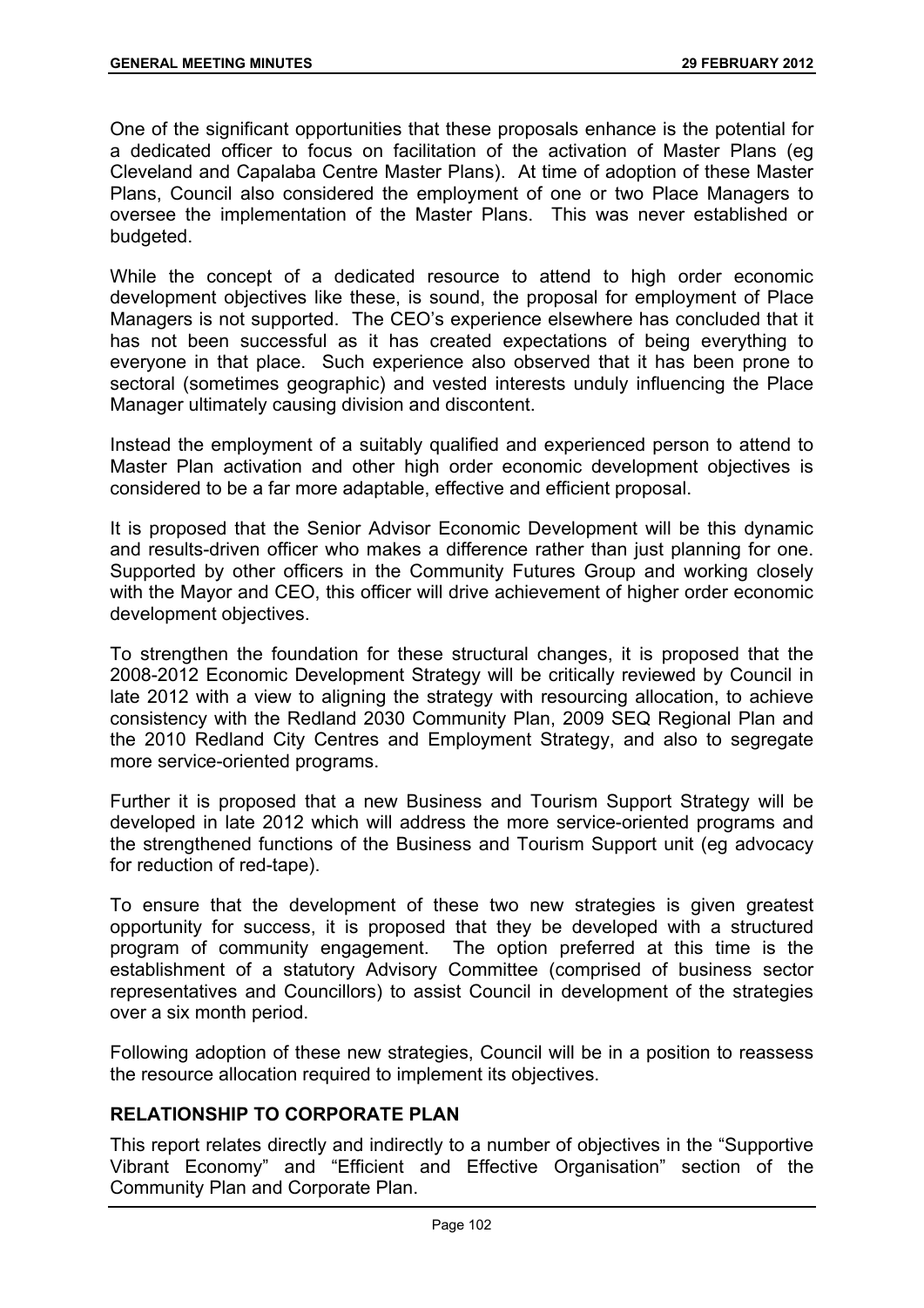One of the significant opportunities that these proposals enhance is the potential for a dedicated officer to focus on facilitation of the activation of Master Plans (eg Cleveland and Capalaba Centre Master Plans). At time of adoption of these Master Plans, Council also considered the employment of one or two Place Managers to oversee the implementation of the Master Plans. This was never established or budgeted.

While the concept of a dedicated resource to attend to high order economic development objectives like these, is sound, the proposal for employment of Place Managers is not supported. The CEO's experience elsewhere has concluded that it has not been successful as it has created expectations of being everything to everyone in that place. Such experience also observed that it has been prone to sectoral (sometimes geographic) and vested interests unduly influencing the Place Manager ultimately causing division and discontent.

Instead the employment of a suitably qualified and experienced person to attend to Master Plan activation and other high order economic development objectives is considered to be a far more adaptable, effective and efficient proposal.

It is proposed that the Senior Advisor Economic Development will be this dynamic and results-driven officer who makes a difference rather than just planning for one. Supported by other officers in the Community Futures Group and working closely with the Mayor and CEO, this officer will drive achievement of higher order economic development objectives.

To strengthen the foundation for these structural changes, it is proposed that the 2008-2012 Economic Development Strategy will be critically reviewed by Council in late 2012 with a view to aligning the strategy with resourcing allocation, to achieve consistency with the Redland 2030 Community Plan, 2009 SEQ Regional Plan and the 2010 Redland City Centres and Employment Strategy, and also to segregate more service-oriented programs.

Further it is proposed that a new Business and Tourism Support Strategy will be developed in late 2012 which will address the more service-oriented programs and the strengthened functions of the Business and Tourism Support unit (eg advocacy for reduction of red-tape).

To ensure that the development of these two new strategies is given greatest opportunity for success, it is proposed that they be developed with a structured program of community engagement. The option preferred at this time is the establishment of a statutory Advisory Committee (comprised of business sector representatives and Councillors) to assist Council in development of the strategies over a six month period.

Following adoption of these new strategies, Council will be in a position to reassess the resource allocation required to implement its objectives.

## RELATIONSHIP TO CORPORATE PLAN

This report relates directly and indirectly to a number of objectives in the "Supportive Vibrant Economy" and "Efficient and Effective Organisation" section of the Community Plan and Corporate Plan.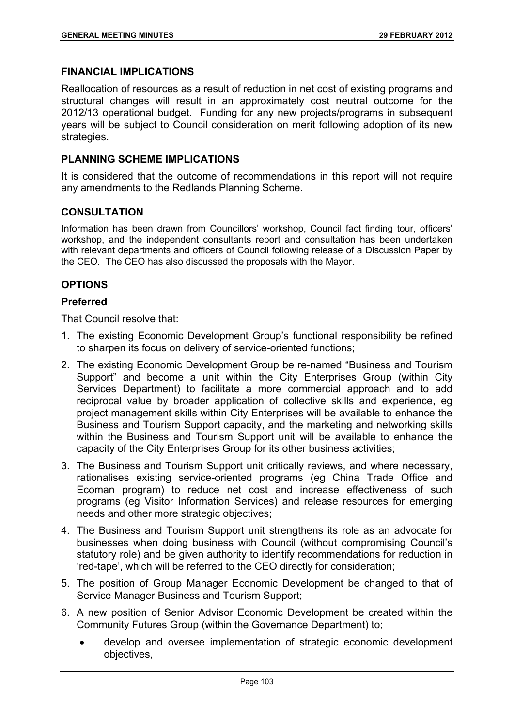## FINANCIAL IMPLICATIONS

Reallocation of resources as a result of reduction in net cost of existing programs and structural changes will result in an approximately cost neutral outcome for the 2012/13 operational budget. Funding for any new projects/programs in subsequent years will be subject to Council consideration on merit following adoption of its new strategies.

## PLANNING SCHEME IMPLICATIONS

It is considered that the outcome of recommendations in this report will not require any amendments to the Redlands Planning Scheme.

## CONSULTATION

Information has been drawn from Councillors' workshop, Council fact finding tour, officers' workshop, and the independent consultants report and consultation has been undertaken with relevant departments and officers of Council following release of a Discussion Paper by the CEO. The CEO has also discussed the proposals with the Mayor.

## OPTIONS

### Preferred

That Council resolve that:

1. The existing Economic Development Group's functional responsibility be refined to sharpen its focus on delivery of service-oriented functions;
2. The existing Economic Development Group be re-named "Business and Tourism Support" and become a unit within the City Enterprises Group (within City Services Department) to facilitate a more commercial approach and to add reciprocal value by broader application of collective skills and experience, eg project management skills within City Enterprises will be available to enhance the Business and Tourism Support capacity, and the marketing and networking skills within the Business and Tourism Support unit will be available to enhance the capacity of the City Enterprises Group for its other business activities;
3. The Business and Tourism Support unit critically reviews, and where necessary, rationalises existing service-oriented programs (eg China Trade Office and Ecoman program) to reduce net cost and increase effectiveness of such programs (eg Visitor Information Services) and release resources for emerging needs and other more strategic objectives;
4. The Business and Tourism Support unit strengthens its role as an advocate for businesses when doing business with Council (without compromising Council's statutory role) and be given authority to identify recommendations for reduction in 'red-tape', which will be referred to the CEO directly for consideration;
5. The position of Group Manager Economic Development be changed to that of Service Manager Business and Tourism Support;
6. A new position of Senior Advisor Economic Development be created within the Community Futures Group (within the Governance Department) to;
   - develop and oversee implementation of strategic economic development objectives,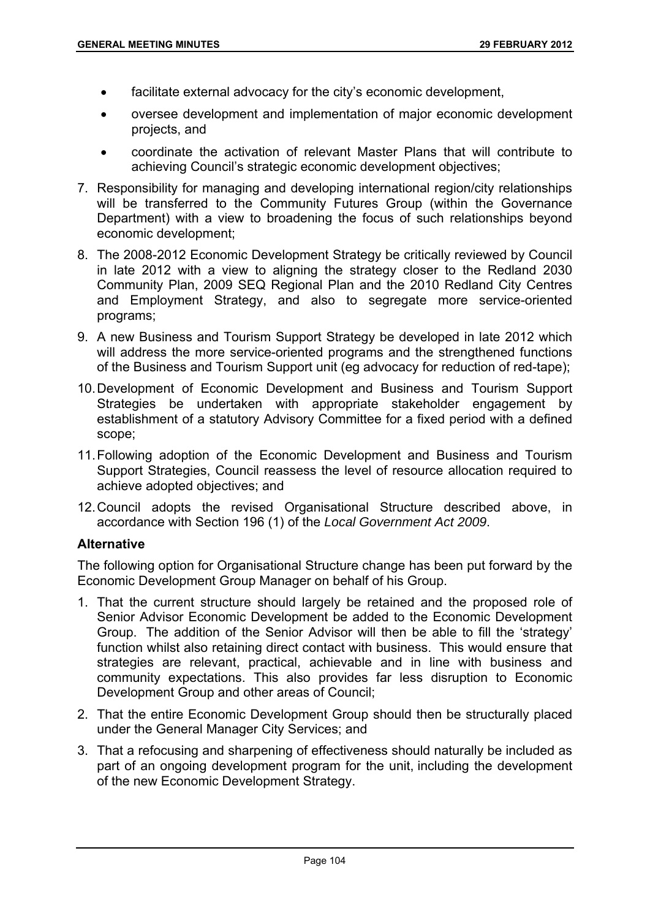- facilitate external advocacy for the city's economic development,
- oversee development and implementation of major economic development projects, and
- coordinate the activation of relevant Master Plans that will contribute to achieving Council's strategic economic development objectives;

7. Responsibility for managing and developing international region/city relationships will be transferred to the Community Futures Group (within the Governance Department) with a view to broadening the focus of such relationships beyond economic development;
8. The 2008-2012 Economic Development Strategy be critically reviewed by Council in late 2012 with a view to aligning the strategy closer to the Redland 2030 Community Plan, 2009 SEQ Regional Plan and the 2010 Redland City Centres and Employment Strategy, and also to segregate more service-oriented programs;
9. A new Business and Tourism Support Strategy be developed in late 2012 which will address the more service-oriented programs and the strengthened functions of the Business and Tourism Support unit (eg advocacy for reduction of red-tape);
10. Development of Economic Development and Business and Tourism Support Strategies be undertaken with appropriate stakeholder engagement by establishment of a statutory Advisory Committee for a fixed period with a defined scope;
11. Following adoption of the Economic Development and Business and Tourism Support Strategies, Council reassess the level of resource allocation required to achieve adopted objectives; and
12. Council adopts the revised Organisational Structure described above, in accordance with Section 196 (1) of the *Local Government Act 2009*.

**Alternative**

The following option for Organisational Structure change has been put forward by the Economic Development Group Manager on behalf of his Group.

1. That the current structure should largely be retained and the proposed role of Senior Advisor Economic Development be added to the Economic Development Group. The addition of the Senior Advisor will then be able to fill the 'strategy' function whilst also retaining direct contact with business. This would ensure that strategies are relevant, practical, achievable and in line with business and community expectations. This also provides far less disruption to Economic Development Group and other areas of Council;
2. That the entire Economic Development Group should then be structurally placed under the General Manager City Services; and
3. That a refocusing and sharpening of effectiveness should naturally be included as part of an ongoing development program for the unit, including the development of the new Economic Development Strategy.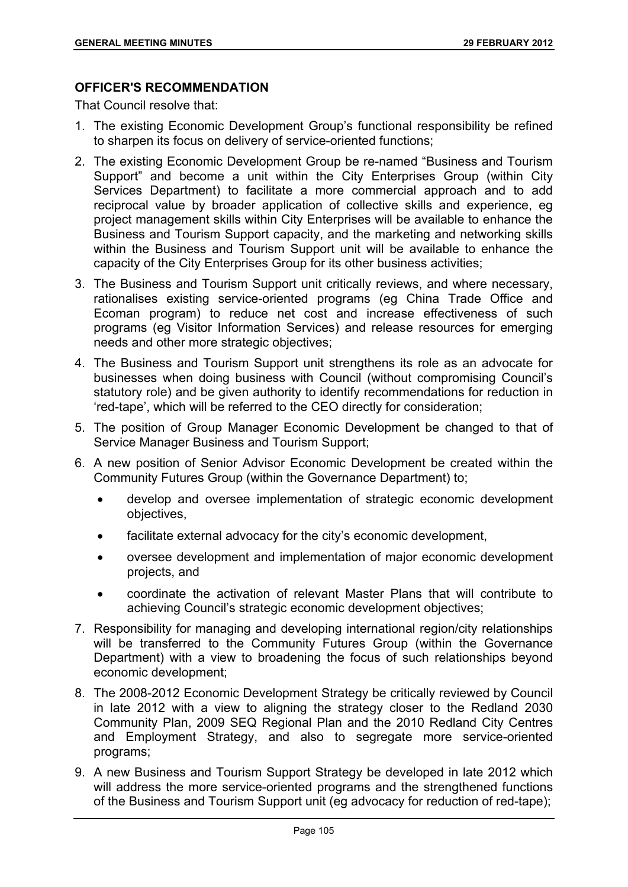## OFFICER'S RECOMMENDATION

That Council resolve that:

1. The existing Economic Development Group's functional responsibility be refined to sharpen its focus on delivery of service-oriented functions;
2. The existing Economic Development Group be re-named "Business and Tourism Support" and become a unit within the City Enterprises Group (within City Services Department) to facilitate a more commercial approach and to add reciprocal value by broader application of collective skills and experience, eg project management skills within City Enterprises will be available to enhance the Business and Tourism Support capacity, and the marketing and networking skills within the Business and Tourism Support unit will be available to enhance the capacity of the City Enterprises Group for its other business activities;
3. The Business and Tourism Support unit critically reviews, and where necessary, rationalises existing service-oriented programs (eg China Trade Office and Ecoman program) to reduce net cost and increase effectiveness of such programs (eg Visitor Information Services) and release resources for emerging needs and other more strategic objectives;
4. The Business and Tourism Support unit strengthens its role as an advocate for businesses when doing business with Council (without compromising Council's statutory role) and be given authority to identify recommendations for reduction in 'red-tape', which will be referred to the CEO directly for consideration;
5. The position of Group Manager Economic Development be changed to that of Service Manager Business and Tourism Support;
6. A new position of Senior Advisor Economic Development be created within the Community Futures Group (within the Governance Department) to;
    - develop and oversee implementation of strategic economic development objectives,
    - facilitate external advocacy for the city's economic development,
    - oversee development and implementation of major economic development projects, and
    - coordinate the activation of relevant Master Plans that will contribute to achieving Council's strategic economic development objectives;
7. Responsibility for managing and developing international region/city relationships will be transferred to the Community Futures Group (within the Governance Department) with a view to broadening the focus of such relationships beyond economic development;
8. The 2008-2012 Economic Development Strategy be critically reviewed by Council in late 2012 with a view to aligning the strategy closer to the Redland 2030 Community Plan, 2009 SEQ Regional Plan and the 2010 Redland City Centres and Employment Strategy, and also to segregate more service-oriented programs;
9. A new Business and Tourism Support Strategy be developed in late 2012 which will address the more service-oriented programs and the strengthened functions of the Business and Tourism Support unit (eg advocacy for reduction of red-tape);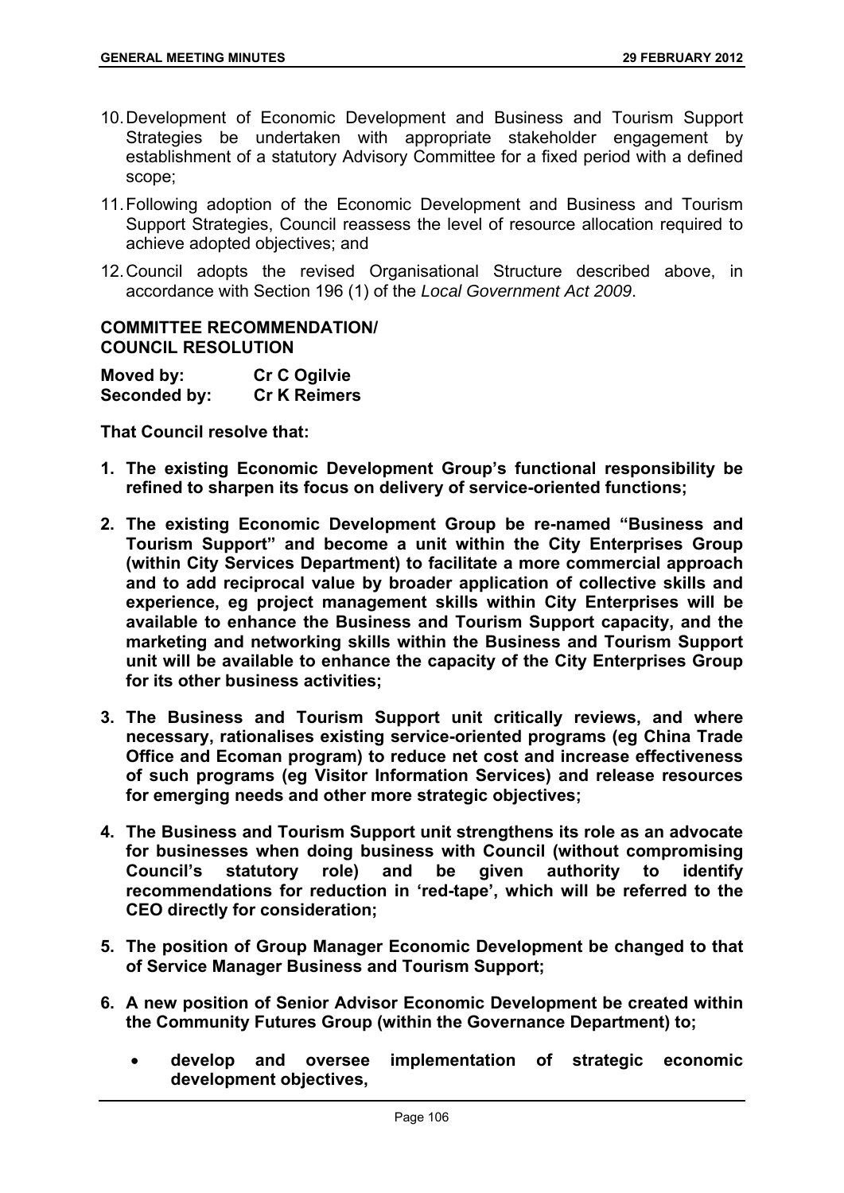10. Development of Economic Development and Business and Tourism Support Strategies be undertaken with appropriate stakeholder engagement by establishment of a statutory Advisory Committee for a fixed period with a defined scope;

11. Following adoption of the Economic Development and Business and Tourism Support Strategies, Council reassess the level of resource allocation required to achieve adopted objectives; and

12. Council adopts the revised Organisational Structure described above, in accordance with Section 196 (1) of the *Local Government Act 2009*.

**COMMITTEE RECOMMENDATION/**
**COUNCIL RESOLUTION**

| | |
|---|---|
| **Moved by:** | **Cr C Ogilvie** |
| **Seconded by:** | **Cr K Reimers** |

**That Council resolve that:**

1. **The existing Economic Development Group's functional responsibility be refined to sharpen its focus on delivery of service-oriented functions;**

2. **The existing Economic Development Group be re-named "Business and Tourism Support" and become a unit within the City Enterprises Group (within City Services Department) to facilitate a more commercial approach and to add reciprocal value by broader application of collective skills and experience, eg project management skills within City Enterprises will be available to enhance the Business and Tourism Support capacity, and the marketing and networking skills within the Business and Tourism Support unit will be available to enhance the capacity of the City Enterprises Group for its other business activities;**

3. **The Business and Tourism Support unit critically reviews, and where necessary, rationalises existing service-oriented programs (eg China Trade Office and Ecoman program) to reduce net cost and increase effectiveness of such programs (eg Visitor Information Services) and release resources for emerging needs and other more strategic objectives;**

4. **The Business and Tourism Support unit strengthens its role as an advocate for businesses when doing business with Council (without compromising Council's statutory role) and be given authority to identify recommendations for reduction in 'red-tape', which will be referred to the CEO directly for consideration;**

5. **The position of Group Manager Economic Development be changed to that of Service Manager Business and Tourism Support;**

6. **A new position of Senior Advisor Economic Development be created within the Community Futures Group (within the Governance Department) to;**
   - **develop and oversee implementation of strategic economic development objectives,**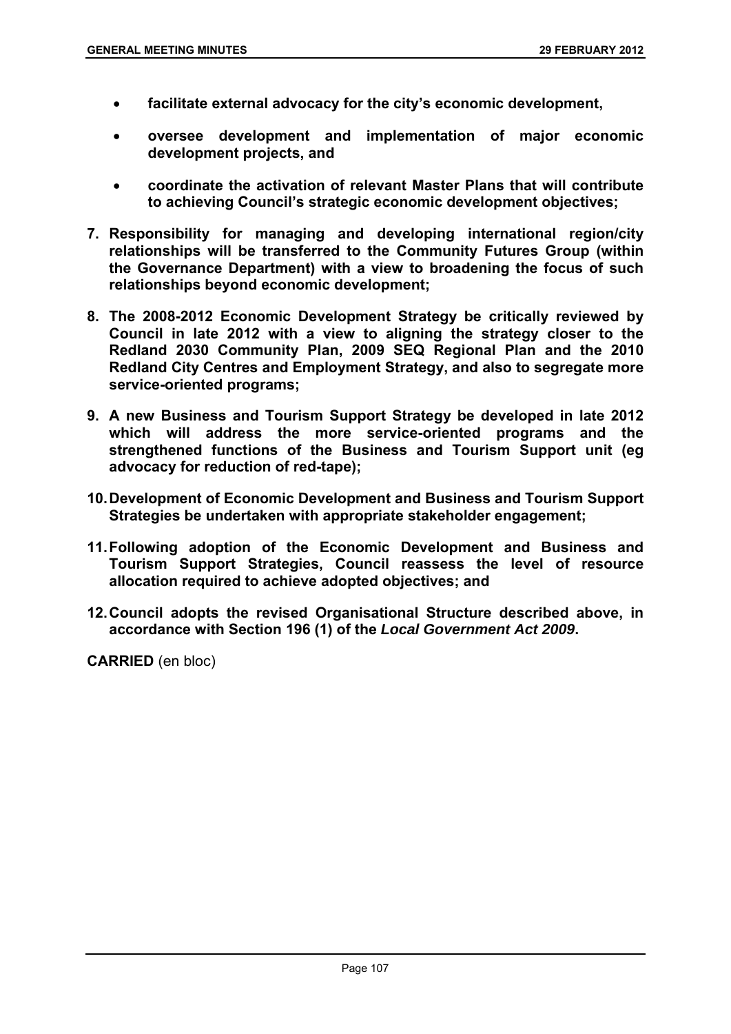- **facilitate external advocacy for the city's economic development,**

- **oversee development and implementation of major economic development projects, and**

- **coordinate the activation of relevant Master Plans that will contribute to achieving Council's strategic economic development objectives;**

7. **Responsibility for managing and developing international region/city relationships will be transferred to the Community Futures Group (within the Governance Department) with a view to broadening the focus of such relationships beyond economic development;**

8. **The 2008-2012 Economic Development Strategy be critically reviewed by Council in late 2012 with a view to aligning the strategy closer to the Redland 2030 Community Plan, 2009 SEQ Regional Plan and the 2010 Redland City Centres and Employment Strategy, and also to segregate more service-oriented programs;**

9. **A new Business and Tourism Support Strategy be developed in late 2012 which will address the more service-oriented programs and the strengthened functions of the Business and Tourism Support unit (eg advocacy for reduction of red-tape);**

10. **Development of Economic Development and Business and Tourism Support Strategies be undertaken with appropriate stakeholder engagement;**

11. **Following adoption of the Economic Development and Business and Tourism Support Strategies, Council reassess the level of resource allocation required to achieve adopted objectives; and**

12. **Council adopts the revised Organisational Structure described above, in accordance with Section 196 (1) of the *Local Government Act 2009*.**

**CARRIED** (en bloc)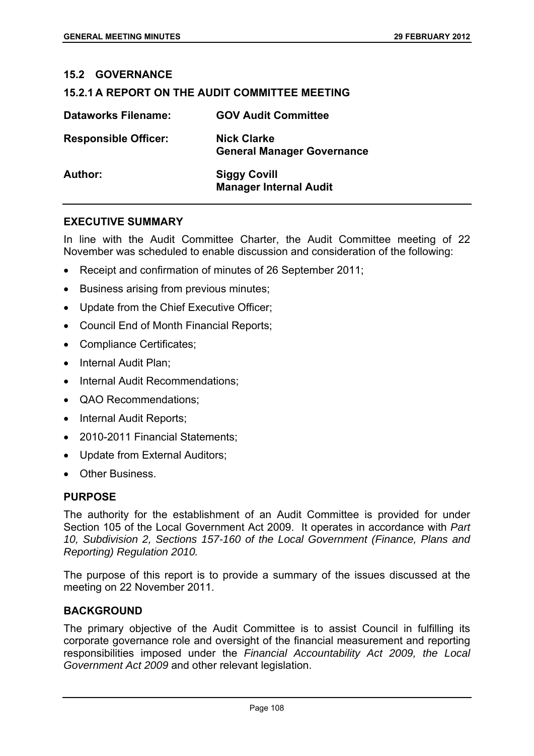## 15.2 GOVERNANCE

### 15.2.1 A REPORT ON THE AUDIT COMMITTEE MEETING

| | |
|---|---|
| **Dataworks Filename:** | **GOV Audit Committee** |
| **Responsible Officer:** | **Nick Clarke**<br>**General Manager Governance** |
| **Author:** | **Siggy Covill**<br>**Manager Internal Audit** |

### EXECUTIVE SUMMARY

In line with the Audit Committee Charter, the Audit Committee meeting of 22 November was scheduled to enable discussion and consideration of the following:

- Receipt and confirmation of minutes of 26 September 2011;
- Business arising from previous minutes;
- Update from the Chief Executive Officer;
- Council End of Month Financial Reports;
- Compliance Certificates;
- Internal Audit Plan;
- Internal Audit Recommendations;
- QAO Recommendations;
- Internal Audit Reports;
- 2010-2011 Financial Statements;
- Update from External Auditors;
- Other Business.

### PURPOSE

The authority for the establishment of an Audit Committee is provided for under Section 105 of the Local Government Act 2009. It operates in accordance with *Part 10, Subdivision 2, Sections 157-160 of the Local Government (Finance, Plans and Reporting) Regulation 2010.*

The purpose of this report is to provide a summary of the issues discussed at the meeting on 22 November 2011.

### BACKGROUND

The primary objective of the Audit Committee is to assist Council in fulfilling its corporate governance role and oversight of the financial measurement and reporting responsibilities imposed under the *Financial Accountability Act 2009, the Local Government Act 2009* and other relevant legislation.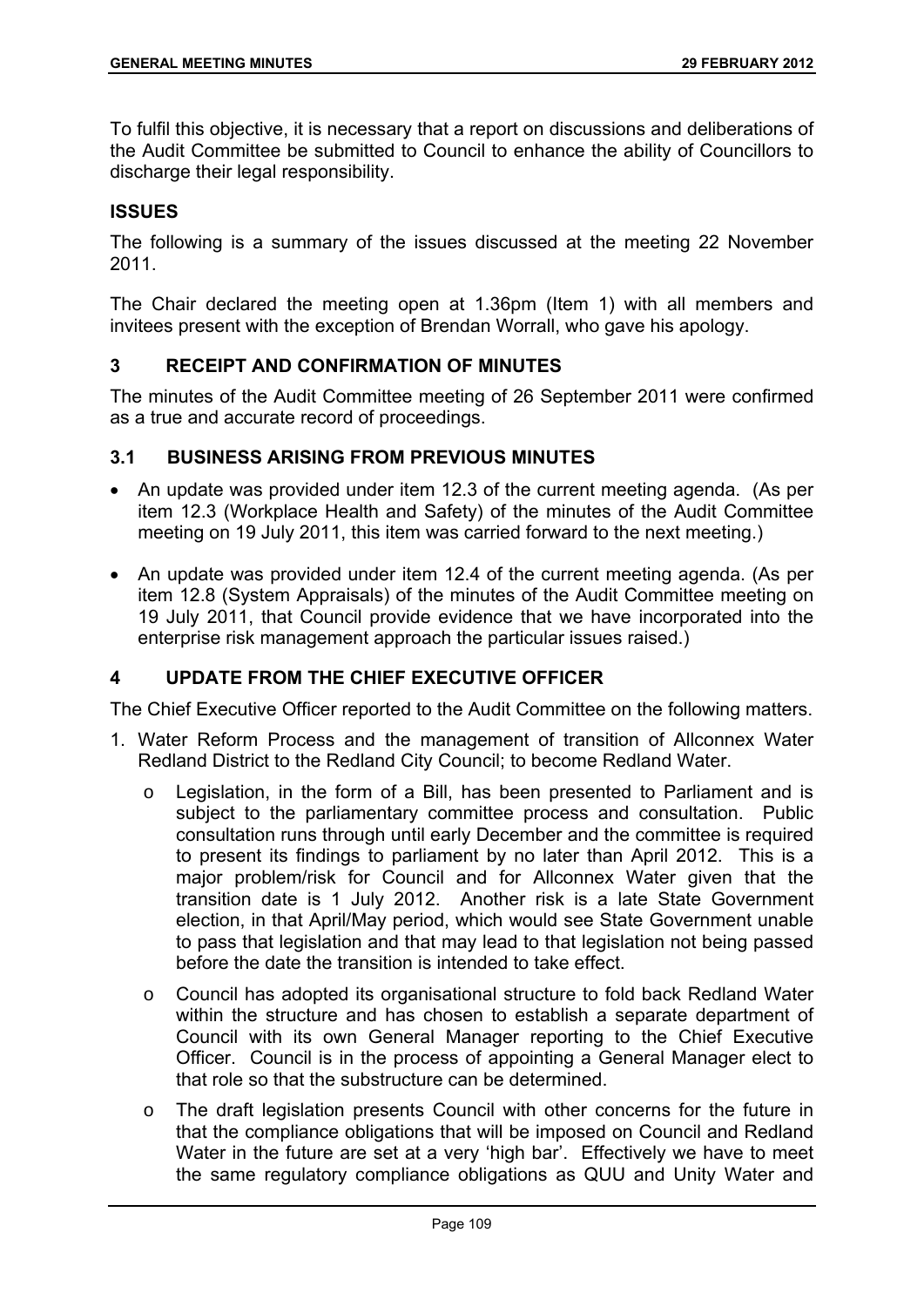To fulfil this objective, it is necessary that a report on discussions and deliberations of the Audit Committee be submitted to Council to enhance the ability of Councillors to discharge their legal responsibility.

## ISSUES

The following is a summary of the issues discussed at the meeting 22 November 2011.

The Chair declared the meeting open at 1.36pm (Item 1) with all members and invitees present with the exception of Brendan Worrall, who gave his apology.

## 3 RECEIPT AND CONFIRMATION OF MINUTES

The minutes of the Audit Committee meeting of 26 September 2011 were confirmed as a true and accurate record of proceedings.

### 3.1 BUSINESS ARISING FROM PREVIOUS MINUTES

- An update was provided under item 12.3 of the current meeting agenda. (As per item 12.3 (Workplace Health and Safety) of the minutes of the Audit Committee meeting on 19 July 2011, this item was carried forward to the next meeting.)
- An update was provided under item 12.4 of the current meeting agenda. (As per item 12.8 (System Appraisals) of the minutes of the Audit Committee meeting on 19 July 2011, that Council provide evidence that we have incorporated into the enterprise risk management approach the particular issues raised.)

## 4 UPDATE FROM THE CHIEF EXECUTIVE OFFICER

The Chief Executive Officer reported to the Audit Committee on the following matters.

1. Water Reform Process and the management of transition of Allconnex Water Redland District to the Redland City Council; to become Redland Water.
   - Legislation, in the form of a Bill, has been presented to Parliament and is subject to the parliamentary committee process and consultation. Public consultation runs through until early December and the committee is required to present its findings to parliament by no later than April 2012. This is a major problem/risk for Council and for Allconnex Water given that the transition date is 1 July 2012. Another risk is a late State Government election, in that April/May period, which would see State Government unable to pass that legislation and that may lead to that legislation not being passed before the date the transition is intended to take effect.
   - Council has adopted its organisational structure to fold back Redland Water within the structure and has chosen to establish a separate department of Council with its own General Manager reporting to the Chief Executive Officer. Council is in the process of appointing a General Manager elect to that role so that the substructure can be determined.
   - The draft legislation presents Council with other concerns for the future in that the compliance obligations that will be imposed on Council and Redland Water in the future are set at a very 'high bar'. Effectively we have to meet the same regulatory compliance obligations as QUU and Unity Water and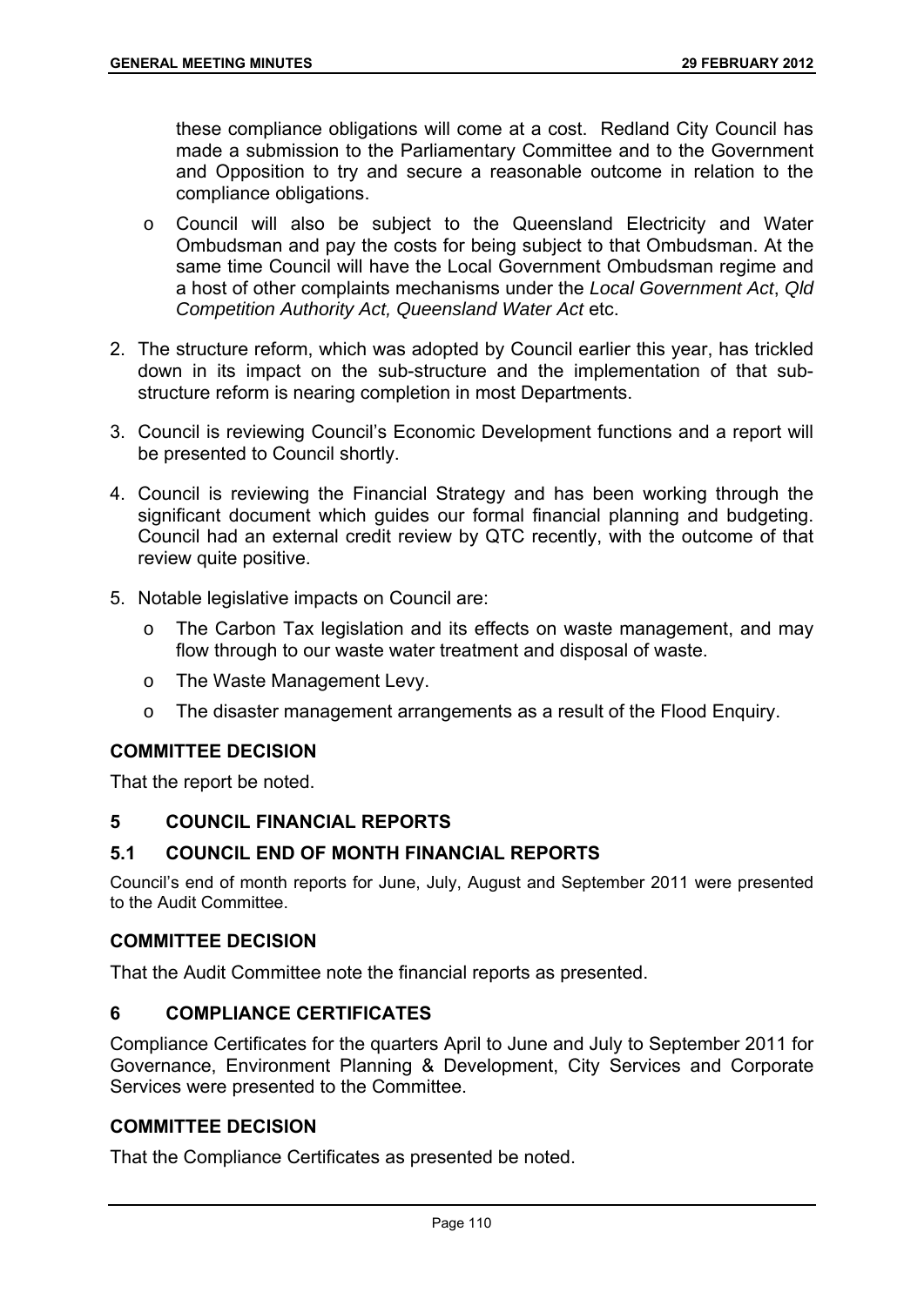these compliance obligations will come at a cost. Redland City Council has made a submission to the Parliamentary Committee and to the Government and Opposition to try and secure a reasonable outcome in relation to the compliance obligations.

- Council will also be subject to the Queensland Electricity and Water Ombudsman and pay the costs for being subject to that Ombudsman. At the same time Council will have the Local Government Ombudsman regime and a host of other complaints mechanisms under the *Local Government Act*, *Qld Competition Authority Act, Queensland Water Act* etc.

2. The structure reform, which was adopted by Council earlier this year, has trickled down in its impact on the sub-structure and the implementation of that sub-structure reform is nearing completion in most Departments.

3. Council is reviewing Council's Economic Development functions and a report will be presented to Council shortly.

4. Council is reviewing the Financial Strategy and has been working through the significant document which guides our formal financial planning and budgeting. Council had an external credit review by QTC recently, with the outcome of that review quite positive.

5. Notable legislative impacts on Council are:
   - The Carbon Tax legislation and its effects on waste management, and may flow through to our waste water treatment and disposal of waste.
   - The Waste Management Levy.
   - The disaster management arrangements as a result of the Flood Enquiry.

### COMMITTEE DECISION

That the report be noted.

## 5 COUNCIL FINANCIAL REPORTS

### 5.1 COUNCIL END OF MONTH FINANCIAL REPORTS

Council's end of month reports for June, July, August and September 2011 were presented to the Audit Committee.

### COMMITTEE DECISION

That the Audit Committee note the financial reports as presented.

## 6 COMPLIANCE CERTIFICATES

Compliance Certificates for the quarters April to June and July to September 2011 for Governance, Environment Planning & Development, City Services and Corporate Services were presented to the Committee.

### COMMITTEE DECISION

That the Compliance Certificates as presented be noted.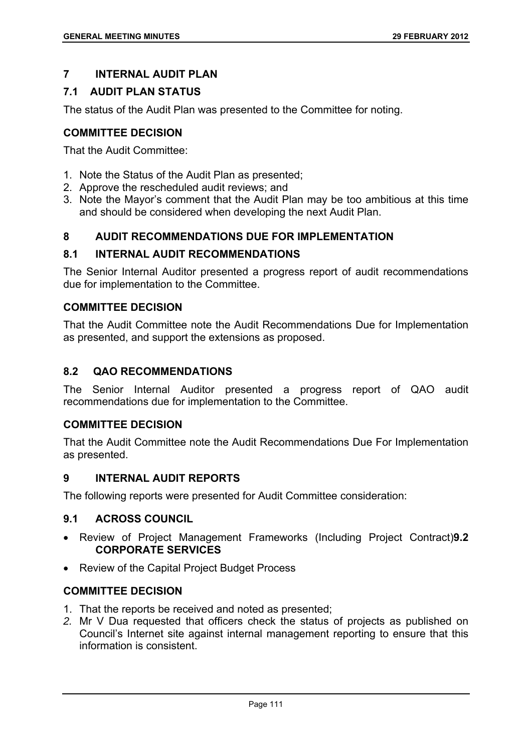## 7 INTERNAL AUDIT PLAN

### 7.1 AUDIT PLAN STATUS

The status of the Audit Plan was presented to the Committee for noting.

**COMMITTEE DECISION**

That the Audit Committee:

1. Note the Status of the Audit Plan as presented;
2. Approve the rescheduled audit reviews; and
3. Note the Mayor's comment that the Audit Plan may be too ambitious at this time and should be considered when developing the next Audit Plan.

## 8 AUDIT RECOMMENDATIONS DUE FOR IMPLEMENTATION

### 8.1 INTERNAL AUDIT RECOMMENDATIONS

The Senior Internal Auditor presented a progress report of audit recommendations due for implementation to the Committee.

**COMMITTEE DECISION**

That the Audit Committee note the Audit Recommendations Due for Implementation as presented, and support the extensions as proposed.

### 8.2 QAO RECOMMENDATIONS

The Senior Internal Auditor presented a progress report of QAO audit recommendations due for implementation to the Committee.

**COMMITTEE DECISION**

That the Audit Committee note the Audit Recommendations Due For Implementation as presented.

## 9 INTERNAL AUDIT REPORTS

The following reports were presented for Audit Committee consideration:

### 9.1 ACROSS COUNCIL

- Review of Project Management Frameworks (Including Project Contract)

### 9.2 CORPORATE SERVICES

- Review of the Capital Project Budget Process

**COMMITTEE DECISION**

1. That the reports be received and noted as presented;
2. Mr V Dua requested that officers check the status of projects as published on Council's Internet site against internal management reporting to ensure that this information is consistent.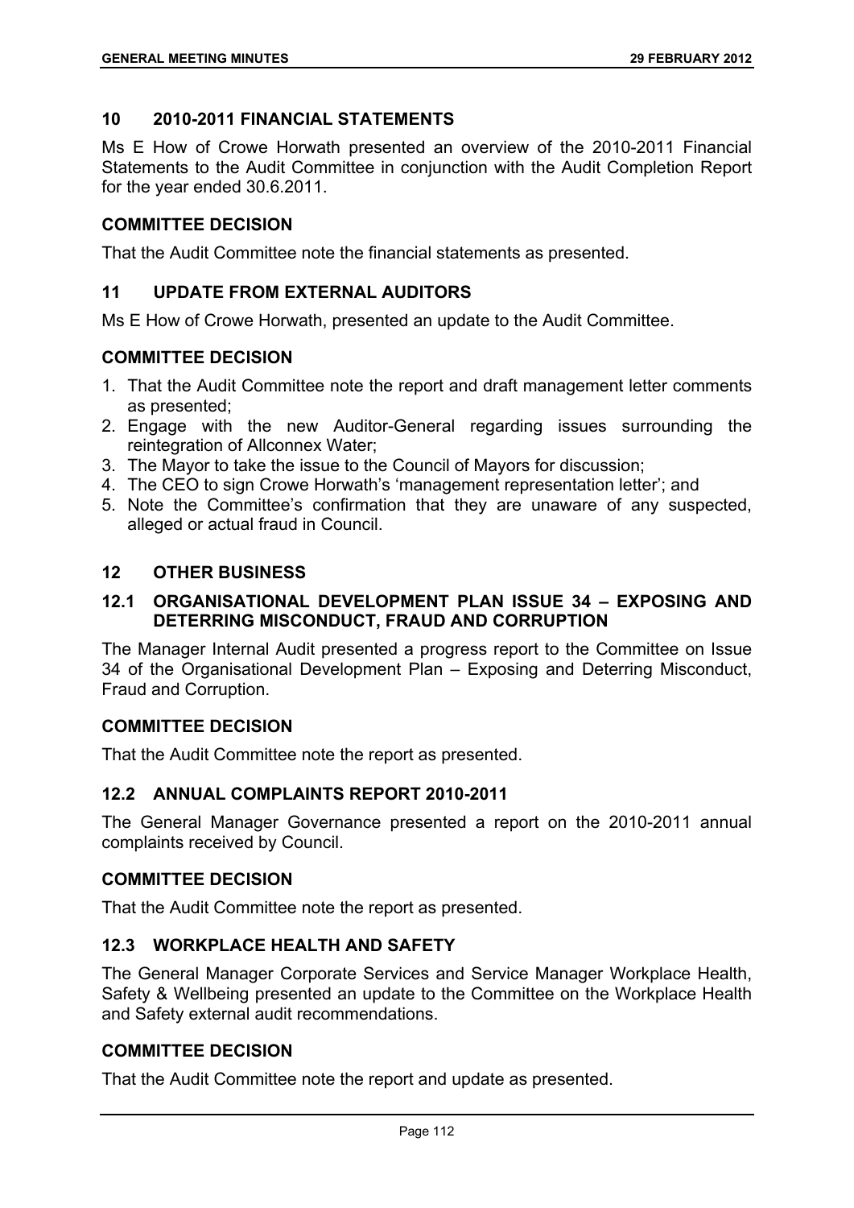## 10 2010-2011 FINANCIAL STATEMENTS

Ms E How of Crowe Horwath presented an overview of the 2010-2011 Financial Statements to the Audit Committee in conjunction with the Audit Completion Report for the year ended 30.6.2011.

### COMMITTEE DECISION

That the Audit Committee note the financial statements as presented.

## 11 UPDATE FROM EXTERNAL AUDITORS

Ms E How of Crowe Horwath, presented an update to the Audit Committee.

### COMMITTEE DECISION

1. That the Audit Committee note the report and draft management letter comments as presented;
2. Engage with the new Auditor-General regarding issues surrounding the reintegration of Allconnex Water;
3. The Mayor to take the issue to the Council of Mayors for discussion;
4. The CEO to sign Crowe Horwath's 'management representation letter'; and
5. Note the Committee's confirmation that they are unaware of any suspected, alleged or actual fraud in Council.

## 12 OTHER BUSINESS

### 12.1 ORGANISATIONAL DEVELOPMENT PLAN ISSUE 34 – EXPOSING AND DETERRING MISCONDUCT, FRAUD AND CORRUPTION

The Manager Internal Audit presented a progress report to the Committee on Issue 34 of the Organisational Development Plan – Exposing and Deterring Misconduct, Fraud and Corruption.

### COMMITTEE DECISION

That the Audit Committee note the report as presented.

### 12.2 ANNUAL COMPLAINTS REPORT 2010-2011

The General Manager Governance presented a report on the 2010-2011 annual complaints received by Council.

### COMMITTEE DECISION

That the Audit Committee note the report as presented.

### 12.3 WORKPLACE HEALTH AND SAFETY

The General Manager Corporate Services and Service Manager Workplace Health, Safety & Wellbeing presented an update to the Committee on the Workplace Health and Safety external audit recommendations.

### COMMITTEE DECISION

That the Audit Committee note the report and update as presented.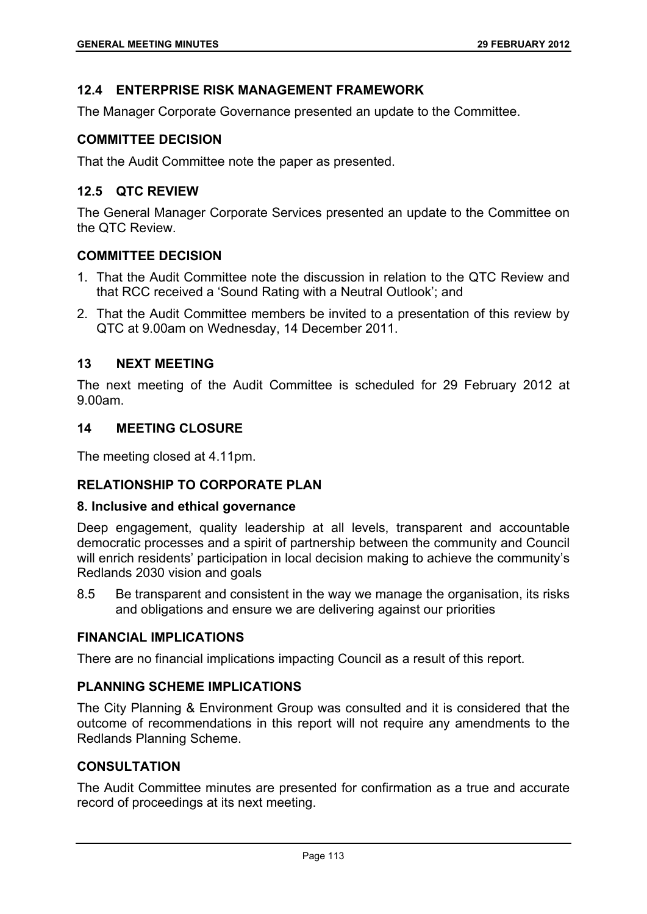## 12.4 ENTERPRISE RISK MANAGEMENT FRAMEWORK

The Manager Corporate Governance presented an update to the Committee.

### COMMITTEE DECISION

That the Audit Committee note the paper as presented.

## 12.5 QTC REVIEW

The General Manager Corporate Services presented an update to the Committee on the QTC Review.

### COMMITTEE DECISION

1. That the Audit Committee note the discussion in relation to the QTC Review and that RCC received a 'Sound Rating with a Neutral Outlook'; and
2. That the Audit Committee members be invited to a presentation of this review by QTC at 9.00am on Wednesday, 14 December 2011.

## 13 NEXT MEETING

The next meeting of the Audit Committee is scheduled for 29 February 2012 at 9.00am.

## 14 MEETING CLOSURE

The meeting closed at 4.11pm.

### RELATIONSHIP TO CORPORATE PLAN

**8. Inclusive and ethical governance**

Deep engagement, quality leadership at all levels, transparent and accountable democratic processes and a spirit of partnership between the community and Council will enrich residents' participation in local decision making to achieve the community's Redlands 2030 vision and goals

8.5 Be transparent and consistent in the way we manage the organisation, its risks and obligations and ensure we are delivering against our priorities

### FINANCIAL IMPLICATIONS

There are no financial implications impacting Council as a result of this report.

### PLANNING SCHEME IMPLICATIONS

The City Planning & Environment Group was consulted and it is considered that the outcome of recommendations in this report will not require any amendments to the Redlands Planning Scheme.

### CONSULTATION

The Audit Committee minutes are presented for confirmation as a true and accurate record of proceedings at its next meeting.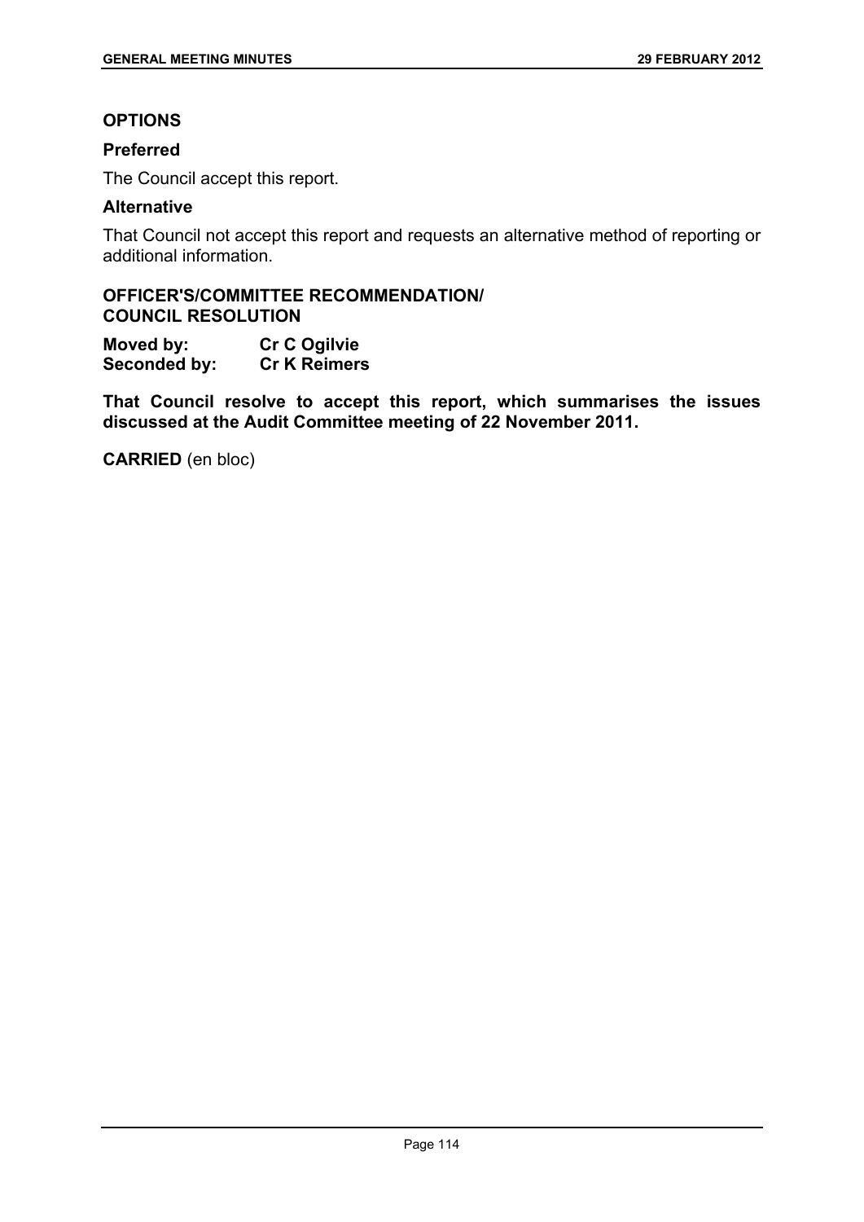## OPTIONS

### Preferred

The Council accept this report.

### Alternative

That Council not accept this report and requests an alternative method of reporting or additional information.

## OFFICER'S/COMMITTEE RECOMMENDATION/ COUNCIL RESOLUTION

**Moved by:** **Cr C Ogilvie**
**Seconded by:** **Cr K Reimers**

**That Council resolve to accept this report, which summarises the issues discussed at the Audit Committee meeting of 22 November 2011.**

**CARRIED** (en bloc)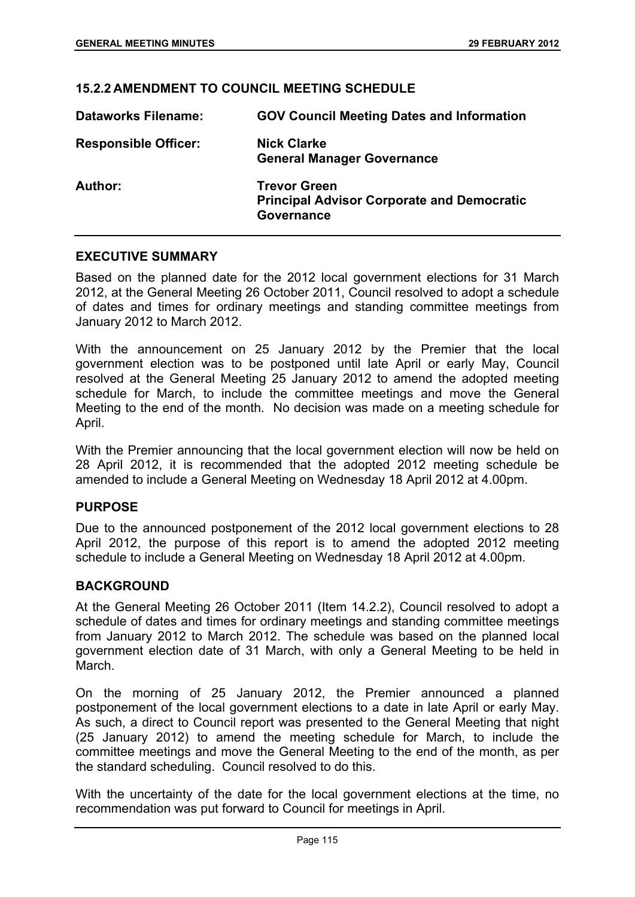## 15.2.2 AMENDMENT TO COUNCIL MEETING SCHEDULE

| | |
|---|---|
| **Dataworks Filename:** | **GOV Council Meeting Dates and Information** |
| **Responsible Officer:** | **Nick Clarke**<br>**General Manager Governance** |
| **Author:** | **Trevor Green**<br>**Principal Advisor Corporate and Democratic Governance** |

### EXECUTIVE SUMMARY

Based on the planned date for the 2012 local government elections for 31 March 2012, at the General Meeting 26 October 2011, Council resolved to adopt a schedule of dates and times for ordinary meetings and standing committee meetings from January 2012 to March 2012.

With the announcement on 25 January 2012 by the Premier that the local government election was to be postponed until late April or early May, Council resolved at the General Meeting 25 January 2012 to amend the adopted meeting schedule for March, to include the committee meetings and move the General Meeting to the end of the month. No decision was made on a meeting schedule for April.

With the Premier announcing that the local government election will now be held on 28 April 2012, it is recommended that the adopted 2012 meeting schedule be amended to include a General Meeting on Wednesday 18 April 2012 at 4.00pm.

### PURPOSE

Due to the announced postponement of the 2012 local government elections to 28 April 2012, the purpose of this report is to amend the adopted 2012 meeting schedule to include a General Meeting on Wednesday 18 April 2012 at 4.00pm.

### BACKGROUND

At the General Meeting 26 October 2011 (Item 14.2.2), Council resolved to adopt a schedule of dates and times for ordinary meetings and standing committee meetings from January 2012 to March 2012. The schedule was based on the planned local government election date of 31 March, with only a General Meeting to be held in March.

On the morning of 25 January 2012, the Premier announced a planned postponement of the local government elections to a date in late April or early May. As such, a direct to Council report was presented to the General Meeting that night (25 January 2012) to amend the meeting schedule for March, to include the committee meetings and move the General Meeting to the end of the month, as per the standard scheduling. Council resolved to do this.

With the uncertainty of the date for the local government elections at the time, no recommendation was put forward to Council for meetings in April.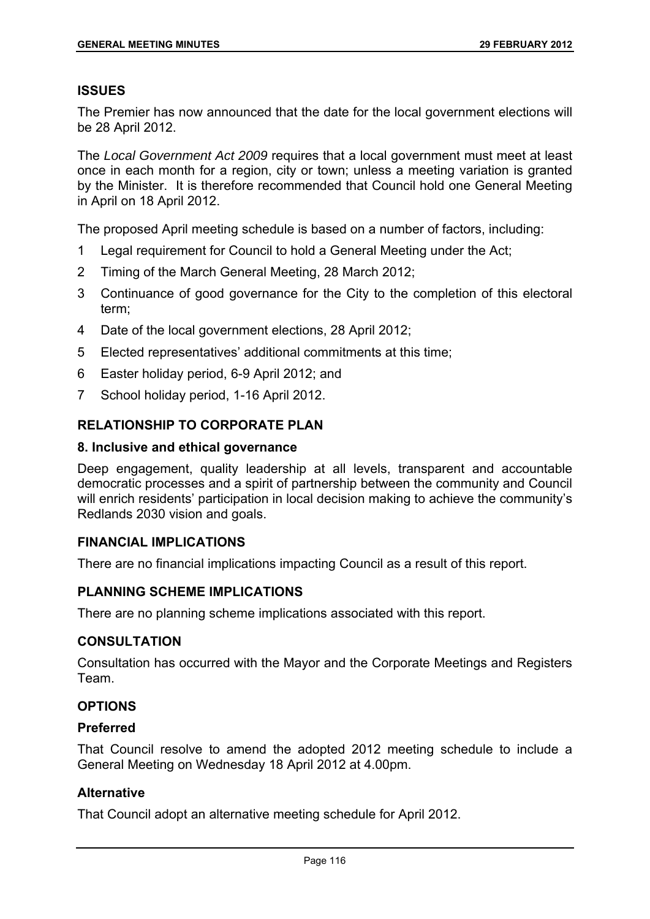## ISSUES

The Premier has now announced that the date for the local government elections will be 28 April 2012.

The *Local Government Act 2009* requires that a local government must meet at least once in each month for a region, city or town; unless a meeting variation is granted by the Minister. It is therefore recommended that Council hold one General Meeting in April on 18 April 2012.

The proposed April meeting schedule is based on a number of factors, including:

1. Legal requirement for Council to hold a General Meeting under the Act;
2. Timing of the March General Meeting, 28 March 2012;
3. Continuance of good governance for the City to the completion of this electoral term;
4. Date of the local government elections, 28 April 2012;
5. Elected representatives' additional commitments at this time;
6. Easter holiday period, 6-9 April 2012; and
7. School holiday period, 1-16 April 2012.

## RELATIONSHIP TO CORPORATE PLAN

### 8. Inclusive and ethical governance

Deep engagement, quality leadership at all levels, transparent and accountable democratic processes and a spirit of partnership between the community and Council will enrich residents' participation in local decision making to achieve the community's Redlands 2030 vision and goals.

## FINANCIAL IMPLICATIONS

There are no financial implications impacting Council as a result of this report.

## PLANNING SCHEME IMPLICATIONS

There are no planning scheme implications associated with this report.

## CONSULTATION

Consultation has occurred with the Mayor and the Corporate Meetings and Registers Team.

## OPTIONS

### Preferred

That Council resolve to amend the adopted 2012 meeting schedule to include a General Meeting on Wednesday 18 April 2012 at 4.00pm.

### Alternative

That Council adopt an alternative meeting schedule for April 2012.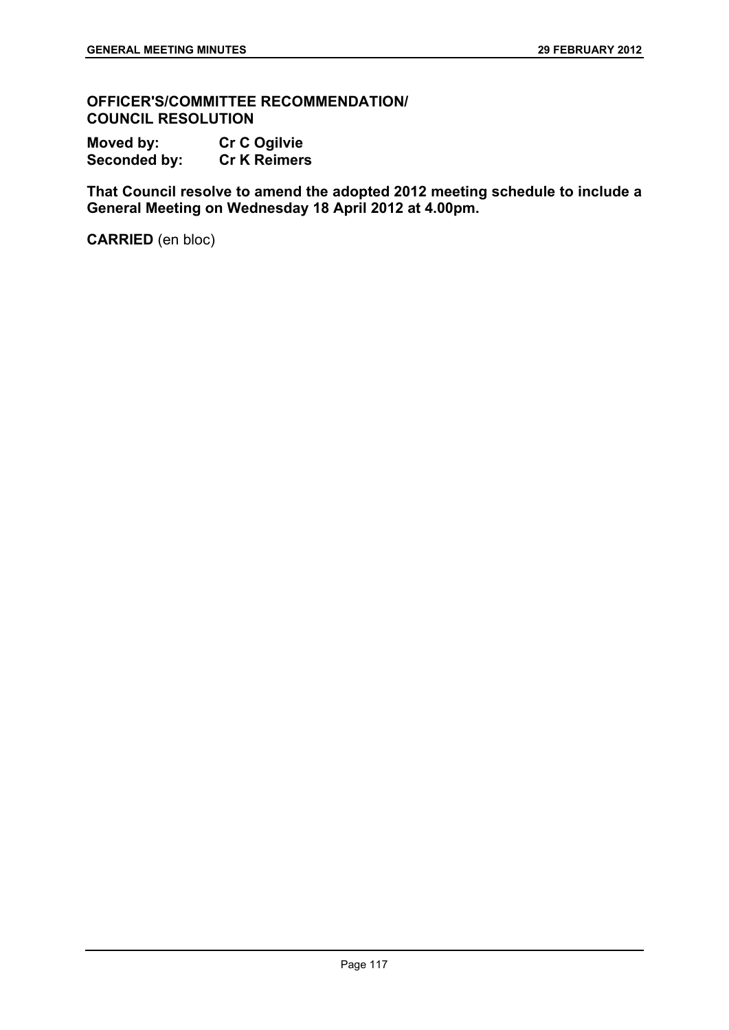**OFFICER'S/COMMITTEE RECOMMENDATION/**
**COUNCIL RESOLUTION**

**Moved by:** **Cr C Ogilvie**
**Seconded by:** **Cr K Reimers**

**That Council resolve to amend the adopted 2012 meeting schedule to include a General Meeting on Wednesday 18 April 2012 at 4.00pm.**

**CARRIED** (en bloc)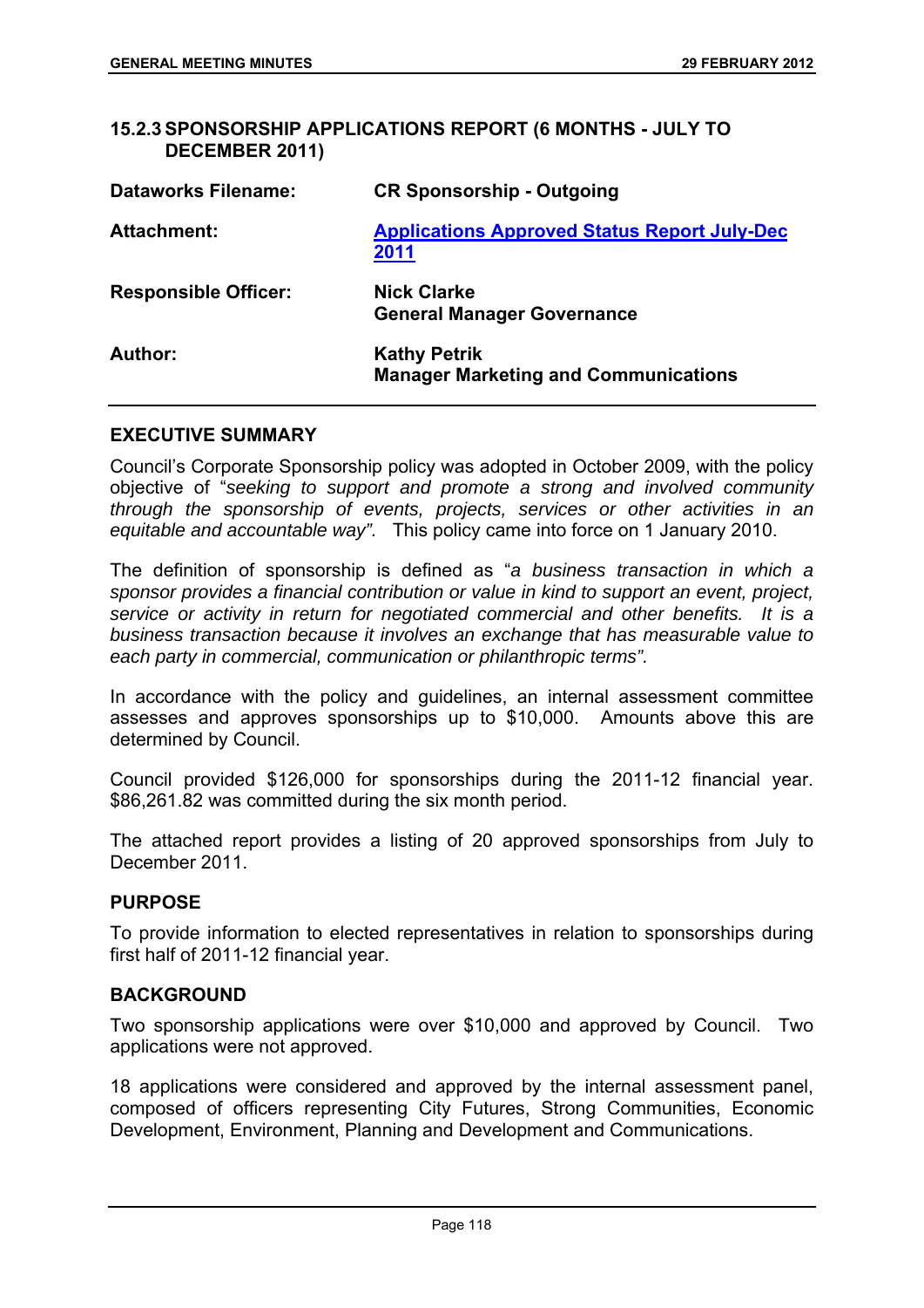## 15.2.3 SPONSORSHIP APPLICATIONS REPORT (6 MONTHS - JULY TO DECEMBER 2011)

| | |
|---|---|
| **Dataworks Filename:** | **CR Sponsorship - Outgoing** |
| **Attachment:** | **Applications Approved Status Report July-Dec 2011** |
| **Responsible Officer:** | **Nick Clarke**<br>**General Manager Governance** |
| **Author:** | **Kathy Petrik**<br>**Manager Marketing and Communications** |

### EXECUTIVE SUMMARY

Council's Corporate Sponsorship policy was adopted in October 2009, with the policy objective of "*seeking to support and promote a strong and involved community through the sponsorship of events, projects, services or other activities in an equitable and accountable way".* This policy came into force on 1 January 2010.

The definition of sponsorship is defined as "*a business transaction in which a sponsor provides a financial contribution or value in kind to support an event, project, service or activity in return for negotiated commercial and other benefits. It is a business transaction because it involves an exchange that has measurable value to each party in commercial, communication or philanthropic terms".*

In accordance with the policy and guidelines, an internal assessment committee assesses and approves sponsorships up to $10,000. Amounts above this are determined by Council.

Council provided $126,000 for sponsorships during the 2011-12 financial year. $86,261.82 was committed during the six month period.

The attached report provides a listing of 20 approved sponsorships from July to December 2011.

### PURPOSE

To provide information to elected representatives in relation to sponsorships during first half of 2011-12 financial year.

### BACKGROUND

Two sponsorship applications were over $10,000 and approved by Council. Two applications were not approved.

18 applications were considered and approved by the internal assessment panel, composed of officers representing City Futures, Strong Communities, Economic Development, Environment, Planning and Development and Communications.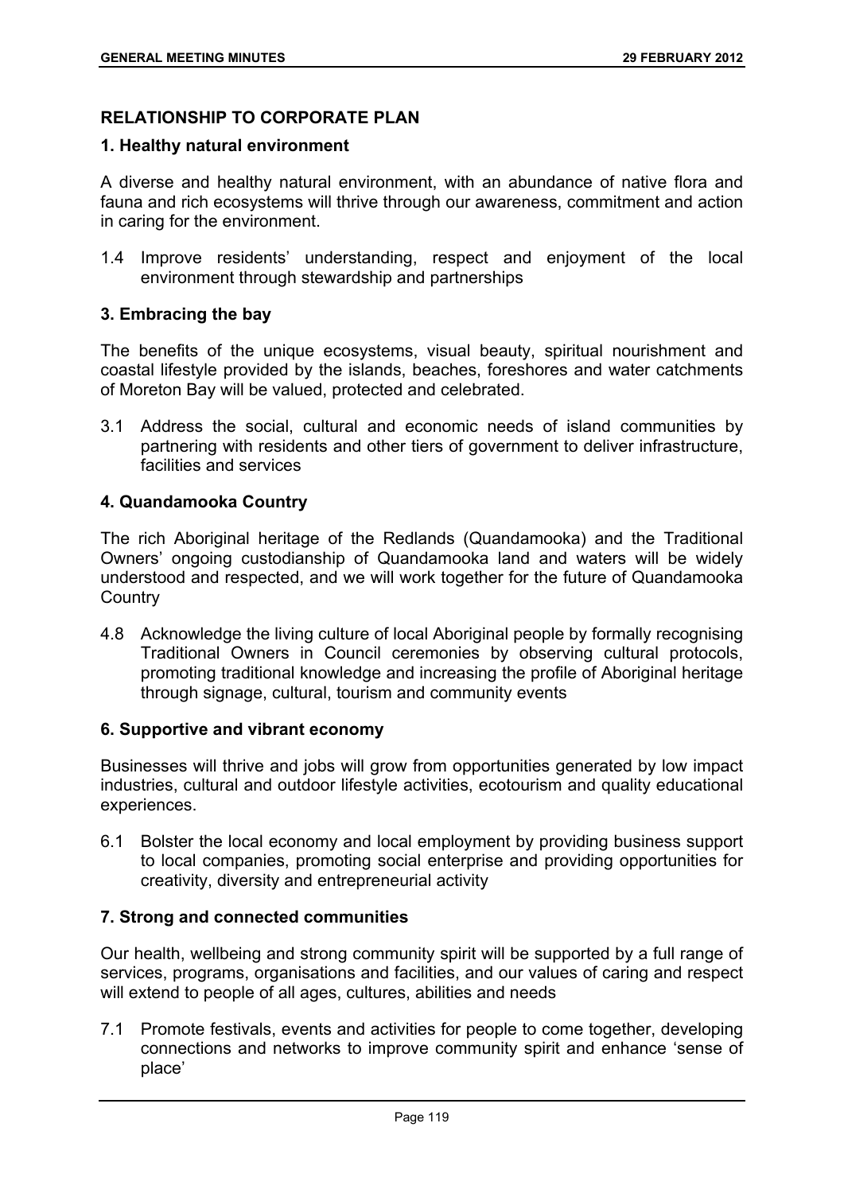## RELATIONSHIP TO CORPORATE PLAN

### 1. Healthy natural environment

A diverse and healthy natural environment, with an abundance of native flora and fauna and rich ecosystems will thrive through our awareness, commitment and action in caring for the environment.

1.4 Improve residents' understanding, respect and enjoyment of the local environment through stewardship and partnerships

### 3. Embracing the bay

The benefits of the unique ecosystems, visual beauty, spiritual nourishment and coastal lifestyle provided by the islands, beaches, foreshores and water catchments of Moreton Bay will be valued, protected and celebrated.

3.1 Address the social, cultural and economic needs of island communities by partnering with residents and other tiers of government to deliver infrastructure, facilities and services

### 4. Quandamooka Country

The rich Aboriginal heritage of the Redlands (Quandamooka) and the Traditional Owners' ongoing custodianship of Quandamooka land and waters will be widely understood and respected, and we will work together for the future of Quandamooka Country

4.8 Acknowledge the living culture of local Aboriginal people by formally recognising Traditional Owners in Council ceremonies by observing cultural protocols, promoting traditional knowledge and increasing the profile of Aboriginal heritage through signage, cultural, tourism and community events

### 6. Supportive and vibrant economy

Businesses will thrive and jobs will grow from opportunities generated by low impact industries, cultural and outdoor lifestyle activities, ecotourism and quality educational experiences.

6.1 Bolster the local economy and local employment by providing business support to local companies, promoting social enterprise and providing opportunities for creativity, diversity and entrepreneurial activity

### 7. Strong and connected communities

Our health, wellbeing and strong community spirit will be supported by a full range of services, programs, organisations and facilities, and our values of caring and respect will extend to people of all ages, cultures, abilities and needs

7.1 Promote festivals, events and activities for people to come together, developing connections and networks to improve community spirit and enhance 'sense of place'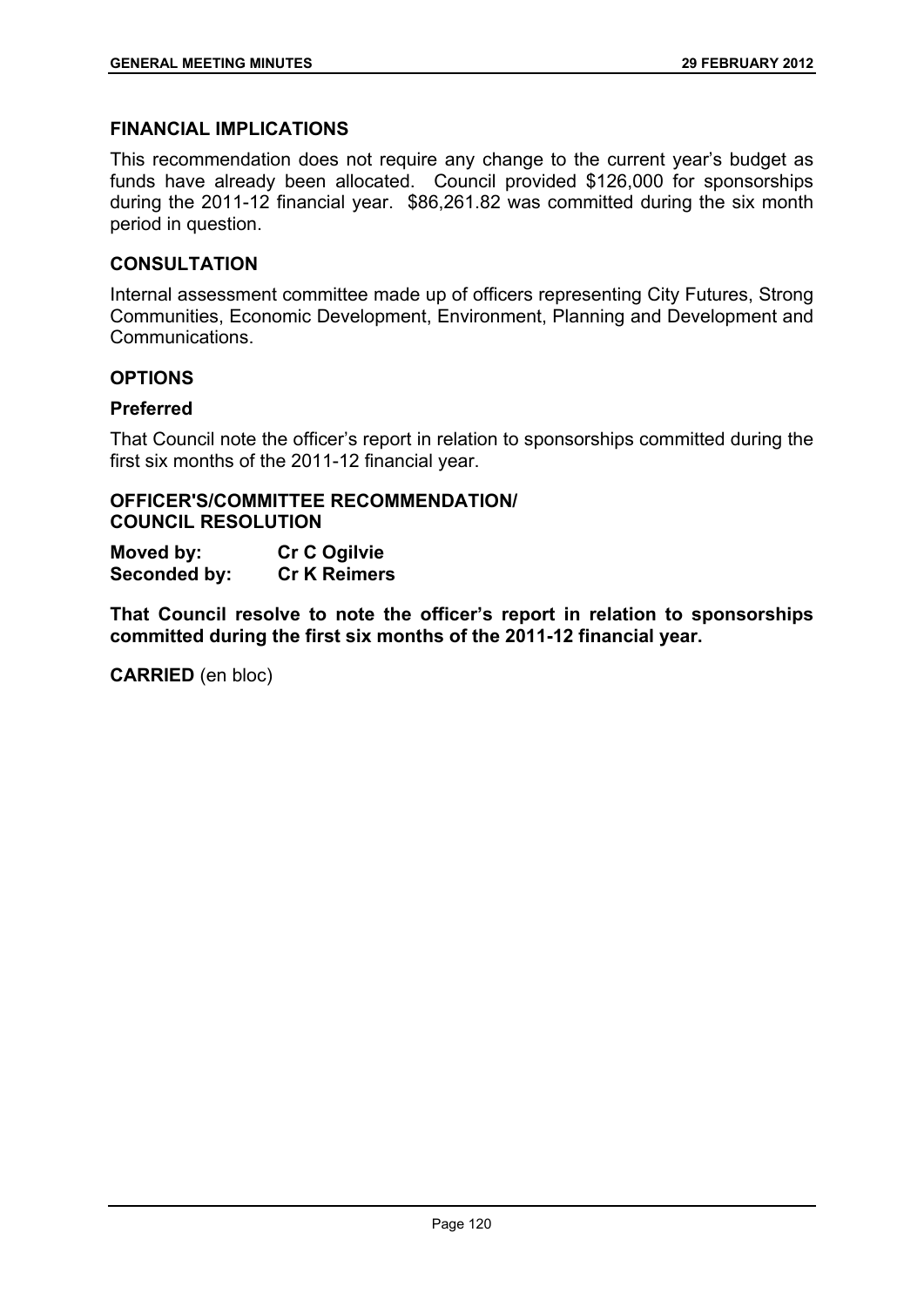## FINANCIAL IMPLICATIONS

This recommendation does not require any change to the current year's budget as funds have already been allocated. Council provided $126,000 for sponsorships during the 2011-12 financial year. $86,261.82 was committed during the six month period in question.

## CONSULTATION

Internal assessment committee made up of officers representing City Futures, Strong Communities, Economic Development, Environment, Planning and Development and Communications.

## OPTIONS

### Preferred

That Council note the officer's report in relation to sponsorships committed during the first six months of the 2011-12 financial year.

## OFFICER'S/COMMITTEE RECOMMENDATION/ COUNCIL RESOLUTION

**Moved by:** **Cr C Ogilvie**
**Seconded by:** **Cr K Reimers**

**That Council resolve to note the officer's report in relation to sponsorships committed during the first six months of the 2011-12 financial year.**

**CARRIED** (en bloc)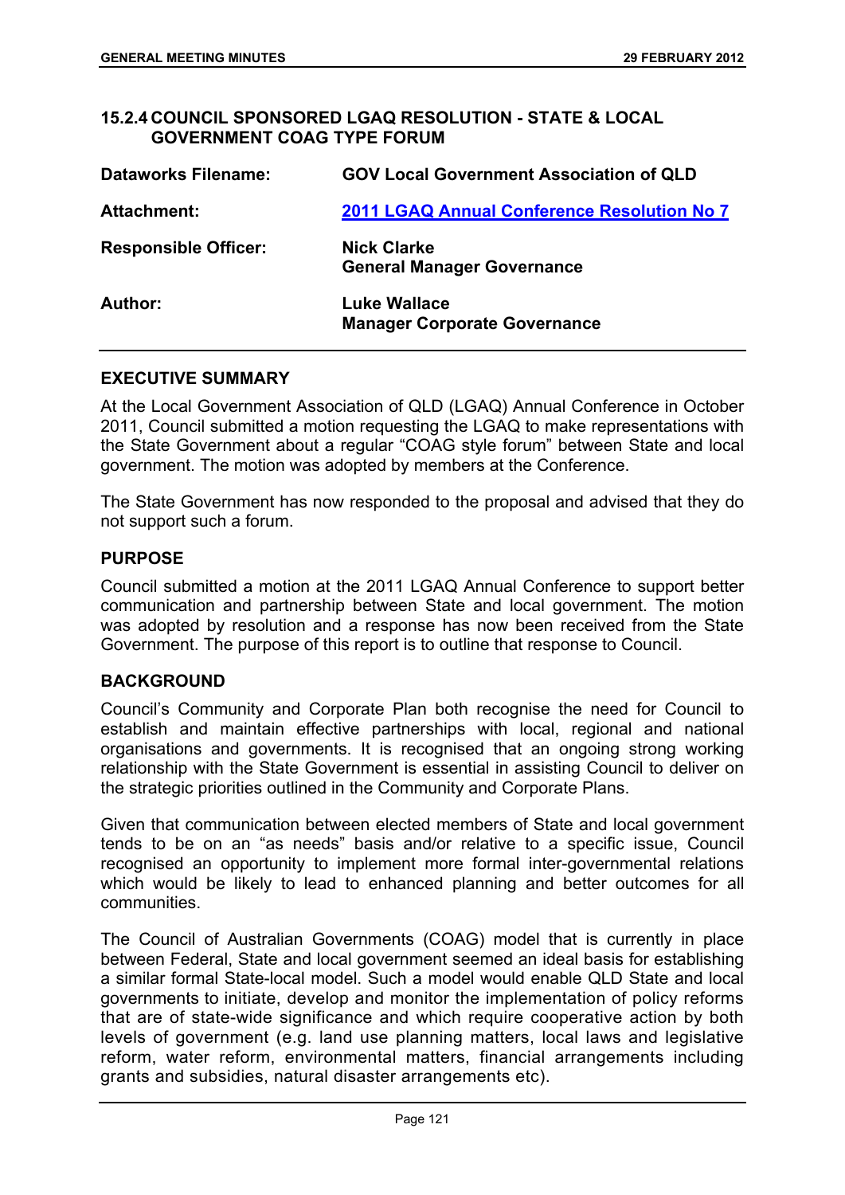### 15.2.4 COUNCIL SPONSORED LGAQ RESOLUTION - STATE & LOCAL GOVERNMENT COAG TYPE FORUM

| | |
|---|---|
| **Dataworks Filename:** | **GOV Local Government Association of QLD** |
| **Attachment:** | **2011 LGAQ Annual Conference Resolution No 7** |
| **Responsible Officer:** | **Nick Clarke**<br>**General Manager Governance** |
| **Author:** | **Luke Wallace**<br>**Manager Corporate Governance** |

#### EXECUTIVE SUMMARY

At the Local Government Association of QLD (LGAQ) Annual Conference in October 2011, Council submitted a motion requesting the LGAQ to make representations with the State Government about a regular "COAG style forum" between State and local government. The motion was adopted by members at the Conference.

The State Government has now responded to the proposal and advised that they do not support such a forum.

#### PURPOSE

Council submitted a motion at the 2011 LGAQ Annual Conference to support better communication and partnership between State and local government. The motion was adopted by resolution and a response has now been received from the State Government. The purpose of this report is to outline that response to Council.

#### BACKGROUND

Council's Community and Corporate Plan both recognise the need for Council to establish and maintain effective partnerships with local, regional and national organisations and governments. It is recognised that an ongoing strong working relationship with the State Government is essential in assisting Council to deliver on the strategic priorities outlined in the Community and Corporate Plans.

Given that communication between elected members of State and local government tends to be on an "as needs" basis and/or relative to a specific issue, Council recognised an opportunity to implement more formal inter-governmental relations which would be likely to lead to enhanced planning and better outcomes for all communities.

The Council of Australian Governments (COAG) model that is currently in place between Federal, State and local government seemed an ideal basis for establishing a similar formal State-local model. Such a model would enable QLD State and local governments to initiate, develop and monitor the implementation of policy reforms that are of state-wide significance and which require cooperative action by both levels of government (e.g. land use planning matters, local laws and legislative reform, water reform, environmental matters, financial arrangements including grants and subsidies, natural disaster arrangements etc).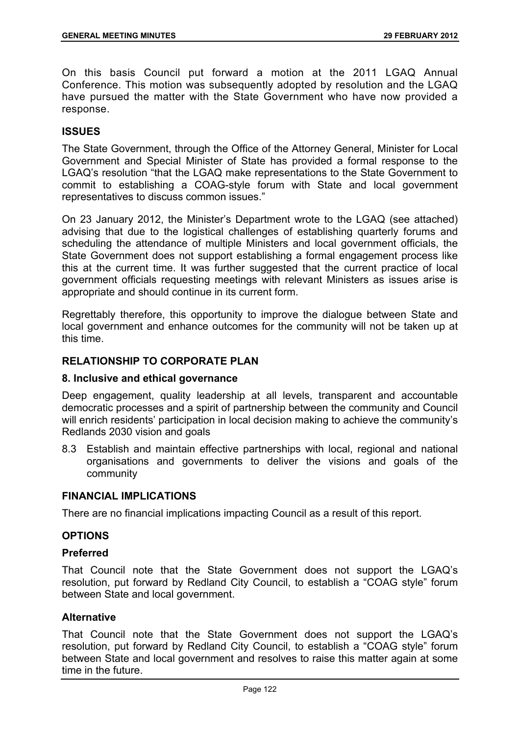On this basis Council put forward a motion at the 2011 LGAQ Annual Conference. This motion was subsequently adopted by resolution and the LGAQ have pursued the matter with the State Government who have now provided a response.

## ISSUES

The State Government, through the Office of the Attorney General, Minister for Local Government and Special Minister of State has provided a formal response to the LGAQ's resolution "that the LGAQ make representations to the State Government to commit to establishing a COAG-style forum with State and local government representatives to discuss common issues."

On 23 January 2012, the Minister's Department wrote to the LGAQ (see attached) advising that due to the logistical challenges of establishing quarterly forums and scheduling the attendance of multiple Ministers and local government officials, the State Government does not support establishing a formal engagement process like this at the current time. It was further suggested that the current practice of local government officials requesting meetings with relevant Ministers as issues arise is appropriate and should continue in its current form.

Regrettably therefore, this opportunity to improve the dialogue between State and local government and enhance outcomes for the community will not be taken up at this time.

## RELATIONSHIP TO CORPORATE PLAN

### 8. Inclusive and ethical governance

Deep engagement, quality leadership at all levels, transparent and accountable democratic processes and a spirit of partnership between the community and Council will enrich residents' participation in local decision making to achieve the community's Redlands 2030 vision and goals

8.3 Establish and maintain effective partnerships with local, regional and national organisations and governments to deliver the visions and goals of the community

## FINANCIAL IMPLICATIONS

There are no financial implications impacting Council as a result of this report.

## OPTIONS

### Preferred

That Council note that the State Government does not support the LGAQ's resolution, put forward by Redland City Council, to establish a "COAG style" forum between State and local government.

### Alternative

That Council note that the State Government does not support the LGAQ's resolution, put forward by Redland City Council, to establish a "COAG style" forum between State and local government and resolves to raise this matter again at some time in the future.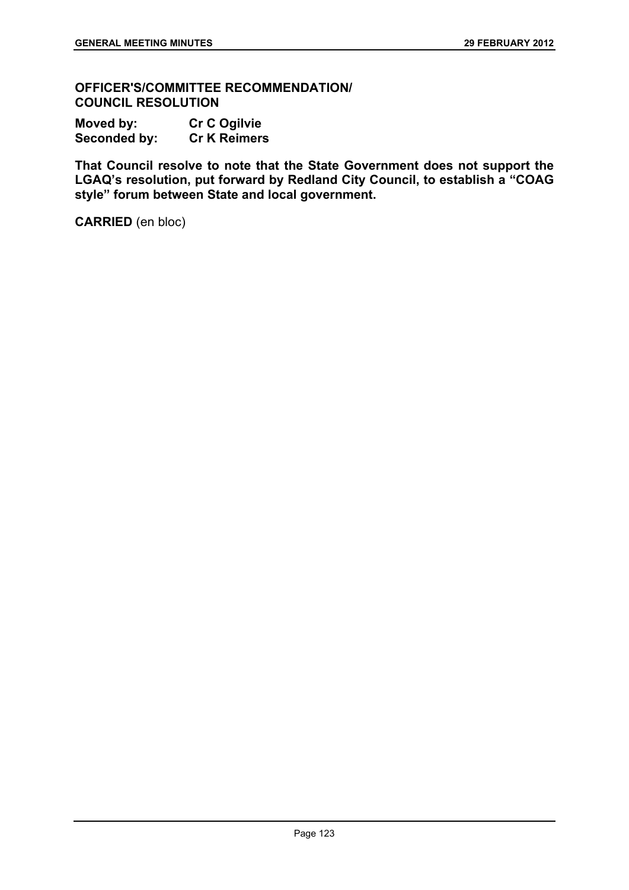**OFFICER'S/COMMITTEE RECOMMENDATION/ COUNCIL RESOLUTION**

**Moved by:** **Cr C Ogilvie**
**Seconded by:** **Cr K Reimers**

**That Council resolve to note that the State Government does not support the LGAQ's resolution, put forward by Redland City Council, to establish a "COAG style" forum between State and local government.**

**CARRIED** (en bloc)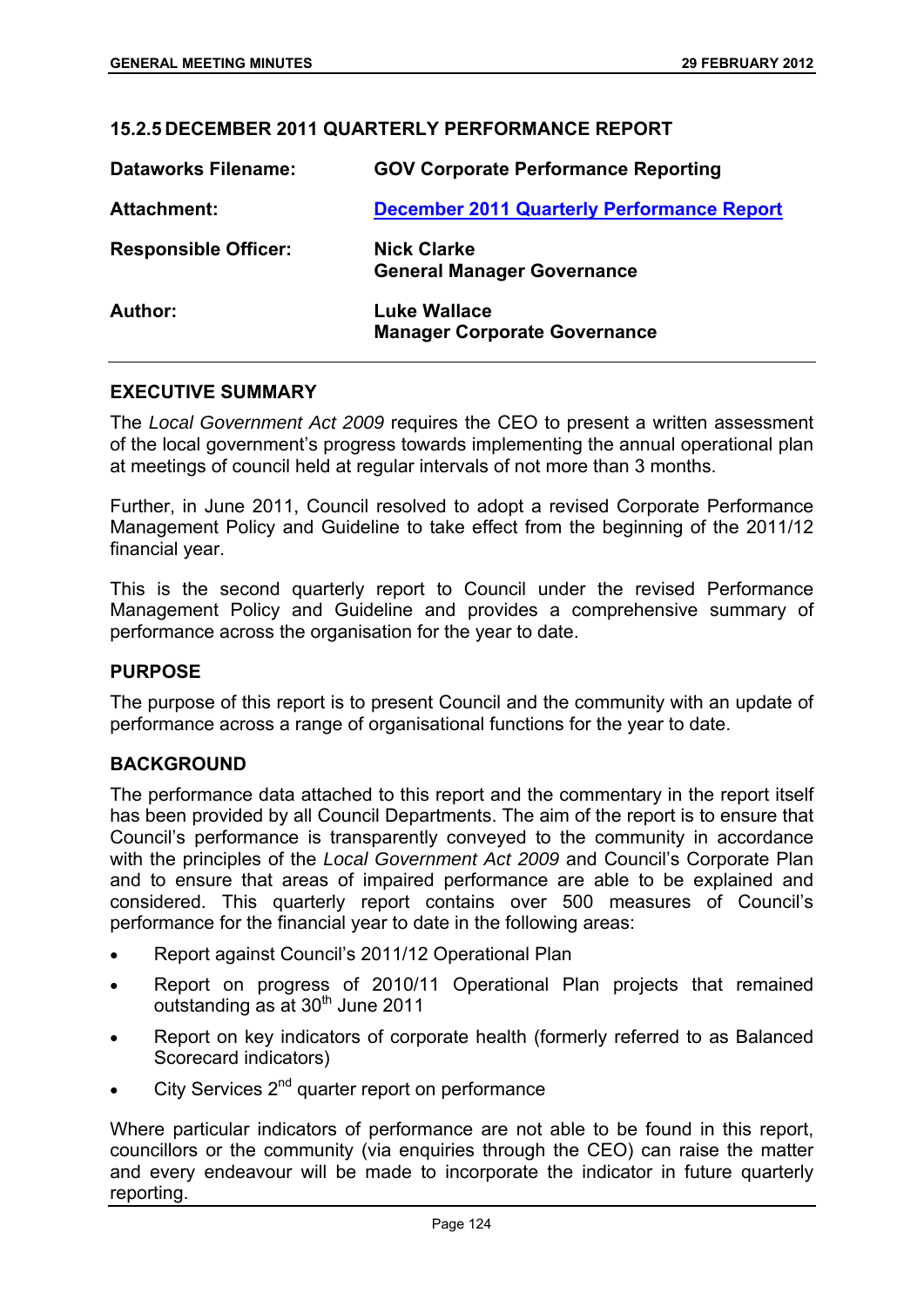## 15.2.5 DECEMBER 2011 QUARTERLY PERFORMANCE REPORT

| | |
|---|---|
| **Dataworks Filename:** | **GOV Corporate Performance Reporting** |
| **Attachment:** | **December 2011 Quarterly Performance Report** |
| **Responsible Officer:** | **Nick Clarke**<br>**General Manager Governance** |
| **Author:** | **Luke Wallace**<br>**Manager Corporate Governance** |

### EXECUTIVE SUMMARY

The *Local Government Act 2009* requires the CEO to present a written assessment of the local government's progress towards implementing the annual operational plan at meetings of council held at regular intervals of not more than 3 months.

Further, in June 2011, Council resolved to adopt a revised Corporate Performance Management Policy and Guideline to take effect from the beginning of the 2011/12 financial year.

This is the second quarterly report to Council under the revised Performance Management Policy and Guideline and provides a comprehensive summary of performance across the organisation for the year to date.

### PURPOSE

The purpose of this report is to present Council and the community with an update of performance across a range of organisational functions for the year to date.

### BACKGROUND

The performance data attached to this report and the commentary in the report itself has been provided by all Council Departments. The aim of the report is to ensure that Council's performance is transparently conveyed to the community in accordance with the principles of the *Local Government Act 2009* and Council's Corporate Plan and to ensure that areas of impaired performance are able to be explained and considered. This quarterly report contains over 500 measures of Council's performance for the financial year to date in the following areas:

- Report against Council's 2011/12 Operational Plan
- Report on progress of 2010/11 Operational Plan projects that remained outstanding as at 30th June 2011
- Report on key indicators of corporate health (formerly referred to as Balanced Scorecard indicators)
- City Services 2nd quarter report on performance

Where particular indicators of performance are not able to be found in this report, councillors or the community (via enquiries through the CEO) can raise the matter and every endeavour will be made to incorporate the indicator in future quarterly reporting.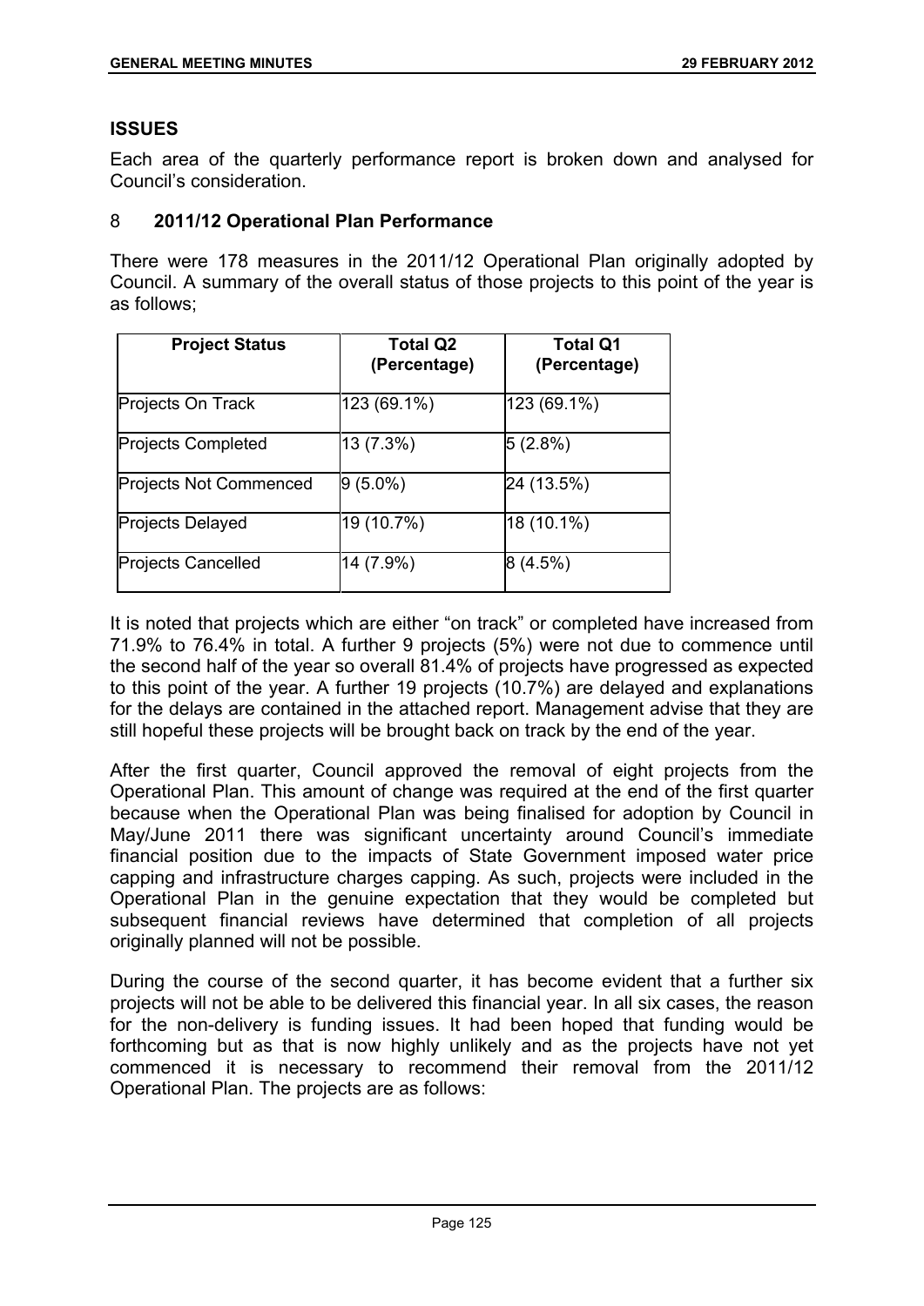## ISSUES

Each area of the quarterly performance report is broken down and analysed for Council's consideration.

### 8 2011/12 Operational Plan Performance

There were 178 measures in the 2011/12 Operational Plan originally adopted by Council. A summary of the overall status of those projects to this point of the year is as follows;

| Project Status | Total Q2 (Percentage) | Total Q1 (Percentage) |
|---|---|---|
| Projects On Track | 123 (69.1%) | 123 (69.1%) |
| Projects Completed | 13 (7.3%) | 5 (2.8%) |
| Projects Not Commenced | 9 (5.0%) | 24 (13.5%) |
| Projects Delayed | 19 (10.7%) | 18 (10.1%) |
| Projects Cancelled | 14 (7.9%) | 8 (4.5%) |

It is noted that projects which are either "on track" or completed have increased from 71.9% to 76.4% in total. A further 9 projects (5%) were not due to commence until the second half of the year so overall 81.4% of projects have progressed as expected to this point of the year. A further 19 projects (10.7%) are delayed and explanations for the delays are contained in the attached report. Management advise that they are still hopeful these projects will be brought back on track by the end of the year.

After the first quarter, Council approved the removal of eight projects from the Operational Plan. This amount of change was required at the end of the first quarter because when the Operational Plan was being finalised for adoption by Council in May/June 2011 there was significant uncertainty around Council's immediate financial position due to the impacts of State Government imposed water price capping and infrastructure charges capping. As such, projects were included in the Operational Plan in the genuine expectation that they would be completed but subsequent financial reviews have determined that completion of all projects originally planned will not be possible.

During the course of the second quarter, it has become evident that a further six projects will not be able to be delivered this financial year. In all six cases, the reason for the non-delivery is funding issues. It had been hoped that funding would be forthcoming but as that is now highly unlikely and as the projects have not yet commenced it is necessary to recommend their removal from the 2011/12 Operational Plan. The projects are as follows: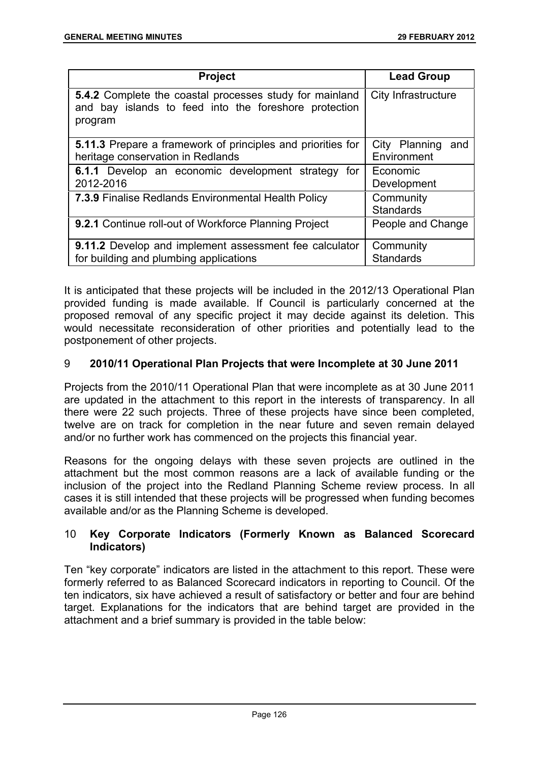| Project | Lead Group |
|---|---|
| **5.4.2** Complete the coastal processes study for mainland and bay islands to feed into the foreshore protection program | City Infrastructure |
| **5.11.3** Prepare a framework of principles and priorities for heritage conservation in Redlands | City Planning and Environment |
| **6.1.1** Develop an economic development strategy for 2012-2016 | Economic Development |
| **7.3.9** Finalise Redlands Environmental Health Policy | Community Standards |
| **9.2.1** Continue roll-out of Workforce Planning Project | People and Change |
| **9.11.2** Develop and implement assessment fee calculator for building and plumbing applications | Community Standards |

It is anticipated that these projects will be included in the 2012/13 Operational Plan provided funding is made available. If Council is particularly concerned at the proposed removal of any specific project it may decide against its deletion. This would necessitate reconsideration of other priorities and potentially lead to the postponement of other projects.

## 9 2010/11 Operational Plan Projects that were Incomplete at 30 June 2011

Projects from the 2010/11 Operational Plan that were incomplete as at 30 June 2011 are updated in the attachment to this report in the interests of transparency. In all there were 22 such projects. Three of these projects have since been completed, twelve are on track for completion in the near future and seven remain delayed and/or no further work has commenced on the projects this financial year.

Reasons for the ongoing delays with these seven projects are outlined in the attachment but the most common reasons are a lack of available funding or the inclusion of the project into the Redland Planning Scheme review process. In all cases it is still intended that these projects will be progressed when funding becomes available and/or as the Planning Scheme is developed.

## 10 Key Corporate Indicators (Formerly Known as Balanced Scorecard Indicators)

Ten "key corporate" indicators are listed in the attachment to this report. These were formerly referred to as Balanced Scorecard indicators in reporting to Council. Of the ten indicators, six have achieved a result of satisfactory or better and four are behind target. Explanations for the indicators that are behind target are provided in the attachment and a brief summary is provided in the table below: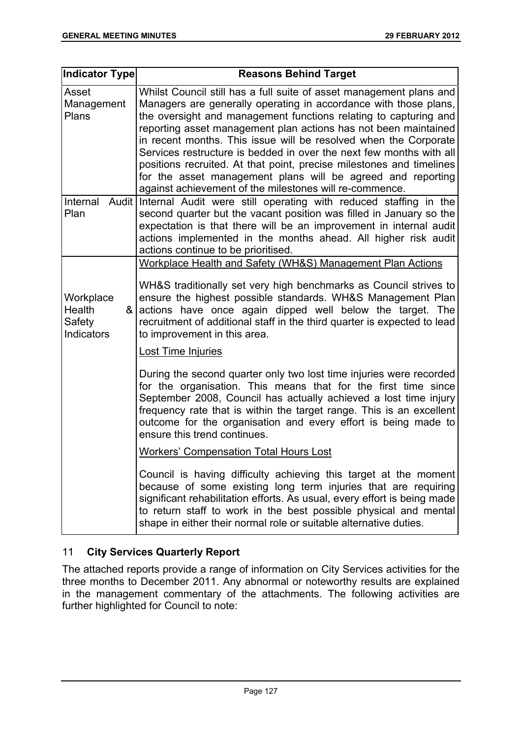| Indicator Type | Reasons Behind Target |
| --- | --- |
| Asset Management Plans | Whilst Council still has a full suite of asset management plans and Managers are generally operating in accordance with those plans, the oversight and management functions relating to capturing and reporting asset management plan actions has not been maintained in recent months. This issue will be resolved when the Corporate Services restructure is bedded in over the next few months with all positions recruited. At that point, precise milestones and timelines for the asset management plans will be agreed and reporting against achievement of the milestones will re-commence. |
| Internal Audit Plan | Internal Audit were still operating with reduced staffing in the second quarter but the vacant position was filled in January so the expectation is that there will be an improvement in internal audit actions implemented in the months ahead. All higher risk audit actions continue to be prioritised. |
| Workplace Health & Safety Indicators | <u>Workplace Health and Safety (WH&S) Management Plan Actions</u><br><br>WH&S traditionally set very high benchmarks as Council strives to ensure the highest possible standards. WH&S Management Plan actions have once again dipped well below the target. The recruitment of additional staff in the third quarter is expected to lead to improvement in this area.<br><br><u>Lost Time Injuries</u><br><br>During the second quarter only two lost time injuries were recorded for the organisation. This means that for the first time since September 2008, Council has actually achieved a lost time injury frequency rate that is within the target range. This is an excellent outcome for the organisation and every effort is being made to ensure this trend continues.<br><br><u>Workers' Compensation Total Hours Lost</u><br><br>Council is having difficulty achieving this target at the moment because of some existing long term injuries that are requiring significant rehabilitation efforts. As usual, every effort is being made to return staff to work in the best possible physical and mental shape in either their normal role or suitable alternative duties. |

## 11 **City Services Quarterly Report**

The attached reports provide a range of information on City Services activities for the three months to December 2011. Any abnormal or noteworthy results are explained in the management commentary of the attachments. The following activities are further highlighted for Council to note: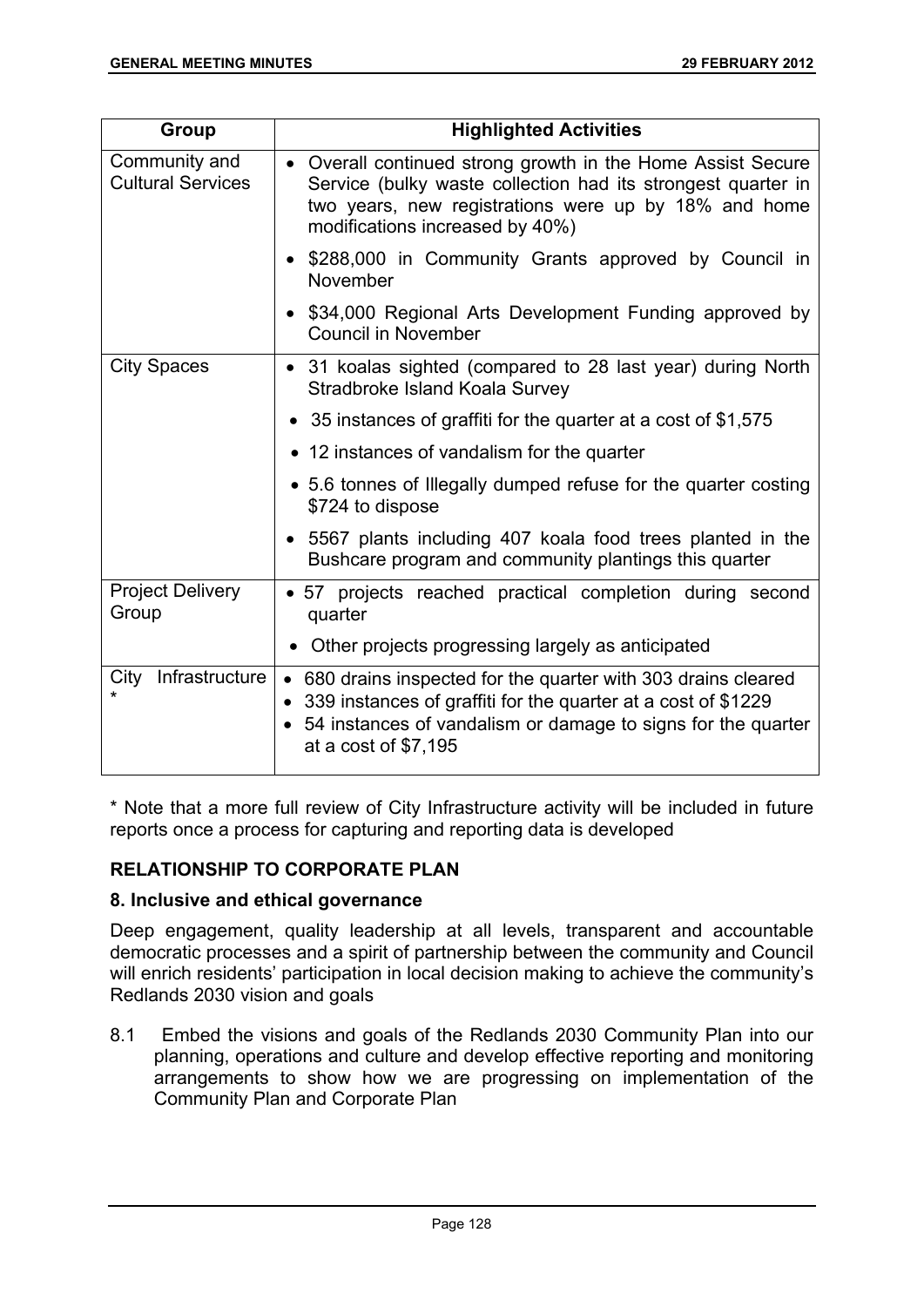| Group | Highlighted Activities |
|---|---|
| Community and Cultural Services | • Overall continued strong growth in the Home Assist Secure Service (bulky waste collection had its strongest quarter in two years, new registrations were up by 18% and home modifications increased by 40%) |
| | • $288,000 in Community Grants approved by Council in November |
| | • $34,000 Regional Arts Development Funding approved by Council in November |
| City Spaces | • 31 koalas sighted (compared to 28 last year) during North Stradbroke Island Koala Survey |
| | • 35 instances of graffiti for the quarter at a cost of $1,575 |
| | • 12 instances of vandalism for the quarter |
| | • 5.6 tonnes of Illegally dumped refuse for the quarter costing $724 to dispose |
| | • 5567 plants including 407 koala food trees planted in the Bushcare program and community plantings this quarter |
| Project Delivery Group | • 57 projects reached practical completion during second quarter |
| | • Other projects progressing largely as anticipated |
| City Infrastructure * | • 680 drains inspected for the quarter with 303 drains cleared<br>• 339 instances of graffiti for the quarter at a cost of $1229<br>• 54 instances of vandalism or damage to signs for the quarter at a cost of $7,195 |

* Note that a more full review of City Infrastructure activity will be included in future reports once a process for capturing and reporting data is developed

## RELATIONSHIP TO CORPORATE PLAN

### 8. Inclusive and ethical governance

Deep engagement, quality leadership at all levels, transparent and accountable democratic processes and a spirit of partnership between the community and Council will enrich residents' participation in local decision making to achieve the community's Redlands 2030 vision and goals

8.1 Embed the visions and goals of the Redlands 2030 Community Plan into our planning, operations and culture and develop effective reporting and monitoring arrangements to show how we are progressing on implementation of the Community Plan and Corporate Plan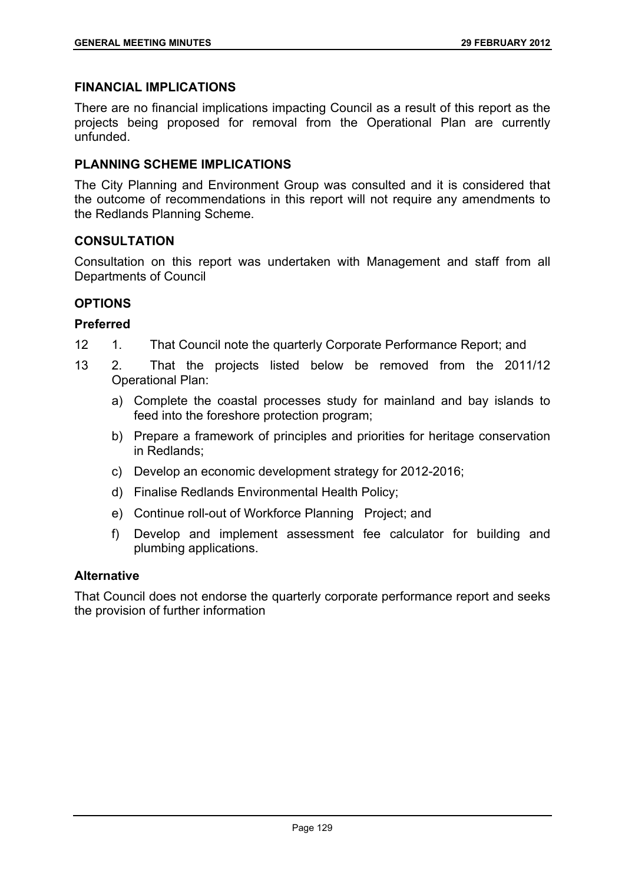## FINANCIAL IMPLICATIONS

There are no financial implications impacting Council as a result of this report as the projects being proposed for removal from the Operational Plan are currently unfunded.

## PLANNING SCHEME IMPLICATIONS

The City Planning and Environment Group was consulted and it is considered that the outcome of recommendations in this report will not require any amendments to the Redlands Planning Scheme.

## CONSULTATION

Consultation on this report was undertaken with Management and staff from all Departments of Council

## OPTIONS

### Preferred

12 1. That Council note the quarterly Corporate Performance Report; and

13 2. That the projects listed below be removed from the 2011/12 Operational Plan:

a) Complete the coastal processes study for mainland and bay islands to feed into the foreshore protection program;

b) Prepare a framework of principles and priorities for heritage conservation in Redlands;

c) Develop an economic development strategy for 2012-2016;

d) Finalise Redlands Environmental Health Policy;

e) Continue roll-out of Workforce Planning Project; and

f) Develop and implement assessment fee calculator for building and plumbing applications.

### Alternative

That Council does not endorse the quarterly corporate performance report and seeks the provision of further information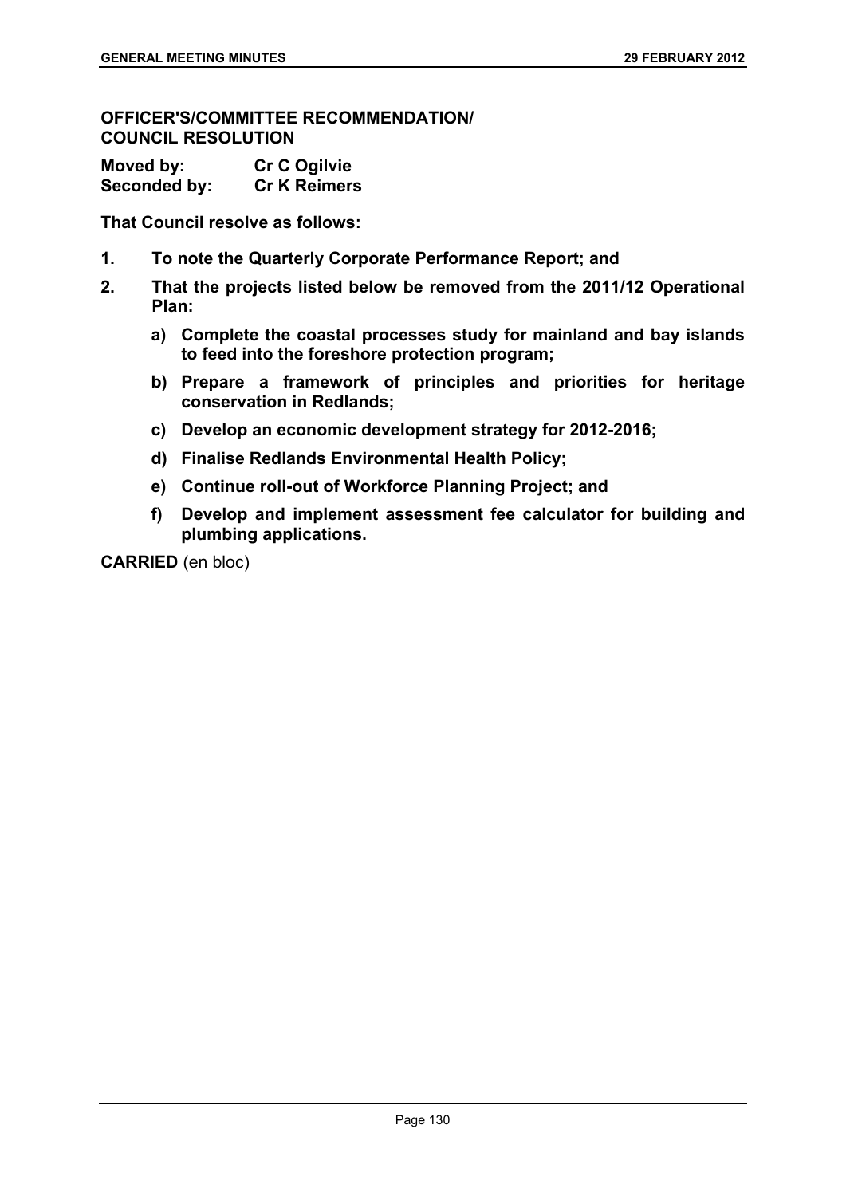**OFFICER'S/COMMITTEE RECOMMENDATION/ COUNCIL RESOLUTION**

**Moved by:** **Cr C Ogilvie**
**Seconded by:** **Cr K Reimers**

**That Council resolve as follows:**

1. **To note the Quarterly Corporate Performance Report; and**
2. **That the projects listed below be removed from the 2011/12 Operational Plan:**
   a) **Complete the coastal processes study for mainland and bay islands to feed into the foreshore protection program;**
   b) **Prepare a framework of principles and priorities for heritage conservation in Redlands;**
   c) **Develop an economic development strategy for 2012-2016;**
   d) **Finalise Redlands Environmental Health Policy;**
   e) **Continue roll-out of Workforce Planning Project; and**
   f) **Develop and implement assessment fee calculator for building and plumbing applications.**

**CARRIED** (en bloc)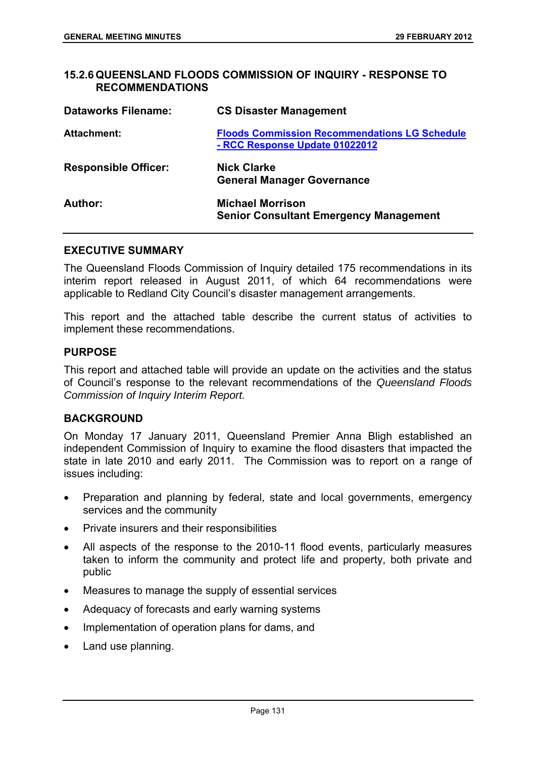## 15.2.6 QUEENSLAND FLOODS COMMISSION OF INQUIRY - RESPONSE TO RECOMMENDATIONS

| | |
|---|---|
| **Dataworks Filename:** | **CS Disaster Management** |
| **Attachment:** | **Floods Commission Recommendations LG Schedule - RCC Response Update 01022012** |
| **Responsible Officer:** | **Nick Clarke**<br>**General Manager Governance** |
| **Author:** | **Michael Morrison**<br>**Senior Consultant Emergency Management** |

### EXECUTIVE SUMMARY

The Queensland Floods Commission of Inquiry detailed 175 recommendations in its interim report released in August 2011, of which 64 recommendations were applicable to Redland City Council's disaster management arrangements.

This report and the attached table describe the current status of activities to implement these recommendations.

### PURPOSE

This report and attached table will provide an update on the activities and the status of Council's response to the relevant recommendations of the *Queensland Floods Commission of Inquiry Interim Report.*

### BACKGROUND

On Monday 17 January 2011, Queensland Premier Anna Bligh established an independent Commission of Inquiry to examine the flood disasters that impacted the state in late 2010 and early 2011. The Commission was to report on a range of issues including:

- Preparation and planning by federal, state and local governments, emergency services and the community
- Private insurers and their responsibilities
- All aspects of the response to the 2010-11 flood events, particularly measures taken to inform the community and protect life and property, both private and public
- Measures to manage the supply of essential services
- Adequacy of forecasts and early warning systems
- Implementation of operation plans for dams, and
- Land use planning.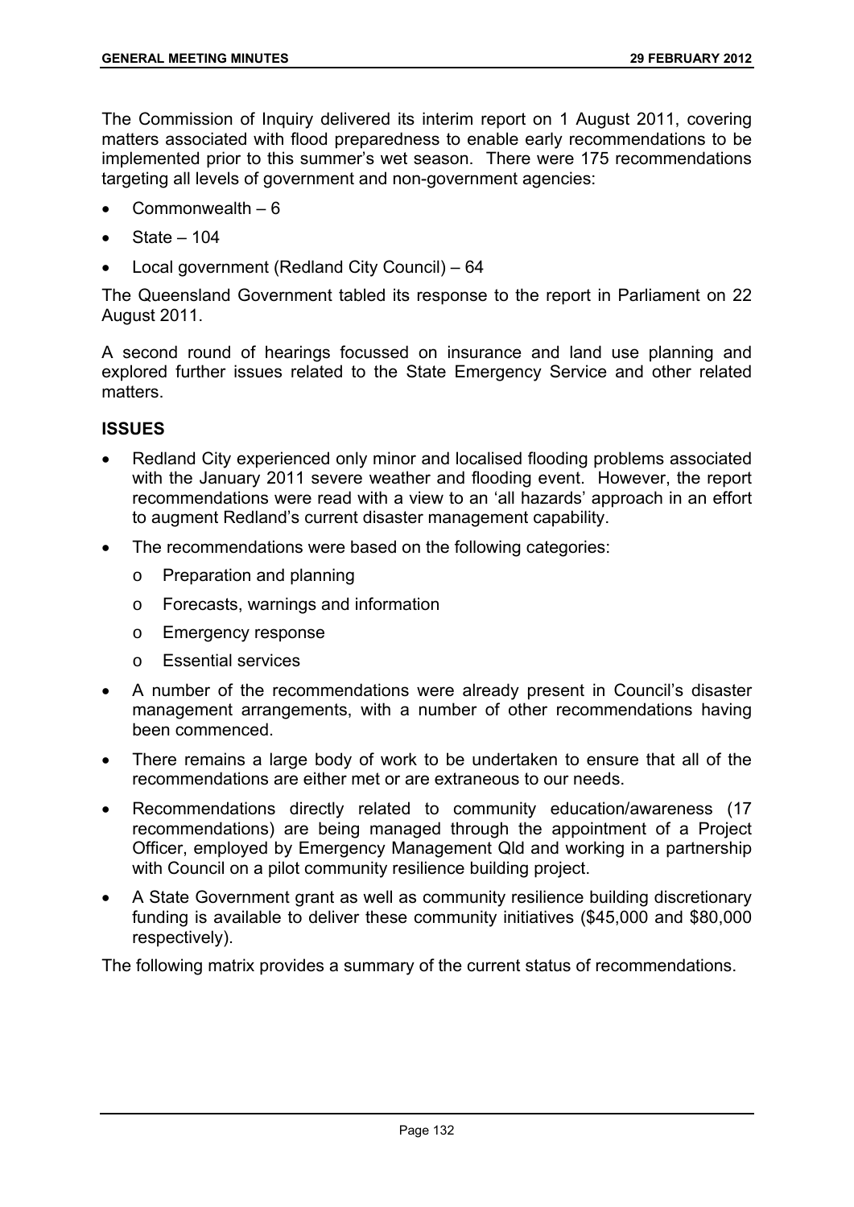The Commission of Inquiry delivered its interim report on 1 August 2011, covering matters associated with flood preparedness to enable early recommendations to be implemented prior to this summer's wet season. There were 175 recommendations targeting all levels of government and non-government agencies:

- Commonwealth – 6
- State – 104
- Local government (Redland City Council) – 64

The Queensland Government tabled its response to the report in Parliament on 22 August 2011.

A second round of hearings focussed on insurance and land use planning and explored further issues related to the State Emergency Service and other related matters.

**ISSUES**

- Redland City experienced only minor and localised flooding problems associated with the January 2011 severe weather and flooding event. However, the report recommendations were read with a view to an 'all hazards' approach in an effort to augment Redland's current disaster management capability.
- The recommendations were based on the following categories:
  - Preparation and planning
  - Forecasts, warnings and information
  - Emergency response
  - Essential services
- A number of the recommendations were already present in Council's disaster management arrangements, with a number of other recommendations having been commenced.
- There remains a large body of work to be undertaken to ensure that all of the recommendations are either met or are extraneous to our needs.
- Recommendations directly related to community education/awareness (17 recommendations) are being managed through the appointment of a Project Officer, employed by Emergency Management Qld and working in a partnership with Council on a pilot community resilience building project.
- A State Government grant as well as community resilience building discretionary funding is available to deliver these community initiatives ($45,000 and $80,000 respectively).

The following matrix provides a summary of the current status of recommendations.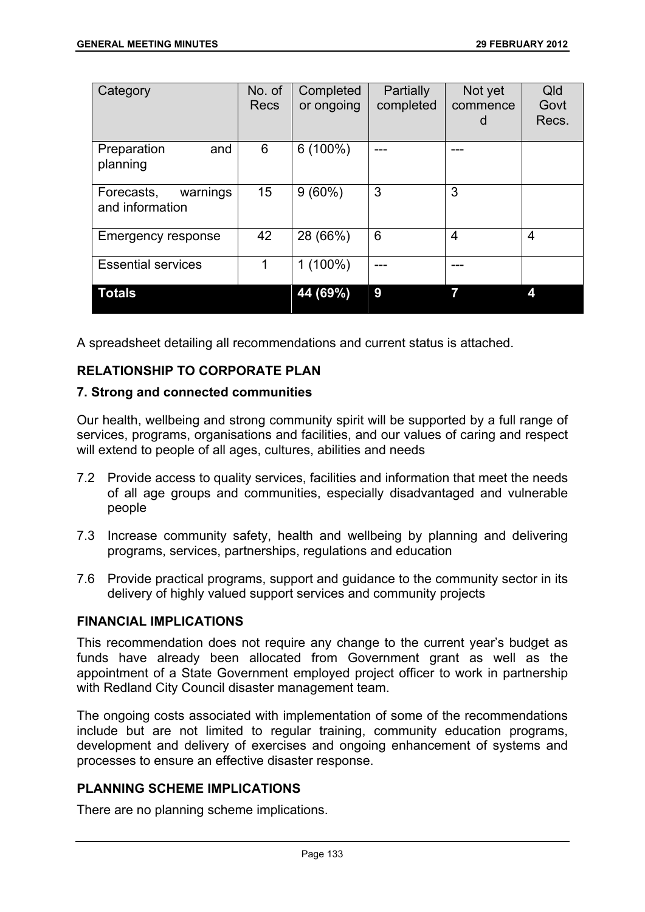| Category | No. of Recs | Completed or ongoing | Partially completed | Not yet commenced | Qld Govt Recs. |
|---|---|---|---|---|---|
| Preparation and planning | 6 | 6 (100%) | --- | --- | |
| Forecasts, warnings and information | 15 | 9 (60%) | 3 | 3 | |
| Emergency response | 42 | 28 (66%) | 6 | 4 | 4 |
| Essential services | 1 | 1 (100%) | --- | --- | |
| **Totals** | | **44 (69%)** | **9** | **7** | **4** |

A spreadsheet detailing all recommendations and current status is attached.

### RELATIONSHIP TO CORPORATE PLAN

#### 7. Strong and connected communities

Our health, wellbeing and strong community spirit will be supported by a full range of services, programs, organisations and facilities, and our values of caring and respect will extend to people of all ages, cultures, abilities and needs

7.2 Provide access to quality services, facilities and information that meet the needs of all age groups and communities, especially disadvantaged and vulnerable people

7.3 Increase community safety, health and wellbeing by planning and delivering programs, services, partnerships, regulations and education

7.6 Provide practical programs, support and guidance to the community sector in its delivery of highly valued support services and community projects

### FINANCIAL IMPLICATIONS

This recommendation does not require any change to the current year's budget as funds have already been allocated from Government grant as well as the appointment of a State Government employed project officer to work in partnership with Redland City Council disaster management team.

The ongoing costs associated with implementation of some of the recommendations include but are not limited to regular training, community education programs, development and delivery of exercises and ongoing enhancement of systems and processes to ensure an effective disaster response.

### PLANNING SCHEME IMPLICATIONS

There are no planning scheme implications.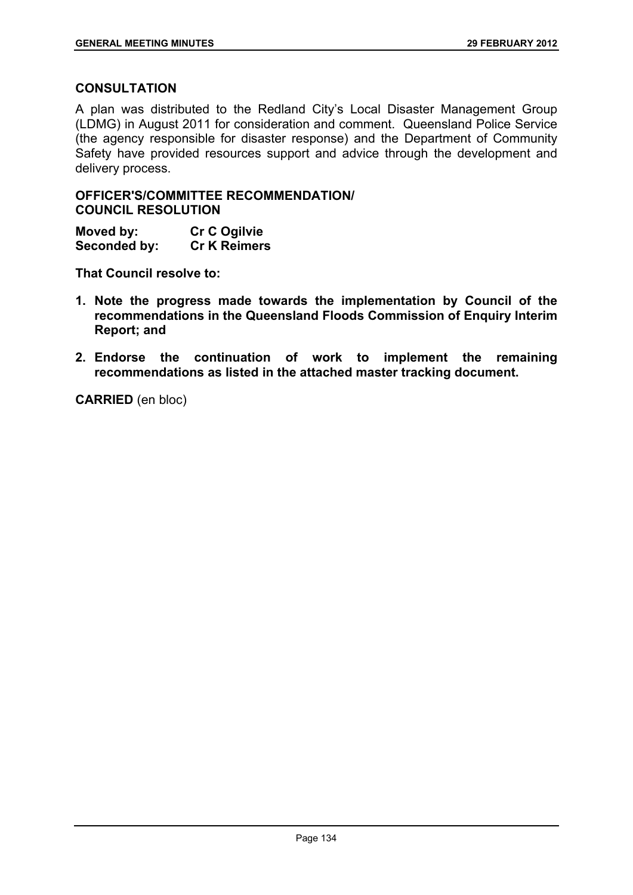## CONSULTATION

A plan was distributed to the Redland City's Local Disaster Management Group (LDMG) in August 2011 for consideration and comment. Queensland Police Service (the agency responsible for disaster response) and the Department of Community Safety have provided resources support and advice through the development and delivery process.

## OFFICER'S/COMMITTEE RECOMMENDATION/ COUNCIL RESOLUTION

**Moved by:** **Cr C Ogilvie**
**Seconded by:** **Cr K Reimers**

**That Council resolve to:**

1. **Note the progress made towards the implementation by Council of the recommendations in the Queensland Floods Commission of Enquiry Interim Report; and**
2. **Endorse the continuation of work to implement the remaining recommendations as listed in the attached master tracking document.**

**CARRIED** (en bloc)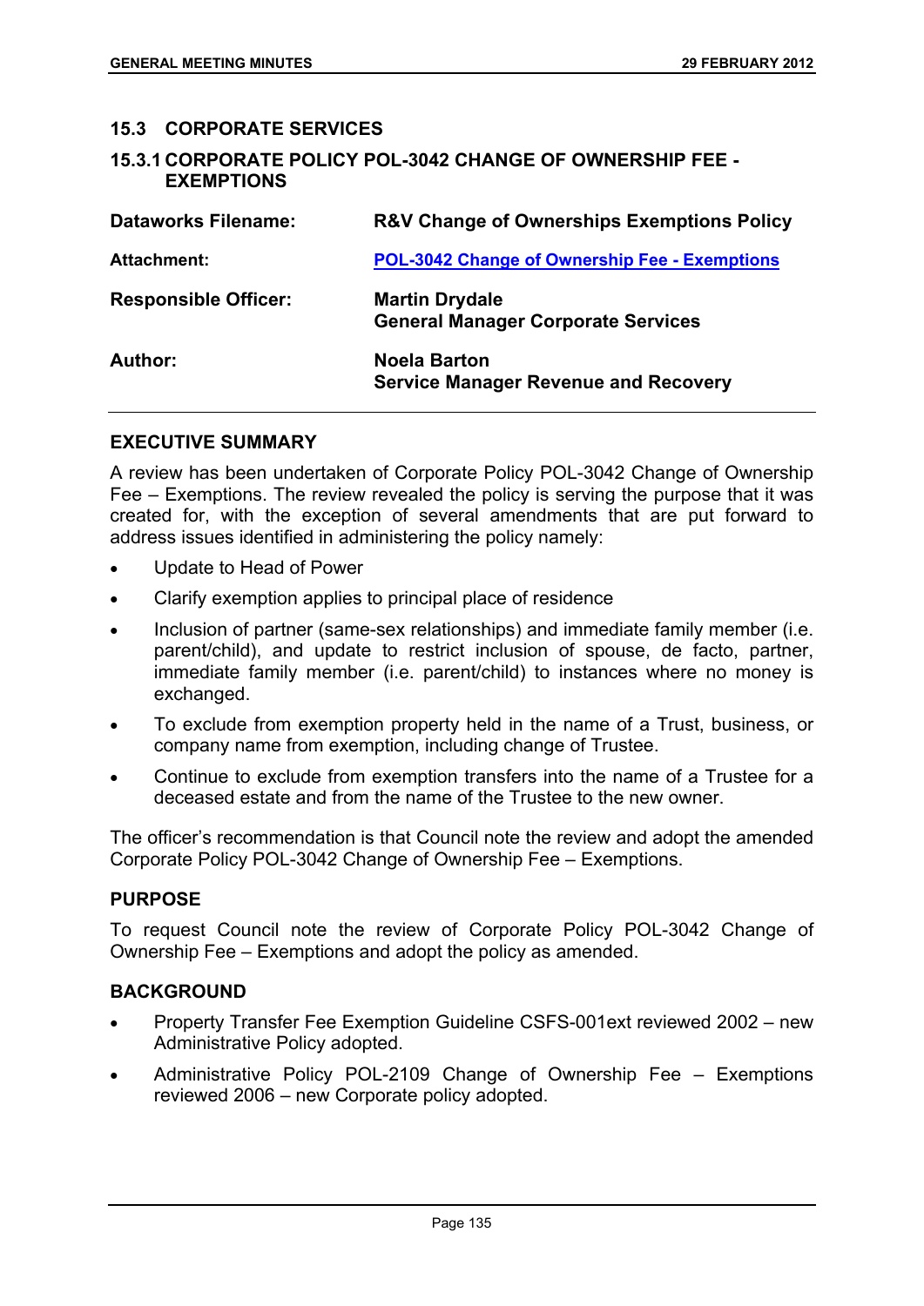## 15.3 CORPORATE SERVICES

### 15.3.1 CORPORATE POLICY POL-3042 CHANGE OF OWNERSHIP FEE - EXEMPTIONS

| | |
|---|---|
| **Dataworks Filename:** | **R&V Change of Ownerships Exemptions Policy** |
| **Attachment:** | **POL-3042 Change of Ownership Fee - Exemptions** |
| **Responsible Officer:** | **Martin Drydale**<br>**General Manager Corporate Services** |
| **Author:** | **Noela Barton**<br>**Service Manager Revenue and Recovery** |

### EXECUTIVE SUMMARY

A review has been undertaken of Corporate Policy POL-3042 Change of Ownership Fee – Exemptions. The review revealed the policy is serving the purpose that it was created for, with the exception of several amendments that are put forward to address issues identified in administering the policy namely:

- Update to Head of Power
- Clarify exemption applies to principal place of residence
- Inclusion of partner (same-sex relationships) and immediate family member (i.e. parent/child), and update to restrict inclusion of spouse, de facto, partner, immediate family member (i.e. parent/child) to instances where no money is exchanged.
- To exclude from exemption property held in the name of a Trust, business, or company name from exemption, including change of Trustee.
- Continue to exclude from exemption transfers into the name of a Trustee for a deceased estate and from the name of the Trustee to the new owner.

The officer's recommendation is that Council note the review and adopt the amended Corporate Policy POL-3042 Change of Ownership Fee – Exemptions.

### PURPOSE

To request Council note the review of Corporate Policy POL-3042 Change of Ownership Fee – Exemptions and adopt the policy as amended.

### BACKGROUND

- Property Transfer Fee Exemption Guideline CSFS-001ext reviewed 2002 – new Administrative Policy adopted.
- Administrative Policy POL-2109 Change of Ownership Fee – Exemptions reviewed 2006 – new Corporate policy adopted.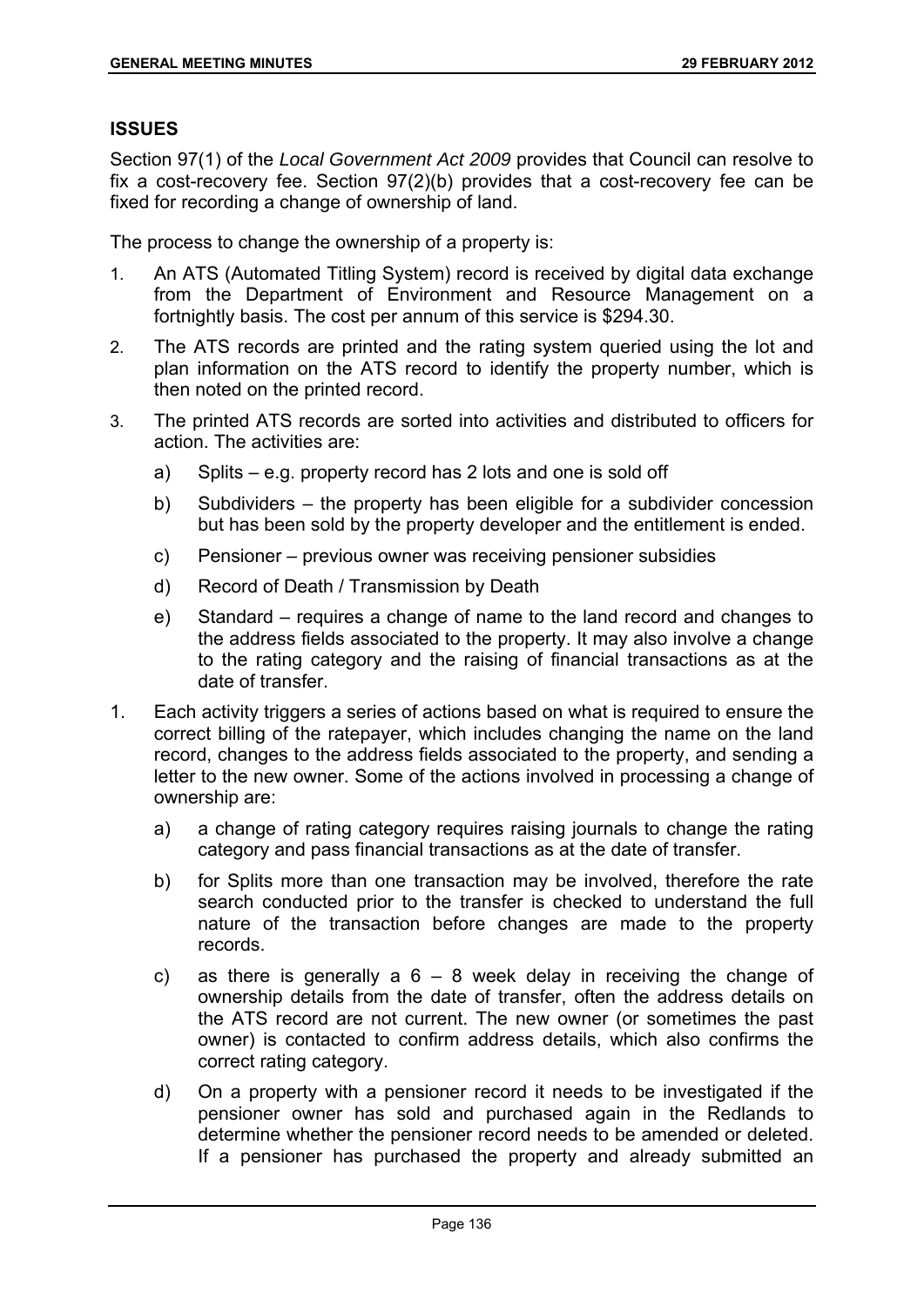## ISSUES

Section 97(1) of the *Local Government Act 2009* provides that Council can resolve to fix a cost-recovery fee. Section 97(2)(b) provides that a cost-recovery fee can be fixed for recording a change of ownership of land.

The process to change the ownership of a property is:

1. An ATS (Automated Titling System) record is received by digital data exchange from the Department of Environment and Resource Management on a fortnightly basis. The cost per annum of this service is $294.30.
2. The ATS records are printed and the rating system queried using the lot and plan information on the ATS record to identify the property number, which is then noted on the printed record.
3. The printed ATS records are sorted into activities and distributed to officers for action. The activities are:
   a) Splits – e.g. property record has 2 lots and one is sold off
   b) Subdividers – the property has been eligible for a subdivider concession but has been sold by the property developer and the entitlement is ended.
   c) Pensioner – previous owner was receiving pensioner subsidies
   d) Record of Death / Transmission by Death
   e) Standard – requires a change of name to the land record and changes to the address fields associated to the property. It may also involve a change to the rating category and the raising of financial transactions as at the date of transfer.

1. Each activity triggers a series of actions based on what is required to ensure the correct billing of the ratepayer, which includes changing the name on the land record, changes to the address fields associated to the property, and sending a letter to the new owner. Some of the actions involved in processing a change of ownership are:
   a) a change of rating category requires raising journals to change the rating category and pass financial transactions as at the date of transfer.
   b) for Splits more than one transaction may be involved, therefore the rate search conducted prior to the transfer is checked to understand the full nature of the transaction before changes are made to the property records.
   c) as there is generally a 6 – 8 week delay in receiving the change of ownership details from the date of transfer, often the address details on the ATS record are not current. The new owner (or sometimes the past owner) is contacted to confirm address details, which also confirms the correct rating category.
   d) On a property with a pensioner record it needs to be investigated if the pensioner owner has sold and purchased again in the Redlands to determine whether the pensioner record needs to be amended or deleted. If a pensioner has purchased the property and already submitted an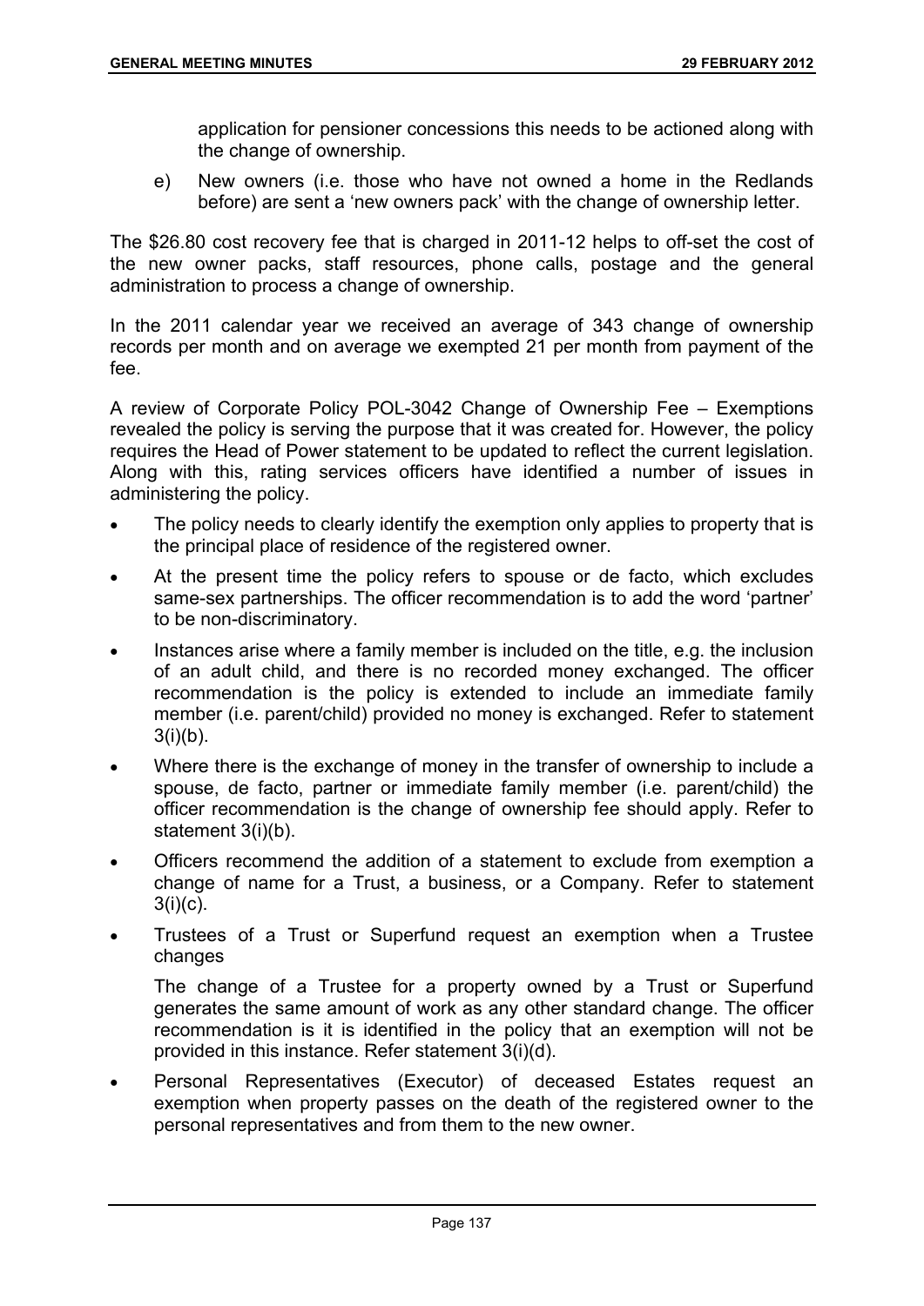application for pensioner concessions this needs to be actioned along with the change of ownership.

e) New owners (i.e. those who have not owned a home in the Redlands before) are sent a 'new owners pack' with the change of ownership letter.

The $26.80 cost recovery fee that is charged in 2011-12 helps to off-set the cost of the new owner packs, staff resources, phone calls, postage and the general administration to process a change of ownership.

In the 2011 calendar year we received an average of 343 change of ownership records per month and on average we exempted 21 per month from payment of the fee.

A review of Corporate Policy POL-3042 Change of Ownership Fee – Exemptions revealed the policy is serving the purpose that it was created for. However, the policy requires the Head of Power statement to be updated to reflect the current legislation. Along with this, rating services officers have identified a number of issues in administering the policy.

- The policy needs to clearly identify the exemption only applies to property that is the principal place of residence of the registered owner.
- At the present time the policy refers to spouse or de facto, which excludes same-sex partnerships. The officer recommendation is to add the word 'partner' to be non-discriminatory.
- Instances arise where a family member is included on the title, e.g. the inclusion of an adult child, and there is no recorded money exchanged. The officer recommendation is the policy is extended to include an immediate family member (i.e. parent/child) provided no money is exchanged. Refer to statement 3(i)(b).
- Where there is the exchange of money in the transfer of ownership to include a spouse, de facto, partner or immediate family member (i.e. parent/child) the officer recommendation is the change of ownership fee should apply. Refer to statement 3(i)(b).
- Officers recommend the addition of a statement to exclude from exemption a change of name for a Trust, a business, or a Company. Refer to statement 3(i)(c).
- Trustees of a Trust or Superfund request an exemption when a Trustee changes

  The change of a Trustee for a property owned by a Trust or Superfund generates the same amount of work as any other standard change. The officer recommendation is it is identified in the policy that an exemption will not be provided in this instance. Refer statement 3(i)(d).
- Personal Representatives (Executor) of deceased Estates request an exemption when property passes on the death of the registered owner to the personal representatives and from them to the new owner.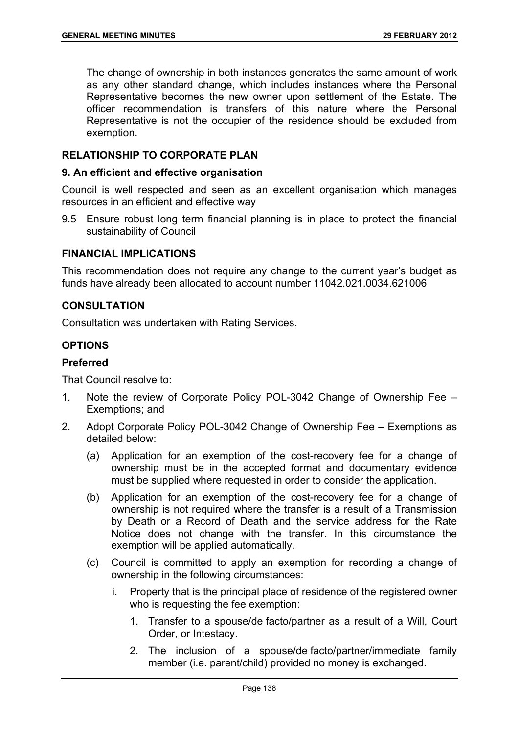The change of ownership in both instances generates the same amount of work as any other standard change, which includes instances where the Personal Representative becomes the new owner upon settlement of the Estate. The officer recommendation is transfers of this nature where the Personal Representative is not the occupier of the residence should be excluded from exemption.

## RELATIONSHIP TO CORPORATE PLAN

### 9. An efficient and effective organisation

Council is well respected and seen as an excellent organisation which manages resources in an efficient and effective way

9.5 Ensure robust long term financial planning is in place to protect the financial sustainability of Council

## FINANCIAL IMPLICATIONS

This recommendation does not require any change to the current year's budget as funds have already been allocated to account number 11042.021.0034.621006

## CONSULTATION

Consultation was undertaken with Rating Services.

## OPTIONS

### Preferred

That Council resolve to:

1. Note the review of Corporate Policy POL-3042 Change of Ownership Fee – Exemptions; and
2. Adopt Corporate Policy POL-3042 Change of Ownership Fee – Exemptions as detailed below:
   - (a) Application for an exemption of the cost-recovery fee for a change of ownership must be in the accepted format and documentary evidence must be supplied where requested in order to consider the application.
   - (b) Application for an exemption of the cost-recovery fee for a change of ownership is not required where the transfer is a result of a Transmission by Death or a Record of Death and the service address for the Rate Notice does not change with the transfer. In this circumstance the exemption will be applied automatically.
   - (c) Council is committed to apply an exemption for recording a change of ownership in the following circumstances:
     - i. Property that is the principal place of residence of the registered owner who is requesting the fee exemption:
       1. Transfer to a spouse/de facto/partner as a result of a Will, Court Order, or Intestacy.
       2. The inclusion of a spouse/de facto/partner/immediate family member (i.e. parent/child) provided no money is exchanged.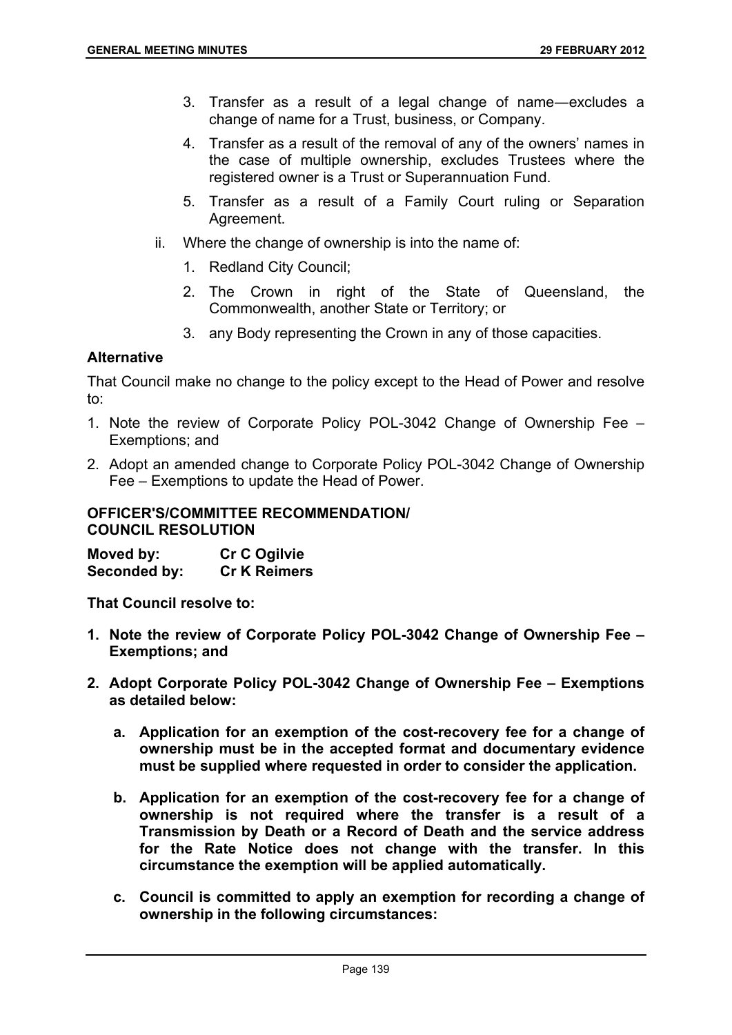3. Transfer as a result of a legal change of name—excludes a change of name for a Trust, business, or Company.
4. Transfer as a result of the removal of any of the owners' names in the case of multiple ownership, excludes Trustees where the registered owner is a Trust or Superannuation Fund.
5. Transfer as a result of a Family Court ruling or Separation Agreement.

ii. Where the change of ownership is into the name of:

1. Redland City Council;
2. The Crown in right of the State of Queensland, the Commonwealth, another State or Territory; or
3. any Body representing the Crown in any of those capacities.

**Alternative**

That Council make no change to the policy except to the Head of Power and resolve to:

1. Note the review of Corporate Policy POL-3042 Change of Ownership Fee – Exemptions; and
2. Adopt an amended change to Corporate Policy POL-3042 Change of Ownership Fee – Exemptions to update the Head of Power.

**OFFICER'S/COMMITTEE RECOMMENDATION/ COUNCIL RESOLUTION**

**Moved by:** **Cr C Ogilvie**
**Seconded by:** **Cr K Reimers**

**That Council resolve to:**

1. **Note the review of Corporate Policy POL-3042 Change of Ownership Fee – Exemptions; and**
2. **Adopt Corporate Policy POL-3042 Change of Ownership Fee – Exemptions as detailed below:**
   a. **Application for an exemption of the cost-recovery fee for a change of ownership must be in the accepted format and documentary evidence must be supplied where requested in order to consider the application.**
   b. **Application for an exemption of the cost-recovery fee for a change of ownership is not required where the transfer is a result of a Transmission by Death or a Record of Death and the service address for the Rate Notice does not change with the transfer. In this circumstance the exemption will be applied automatically.**
   c. **Council is committed to apply an exemption for recording a change of ownership in the following circumstances:**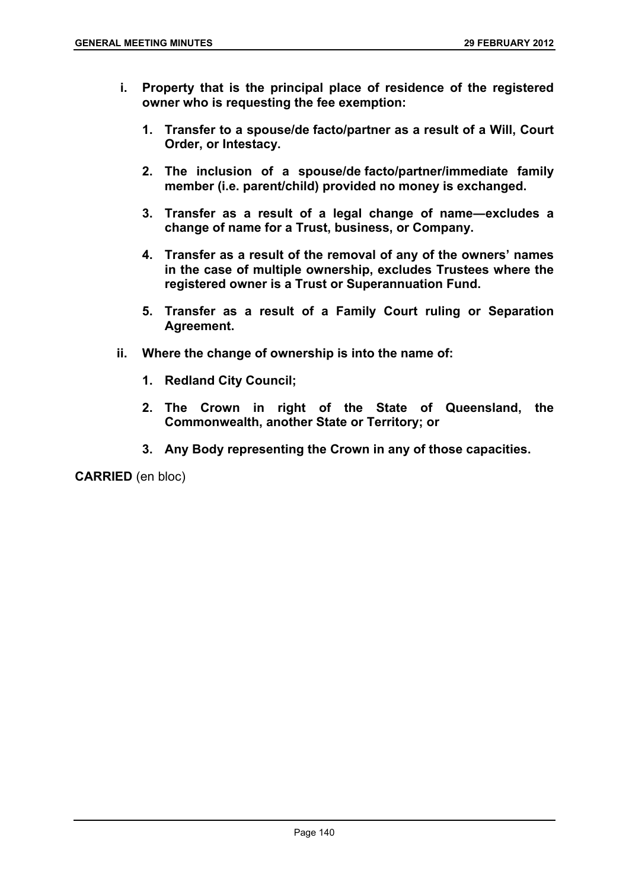**i. Property that is the principal place of residence of the registered owner who is requesting the fee exemption:**

**1. Transfer to a spouse/de facto/partner as a result of a Will, Court Order, or Intestacy.**

**2. The inclusion of a spouse/de facto/partner/immediate family member (i.e. parent/child) provided no money is exchanged.**

**3. Transfer as a result of a legal change of name—excludes a change of name for a Trust, business, or Company.**

**4. Transfer as a result of the removal of any of the owners' names in the case of multiple ownership, excludes Trustees where the registered owner is a Trust or Superannuation Fund.**

**5. Transfer as a result of a Family Court ruling or Separation Agreement.**

**ii. Where the change of ownership is into the name of:**

**1. Redland City Council;**

**2. The Crown in right of the State of Queensland, the Commonwealth, another State or Territory; or**

**3. Any Body representing the Crown in any of those capacities.**

**CARRIED** (en bloc)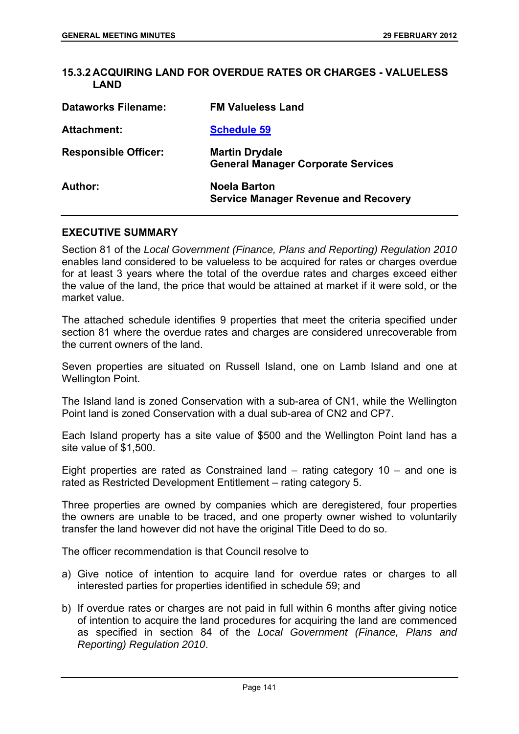## 15.3.2 ACQUIRING LAND FOR OVERDUE RATES OR CHARGES - VALUELESS LAND

| | |
|---|---|
| **Dataworks Filename:** | **FM Valueless Land** |
| **Attachment:** | **Schedule 59** |
| **Responsible Officer:** | **Martin Drydale**<br>**General Manager Corporate Services** |
| **Author:** | **Noela Barton**<br>**Service Manager Revenue and Recovery** |

### EXECUTIVE SUMMARY

Section 81 of the *Local Government (Finance, Plans and Reporting) Regulation 2010* enables land considered to be valueless to be acquired for rates or charges overdue for at least 3 years where the total of the overdue rates and charges exceed either the value of the land, the price that would be attained at market if it were sold, or the market value.

The attached schedule identifies 9 properties that meet the criteria specified under section 81 where the overdue rates and charges are considered unrecoverable from the current owners of the land.

Seven properties are situated on Russell Island, one on Lamb Island and one at Wellington Point.

The Island land is zoned Conservation with a sub-area of CN1, while the Wellington Point land is zoned Conservation with a dual sub-area of CN2 and CP7.

Each Island property has a site value of $500 and the Wellington Point land has a site value of $1,500.

Eight properties are rated as Constrained land – rating category 10 – and one is rated as Restricted Development Entitlement – rating category 5.

Three properties are owned by companies which are deregistered, four properties the owners are unable to be traced, and one property owner wished to voluntarily transfer the land however did not have the original Title Deed to do so.

The officer recommendation is that Council resolve to

a) Give notice of intention to acquire land for overdue rates or charges to all interested parties for properties identified in schedule 59; and

b) If overdue rates or charges are not paid in full within 6 months after giving notice of intention to acquire the land procedures for acquiring the land are commenced as specified in section 84 of the *Local Government (Finance, Plans and Reporting) Regulation 2010*.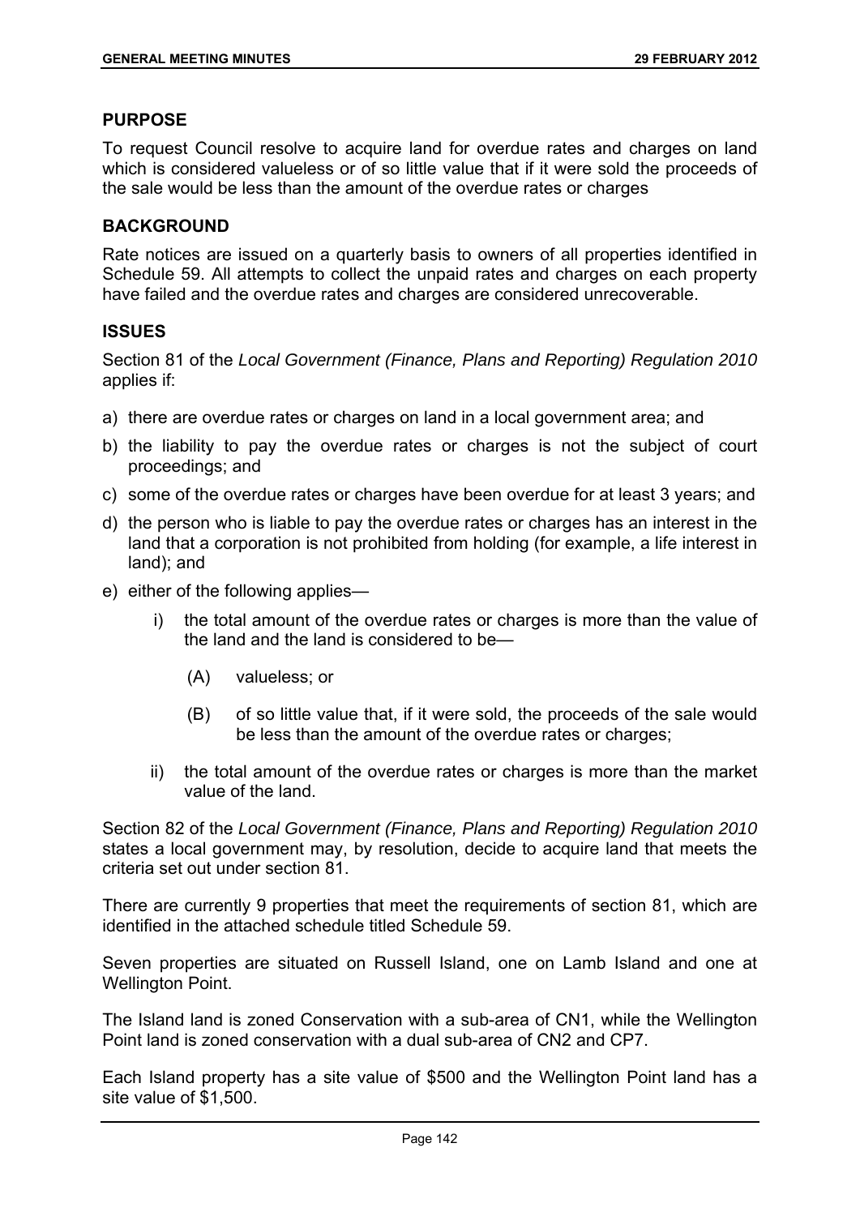## PURPOSE

To request Council resolve to acquire land for overdue rates and charges on land which is considered valueless or of so little value that if it were sold the proceeds of the sale would be less than the amount of the overdue rates or charges

## BACKGROUND

Rate notices are issued on a quarterly basis to owners of all properties identified in Schedule 59. All attempts to collect the unpaid rates and charges on each property have failed and the overdue rates and charges are considered unrecoverable.

## ISSUES

Section 81 of the *Local Government (Finance, Plans and Reporting) Regulation 2010* applies if:

a) there are overdue rates or charges on land in a local government area; and
b) the liability to pay the overdue rates or charges is not the subject of court proceedings; and
c) some of the overdue rates or charges have been overdue for at least 3 years; and
d) the person who is liable to pay the overdue rates or charges has an interest in the land that a corporation is not prohibited from holding (for example, a life interest in land); and
e) either of the following applies—
    i) the total amount of the overdue rates or charges is more than the value of the land and the land is considered to be—
        (A) valueless; or
        (B) of so little value that, if it were sold, the proceeds of the sale would be less than the amount of the overdue rates or charges;
    ii) the total amount of the overdue rates or charges is more than the market value of the land.

Section 82 of the *Local Government (Finance, Plans and Reporting) Regulation 2010* states a local government may, by resolution, decide to acquire land that meets the criteria set out under section 81.

There are currently 9 properties that meet the requirements of section 81, which are identified in the attached schedule titled Schedule 59.

Seven properties are situated on Russell Island, one on Lamb Island and one at Wellington Point.

The Island land is zoned Conservation with a sub-area of CN1, while the Wellington Point land is zoned conservation with a dual sub-area of CN2 and CP7.

Each Island property has a site value of $500 and the Wellington Point land has a site value of $1,500.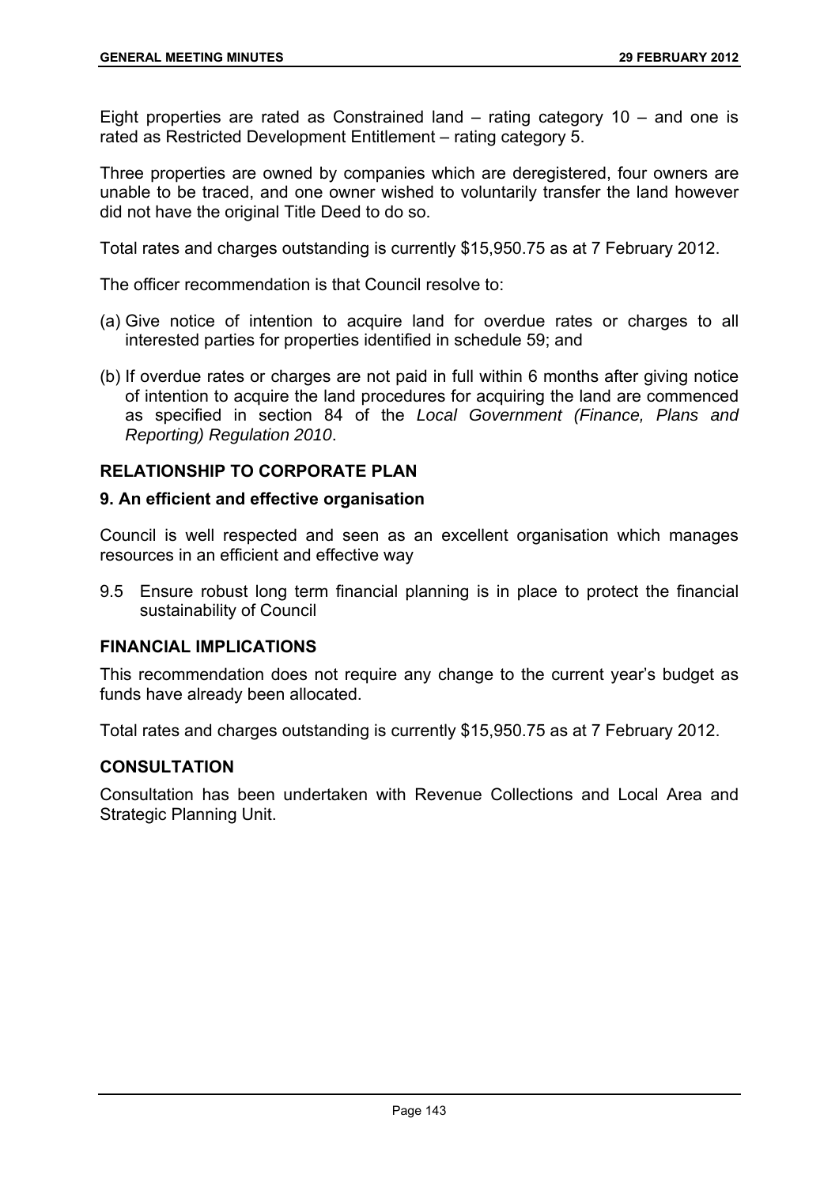Eight properties are rated as Constrained land – rating category 10 – and one is rated as Restricted Development Entitlement – rating category 5.

Three properties are owned by companies which are deregistered, four owners are unable to be traced, and one owner wished to voluntarily transfer the land however did not have the original Title Deed to do so.

Total rates and charges outstanding is currently $15,950.75 as at 7 February 2012.

The officer recommendation is that Council resolve to:

(a) Give notice of intention to acquire land for overdue rates or charges to all interested parties for properties identified in schedule 59; and

(b) If overdue rates or charges are not paid in full within 6 months after giving notice of intention to acquire the land procedures for acquiring the land are commenced as specified in section 84 of the *Local Government (Finance, Plans and Reporting) Regulation 2010*.

## RELATIONSHIP TO CORPORATE PLAN

### 9. An efficient and effective organisation

Council is well respected and seen as an excellent organisation which manages resources in an efficient and effective way

9.5 Ensure robust long term financial planning is in place to protect the financial sustainability of Council

## FINANCIAL IMPLICATIONS

This recommendation does not require any change to the current year's budget as funds have already been allocated.

Total rates and charges outstanding is currently $15,950.75 as at 7 February 2012.

## CONSULTATION

Consultation has been undertaken with Revenue Collections and Local Area and Strategic Planning Unit.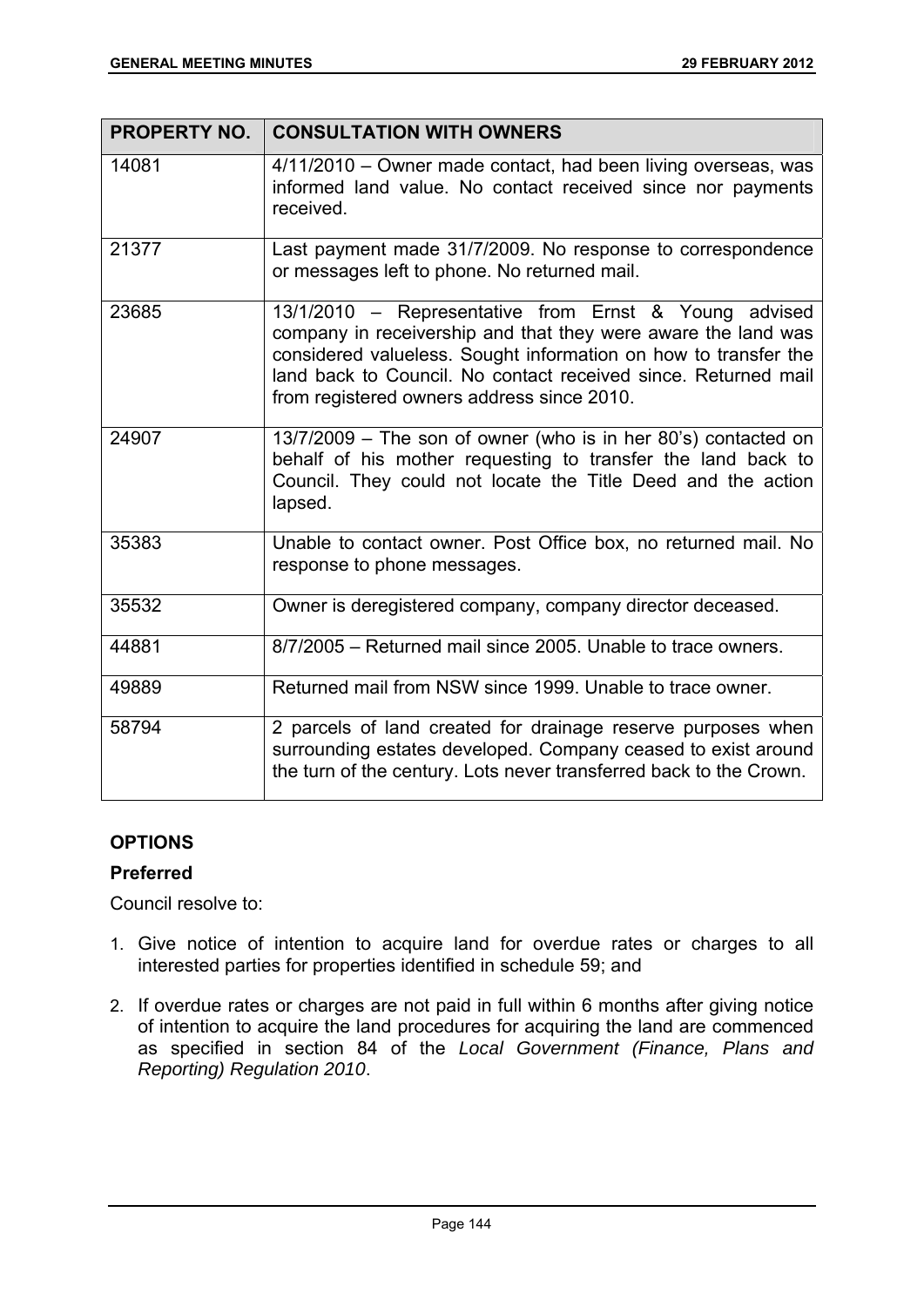| PROPERTY NO. | CONSULTATION WITH OWNERS |
| --- | --- |
| 14081 | 4/11/2010 – Owner made contact, had been living overseas, was informed land value. No contact received since nor payments received. |
| 21377 | Last payment made 31/7/2009. No response to correspondence or messages left to phone. No returned mail. |
| 23685 | 13/1/2010 – Representative from Ernst & Young advised company in receivership and that they were aware the land was considered valueless. Sought information on how to transfer the land back to Council. No contact received since. Returned mail from registered owners address since 2010. |
| 24907 | 13/7/2009 – The son of owner (who is in her 80's) contacted on behalf of his mother requesting to transfer the land back to Council. They could not locate the Title Deed and the action lapsed. |
| 35383 | Unable to contact owner. Post Office box, no returned mail. No response to phone messages. |
| 35532 | Owner is deregistered company, company director deceased. |
| 44881 | 8/7/2005 – Returned mail since 2005. Unable to trace owners. |
| 49889 | Returned mail from NSW since 1999. Unable to trace owner. |
| 58794 | 2 parcels of land created for drainage reserve purposes when surrounding estates developed. Company ceased to exist around the turn of the century. Lots never transferred back to the Crown. |

## OPTIONS

### Preferred

Council resolve to:

1. Give notice of intention to acquire land for overdue rates or charges to all interested parties for properties identified in schedule 59; and
2. If overdue rates or charges are not paid in full within 6 months after giving notice of intention to acquire the land procedures for acquiring the land are commenced as specified in section 84 of the *Local Government (Finance, Plans and Reporting) Regulation 2010*.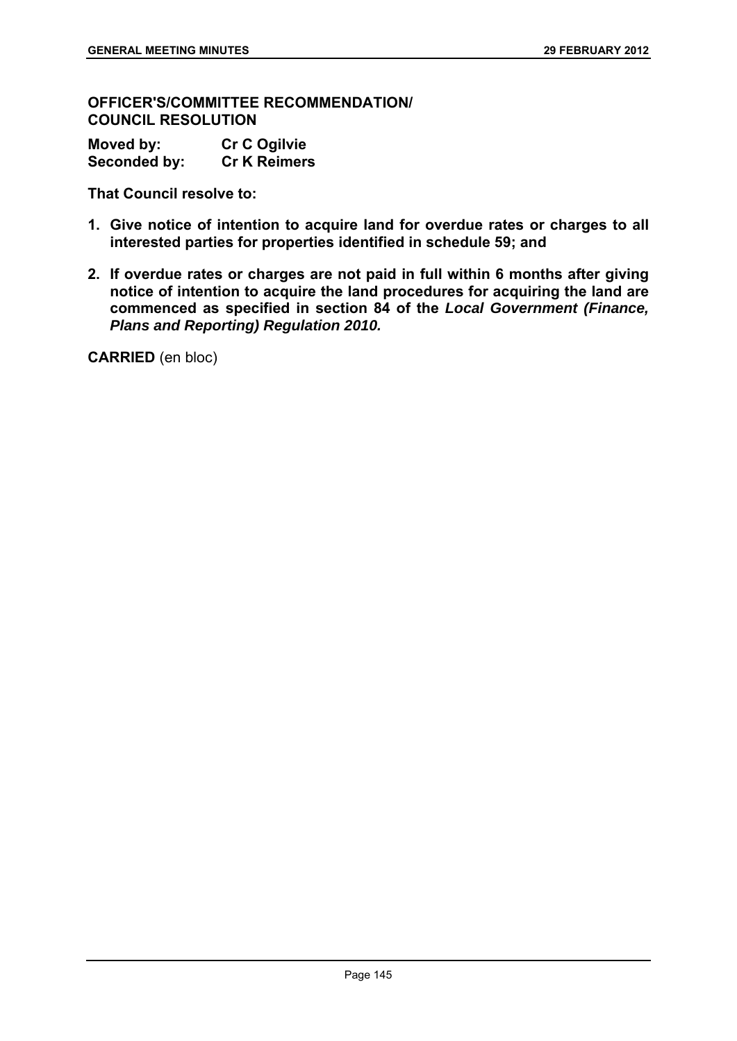**OFFICER'S/COMMITTEE RECOMMENDATION/
COUNCIL RESOLUTION**

**Moved by: Cr C Ogilvie**
**Seconded by: Cr K Reimers**

**That Council resolve to:**

1. **Give notice of intention to acquire land for overdue rates or charges to all interested parties for properties identified in schedule 59; and**
2. **If overdue rates or charges are not paid in full within 6 months after giving notice of intention to acquire the land procedures for acquiring the land are commenced as specified in section 84 of the *Local Government (Finance, Plans and Reporting) Regulation 2010.***

**CARRIED** (en bloc)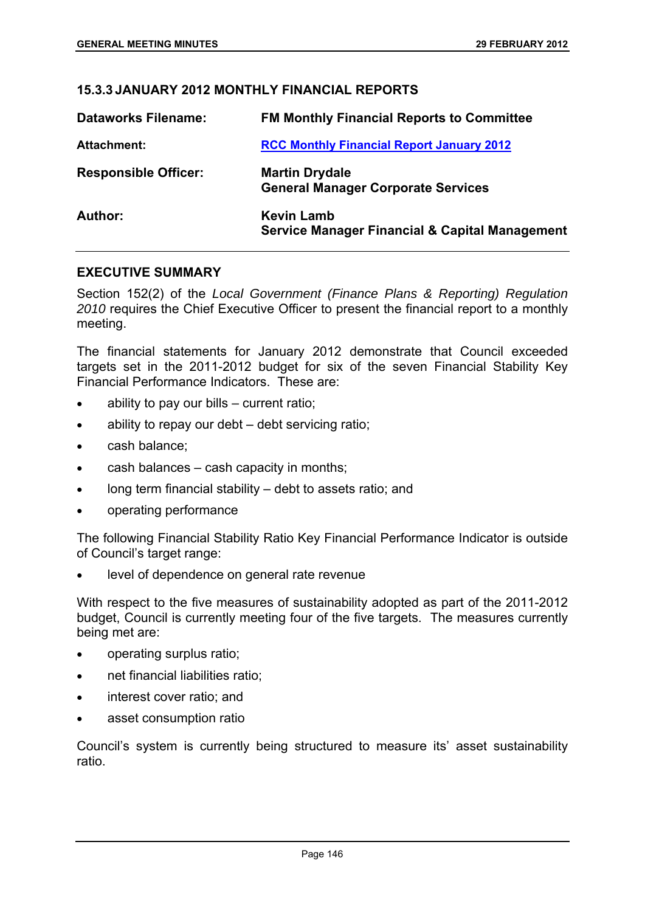### 15.3.3 JANUARY 2012 MONTHLY FINANCIAL REPORTS

| | |
|---|---|
| **Dataworks Filename:** | **FM Monthly Financial Reports to Committee** |
| **Attachment:** | **RCC Monthly Financial Report January 2012** |
| **Responsible Officer:** | **Martin Drydale**<br>**General Manager Corporate Services** |
| **Author:** | **Kevin Lamb**<br>**Service Manager Financial & Capital Management** |

#### EXECUTIVE SUMMARY

Section 152(2) of the *Local Government (Finance Plans & Reporting) Regulation 2010* requires the Chief Executive Officer to present the financial report to a monthly meeting.

The financial statements for January 2012 demonstrate that Council exceeded targets set in the 2011-2012 budget for six of the seven Financial Stability Key Financial Performance Indicators. These are:

- ability to pay our bills – current ratio;
- ability to repay our debt – debt servicing ratio;
- cash balance;
- cash balances – cash capacity in months;
- long term financial stability – debt to assets ratio; and
- operating performance

The following Financial Stability Ratio Key Financial Performance Indicator is outside of Council's target range:

- level of dependence on general rate revenue

With respect to the five measures of sustainability adopted as part of the 2011-2012 budget, Council is currently meeting four of the five targets. The measures currently being met are:

- operating surplus ratio;
- net financial liabilities ratio;
- interest cover ratio; and
- asset consumption ratio

Council's system is currently being structured to measure its' asset sustainability ratio.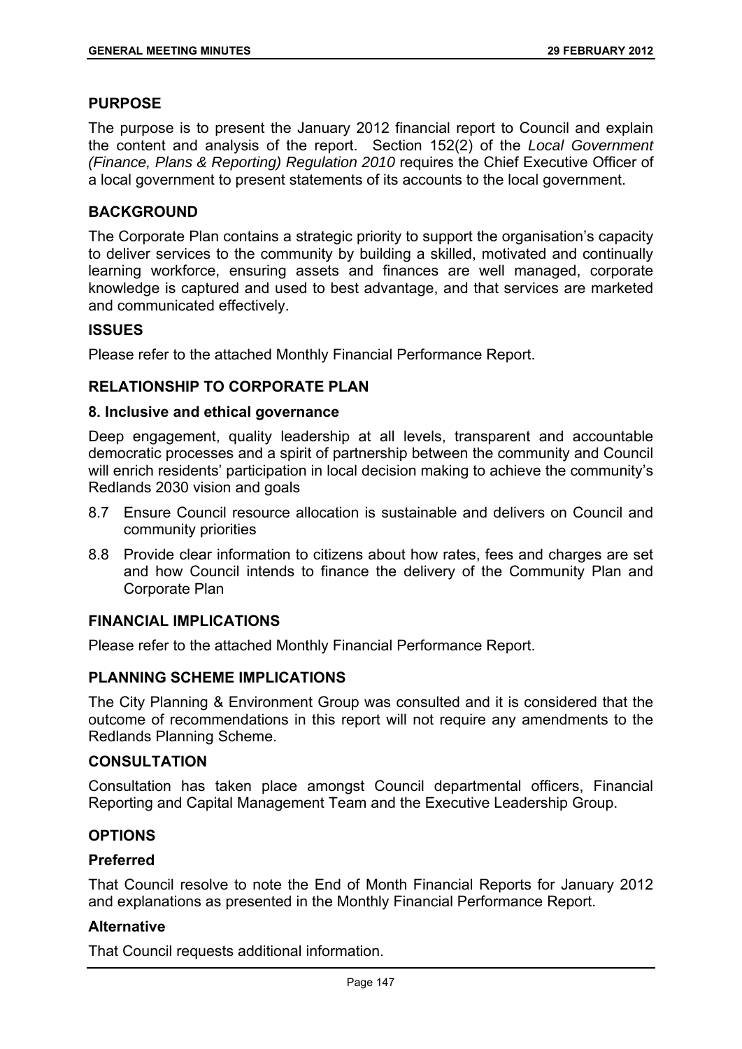## PURPOSE

The purpose is to present the January 2012 financial report to Council and explain the content and analysis of the report. Section 152(2) of the *Local Government (Finance, Plans & Reporting) Regulation 2010* requires the Chief Executive Officer of a local government to present statements of its accounts to the local government.

## BACKGROUND

The Corporate Plan contains a strategic priority to support the organisation's capacity to deliver services to the community by building a skilled, motivated and continually learning workforce, ensuring assets and finances are well managed, corporate knowledge is captured and used to best advantage, and that services are marketed and communicated effectively.

## ISSUES

Please refer to the attached Monthly Financial Performance Report.

## RELATIONSHIP TO CORPORATE PLAN

### 8. Inclusive and ethical governance

Deep engagement, quality leadership at all levels, transparent and accountable democratic processes and a spirit of partnership between the community and Council will enrich residents' participation in local decision making to achieve the community's Redlands 2030 vision and goals

8.7 Ensure Council resource allocation is sustainable and delivers on Council and community priorities

8.8 Provide clear information to citizens about how rates, fees and charges are set and how Council intends to finance the delivery of the Community Plan and Corporate Plan

## FINANCIAL IMPLICATIONS

Please refer to the attached Monthly Financial Performance Report.

## PLANNING SCHEME IMPLICATIONS

The City Planning & Environment Group was consulted and it is considered that the outcome of recommendations in this report will not require any amendments to the Redlands Planning Scheme.

## CONSULTATION

Consultation has taken place amongst Council departmental officers, Financial Reporting and Capital Management Team and the Executive Leadership Group.

## OPTIONS

### Preferred

That Council resolve to note the End of Month Financial Reports for January 2012 and explanations as presented in the Monthly Financial Performance Report.

### Alternative

That Council requests additional information.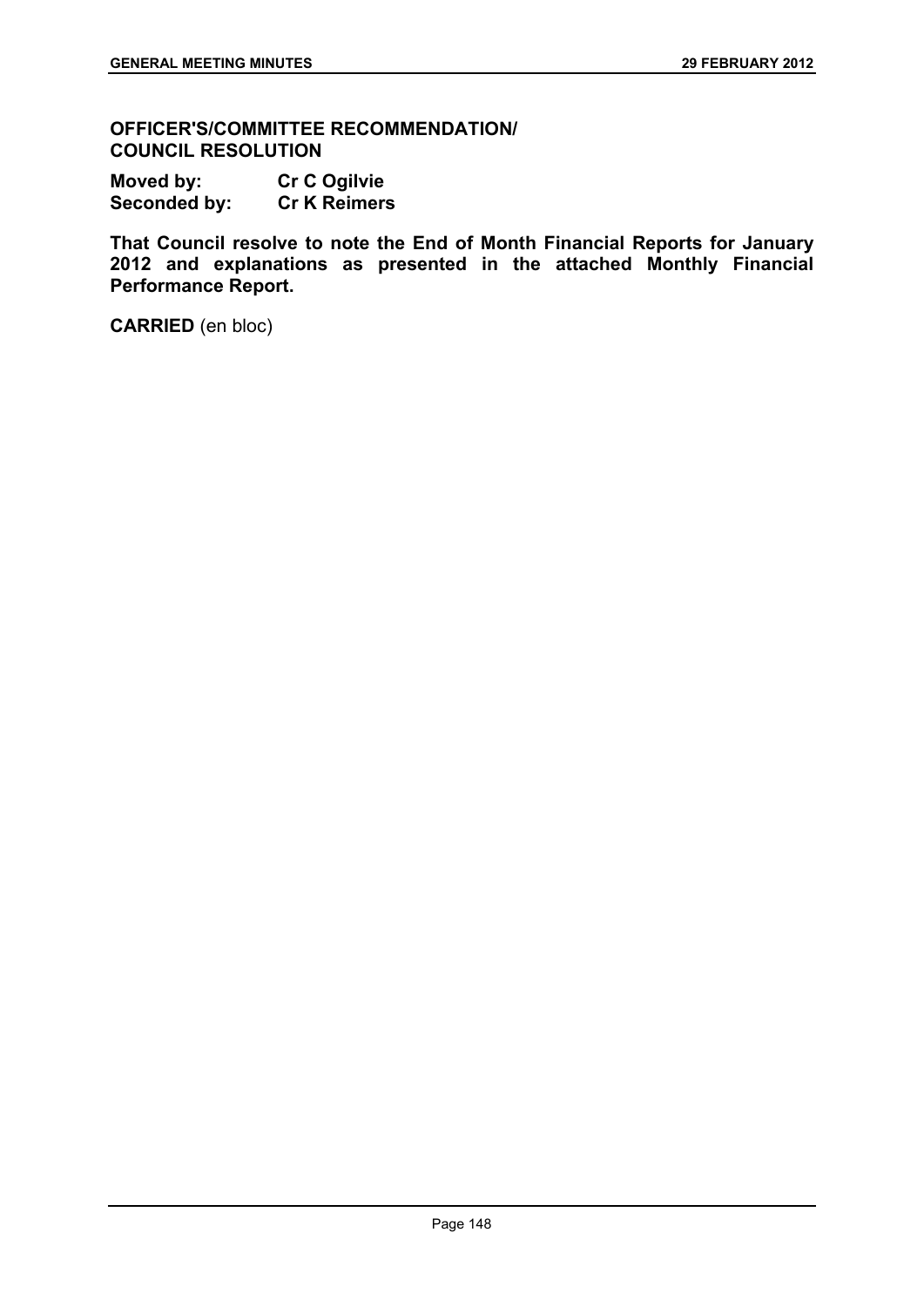**OFFICER'S/COMMITTEE RECOMMENDATION/
COUNCIL RESOLUTION**

**Moved by:** **Cr C Ogilvie**
**Seconded by:** **Cr K Reimers**

**That Council resolve to note the End of Month Financial Reports for January 2012 and explanations as presented in the attached Monthly Financial Performance Report.**

**CARRIED** (en bloc)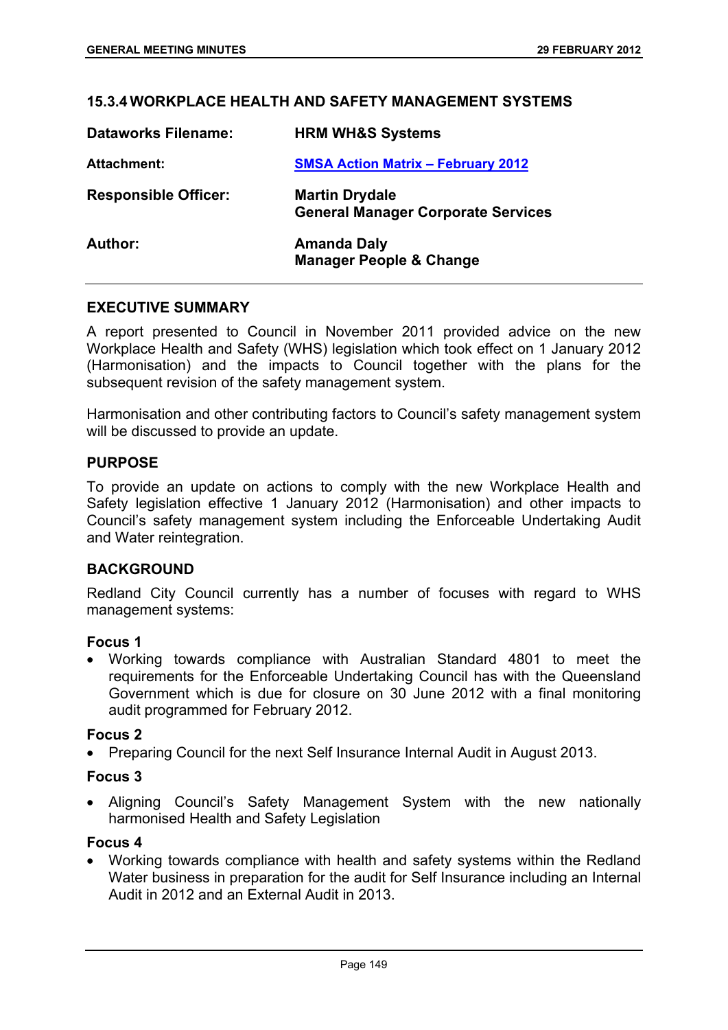## 15.3.4 WORKPLACE HEALTH AND SAFETY MANAGEMENT SYSTEMS

| | |
|---|---|
| **Dataworks Filename:** | **HRM WH&S Systems** |
| **Attachment:** | **SMSA Action Matrix – February 2012** |
| **Responsible Officer:** | **Martin Drydale**<br>**General Manager Corporate Services** |
| **Author:** | **Amanda Daly**<br>**Manager People & Change** |

### EXECUTIVE SUMMARY

A report presented to Council in November 2011 provided advice on the new Workplace Health and Safety (WHS) legislation which took effect on 1 January 2012 (Harmonisation) and the impacts to Council together with the plans for the subsequent revision of the safety management system.

Harmonisation and other contributing factors to Council's safety management system will be discussed to provide an update.

### PURPOSE

To provide an update on actions to comply with the new Workplace Health and Safety legislation effective 1 January 2012 (Harmonisation) and other impacts to Council's safety management system including the Enforceable Undertaking Audit and Water reintegration.

### BACKGROUND

Redland City Council currently has a number of focuses with regard to WHS management systems:

#### Focus 1

- Working towards compliance with Australian Standard 4801 to meet the requirements for the Enforceable Undertaking Council has with the Queensland Government which is due for closure on 30 June 2012 with a final monitoring audit programmed for February 2012.

#### Focus 2

- Preparing Council for the next Self Insurance Internal Audit in August 2013.

#### Focus 3

- Aligning Council's Safety Management System with the new nationally harmonised Health and Safety Legislation

#### Focus 4

- Working towards compliance with health and safety systems within the Redland Water business in preparation for the audit for Self Insurance including an Internal Audit in 2012 and an External Audit in 2013.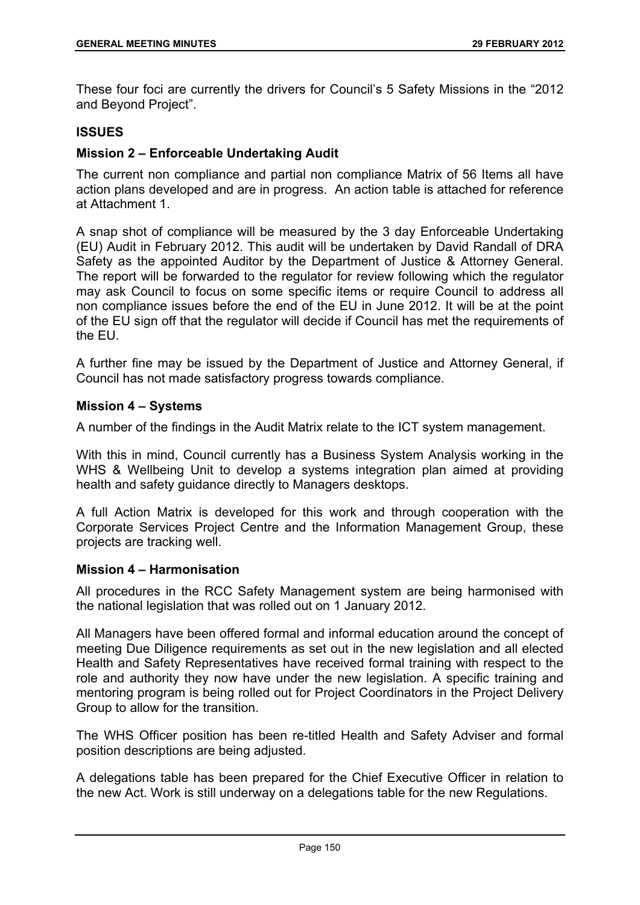These four foci are currently the drivers for Council's 5 Safety Missions in the "2012 and Beyond Project".

**ISSUES**

**Mission 2 – Enforceable Undertaking Audit**

The current non compliance and partial non compliance Matrix of 56 Items all have action plans developed and are in progress. An action table is attached for reference at Attachment 1.

A snap shot of compliance will be measured by the 3 day Enforceable Undertaking (EU) Audit in February 2012. This audit will be undertaken by David Randall of DRA Safety as the appointed Auditor by the Department of Justice & Attorney General. The report will be forwarded to the regulator for review following which the regulator may ask Council to focus on some specific items or require Council to address all non compliance issues before the end of the EU in June 2012. It will be at the point of the EU sign off that the regulator will decide if Council has met the requirements of the EU.

A further fine may be issued by the Department of Justice and Attorney General, if Council has not made satisfactory progress towards compliance.

**Mission 4 – Systems**

A number of the findings in the Audit Matrix relate to the ICT system management.

With this in mind, Council currently has a Business System Analysis working in the WHS & Wellbeing Unit to develop a systems integration plan aimed at providing health and safety guidance directly to Managers desktops.

A full Action Matrix is developed for this work and through cooperation with the Corporate Services Project Centre and the Information Management Group, these projects are tracking well.

**Mission 4 – Harmonisation**

All procedures in the RCC Safety Management system are being harmonised with the national legislation that was rolled out on 1 January 2012.

All Managers have been offered formal and informal education around the concept of meeting Due Diligence requirements as set out in the new legislation and all elected Health and Safety Representatives have received formal training with respect to the role and authority they now have under the new legislation. A specific training and mentoring program is being rolled out for Project Coordinators in the Project Delivery Group to allow for the transition.

The WHS Officer position has been re-titled Health and Safety Adviser and formal position descriptions are being adjusted.

A delegations table has been prepared for the Chief Executive Officer in relation to the new Act. Work is still underway on a delegations table for the new Regulations.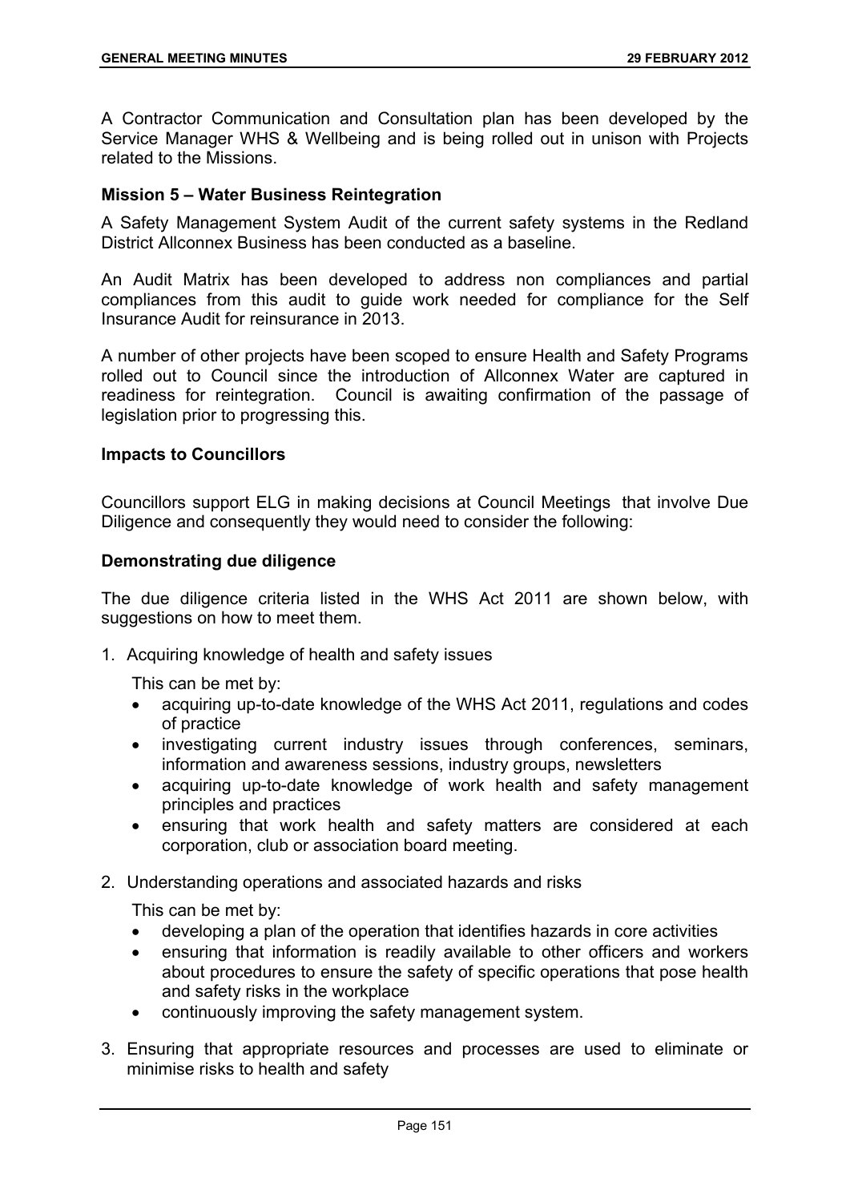A Contractor Communication and Consultation plan has been developed by the Service Manager WHS & Wellbeing and is being rolled out in unison with Projects related to the Missions.

**Mission 5 – Water Business Reintegration**

A Safety Management System Audit of the current safety systems in the Redland District Allconnex Business has been conducted as a baseline.

An Audit Matrix has been developed to address non compliances and partial compliances from this audit to guide work needed for compliance for the Self Insurance Audit for reinsurance in 2013.

A number of other projects have been scoped to ensure Health and Safety Programs rolled out to Council since the introduction of Allconnex Water are captured in readiness for reintegration. Council is awaiting confirmation of the passage of legislation prior to progressing this.

**Impacts to Councillors**

Councillors support ELG in making decisions at Council Meetings that involve Due Diligence and consequently they would need to consider the following:

**Demonstrating due diligence**

The due diligence criteria listed in the WHS Act 2011 are shown below, with suggestions on how to meet them.

1. Acquiring knowledge of health and safety issues

   This can be met by:

   - acquiring up-to-date knowledge of the WHS Act 2011, regulations and codes of practice
   - investigating current industry issues through conferences, seminars, information and awareness sessions, industry groups, newsletters
   - acquiring up-to-date knowledge of work health and safety management principles and practices
   - ensuring that work health and safety matters are considered at each corporation, club or association board meeting.

2. Understanding operations and associated hazards and risks

   This can be met by:

   - developing a plan of the operation that identifies hazards in core activities
   - ensuring that information is readily available to other officers and workers about procedures to ensure the safety of specific operations that pose health and safety risks in the workplace
   - continuously improving the safety management system.

3. Ensuring that appropriate resources and processes are used to eliminate or minimise risks to health and safety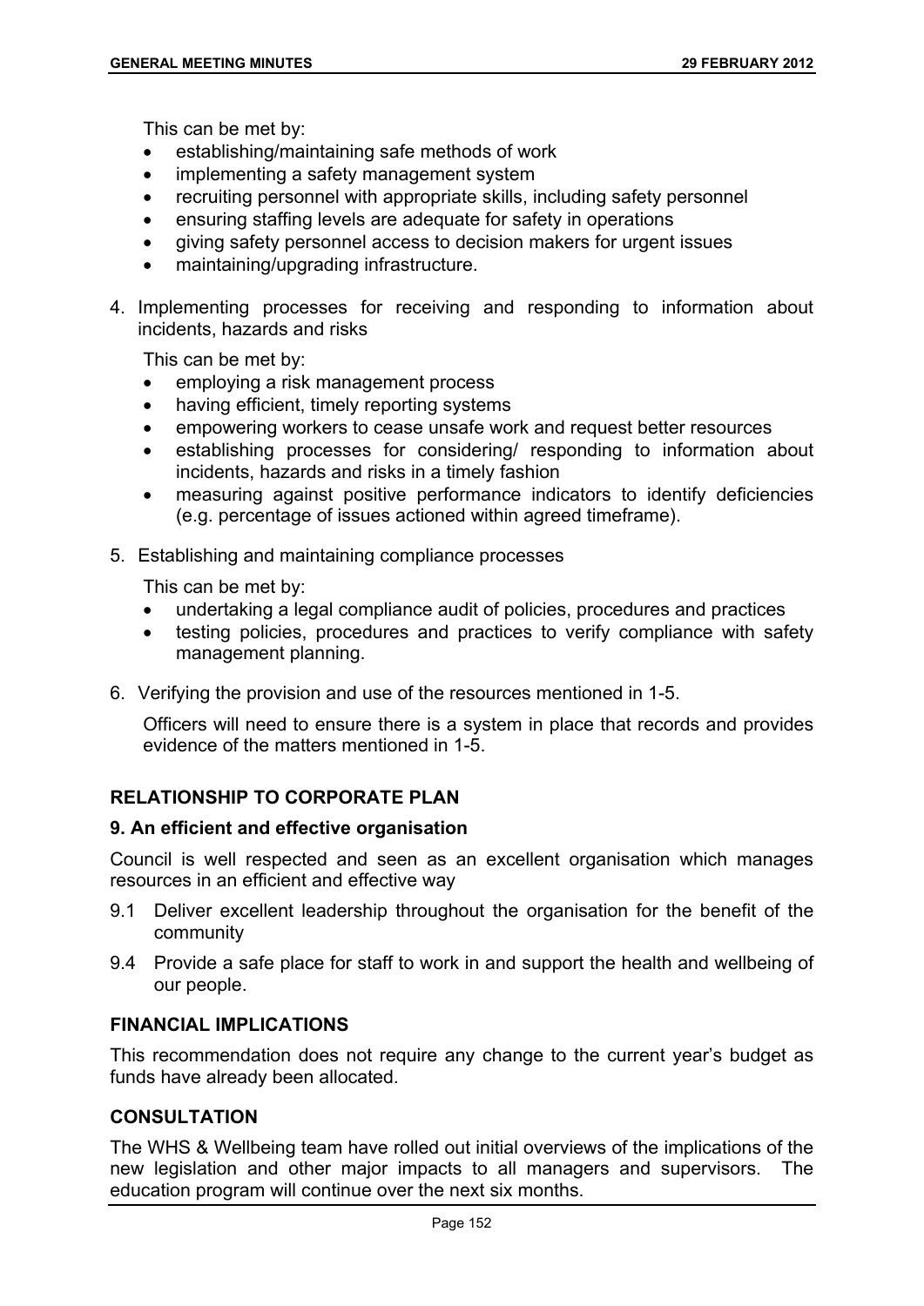This can be met by:

- establishing/maintaining safe methods of work
- implementing a safety management system
- recruiting personnel with appropriate skills, including safety personnel
- ensuring staffing levels are adequate for safety in operations
- giving safety personnel access to decision makers for urgent issues
- maintaining/upgrading infrastructure.

4. Implementing processes for receiving and responding to information about incidents, hazards and risks

   This can be met by:

   - employing a risk management process
   - having efficient, timely reporting systems
   - empowering workers to cease unsafe work and request better resources
   - establishing processes for considering/ responding to information about incidents, hazards and risks in a timely fashion
   - measuring against positive performance indicators to identify deficiencies (e.g. percentage of issues actioned within agreed timeframe).

5. Establishing and maintaining compliance processes

   This can be met by:

   - undertaking a legal compliance audit of policies, procedures and practices
   - testing policies, procedures and practices to verify compliance with safety management planning.

6. Verifying the provision and use of the resources mentioned in 1-5.

   Officers will need to ensure there is a system in place that records and provides evidence of the matters mentioned in 1-5.

## RELATIONSHIP TO CORPORATE PLAN

### 9. An efficient and effective organisation

Council is well respected and seen as an excellent organisation which manages resources in an efficient and effective way

9.1 Deliver excellent leadership throughout the organisation for the benefit of the community

9.4 Provide a safe place for staff to work in and support the health and wellbeing of our people.

## FINANCIAL IMPLICATIONS

This recommendation does not require any change to the current year's budget as funds have already been allocated.

## CONSULTATION

The WHS & Wellbeing team have rolled out initial overviews of the implications of the new legislation and other major impacts to all managers and supervisors. The education program will continue over the next six months.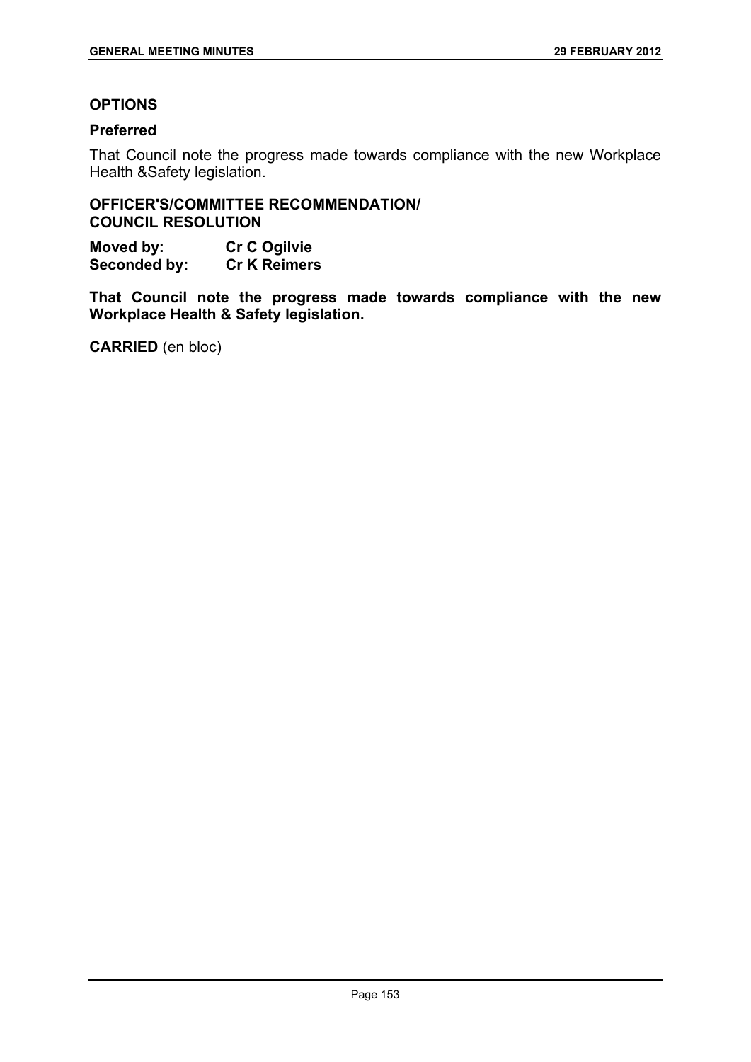## OPTIONS

### Preferred

That Council note the progress made towards compliance with the new Workplace Health &Safety legislation.

### OFFICER'S/COMMITTEE RECOMMENDATION/ COUNCIL RESOLUTION

**Moved by:** **Cr C Ogilvie**
**Seconded by:** **Cr K Reimers**

**That Council note the progress made towards compliance with the new Workplace Health & Safety legislation.**

**CARRIED** (en bloc)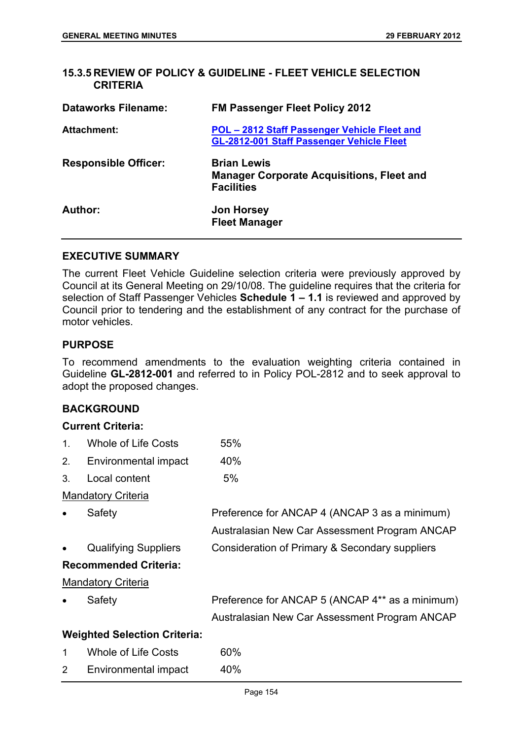### 15.3.5 REVIEW OF POLICY & GUIDELINE - FLEET VEHICLE SELECTION CRITERIA

| | |
|---|---|
| **Dataworks Filename:** | **FM Passenger Fleet Policy 2012** |
| **Attachment:** | **POL – 2812 Staff Passenger Vehicle Fleet and GL-2812-001 Staff Passenger Vehicle Fleet** |
| **Responsible Officer:** | **Brian Lewis**<br>**Manager Corporate Acquisitions, Fleet and Facilities** |
| **Author:** | **Jon Horsey**<br>**Fleet Manager** |

#### EXECUTIVE SUMMARY

The current Fleet Vehicle Guideline selection criteria were previously approved by Council at its General Meeting on 29/10/08. The guideline requires that the criteria for selection of Staff Passenger Vehicles **Schedule 1 – 1.1** is reviewed and approved by Council prior to tendering and the establishment of any contract for the purchase of motor vehicles.

#### PURPOSE

To recommend amendments to the evaluation weighting criteria contained in Guideline **GL-2812-001** and referred to in Policy POL-2812 and to seek approval to adopt the proposed changes.

#### BACKGROUND

**Current Criteria:**

1. Whole of Life Costs 55%
2. Environmental impact 40%
3. Local content 5%

Mandatory Criteria

- Safety — Preference for ANCAP 4 (ANCAP 3 as a minimum)
  Australasian New Car Assessment Program ANCAP
- Qualifying Suppliers — Consideration of Primary & Secondary suppliers

**Recommended Criteria:**

Mandatory Criteria

- Safety — Preference for ANCAP 5 (ANCAP 4** as a minimum)
  Australasian New Car Assessment Program ANCAP

**Weighted Selection Criteria:**

1 Whole of Life Costs 60%
2 Environmental impact 40%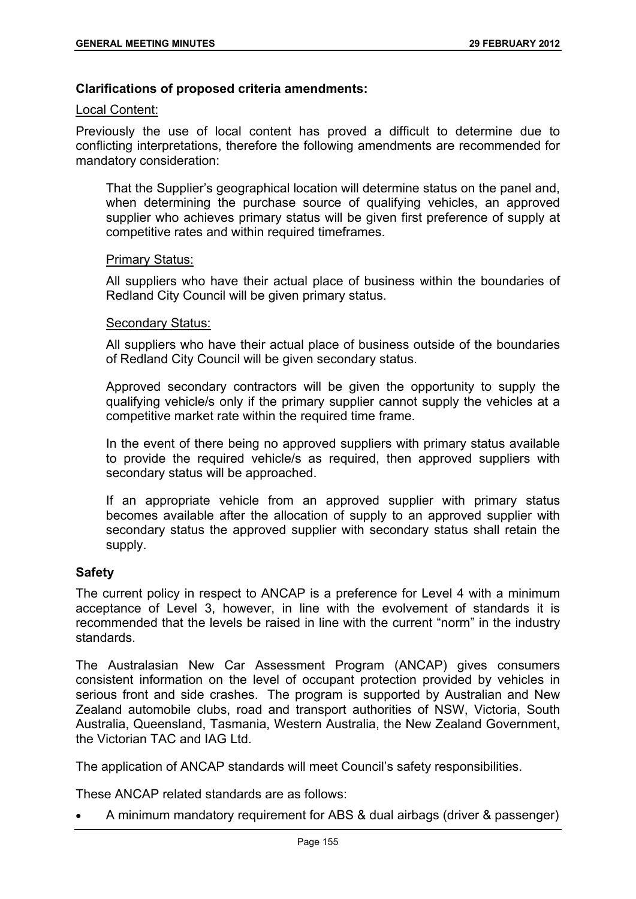**Clarifications of proposed criteria amendments:**

Local Content:

Previously the use of local content has proved a difficult to determine due to conflicting interpretations, therefore the following amendments are recommended for mandatory consideration:

> That the Supplier's geographical location will determine status on the panel and, when determining the purchase source of qualifying vehicles, an approved supplier who achieves primary status will be given first preference of supply at competitive rates and within required timeframes.
>
> Primary Status:
>
> All suppliers who have their actual place of business within the boundaries of Redland City Council will be given primary status.
>
> Secondary Status:
>
> All suppliers who have their actual place of business outside of the boundaries of Redland City Council will be given secondary status.
>
> Approved secondary contractors will be given the opportunity to supply the qualifying vehicle/s only if the primary supplier cannot supply the vehicles at a competitive market rate within the required time frame.
>
> In the event of there being no approved suppliers with primary status available to provide the required vehicle/s as required, then approved suppliers with secondary status will be approached.
>
> If an appropriate vehicle from an approved supplier with primary status becomes available after the allocation of supply to an approved supplier with secondary status the approved supplier with secondary status shall retain the supply.

**Safety**

The current policy in respect to ANCAP is a preference for Level 4 with a minimum acceptance of Level 3, however, in line with the evolvement of standards it is recommended that the levels be raised in line with the current "norm" in the industry standards.

The Australasian New Car Assessment Program (ANCAP) gives consumers consistent information on the level of occupant protection provided by vehicles in serious front and side crashes. The program is supported by Australian and New Zealand automobile clubs, road and transport authorities of NSW, Victoria, South Australia, Queensland, Tasmania, Western Australia, the New Zealand Government, the Victorian TAC and IAG Ltd.

The application of ANCAP standards will meet Council's safety responsibilities.

These ANCAP related standards are as follows:

- A minimum mandatory requirement for ABS & dual airbags (driver & passenger)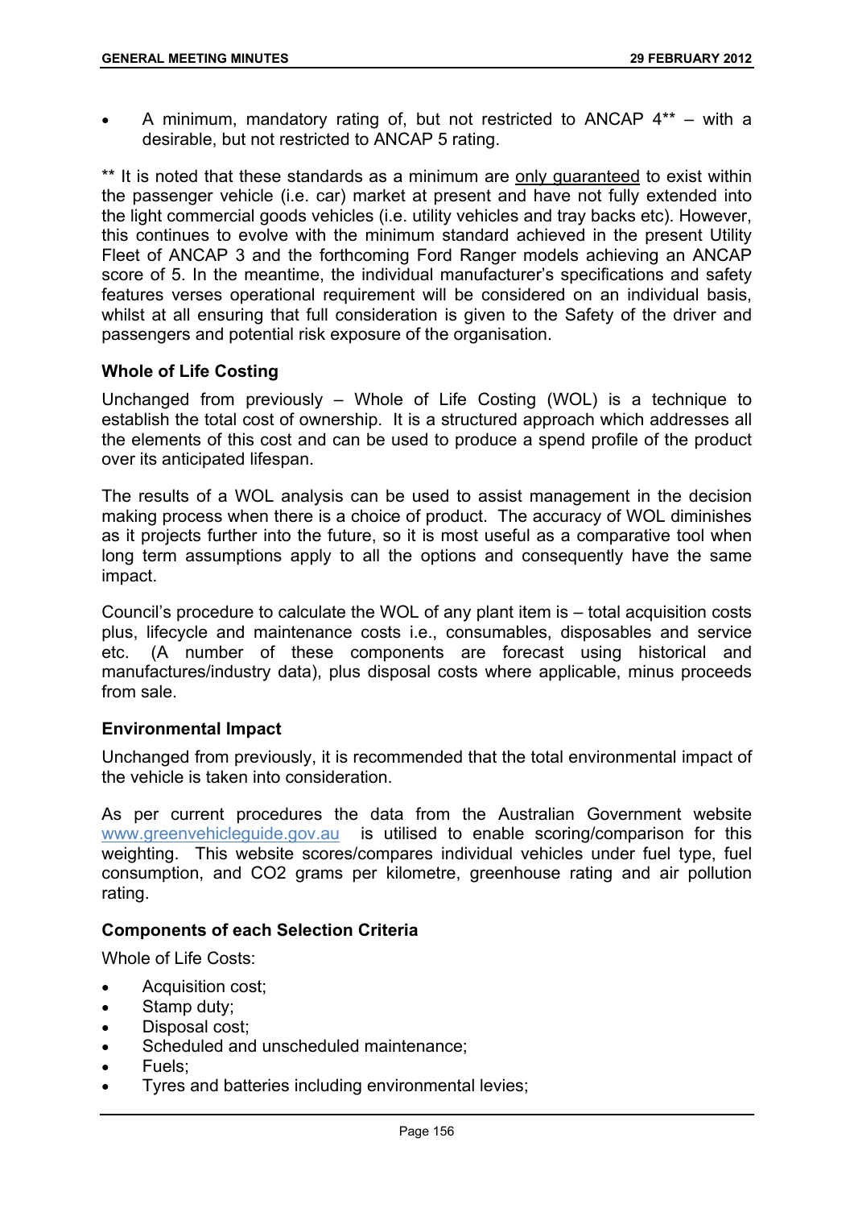- A minimum, mandatory rating of, but not restricted to ANCAP 4** – with a desirable, but not restricted to ANCAP 5 rating.

** It is noted that these standards as a minimum are <u>only guaranteed</u> to exist within the passenger vehicle (i.e. car) market at present and have not fully extended into the light commercial goods vehicles (i.e. utility vehicles and tray backs etc). However, this continues to evolve with the minimum standard achieved in the present Utility Fleet of ANCAP 3 and the forthcoming Ford Ranger models achieving an ANCAP score of 5. In the meantime, the individual manufacturer's specifications and safety features verses operational requirement will be considered on an individual basis, whilst at all ensuring that full consideration is given to the Safety of the driver and passengers and potential risk exposure of the organisation.

**Whole of Life Costing**

Unchanged from previously – Whole of Life Costing (WOL) is a technique to establish the total cost of ownership. It is a structured approach which addresses all the elements of this cost and can be used to produce a spend profile of the product over its anticipated lifespan.

The results of a WOL analysis can be used to assist management in the decision making process when there is a choice of product. The accuracy of WOL diminishes as it projects further into the future, so it is most useful as a comparative tool when long term assumptions apply to all the options and consequently have the same impact.

Council's procedure to calculate the WOL of any plant item is – total acquisition costs plus, lifecycle and maintenance costs i.e., consumables, disposables and service etc. (A number of these components are forecast using historical and manufactures/industry data), plus disposal costs where applicable, minus proceeds from sale.

**Environmental Impact**

Unchanged from previously, it is recommended that the total environmental impact of the vehicle is taken into consideration.

As per current procedures the data from the Australian Government website www.greenvehicleguide.gov.au is utilised to enable scoring/comparison for this weighting. This website scores/compares individual vehicles under fuel type, fuel consumption, and CO2 grams per kilometre, greenhouse rating and air pollution rating.

**Components of each Selection Criteria**

Whole of Life Costs:

- Acquisition cost;
- Stamp duty;
- Disposal cost;
- Scheduled and unscheduled maintenance;
- Fuels;
- Tyres and batteries including environmental levies;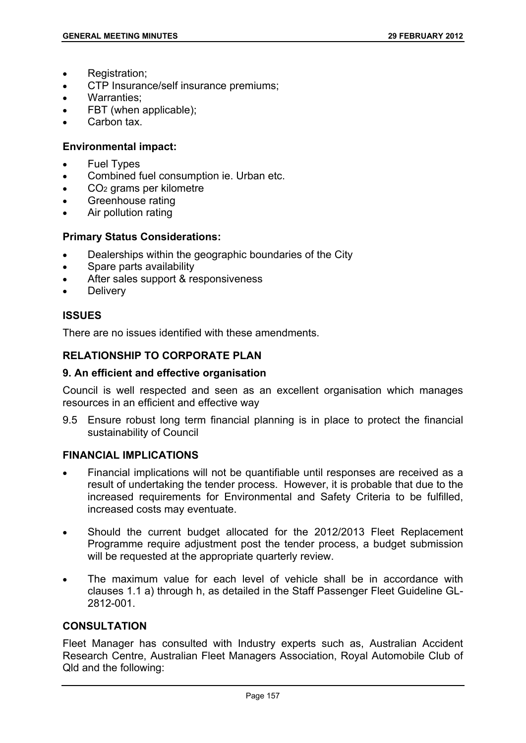- Registration;
- CTP Insurance/self insurance premiums;
- Warranties;
- FBT (when applicable);
- Carbon tax.

**Environmental impact:**

- Fuel Types
- Combined fuel consumption ie. Urban etc.
- $CO_2$ grams per kilometre
- Greenhouse rating
- Air pollution rating

**Primary Status Considerations:**

- Dealerships within the geographic boundaries of the City
- Spare parts availability
- After sales support & responsiveness
- Delivery

## ISSUES

There are no issues identified with these amendments.

## RELATIONSHIP TO CORPORATE PLAN

### 9. An efficient and effective organisation

Council is well respected and seen as an excellent organisation which manages resources in an efficient and effective way

9.5 Ensure robust long term financial planning is in place to protect the financial sustainability of Council

## FINANCIAL IMPLICATIONS

- Financial implications will not be quantifiable until responses are received as a result of undertaking the tender process. However, it is probable that due to the increased requirements for Environmental and Safety Criteria to be fulfilled, increased costs may eventuate.
- Should the current budget allocated for the 2012/2013 Fleet Replacement Programme require adjustment post the tender process, a budget submission will be requested at the appropriate quarterly review.
- The maximum value for each level of vehicle shall be in accordance with clauses 1.1 a) through h, as detailed in the Staff Passenger Fleet Guideline GL-2812-001.

## CONSULTATION

Fleet Manager has consulted with Industry experts such as, Australian Accident Research Centre, Australian Fleet Managers Association, Royal Automobile Club of Qld and the following: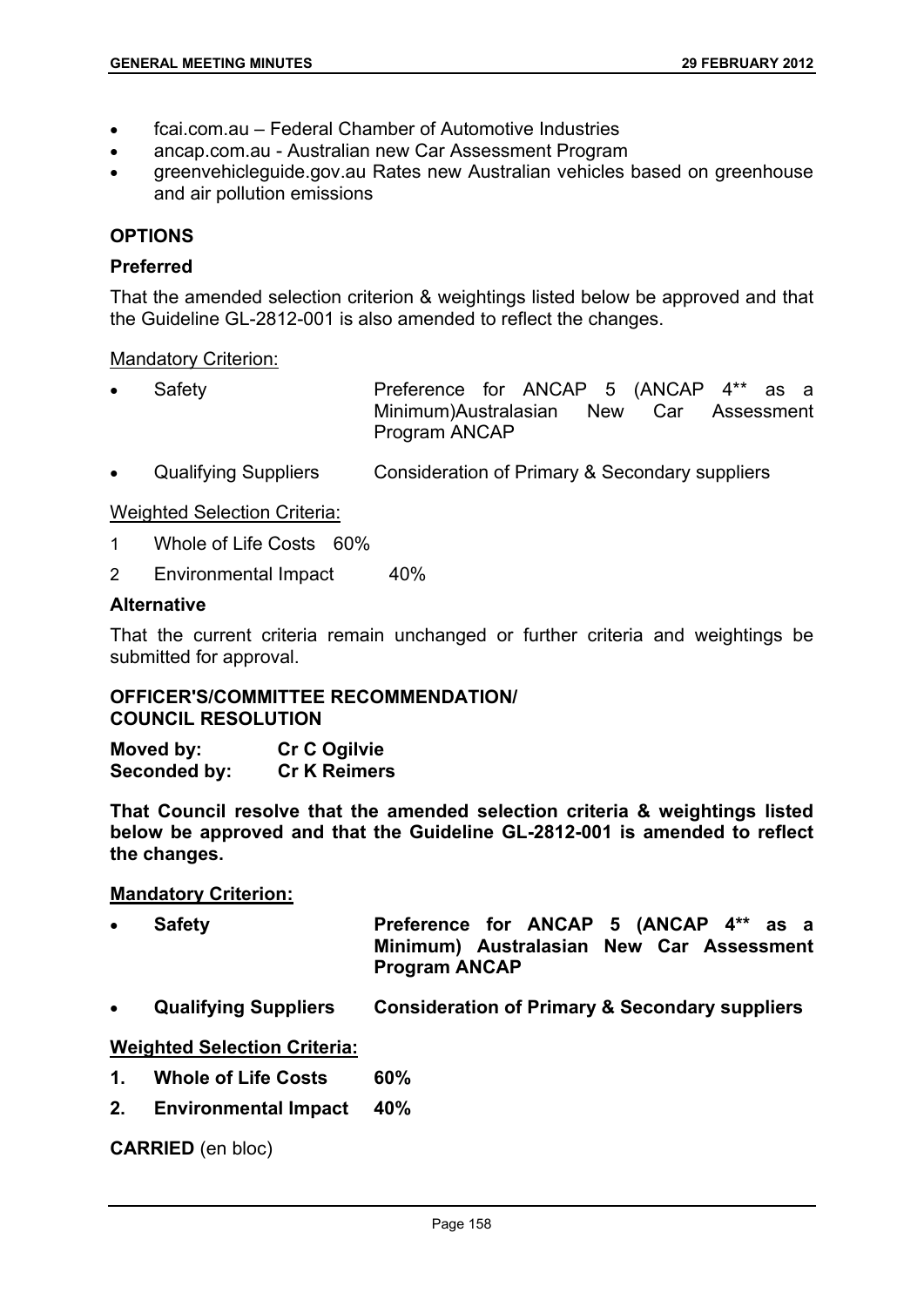- fcai.com.au – Federal Chamber of Automotive Industries
- ancap.com.au - Australian new Car Assessment Program
- greenvehicleguide.gov.au Rates new Australian vehicles based on greenhouse and air pollution emissions

## OPTIONS

### Preferred

That the amended selection criterion & weightings listed below be approved and that the Guideline GL-2812-001 is also amended to reflect the changes.

Mandatory Criterion:

- Safety — Preference for ANCAP 5 (ANCAP 4** as a Minimum)Australasian New Car Assessment Program ANCAP
- Qualifying Suppliers — Consideration of Primary & Secondary suppliers

Weighted Selection Criteria:

1. Whole of Life Costs 60%
2. Environmental Impact 40%

### Alternative

That the current criteria remain unchanged or further criteria and weightings be submitted for approval.

## OFFICER'S/COMMITTEE RECOMMENDATION/ COUNCIL RESOLUTION

**Moved by:** **Cr C Ogilvie**
**Seconded by:** **Cr K Reimers**

**That Council resolve that the amended selection criteria & weightings listed below be approved and that the Guideline GL-2812-001 is amended to reflect the changes.**

**Mandatory Criterion:**

- **Safety** — **Preference for ANCAP 5 (ANCAP 4** as a Minimum) Australasian New Car Assessment Program ANCAP**
- **Qualifying Suppliers** — **Consideration of Primary & Secondary suppliers**

**Weighted Selection Criteria:**

1. **Whole of Life Costs 60%**
2. **Environmental Impact 40%**

**CARRIED** (en bloc)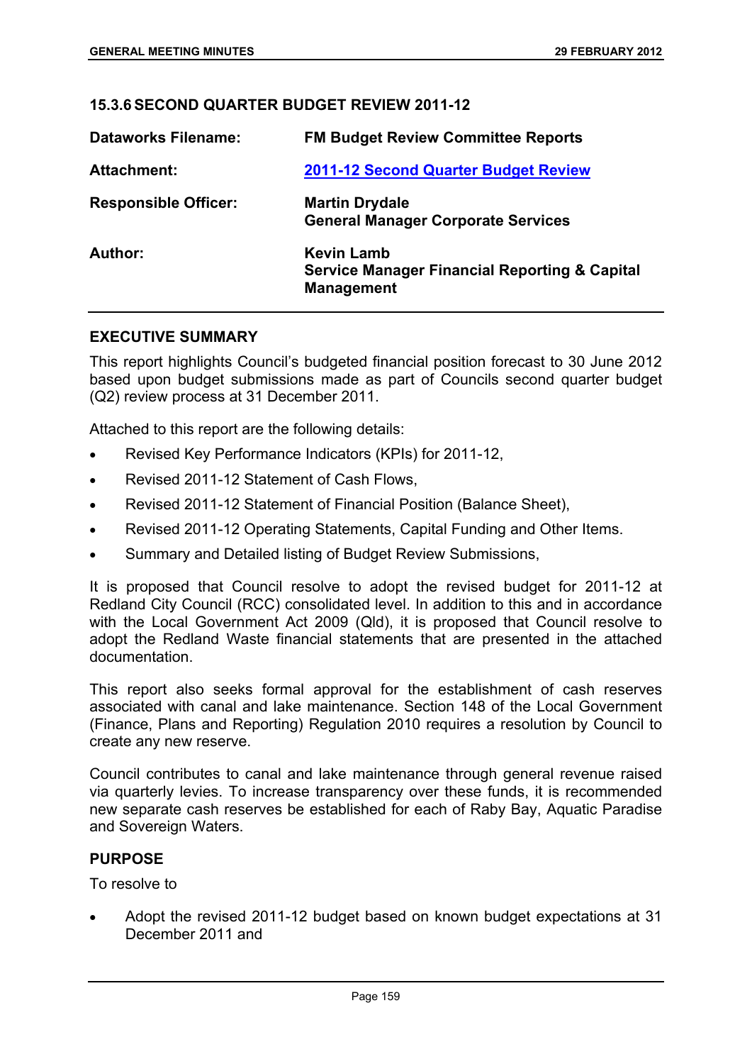### 15.3.6 SECOND QUARTER BUDGET REVIEW 2011-12

| | |
|---|---|
| **Dataworks Filename:** | **FM Budget Review Committee Reports** |
| **Attachment:** | **2011-12 Second Quarter Budget Review** |
| **Responsible Officer:** | **Martin Drydale**<br>**General Manager Corporate Services** |
| **Author:** | **Kevin Lamb**<br>**Service Manager Financial Reporting & Capital Management** |

#### EXECUTIVE SUMMARY

This report highlights Council's budgeted financial position forecast to 30 June 2012 based upon budget submissions made as part of Councils second quarter budget (Q2) review process at 31 December 2011.

Attached to this report are the following details:

- Revised Key Performance Indicators (KPIs) for 2011-12,
- Revised 2011-12 Statement of Cash Flows,
- Revised 2011-12 Statement of Financial Position (Balance Sheet),
- Revised 2011-12 Operating Statements, Capital Funding and Other Items.
- Summary and Detailed listing of Budget Review Submissions,

It is proposed that Council resolve to adopt the revised budget for 2011-12 at Redland City Council (RCC) consolidated level. In addition to this and in accordance with the Local Government Act 2009 (Qld), it is proposed that Council resolve to adopt the Redland Waste financial statements that are presented in the attached documentation.

This report also seeks formal approval for the establishment of cash reserves associated with canal and lake maintenance. Section 148 of the Local Government (Finance, Plans and Reporting) Regulation 2010 requires a resolution by Council to create any new reserve.

Council contributes to canal and lake maintenance through general revenue raised via quarterly levies. To increase transparency over these funds, it is recommended new separate cash reserves be established for each of Raby Bay, Aquatic Paradise and Sovereign Waters.

#### PURPOSE

To resolve to

- Adopt the revised 2011-12 budget based on known budget expectations at 31 December 2011 and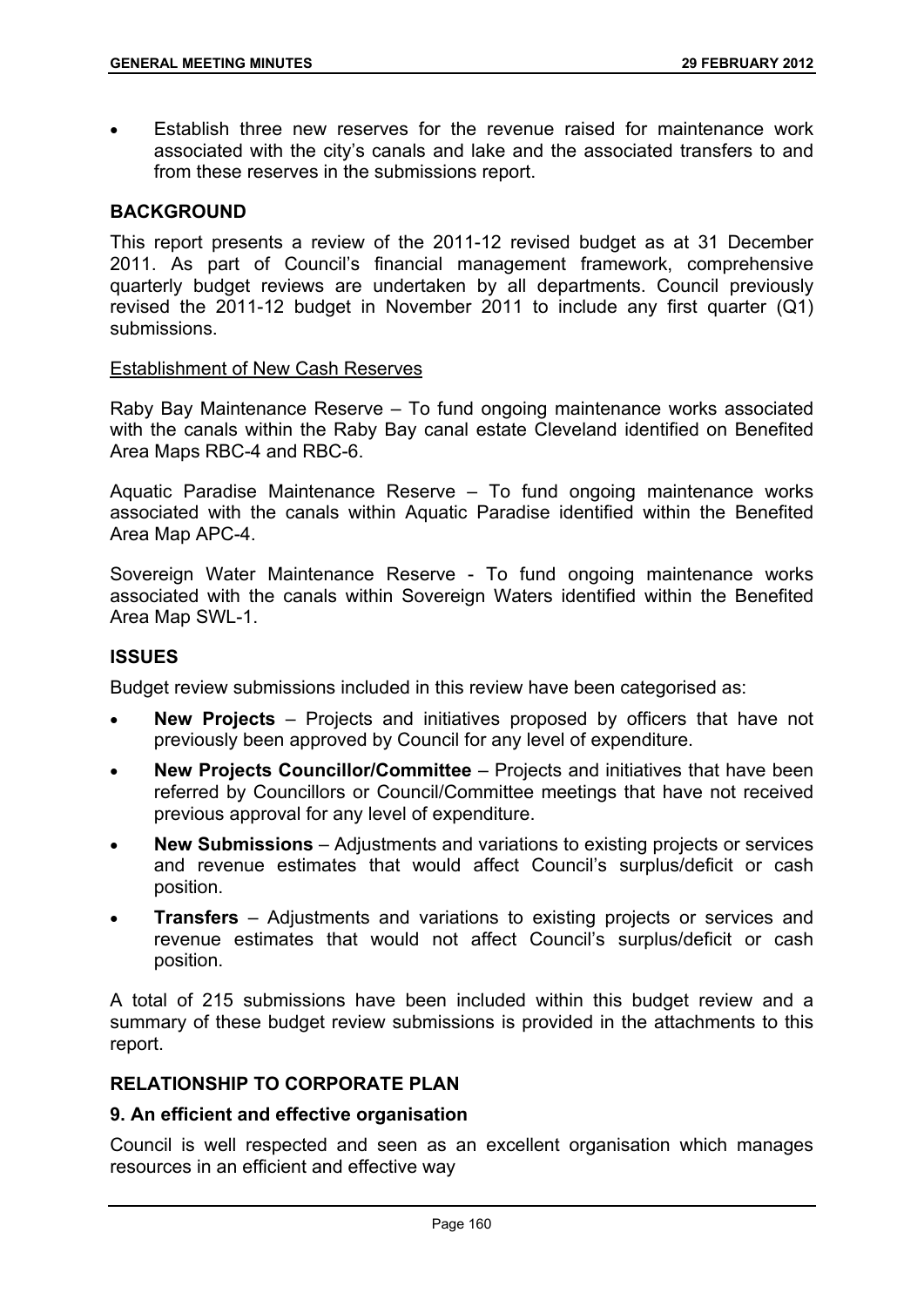- Establish three new reserves for the revenue raised for maintenance work associated with the city's canals and lake and the associated transfers to and from these reserves in the submissions report.

## BACKGROUND

This report presents a review of the 2011-12 revised budget as at 31 December 2011. As part of Council's financial management framework, comprehensive quarterly budget reviews are undertaken by all departments. Council previously revised the 2011-12 budget in November 2011 to include any first quarter (Q1) submissions.

Establishment of New Cash Reserves

Raby Bay Maintenance Reserve – To fund ongoing maintenance works associated with the canals within the Raby Bay canal estate Cleveland identified on Benefited Area Maps RBC-4 and RBC-6.

Aquatic Paradise Maintenance Reserve – To fund ongoing maintenance works associated with the canals within Aquatic Paradise identified within the Benefited Area Map APC-4.

Sovereign Water Maintenance Reserve - To fund ongoing maintenance works associated with the canals within Sovereign Waters identified within the Benefited Area Map SWL-1.

## ISSUES

Budget review submissions included in this review have been categorised as:

- **New Projects** – Projects and initiatives proposed by officers that have not previously been approved by Council for any level of expenditure.
- **New Projects Councillor/Committee** – Projects and initiatives that have been referred by Councillors or Council/Committee meetings that have not received previous approval for any level of expenditure.
- **New Submissions** – Adjustments and variations to existing projects or services and revenue estimates that would affect Council's surplus/deficit or cash position.
- **Transfers** – Adjustments and variations to existing projects or services and revenue estimates that would not affect Council's surplus/deficit or cash position.

A total of 215 submissions have been included within this budget review and a summary of these budget review submissions is provided in the attachments to this report.

## RELATIONSHIP TO CORPORATE PLAN

### 9. An efficient and effective organisation

Council is well respected and seen as an excellent organisation which manages resources in an efficient and effective way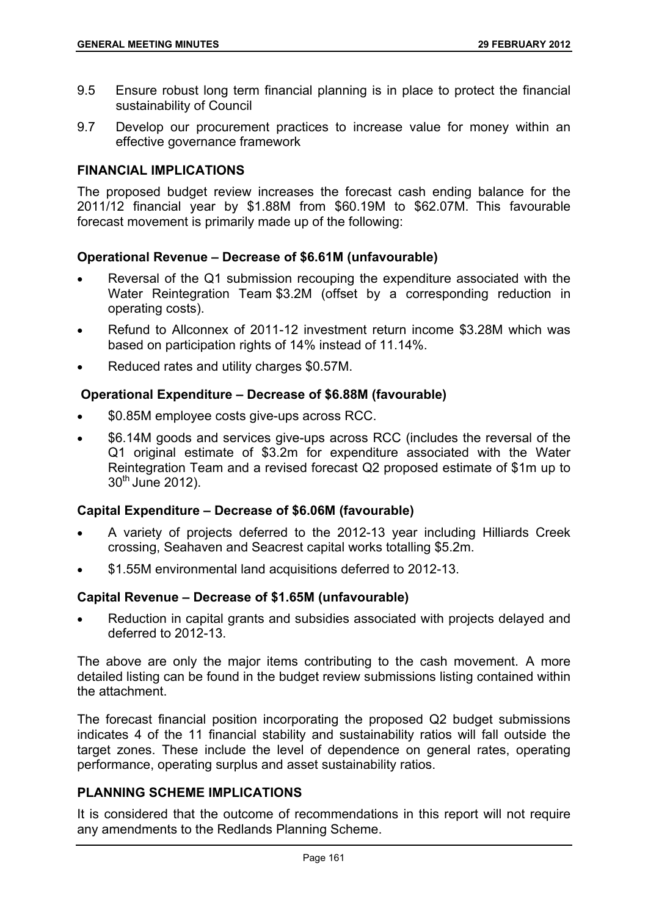9.5 Ensure robust long term financial planning is in place to protect the financial sustainability of Council

9.7 Develop our procurement practices to increase value for money within an effective governance framework

## FINANCIAL IMPLICATIONS

The proposed budget review increases the forecast cash ending balance for the 2011/12 financial year by \$1.88M from \$60.19M to \$62.07M. This favourable forecast movement is primarily made up of the following:

### Operational Revenue – Decrease of \$6.61M (unfavourable)

- Reversal of the Q1 submission recouping the expenditure associated with the Water Reintegration Team \$3.2M (offset by a corresponding reduction in operating costs).
- Refund to Allconnex of 2011-12 investment return income \$3.28M which was based on participation rights of 14% instead of 11.14%.
- Reduced rates and utility charges \$0.57M.

### Operational Expenditure – Decrease of \$6.88M (favourable)

- \$0.85M employee costs give-ups across RCC.
- \$6.14M goods and services give-ups across RCC (includes the reversal of the Q1 original estimate of \$3.2m for expenditure associated with the Water Reintegration Team and a revised forecast Q2 proposed estimate of \$1m up to 30th June 2012).

### Capital Expenditure – Decrease of \$6.06M (favourable)

- A variety of projects deferred to the 2012-13 year including Hilliards Creek crossing, Seahaven and Seacrest capital works totalling \$5.2m.
- \$1.55M environmental land acquisitions deferred to 2012-13.

### Capital Revenue – Decrease of \$1.65M (unfavourable)

- Reduction in capital grants and subsidies associated with projects delayed and deferred to 2012-13.

The above are only the major items contributing to the cash movement. A more detailed listing can be found in the budget review submissions listing contained within the attachment.

The forecast financial position incorporating the proposed Q2 budget submissions indicates 4 of the 11 financial stability and sustainability ratios will fall outside the target zones. These include the level of dependence on general rates, operating performance, operating surplus and asset sustainability ratios.

## PLANNING SCHEME IMPLICATIONS

It is considered that the outcome of recommendations in this report will not require any amendments to the Redlands Planning Scheme.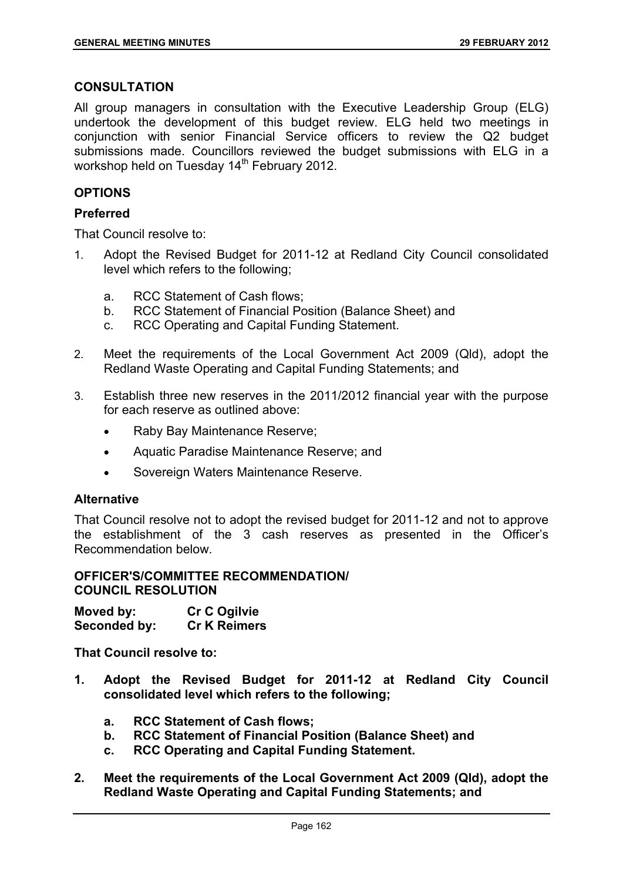## CONSULTATION

All group managers in consultation with the Executive Leadership Group (ELG) undertook the development of this budget review. ELG held two meetings in conjunction with senior Financial Service officers to review the Q2 budget submissions made. Councillors reviewed the budget submissions with ELG in a workshop held on Tuesday 14th February 2012.

## OPTIONS

### Preferred

That Council resolve to:

1. Adopt the Revised Budget for 2011-12 at Redland City Council consolidated level which refers to the following;
   a. RCC Statement of Cash flows;
   b. RCC Statement of Financial Position (Balance Sheet) and
   c. RCC Operating and Capital Funding Statement.
2. Meet the requirements of the Local Government Act 2009 (Qld), adopt the Redland Waste Operating and Capital Funding Statements; and
3. Establish three new reserves in the 2011/2012 financial year with the purpose for each reserve as outlined above:
   - Raby Bay Maintenance Reserve;
   - Aquatic Paradise Maintenance Reserve; and
   - Sovereign Waters Maintenance Reserve.

### Alternative

That Council resolve not to adopt the revised budget for 2011-12 and not to approve the establishment of the 3 cash reserves as presented in the Officer's Recommendation below.

## OFFICER'S/COMMITTEE RECOMMENDATION/ COUNCIL RESOLUTION

**Moved by:** **Cr C Ogilvie**
**Seconded by:** **Cr K Reimers**

**That Council resolve to:**

1. **Adopt the Revised Budget for 2011-12 at Redland City Council consolidated level which refers to the following;**
   **a. RCC Statement of Cash flows;**
   **b. RCC Statement of Financial Position (Balance Sheet) and**
   **c. RCC Operating and Capital Funding Statement.**
2. **Meet the requirements of the Local Government Act 2009 (Qld), adopt the Redland Waste Operating and Capital Funding Statements; and**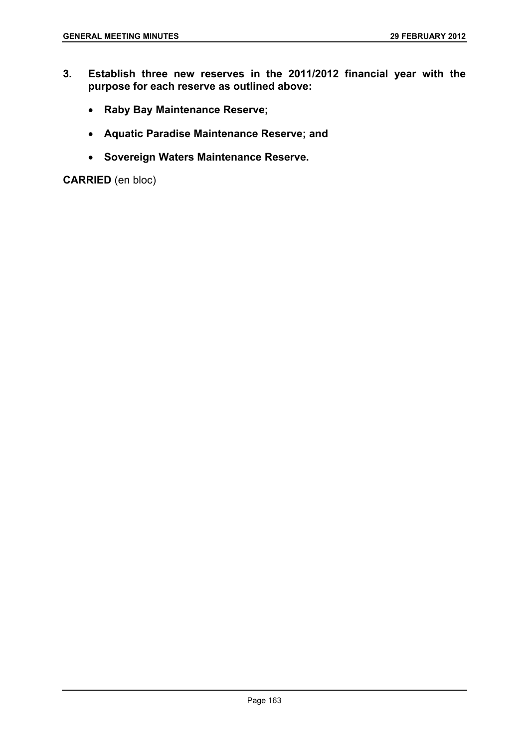**3. Establish three new reserves in the 2011/2012 financial year with the purpose for each reserve as outlined above:**

- **Raby Bay Maintenance Reserve;**
- **Aquatic Paradise Maintenance Reserve; and**
- **Sovereign Waters Maintenance Reserve.**

**CARRIED** (en bloc)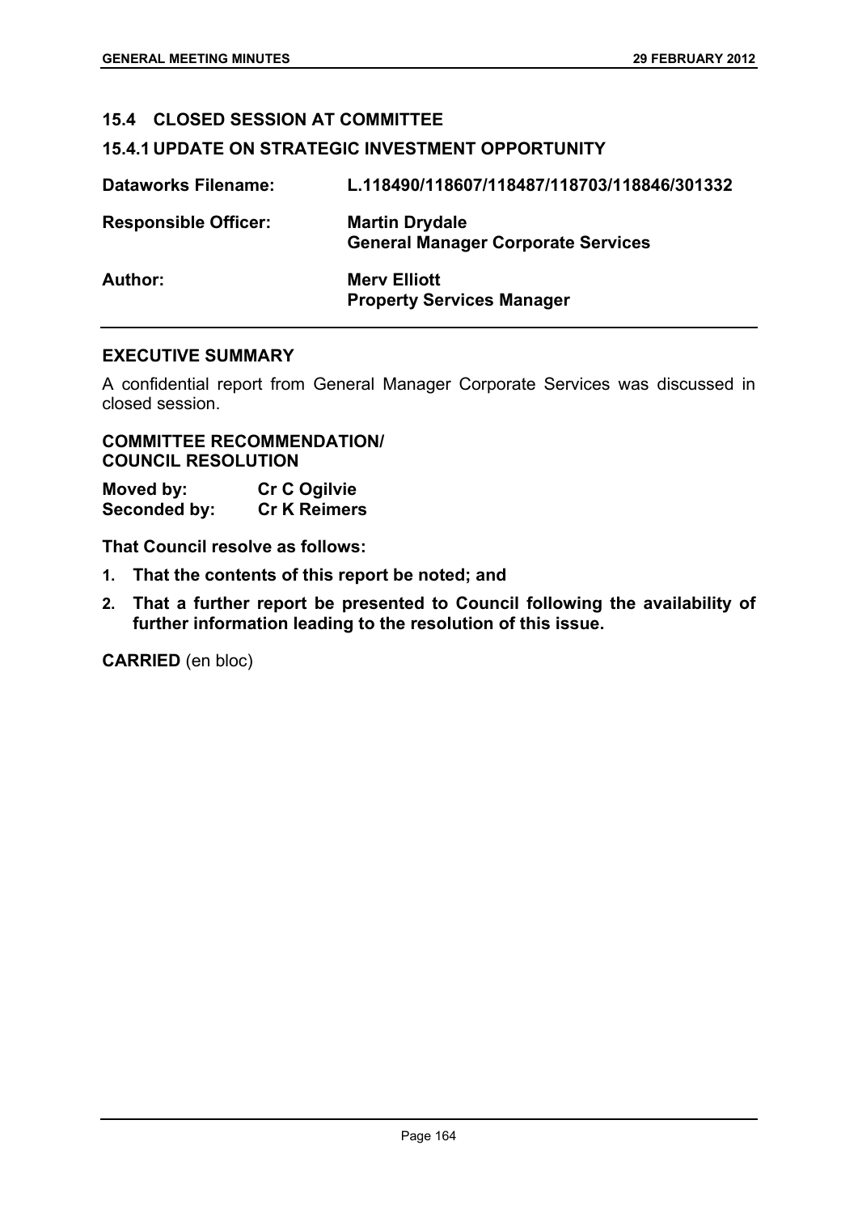## 15.4 CLOSED SESSION AT COMMITTEE

### 15.4.1 UPDATE ON STRATEGIC INVESTMENT OPPORTUNITY

| | |
|---|---|
| **Dataworks Filename:** | **L.118490/118607/118487/118703/118846/301332** |
| **Responsible Officer:** | **Martin Drydale**<br>**General Manager Corporate Services** |
| **Author:** | **Merv Elliott**<br>**Property Services Manager** |

**EXECUTIVE SUMMARY**

A confidential report from General Manager Corporate Services was discussed in closed session.

**COMMITTEE RECOMMENDATION/**
**COUNCIL RESOLUTION**

**Moved by:** **Cr C Ogilvie**
**Seconded by:** **Cr K Reimers**

**That Council resolve as follows:**

1. **That the contents of this report be noted; and**
2. **That a further report be presented to Council following the availability of further information leading to the resolution of this issue.**

**CARRIED** (en bloc)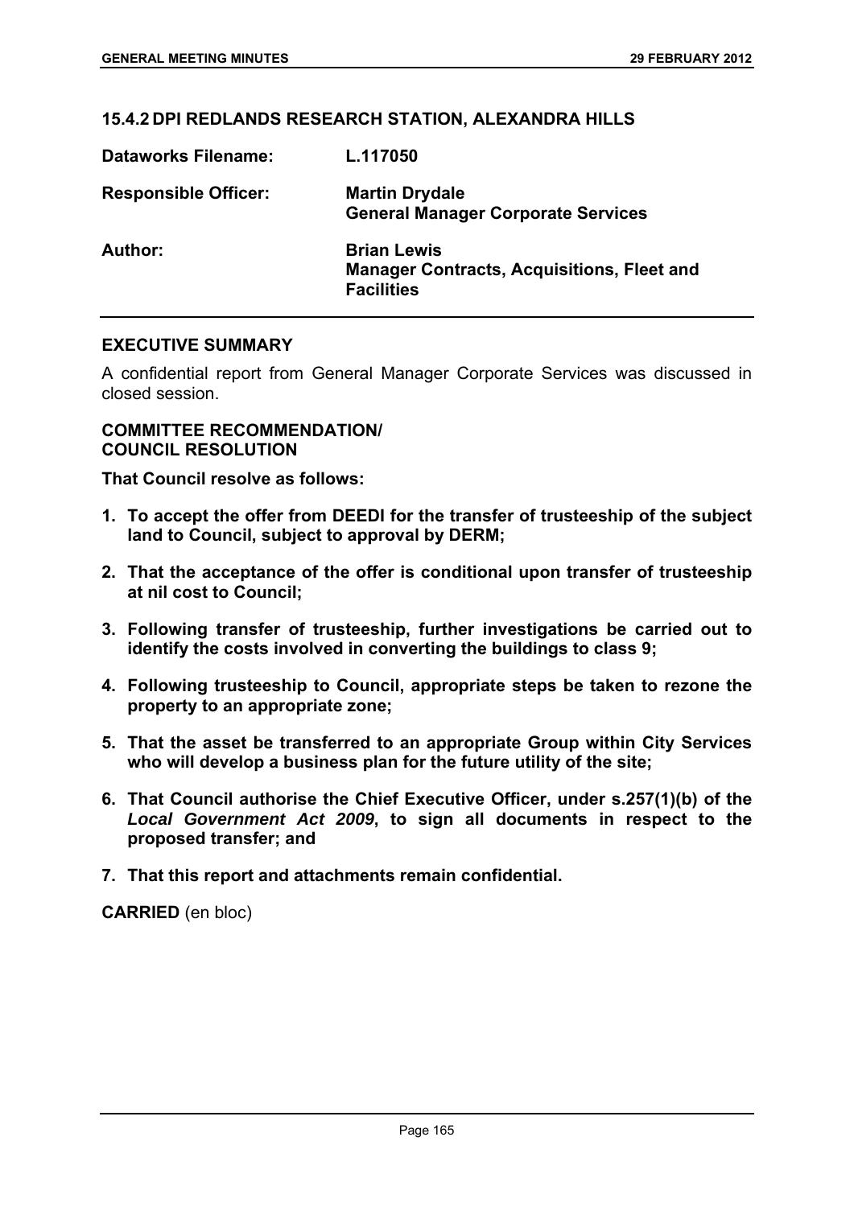### 15.4.2 DPI REDLANDS RESEARCH STATION, ALEXANDRA HILLS

| | |
|---|---|
| **Dataworks Filename:** | **L.117050** |
| **Responsible Officer:** | **Martin Drydale**<br>**General Manager Corporate Services** |
| **Author:** | **Brian Lewis**<br>**Manager Contracts, Acquisitions, Fleet and Facilities** |

#### EXECUTIVE SUMMARY

A confidential report from General Manager Corporate Services was discussed in closed session.

#### COMMITTEE RECOMMENDATION/ COUNCIL RESOLUTION

**That Council resolve as follows:**

1. **To accept the offer from DEEDI for the transfer of trusteeship of the subject land to Council, subject to approval by DERM;**
2. **That the acceptance of the offer is conditional upon transfer of trusteeship at nil cost to Council;**
3. **Following transfer of trusteeship, further investigations be carried out to identify the costs involved in converting the buildings to class 9;**
4. **Following trusteeship to Council, appropriate steps be taken to rezone the property to an appropriate zone;**
5. **That the asset be transferred to an appropriate Group within City Services who will develop a business plan for the future utility of the site;**
6. **That Council authorise the Chief Executive Officer, under s.257(1)(b) of the *Local Government Act 2009*, to sign all documents in respect to the proposed transfer; and**
7. **That this report and attachments remain confidential.**

**CARRIED** (en bloc)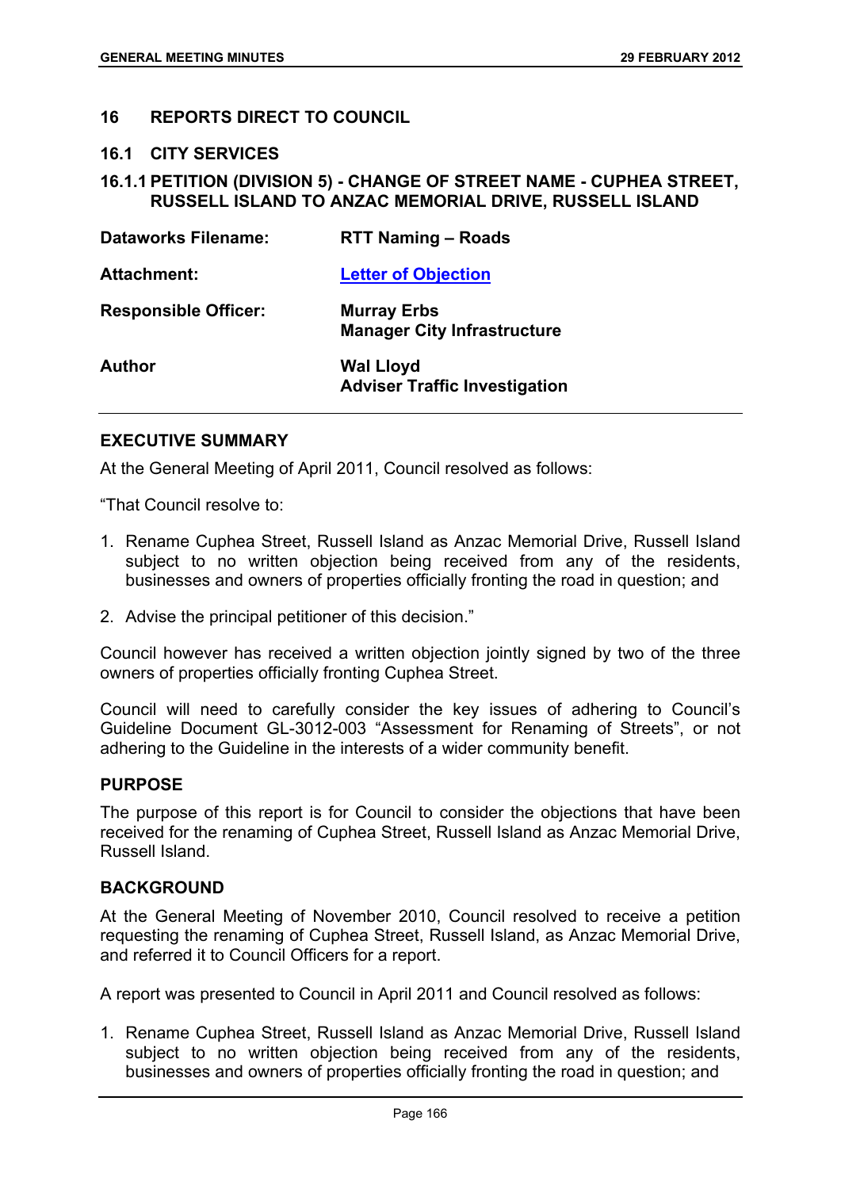## 16 REPORTS DIRECT TO COUNCIL

### 16.1 CITY SERVICES

### 16.1.1 PETITION (DIVISION 5) - CHANGE OF STREET NAME - CUPHEA STREET, RUSSELL ISLAND TO ANZAC MEMORIAL DRIVE, RUSSELL ISLAND

| | |
|---|---|
| **Dataworks Filename:** | **RTT Naming – Roads** |
| **Attachment:** | **Letter of Objection** |
| **Responsible Officer:** | **Murray Erbs**<br>**Manager City Infrastructure** |
| **Author** | **Wal Lloyd**<br>**Adviser Traffic Investigation** |

#### EXECUTIVE SUMMARY

At the General Meeting of April 2011, Council resolved as follows:

"That Council resolve to:

1. Rename Cuphea Street, Russell Island as Anzac Memorial Drive, Russell Island subject to no written objection being received from any of the residents, businesses and owners of properties officially fronting the road in question; and
2. Advise the principal petitioner of this decision."

Council however has received a written objection jointly signed by two of the three owners of properties officially fronting Cuphea Street.

Council will need to carefully consider the key issues of adhering to Council's Guideline Document GL-3012-003 "Assessment for Renaming of Streets", or not adhering to the Guideline in the interests of a wider community benefit.

#### PURPOSE

The purpose of this report is for Council to consider the objections that have been received for the renaming of Cuphea Street, Russell Island as Anzac Memorial Drive, Russell Island.

#### BACKGROUND

At the General Meeting of November 2010, Council resolved to receive a petition requesting the renaming of Cuphea Street, Russell Island, as Anzac Memorial Drive, and referred it to Council Officers for a report.

A report was presented to Council in April 2011 and Council resolved as follows:

1. Rename Cuphea Street, Russell Island as Anzac Memorial Drive, Russell Island subject to no written objection being received from any of the residents, businesses and owners of properties officially fronting the road in question; and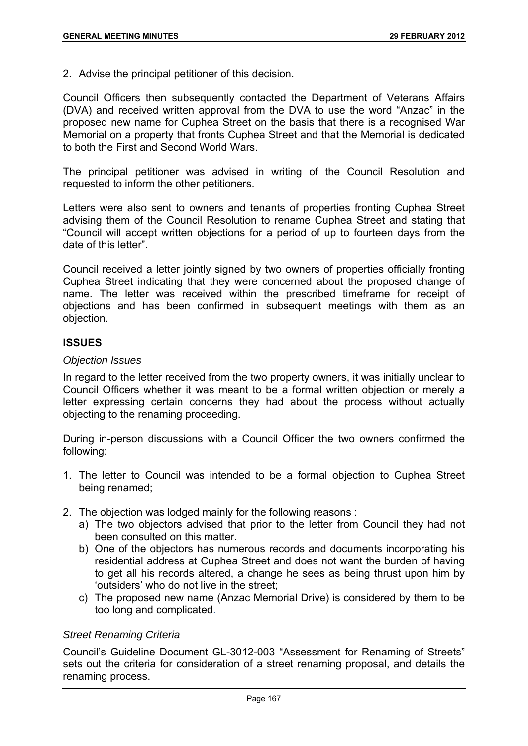2. Advise the principal petitioner of this decision.

Council Officers then subsequently contacted the Department of Veterans Affairs (DVA) and received written approval from the DVA to use the word "Anzac" in the proposed new name for Cuphea Street on the basis that there is a recognised War Memorial on a property that fronts Cuphea Street and that the Memorial is dedicated to both the First and Second World Wars.

The principal petitioner was advised in writing of the Council Resolution and requested to inform the other petitioners.

Letters were also sent to owners and tenants of properties fronting Cuphea Street advising them of the Council Resolution to rename Cuphea Street and stating that "Council will accept written objections for a period of up to fourteen days from the date of this letter".

Council received a letter jointly signed by two owners of properties officially fronting Cuphea Street indicating that they were concerned about the proposed change of name. The letter was received within the prescribed timeframe for receipt of objections and has been confirmed in subsequent meetings with them as an objection.

## ISSUES

*Objection Issues*

In regard to the letter received from the two property owners, it was initially unclear to Council Officers whether it was meant to be a formal written objection or merely a letter expressing certain concerns they had about the process without actually objecting to the renaming proceeding.

During in-person discussions with a Council Officer the two owners confirmed the following:

1. The letter to Council was intended to be a formal objection to Cuphea Street being renamed;
2. The objection was lodged mainly for the following reasons :
   a) The two objectors advised that prior to the letter from Council they had not been consulted on this matter.
   b) One of the objectors has numerous records and documents incorporating his residential address at Cuphea Street and does not want the burden of having to get all his records altered, a change he sees as being thrust upon him by 'outsiders' who do not live in the street;
   c) The proposed new name (Anzac Memorial Drive) is considered by them to be too long and complicated.

*Street Renaming Criteria*

Council's Guideline Document GL-3012-003 "Assessment for Renaming of Streets" sets out the criteria for consideration of a street renaming proposal, and details the renaming process.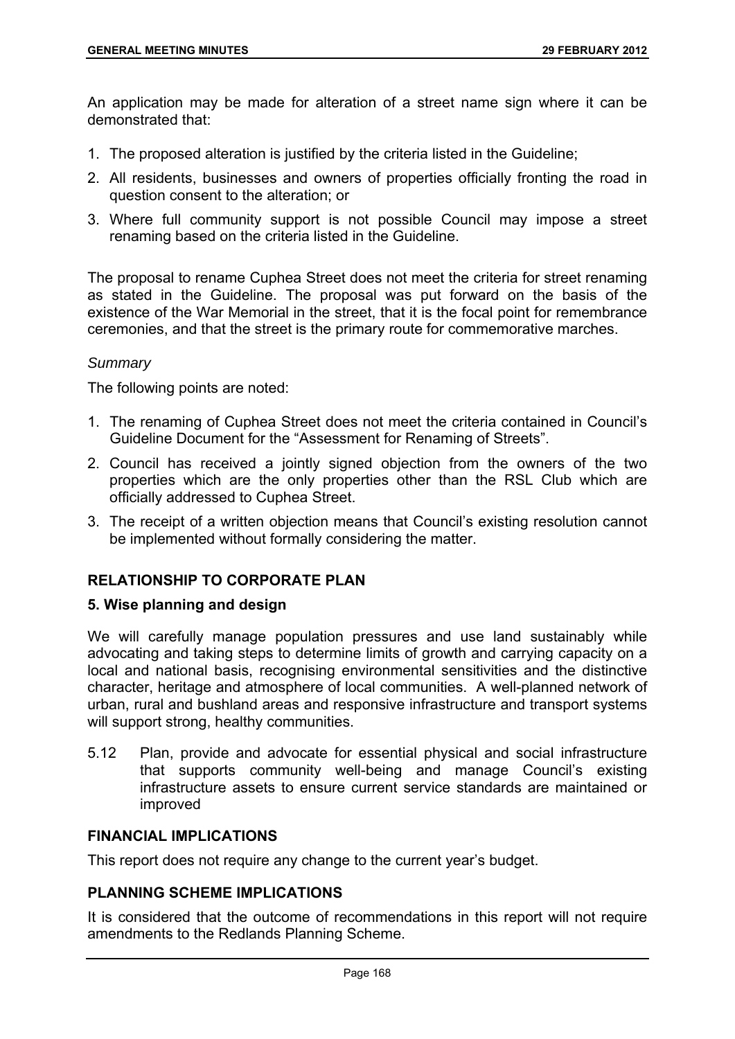An application may be made for alteration of a street name sign where it can be demonstrated that:

1. The proposed alteration is justified by the criteria listed in the Guideline;
2. All residents, businesses and owners of properties officially fronting the road in question consent to the alteration; or
3. Where full community support is not possible Council may impose a street renaming based on the criteria listed in the Guideline.

The proposal to rename Cuphea Street does not meet the criteria for street renaming as stated in the Guideline. The proposal was put forward on the basis of the existence of the War Memorial in the street, that it is the focal point for remembrance ceremonies, and that the street is the primary route for commemorative marches.

*Summary*

The following points are noted:

1. The renaming of Cuphea Street does not meet the criteria contained in Council's Guideline Document for the "Assessment for Renaming of Streets".
2. Council has received a jointly signed objection from the owners of the two properties which are the only properties other than the RSL Club which are officially addressed to Cuphea Street.
3. The receipt of a written objection means that Council's existing resolution cannot be implemented without formally considering the matter.

## RELATIONSHIP TO CORPORATE PLAN

### 5. Wise planning and design

We will carefully manage population pressures and use land sustainably while advocating and taking steps to determine limits of growth and carrying capacity on a local and national basis, recognising environmental sensitivities and the distinctive character, heritage and atmosphere of local communities. A well-planned network of urban, rural and bushland areas and responsive infrastructure and transport systems will support strong, healthy communities.

5.12 Plan, provide and advocate for essential physical and social infrastructure that supports community well-being and manage Council's existing infrastructure assets to ensure current service standards are maintained or improved

## FINANCIAL IMPLICATIONS

This report does not require any change to the current year's budget.

## PLANNING SCHEME IMPLICATIONS

It is considered that the outcome of recommendations in this report will not require amendments to the Redlands Planning Scheme.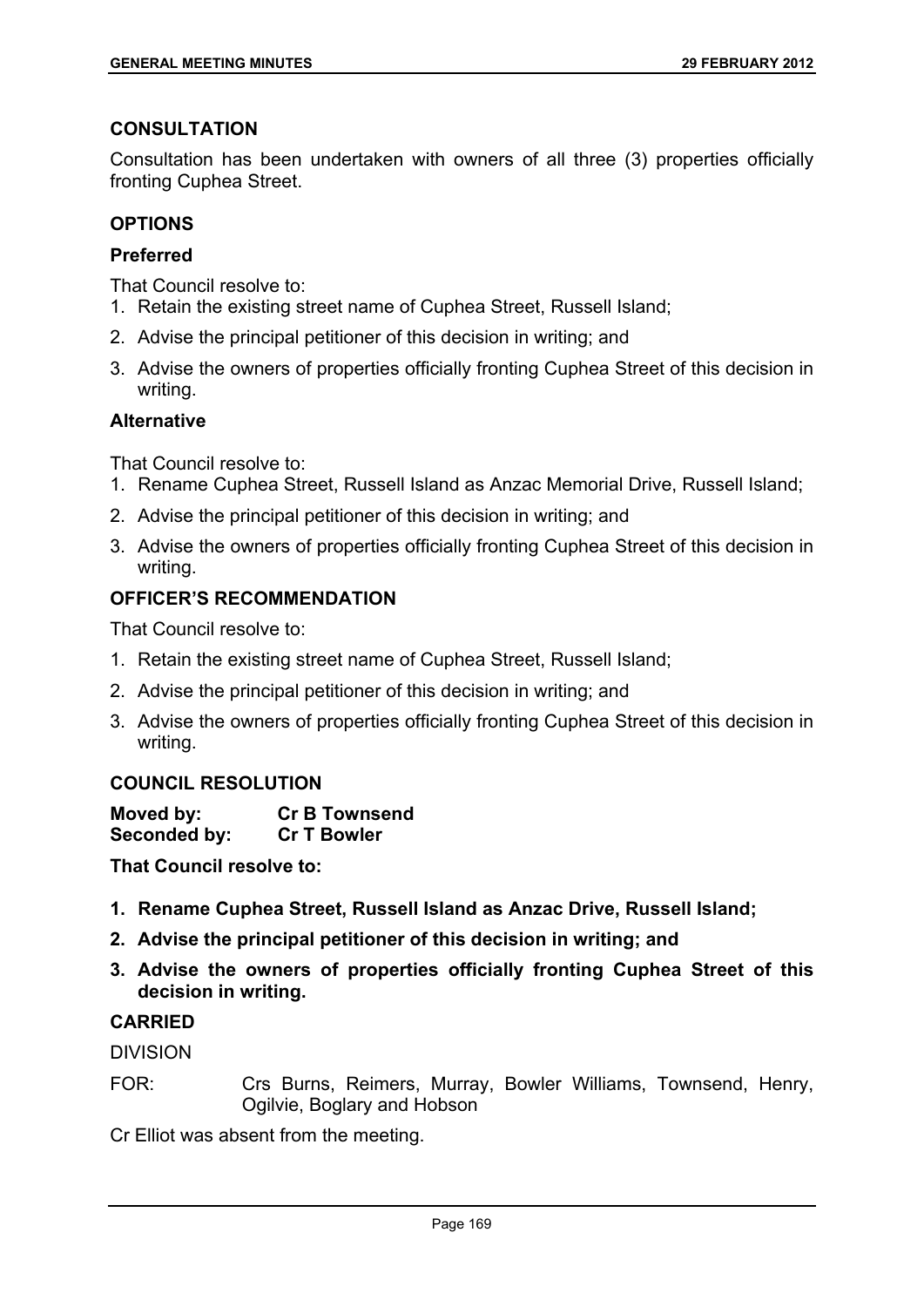## CONSULTATION

Consultation has been undertaken with owners of all three (3) properties officially fronting Cuphea Street.

## OPTIONS

### Preferred

That Council resolve to:

1. Retain the existing street name of Cuphea Street, Russell Island;
2. Advise the principal petitioner of this decision in writing; and
3. Advise the owners of properties officially fronting Cuphea Street of this decision in writing.

### Alternative

That Council resolve to:

1. Rename Cuphea Street, Russell Island as Anzac Memorial Drive, Russell Island;
2. Advise the principal petitioner of this decision in writing; and
3. Advise the owners of properties officially fronting Cuphea Street of this decision in writing.

## OFFICER'S RECOMMENDATION

That Council resolve to:

1. Retain the existing street name of Cuphea Street, Russell Island;
2. Advise the principal petitioner of this decision in writing; and
3. Advise the owners of properties officially fronting Cuphea Street of this decision in writing.

## COUNCIL RESOLUTION

**Moved by:** **Cr B Townsend**
**Seconded by:** **Cr T Bowler**

**That Council resolve to:**

1. **Rename Cuphea Street, Russell Island as Anzac Drive, Russell Island;**
2. **Advise the principal petitioner of this decision in writing; and**
3. **Advise the owners of properties officially fronting Cuphea Street of this decision in writing.**

**CARRIED**

DIVISION

FOR: Crs Burns, Reimers, Murray, Bowler Williams, Townsend, Henry, Ogilvie, Boglary and Hobson

Cr Elliot was absent from the meeting.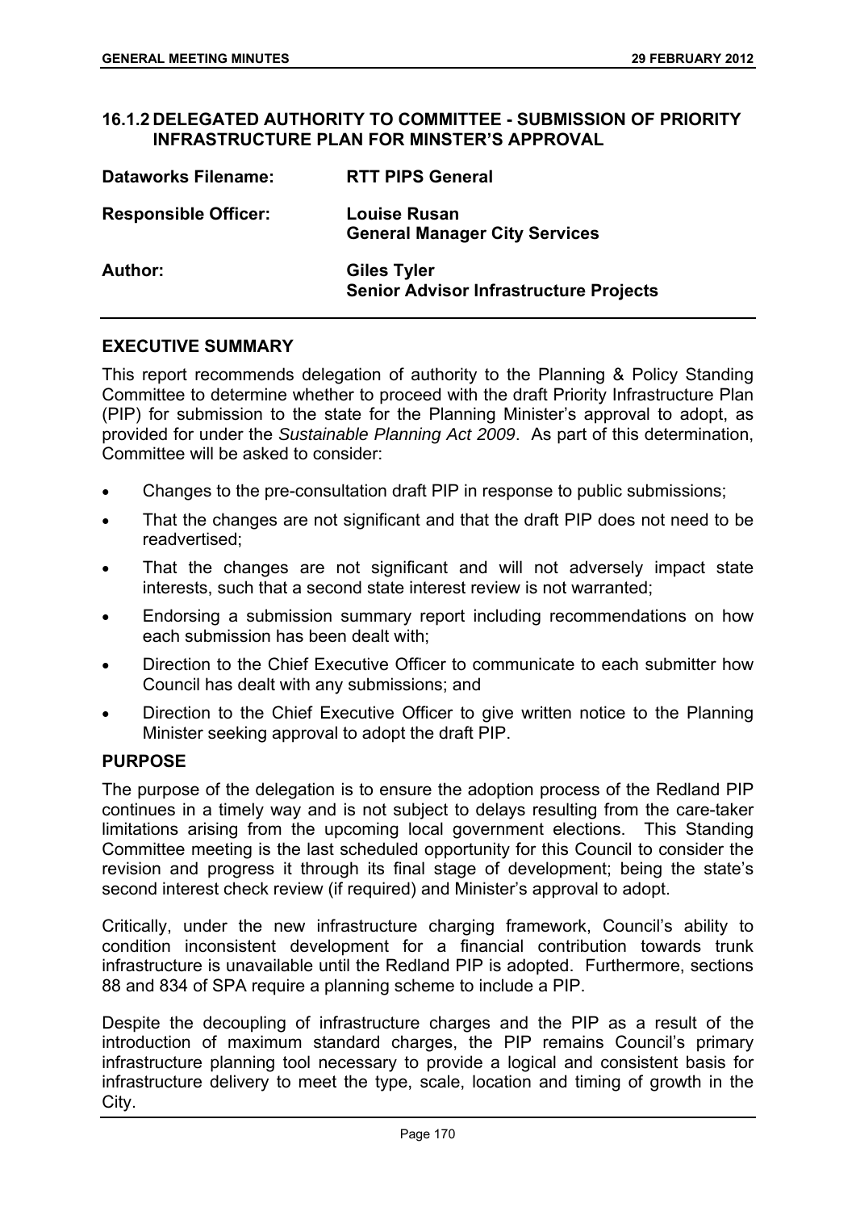### 16.1.2 DELEGATED AUTHORITY TO COMMITTEE - SUBMISSION OF PRIORITY INFRASTRUCTURE PLAN FOR MINSTER'S APPROVAL

| | |
|---|---|
| **Dataworks Filename:** | **RTT PIPS General** |
| **Responsible Officer:** | **Louise Rusan**<br>**General Manager City Services** |
| **Author:** | **Giles Tyler**<br>**Senior Advisor Infrastructure Projects** |

**EXECUTIVE SUMMARY**

This report recommends delegation of authority to the Planning & Policy Standing Committee to determine whether to proceed with the draft Priority Infrastructure Plan (PIP) for submission to the state for the Planning Minister's approval to adopt, as provided for under the *Sustainable Planning Act 2009*. As part of this determination, Committee will be asked to consider:

- Changes to the pre-consultation draft PIP in response to public submissions;
- That the changes are not significant and that the draft PIP does not need to be readvertised;
- That the changes are not significant and will not adversely impact state interests, such that a second state interest review is not warranted;
- Endorsing a submission summary report including recommendations on how each submission has been dealt with;
- Direction to the Chief Executive Officer to communicate to each submitter how Council has dealt with any submissions; and
- Direction to the Chief Executive Officer to give written notice to the Planning Minister seeking approval to adopt the draft PIP.

**PURPOSE**

The purpose of the delegation is to ensure the adoption process of the Redland PIP continues in a timely way and is not subject to delays resulting from the care-taker limitations arising from the upcoming local government elections. This Standing Committee meeting is the last scheduled opportunity for this Council to consider the revision and progress it through its final stage of development; being the state's second interest check review (if required) and Minister's approval to adopt.

Critically, under the new infrastructure charging framework, Council's ability to condition inconsistent development for a financial contribution towards trunk infrastructure is unavailable until the Redland PIP is adopted. Furthermore, sections 88 and 834 of SPA require a planning scheme to include a PIP.

Despite the decoupling of infrastructure charges and the PIP as a result of the introduction of maximum standard charges, the PIP remains Council's primary infrastructure planning tool necessary to provide a logical and consistent basis for infrastructure delivery to meet the type, scale, location and timing of growth in the City.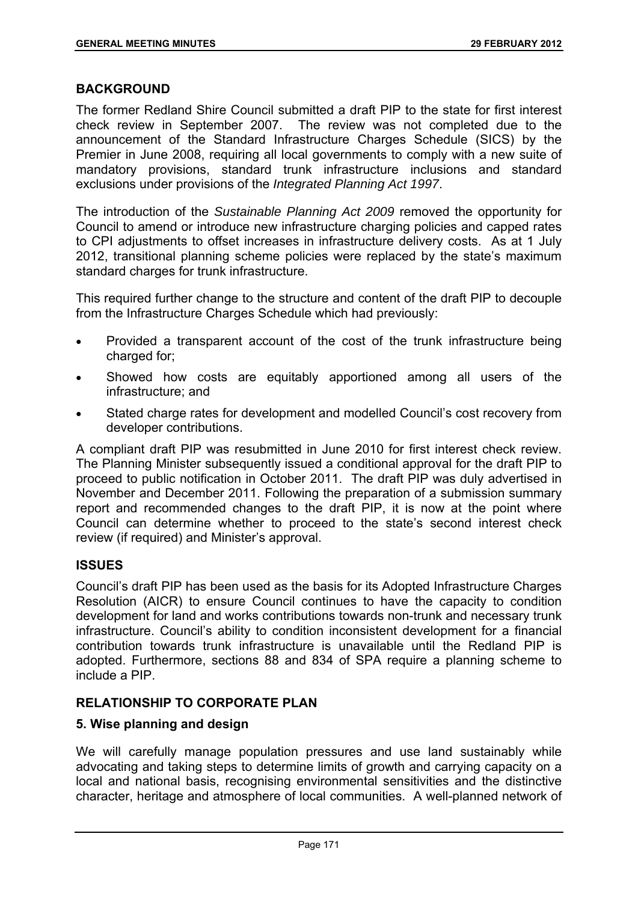## BACKGROUND

The former Redland Shire Council submitted a draft PIP to the state for first interest check review in September 2007. The review was not completed due to the announcement of the Standard Infrastructure Charges Schedule (SICS) by the Premier in June 2008, requiring all local governments to comply with a new suite of mandatory provisions, standard trunk infrastructure inclusions and standard exclusions under provisions of the *Integrated Planning Act 1997*.

The introduction of the *Sustainable Planning Act 2009* removed the opportunity for Council to amend or introduce new infrastructure charging policies and capped rates to CPI adjustments to offset increases in infrastructure delivery costs. As at 1 July 2012, transitional planning scheme policies were replaced by the state's maximum standard charges for trunk infrastructure.

This required further change to the structure and content of the draft PIP to decouple from the Infrastructure Charges Schedule which had previously:

- Provided a transparent account of the cost of the trunk infrastructure being charged for;
- Showed how costs are equitably apportioned among all users of the infrastructure; and
- Stated charge rates for development and modelled Council's cost recovery from developer contributions.

A compliant draft PIP was resubmitted in June 2010 for first interest check review. The Planning Minister subsequently issued a conditional approval for the draft PIP to proceed to public notification in October 2011. The draft PIP was duly advertised in November and December 2011. Following the preparation of a submission summary report and recommended changes to the draft PIP, it is now at the point where Council can determine whether to proceed to the state's second interest check review (if required) and Minister's approval.

## ISSUES

Council's draft PIP has been used as the basis for its Adopted Infrastructure Charges Resolution (AICR) to ensure Council continues to have the capacity to condition development for land and works contributions towards non-trunk and necessary trunk infrastructure. Council's ability to condition inconsistent development for a financial contribution towards trunk infrastructure is unavailable until the Redland PIP is adopted. Furthermore, sections 88 and 834 of SPA require a planning scheme to include a PIP.

## RELATIONSHIP TO CORPORATE PLAN

### 5. Wise planning and design

We will carefully manage population pressures and use land sustainably while advocating and taking steps to determine limits of growth and carrying capacity on a local and national basis, recognising environmental sensitivities and the distinctive character, heritage and atmosphere of local communities. A well-planned network of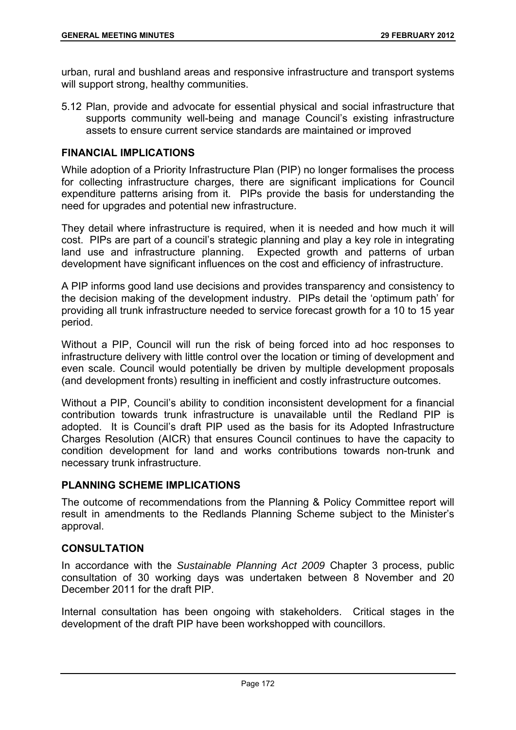urban, rural and bushland areas and responsive infrastructure and transport systems will support strong, healthy communities.

5.12 Plan, provide and advocate for essential physical and social infrastructure that supports community well-being and manage Council's existing infrastructure assets to ensure current service standards are maintained or improved

## FINANCIAL IMPLICATIONS

While adoption of a Priority Infrastructure Plan (PIP) no longer formalises the process for collecting infrastructure charges, there are significant implications for Council expenditure patterns arising from it. PIPs provide the basis for understanding the need for upgrades and potential new infrastructure.

They detail where infrastructure is required, when it is needed and how much it will cost. PIPs are part of a council's strategic planning and play a key role in integrating land use and infrastructure planning. Expected growth and patterns of urban development have significant influences on the cost and efficiency of infrastructure.

A PIP informs good land use decisions and provides transparency and consistency to the decision making of the development industry. PIPs detail the 'optimum path' for providing all trunk infrastructure needed to service forecast growth for a 10 to 15 year period.

Without a PIP, Council will run the risk of being forced into ad hoc responses to infrastructure delivery with little control over the location or timing of development and even scale. Council would potentially be driven by multiple development proposals (and development fronts) resulting in inefficient and costly infrastructure outcomes.

Without a PIP, Council's ability to condition inconsistent development for a financial contribution towards trunk infrastructure is unavailable until the Redland PIP is adopted. It is Council's draft PIP used as the basis for its Adopted Infrastructure Charges Resolution (AICR) that ensures Council continues to have the capacity to condition development for land and works contributions towards non-trunk and necessary trunk infrastructure.

## PLANNING SCHEME IMPLICATIONS

The outcome of recommendations from the Planning & Policy Committee report will result in amendments to the Redlands Planning Scheme subject to the Minister's approval.

## CONSULTATION

In accordance with the *Sustainable Planning Act 2009* Chapter 3 process, public consultation of 30 working days was undertaken between 8 November and 20 December 2011 for the draft PIP.

Internal consultation has been ongoing with stakeholders. Critical stages in the development of the draft PIP have been workshopped with councillors.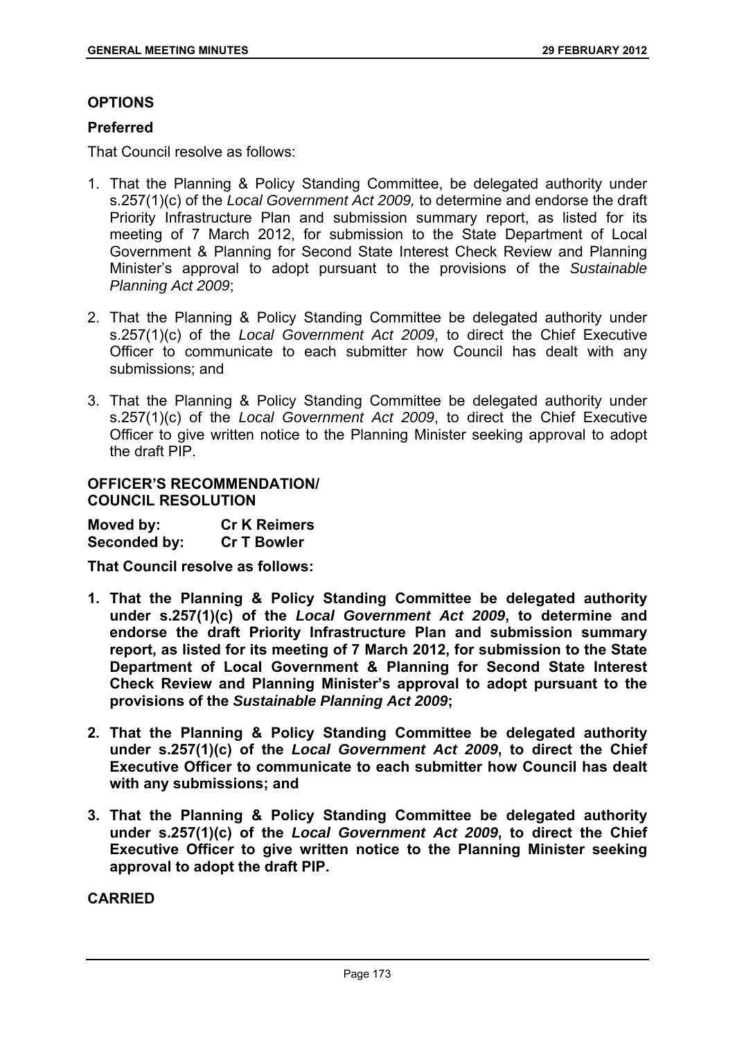## OPTIONS

### Preferred

That Council resolve as follows:

1. That the Planning & Policy Standing Committee, be delegated authority under s.257(1)(c) of the *Local Government Act 2009,* to determine and endorse the draft Priority Infrastructure Plan and submission summary report, as listed for its meeting of 7 March 2012, for submission to the State Department of Local Government & Planning for Second State Interest Check Review and Planning Minister's approval to adopt pursuant to the provisions of the *Sustainable Planning Act 2009*;

2. That the Planning & Policy Standing Committee be delegated authority under s.257(1)(c) of the *Local Government Act 2009*, to direct the Chief Executive Officer to communicate to each submitter how Council has dealt with any submissions; and

3. That the Planning & Policy Standing Committee be delegated authority under s.257(1)(c) of the *Local Government Act 2009*, to direct the Chief Executive Officer to give written notice to the Planning Minister seeking approval to adopt the draft PIP.

## OFFICER'S RECOMMENDATION/ COUNCIL RESOLUTION

**Moved by:** **Cr K Reimers**
**Seconded by:** **Cr T Bowler**

**That Council resolve as follows:**

1. **That the Planning & Policy Standing Committee be delegated authority under s.257(1)(c) of the *Local Government Act 2009*, to determine and endorse the draft Priority Infrastructure Plan and submission summary report, as listed for its meeting of 7 March 2012, for submission to the State Department of Local Government & Planning for Second State Interest Check Review and Planning Minister's approval to adopt pursuant to the provisions of the *Sustainable Planning Act 2009*;**

2. **That the Planning & Policy Standing Committee be delegated authority under s.257(1)(c) of the *Local Government Act 2009*, to direct the Chief Executive Officer to communicate to each submitter how Council has dealt with any submissions; and**

3. **That the Planning & Policy Standing Committee be delegated authority under s.257(1)(c) of the *Local Government Act 2009*, to direct the Chief Executive Officer to give written notice to the Planning Minister seeking approval to adopt the draft PIP.**

**CARRIED**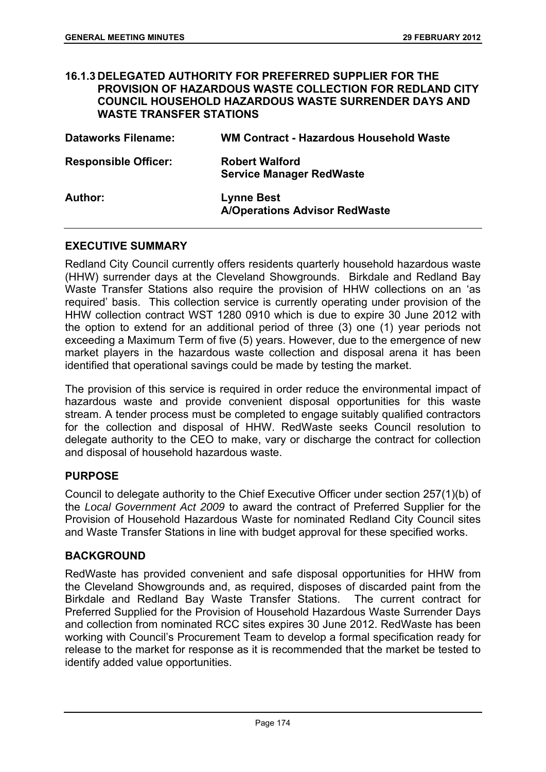### 16.1.3 DELEGATED AUTHORITY FOR PREFERRED SUPPLIER FOR THE PROVISION OF HAZARDOUS WASTE COLLECTION FOR REDLAND CITY COUNCIL HOUSEHOLD HAZARDOUS WASTE SURRENDER DAYS AND WASTE TRANSFER STATIONS

| | |
|---|---|
| **Dataworks Filename:** | **WM Contract - Hazardous Household Waste** |
| **Responsible Officer:** | **Robert Walford**<br>**Service Manager RedWaste** |
| **Author:** | **Lynne Best**<br>**A/Operations Advisor RedWaste** |

## EXECUTIVE SUMMARY

Redland City Council currently offers residents quarterly household hazardous waste (HHW) surrender days at the Cleveland Showgrounds. Birkdale and Redland Bay Waste Transfer Stations also require the provision of HHW collections on an 'as required' basis. This collection service is currently operating under provision of the HHW collection contract WST 1280 0910 which is due to expire 30 June 2012 with the option to extend for an additional period of three (3) one (1) year periods not exceeding a Maximum Term of five (5) years. However, due to the emergence of new market players in the hazardous waste collection and disposal arena it has been identified that operational savings could be made by testing the market.

The provision of this service is required in order reduce the environmental impact of hazardous waste and provide convenient disposal opportunities for this waste stream. A tender process must be completed to engage suitably qualified contractors for the collection and disposal of HHW. RedWaste seeks Council resolution to delegate authority to the CEO to make, vary or discharge the contract for collection and disposal of household hazardous waste.

## PURPOSE

Council to delegate authority to the Chief Executive Officer under section 257(1)(b) of the *Local Government Act 2009* to award the contract of Preferred Supplier for the Provision of Household Hazardous Waste for nominated Redland City Council sites and Waste Transfer Stations in line with budget approval for these specified works.

## BACKGROUND

RedWaste has provided convenient and safe disposal opportunities for HHW from the Cleveland Showgrounds and, as required, disposes of discarded paint from the Birkdale and Redland Bay Waste Transfer Stations. The current contract for Preferred Supplied for the Provision of Household Hazardous Waste Surrender Days and collection from nominated RCC sites expires 30 June 2012. RedWaste has been working with Council's Procurement Team to develop a formal specification ready for release to the market for response as it is recommended that the market be tested to identify added value opportunities.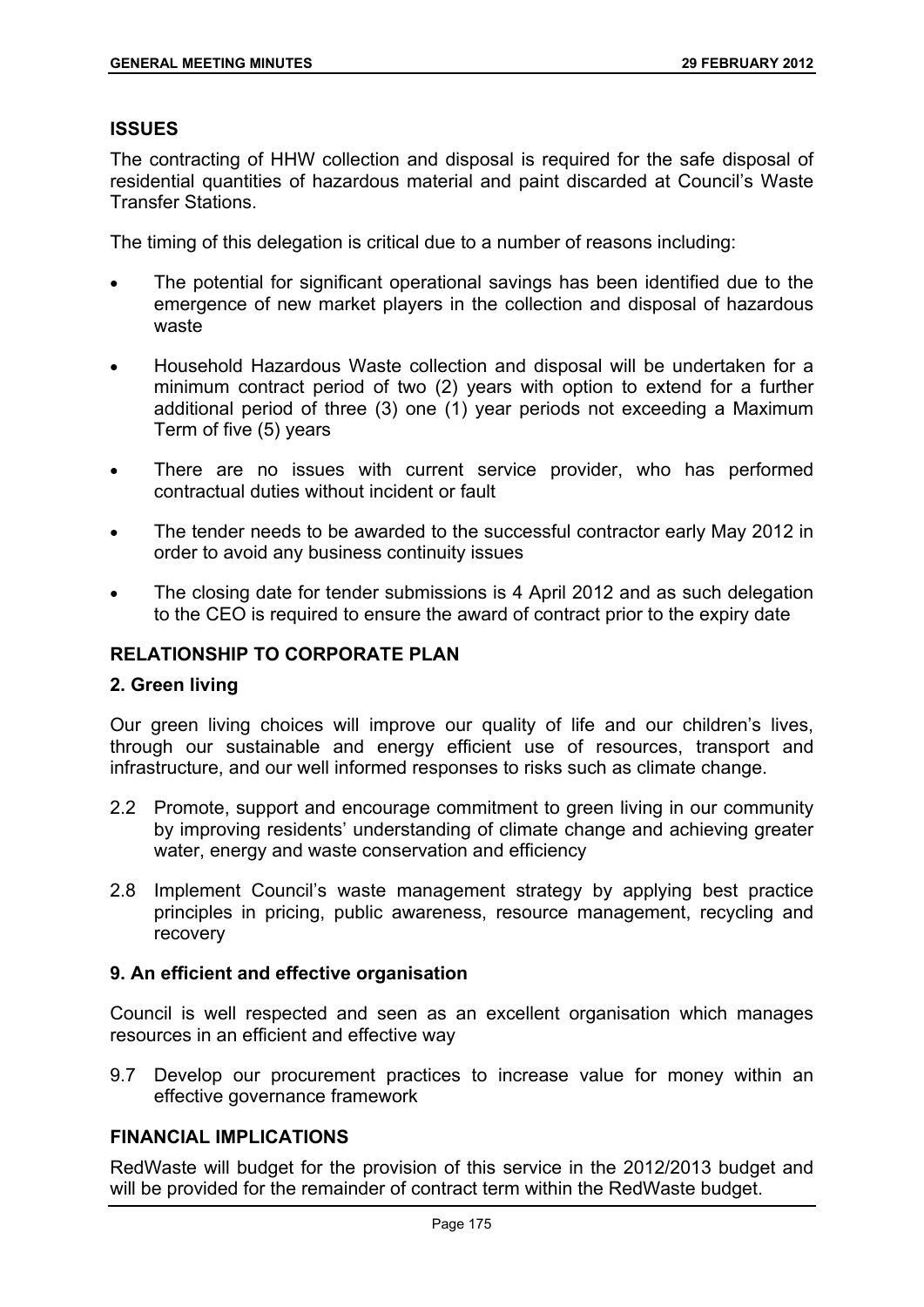## ISSUES

The contracting of HHW collection and disposal is required for the safe disposal of residential quantities of hazardous material and paint discarded at Council's Waste Transfer Stations.

The timing of this delegation is critical due to a number of reasons including:

- The potential for significant operational savings has been identified due to the emergence of new market players in the collection and disposal of hazardous waste
- Household Hazardous Waste collection and disposal will be undertaken for a minimum contract period of two (2) years with option to extend for a further additional period of three (3) one (1) year periods not exceeding a Maximum Term of five (5) years
- There are no issues with current service provider, who has performed contractual duties without incident or fault
- The tender needs to be awarded to the successful contractor early May 2012 in order to avoid any business continuity issues
- The closing date for tender submissions is 4 April 2012 and as such delegation to the CEO is required to ensure the award of contract prior to the expiry date

## RELATIONSHIP TO CORPORATE PLAN

### 2. Green living

Our green living choices will improve our quality of life and our children's lives, through our sustainable and energy efficient use of resources, transport and infrastructure, and our well informed responses to risks such as climate change.

2.2 Promote, support and encourage commitment to green living in our community by improving residents' understanding of climate change and achieving greater water, energy and waste conservation and efficiency

2.8 Implement Council's waste management strategy by applying best practice principles in pricing, public awareness, resource management, recycling and recovery

### 9. An efficient and effective organisation

Council is well respected and seen as an excellent organisation which manages resources in an efficient and effective way

9.7 Develop our procurement practices to increase value for money within an effective governance framework

## FINANCIAL IMPLICATIONS

RedWaste will budget for the provision of this service in the 2012/2013 budget and will be provided for the remainder of contract term within the RedWaste budget.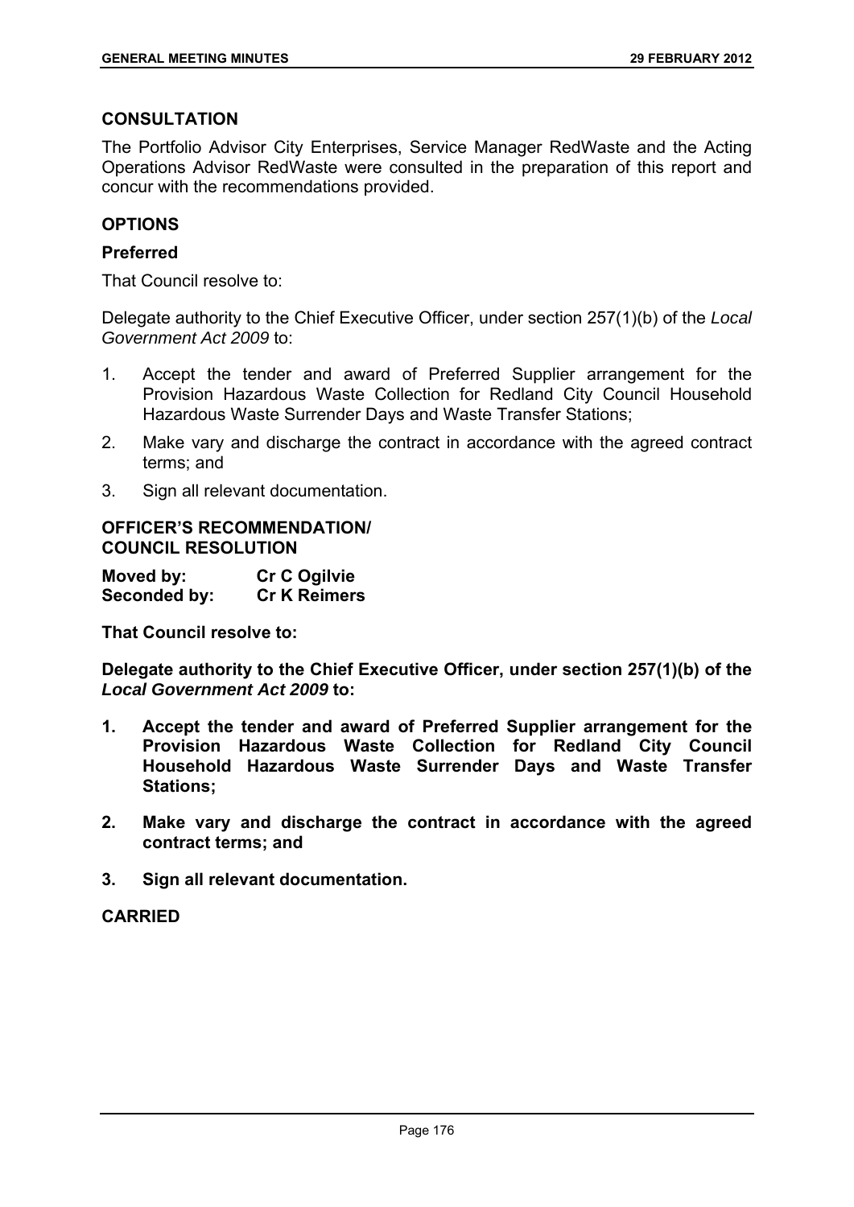## CONSULTATION

The Portfolio Advisor City Enterprises, Service Manager RedWaste and the Acting Operations Advisor RedWaste were consulted in the preparation of this report and concur with the recommendations provided.

## OPTIONS

### Preferred

That Council resolve to:

Delegate authority to the Chief Executive Officer, under section 257(1)(b) of the *Local Government Act 2009* to:

1. Accept the tender and award of Preferred Supplier arrangement for the Provision Hazardous Waste Collection for Redland City Council Household Hazardous Waste Surrender Days and Waste Transfer Stations;
2. Make vary and discharge the contract in accordance with the agreed contract terms; and
3. Sign all relevant documentation.

## OFFICER'S RECOMMENDATION/ COUNCIL RESOLUTION

**Moved by:** **Cr C Ogilvie**
**Seconded by:** **Cr K Reimers**

**That Council resolve to:**

**Delegate authority to the Chief Executive Officer, under section 257(1)(b) of the *Local Government Act 2009* to:**

1. **Accept the tender and award of Preferred Supplier arrangement for the Provision Hazardous Waste Collection for Redland City Council Household Hazardous Waste Surrender Days and Waste Transfer Stations;**
2. **Make vary and discharge the contract in accordance with the agreed contract terms; and**
3. **Sign all relevant documentation.**

**CARRIED**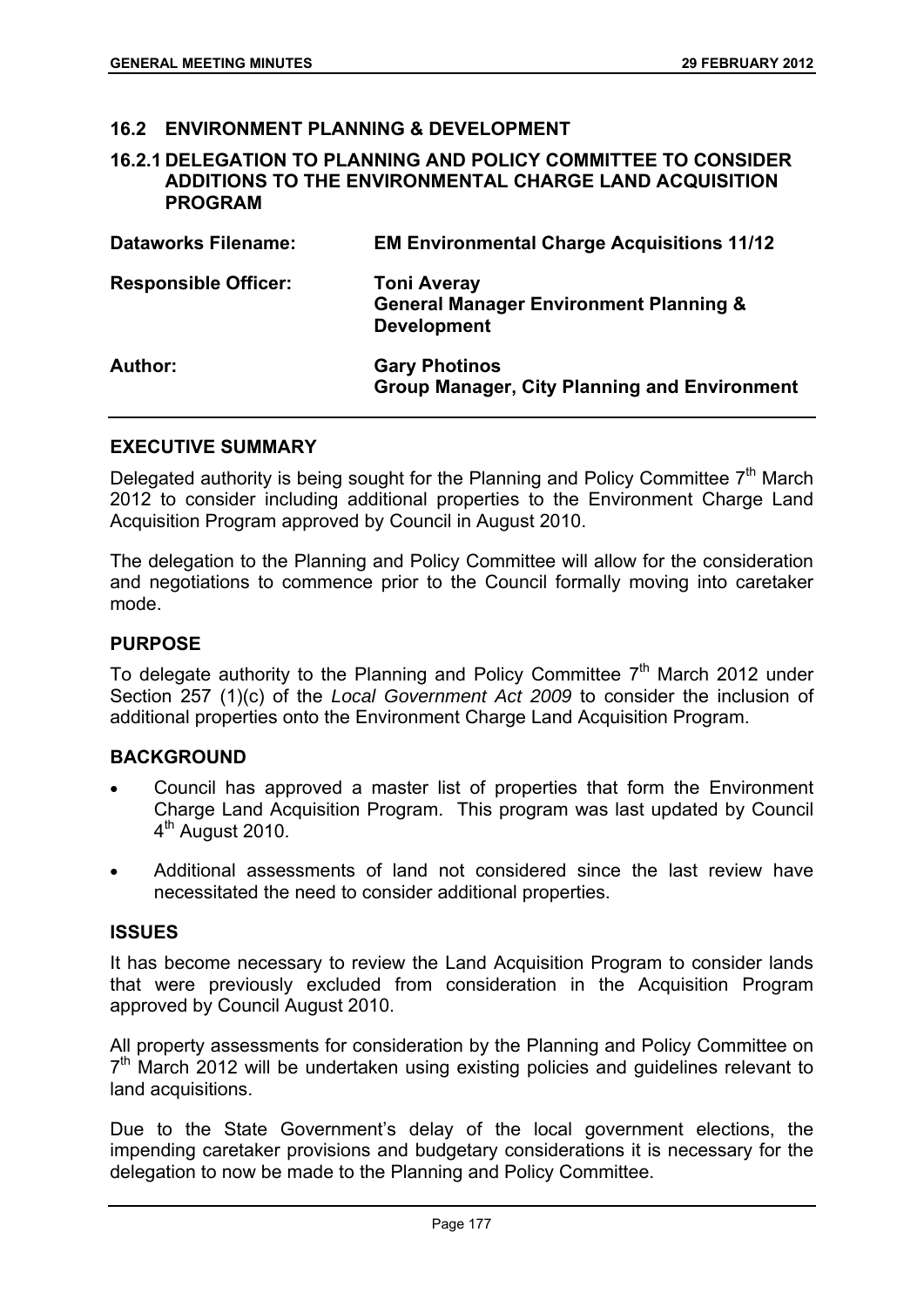## 16.2 ENVIRONMENT PLANNING & DEVELOPMENT

### 16.2.1 DELEGATION TO PLANNING AND POLICY COMMITTEE TO CONSIDER ADDITIONS TO THE ENVIRONMENTAL CHARGE LAND ACQUISITION PROGRAM

| | |
|---|---|
| **Dataworks Filename:** | **EM Environmental Charge Acquisitions 11/12** |
| **Responsible Officer:** | **Toni Averay**<br>**General Manager Environment Planning & Development** |
| **Author:** | **Gary Photinos**<br>**Group Manager, City Planning and Environment** |

#### EXECUTIVE SUMMARY

Delegated authority is being sought for the Planning and Policy Committee 7th March 2012 to consider including additional properties to the Environment Charge Land Acquisition Program approved by Council in August 2010.

The delegation to the Planning and Policy Committee will allow for the consideration and negotiations to commence prior to the Council formally moving into caretaker mode.

#### PURPOSE

To delegate authority to the Planning and Policy Committee 7th March 2012 under Section 257 (1)(c) of the *Local Government Act 2009* to consider the inclusion of additional properties onto the Environment Charge Land Acquisition Program.

#### BACKGROUND

- Council has approved a master list of properties that form the Environment Charge Land Acquisition Program. This program was last updated by Council 4th August 2010.
- Additional assessments of land not considered since the last review have necessitated the need to consider additional properties.

#### ISSUES

It has become necessary to review the Land Acquisition Program to consider lands that were previously excluded from consideration in the Acquisition Program approved by Council August 2010.

All property assessments for consideration by the Planning and Policy Committee on 7th March 2012 will be undertaken using existing policies and guidelines relevant to land acquisitions.

Due to the State Government's delay of the local government elections, the impending caretaker provisions and budgetary considerations it is necessary for the delegation to now be made to the Planning and Policy Committee.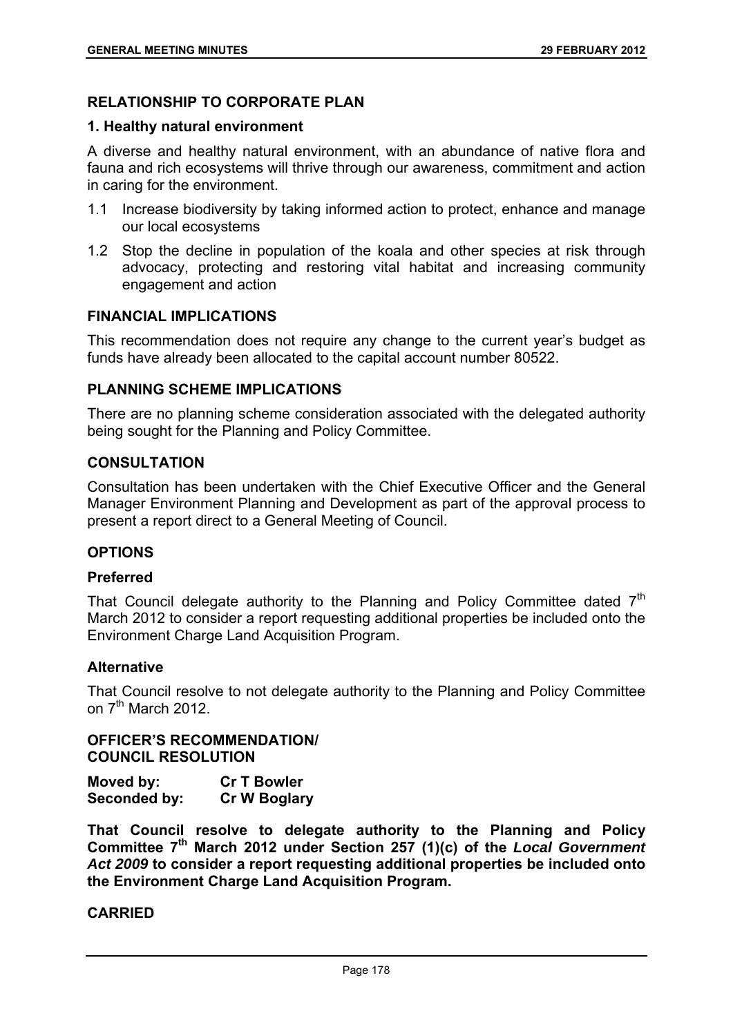## RELATIONSHIP TO CORPORATE PLAN

### 1. Healthy natural environment

A diverse and healthy natural environment, with an abundance of native flora and fauna and rich ecosystems will thrive through our awareness, commitment and action in caring for the environment.

1.1 Increase biodiversity by taking informed action to protect, enhance and manage our local ecosystems

1.2 Stop the decline in population of the koala and other species at risk through advocacy, protecting and restoring vital habitat and increasing community engagement and action

## FINANCIAL IMPLICATIONS

This recommendation does not require any change to the current year's budget as funds have already been allocated to the capital account number 80522.

## PLANNING SCHEME IMPLICATIONS

There are no planning scheme consideration associated with the delegated authority being sought for the Planning and Policy Committee.

## CONSULTATION

Consultation has been undertaken with the Chief Executive Officer and the General Manager Environment Planning and Development as part of the approval process to present a report direct to a General Meeting of Council.

## OPTIONS

### Preferred

That Council delegate authority to the Planning and Policy Committee dated 7th March 2012 to consider a report requesting additional properties be included onto the Environment Charge Land Acquisition Program.

### Alternative

That Council resolve to not delegate authority to the Planning and Policy Committee on 7th March 2012.

## OFFICER'S RECOMMENDATION/ COUNCIL RESOLUTION

**Moved by:** **Cr T Bowler**
**Seconded by:** **Cr W Boglary**

**That Council resolve to delegate authority to the Planning and Policy Committee 7th March 2012 under Section 257 (1)(c) of the *Local Government Act 2009* to consider a report requesting additional properties be included onto the Environment Charge Land Acquisition Program.**

**CARRIED**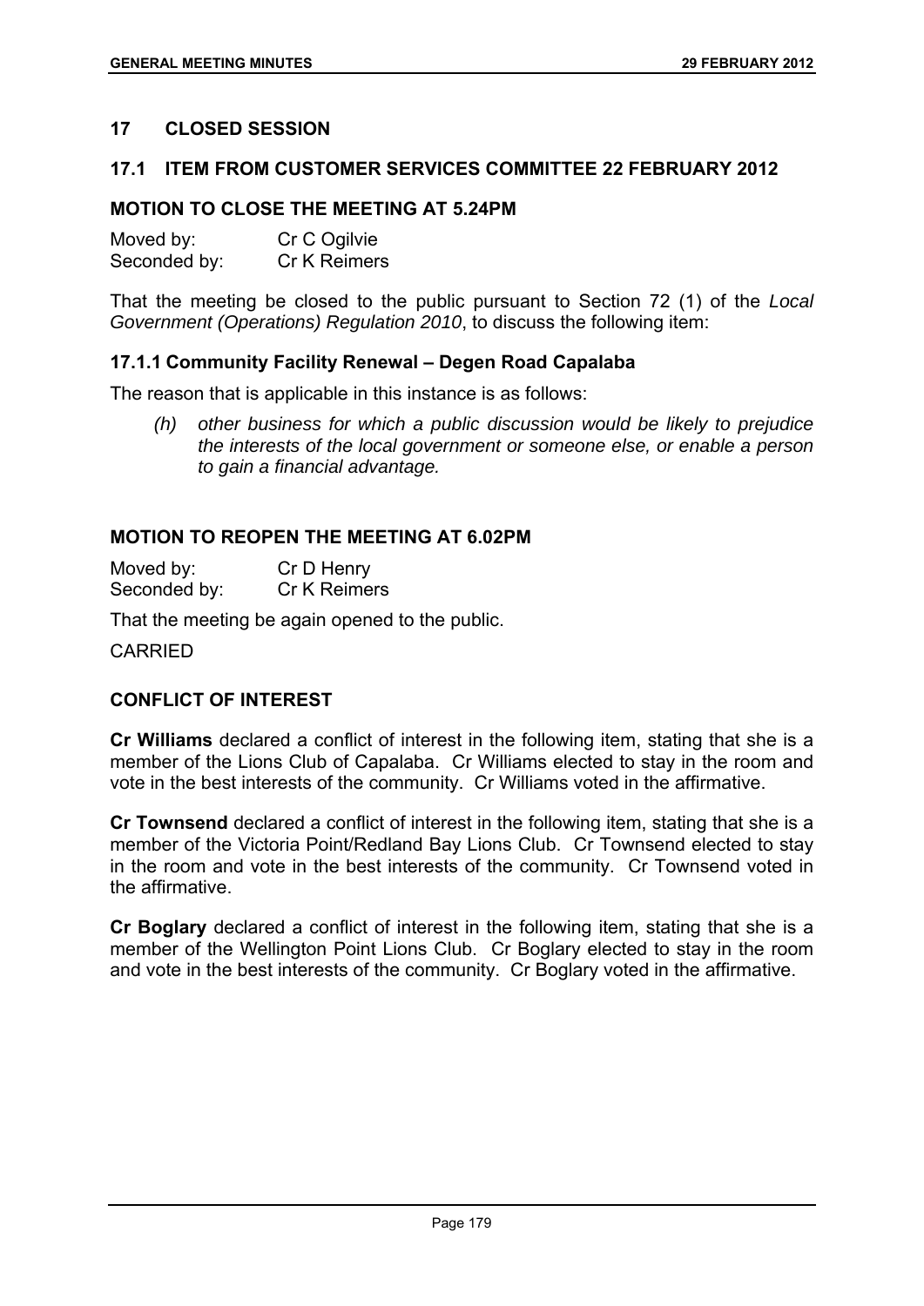## 17 CLOSED SESSION

### 17.1 ITEM FROM CUSTOMER SERVICES COMMITTEE 22 FEBRUARY 2012

### MOTION TO CLOSE THE MEETING AT 5.24PM

Moved by: Cr C Ogilvie
Seconded by: Cr K Reimers

That the meeting be closed to the public pursuant to Section 72 (1) of the *Local Government (Operations) Regulation 2010*, to discuss the following item:

#### 17.1.1 Community Facility Renewal – Degen Road Capalaba

The reason that is applicable in this instance is as follows:

> *(h) other business for which a public discussion would be likely to prejudice the interests of the local government or someone else, or enable a person to gain a financial advantage.*

### MOTION TO REOPEN THE MEETING AT 6.02PM

Moved by: Cr D Henry
Seconded by: Cr K Reimers

That the meeting be again opened to the public.

CARRIED

### CONFLICT OF INTEREST

**Cr Williams** declared a conflict of interest in the following item, stating that she is a member of the Lions Club of Capalaba. Cr Williams elected to stay in the room and vote in the best interests of the community. Cr Williams voted in the affirmative.

**Cr Townsend** declared a conflict of interest in the following item, stating that she is a member of the Victoria Point/Redland Bay Lions Club. Cr Townsend elected to stay in the room and vote in the best interests of the community. Cr Townsend voted in the affirmative.

**Cr Boglary** declared a conflict of interest in the following item, stating that she is a member of the Wellington Point Lions Club. Cr Boglary elected to stay in the room and vote in the best interests of the community. Cr Boglary voted in the affirmative.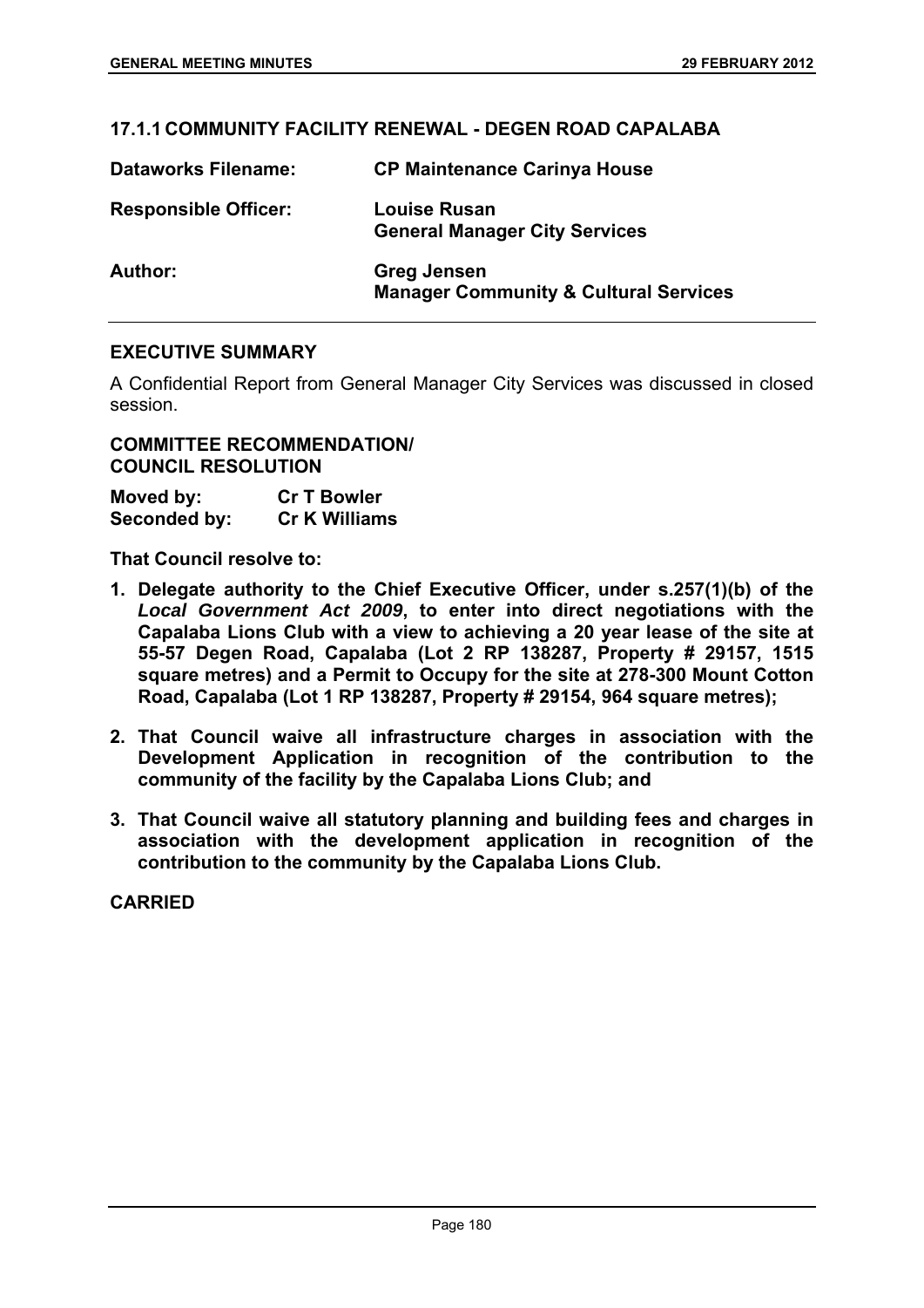## 17.1.1 COMMUNITY FACILITY RENEWAL - DEGEN ROAD CAPALABA

| | |
|---|---|
| **Dataworks Filename:** | **CP Maintenance Carinya House** |
| **Responsible Officer:** | **Louise Rusan**<br>**General Manager City Services** |
| **Author:** | **Greg Jensen**<br>**Manager Community & Cultural Services** |

### EXECUTIVE SUMMARY

A Confidential Report from General Manager City Services was discussed in closed session.

### COMMITTEE RECOMMENDATION/ COUNCIL RESOLUTION

| | |
|---|---|
| **Moved by:** | **Cr T Bowler** |
| **Seconded by:** | **Cr K Williams** |

**That Council resolve to:**

1. **Delegate authority to the Chief Executive Officer, under s.257(1)(b) of the *Local Government Act 2009*, to enter into direct negotiations with the Capalaba Lions Club with a view to achieving a 20 year lease of the site at 55-57 Degen Road, Capalaba (Lot 2 RP 138287, Property # 29157, 1515 square metres) and a Permit to Occupy for the site at 278-300 Mount Cotton Road, Capalaba (Lot 1 RP 138287, Property # 29154, 964 square metres);**
2. **That Council waive all infrastructure charges in association with the Development Application in recognition of the contribution to the community of the facility by the Capalaba Lions Club; and**
3. **That Council waive all statutory planning and building fees and charges in association with the development application in recognition of the contribution to the community by the Capalaba Lions Club.**

**CARRIED**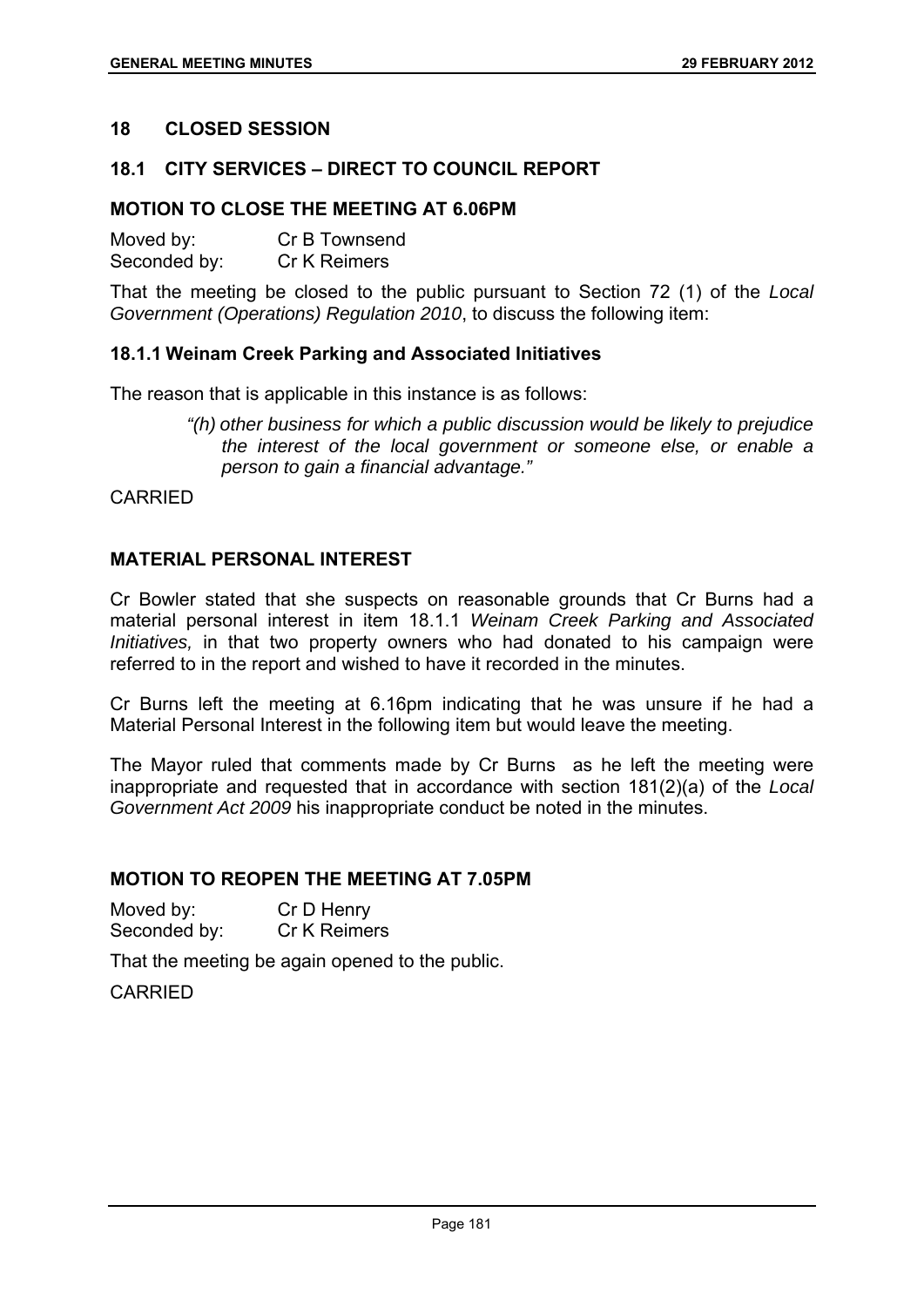## 18 CLOSED SESSION

### 18.1 CITY SERVICES – DIRECT TO COUNCIL REPORT

### MOTION TO CLOSE THE MEETING AT 6.06PM

Moved by: Cr B Townsend
Seconded by: Cr K Reimers

That the meeting be closed to the public pursuant to Section 72 (1) of the *Local Government (Operations) Regulation 2010*, to discuss the following item:

### 18.1.1 Weinam Creek Parking and Associated Initiatives

The reason that is applicable in this instance is as follows:

> *"(h) other business for which a public discussion would be likely to prejudice the interest of the local government or someone else, or enable a person to gain a financial advantage."*

CARRIED

### MATERIAL PERSONAL INTEREST

Cr Bowler stated that she suspects on reasonable grounds that Cr Burns had a material personal interest in item 18.1.1 *Weinam Creek Parking and Associated Initiatives,* in that two property owners who had donated to his campaign were referred to in the report and wished to have it recorded in the minutes.

Cr Burns left the meeting at 6.16pm indicating that he was unsure if he had a Material Personal Interest in the following item but would leave the meeting.

The Mayor ruled that comments made by Cr Burns as he left the meeting were inappropriate and requested that in accordance with section 181(2)(a) of the *Local Government Act 2009* his inappropriate conduct be noted in the minutes.

### MOTION TO REOPEN THE MEETING AT 7.05PM

Moved by: Cr D Henry
Seconded by: Cr K Reimers

That the meeting be again opened to the public.

CARRIED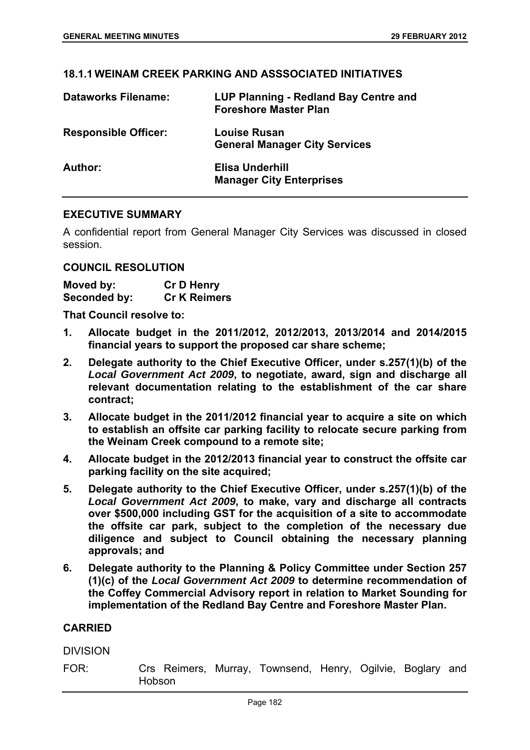### 18.1.1 WEINAM CREEK PARKING AND ASSSOCIATED INITIATIVES

| | |
|---|---|
| **Dataworks Filename:** | **LUP Planning - Redland Bay Centre and Foreshore Master Plan** |
| **Responsible Officer:** | **Louise Rusan**<br>**General Manager City Services** |
| **Author:** | **Elisa Underhill**<br>**Manager City Enterprises** |

#### EXECUTIVE SUMMARY

A confidential report from General Manager City Services was discussed in closed session.

#### COUNCIL RESOLUTION

**Moved by:** **Cr D Henry**
**Seconded by:** **Cr K Reimers**

**That Council resolve to:**

1. **Allocate budget in the 2011/2012, 2012/2013, 2013/2014 and 2014/2015 financial years to support the proposed car share scheme;**
2. **Delegate authority to the Chief Executive Officer, under s.257(1)(b) of the *Local Government Act 2009*, to negotiate, award, sign and discharge all relevant documentation relating to the establishment of the car share contract;**
3. **Allocate budget in the 2011/2012 financial year to acquire a site on which to establish an offsite car parking facility to relocate secure parking from the Weinam Creek compound to a remote site;**
4. **Allocate budget in the 2012/2013 financial year to construct the offsite car parking facility on the site acquired;**
5. **Delegate authority to the Chief Executive Officer, under s.257(1)(b) of the *Local Government Act 2009*, to make, vary and discharge all contracts over $500,000 including GST for the acquisition of a site to accommodate the offsite car park, subject to the completion of the necessary due diligence and subject to Council obtaining the necessary planning approvals; and**
6. **Delegate authority to the Planning & Policy Committee under Section 257 (1)(c) of the *Local Government Act 2009* to determine recommendation of the Coffey Commercial Advisory report in relation to Market Sounding for implementation of the Redland Bay Centre and Foreshore Master Plan.**

#### CARRIED

DIVISION

FOR: Crs Reimers, Murray, Townsend, Henry, Ogilvie, Boglary and Hobson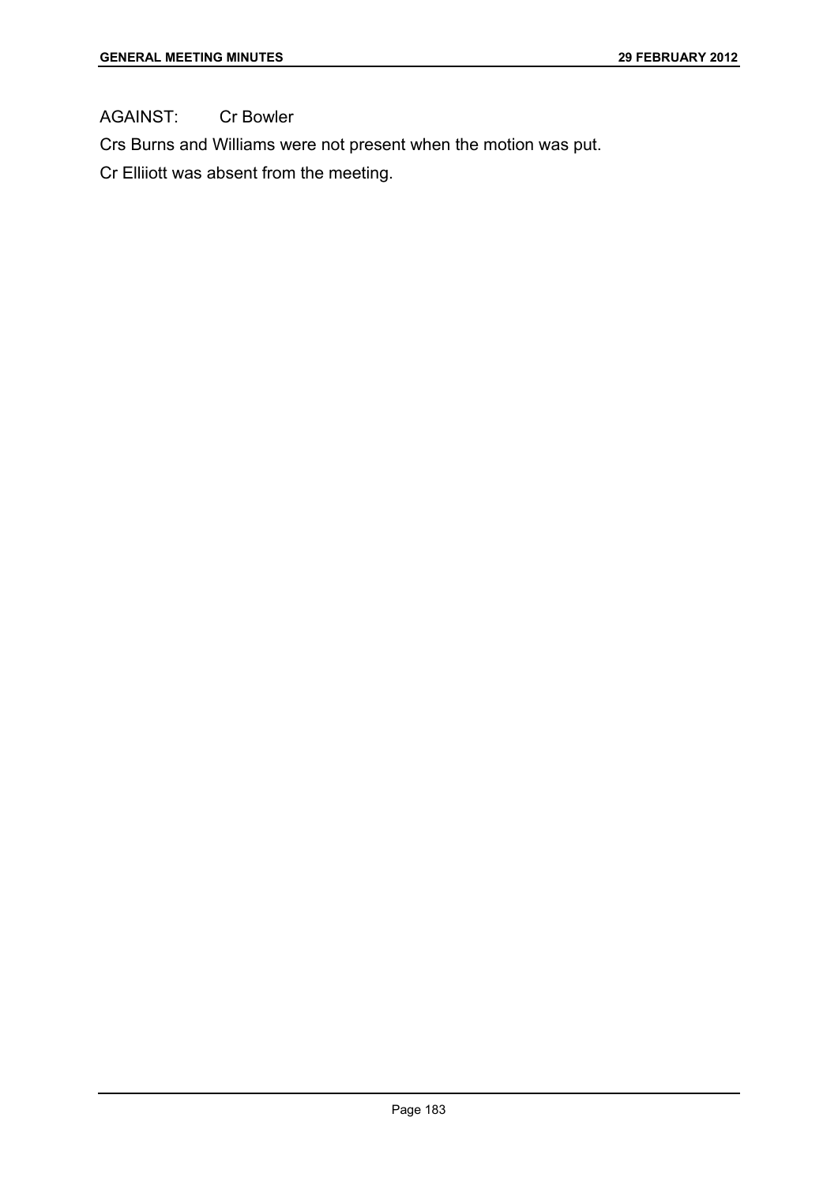AGAINST: Cr Bowler

Crs Burns and Williams were not present when the motion was put.

Cr Elliiott was absent from the meeting.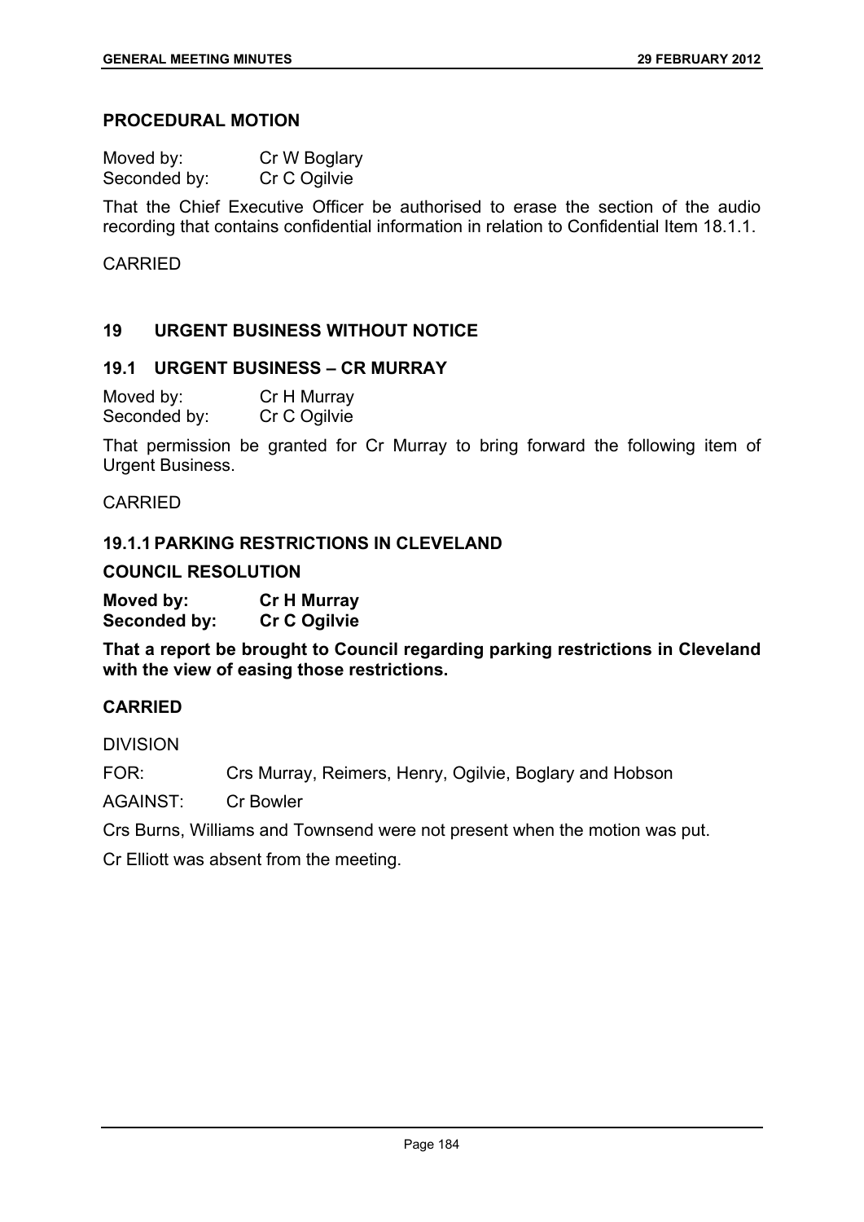## PROCEDURAL MOTION

Moved by: Cr W Boglary
Seconded by: Cr C Ogilvie

That the Chief Executive Officer be authorised to erase the section of the audio recording that contains confidential information in relation to Confidential Item 18.1.1.

CARRIED

## 19 URGENT BUSINESS WITHOUT NOTICE

### 19.1 URGENT BUSINESS – CR MURRAY

Moved by: Cr H Murray
Seconded by: Cr C Ogilvie

That permission be granted for Cr Murray to bring forward the following item of Urgent Business.

CARRIED

### 19.1.1 PARKING RESTRICTIONS IN CLEVELAND

**COUNCIL RESOLUTION**

**Moved by: Cr H Murray**
**Seconded by: Cr C Ogilvie**

**That a report be brought to Council regarding parking restrictions in Cleveland with the view of easing those restrictions.**

**CARRIED**

DIVISION

FOR: Crs Murray, Reimers, Henry, Ogilvie, Boglary and Hobson

AGAINST: Cr Bowler

Crs Burns, Williams and Townsend were not present when the motion was put.

Cr Elliott was absent from the meeting.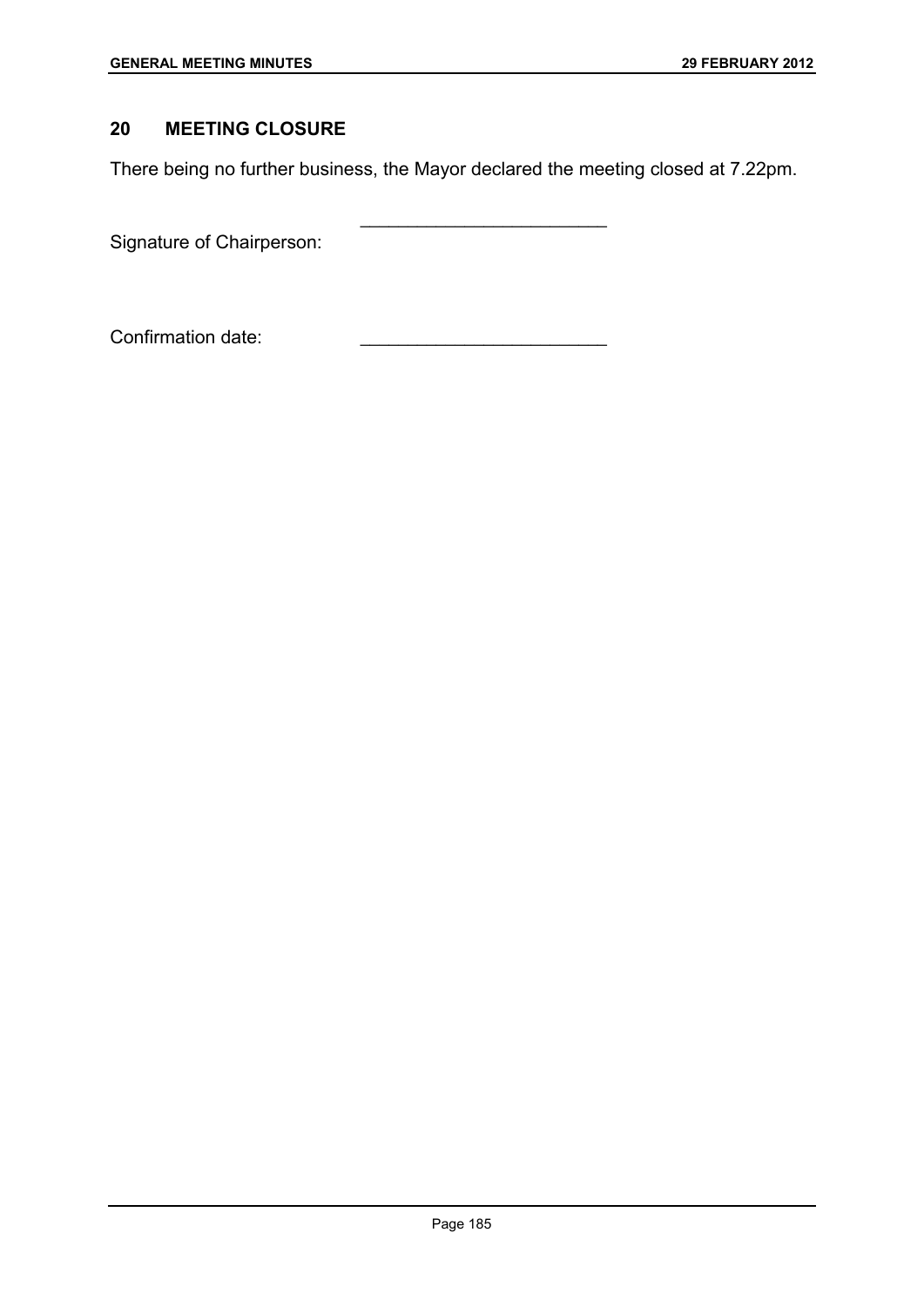## 20 MEETING CLOSURE

There being no further business, the Mayor declared the meeting closed at 7.22pm.

Signature of Chairperson: ________________________

Confirmation date: ________________________